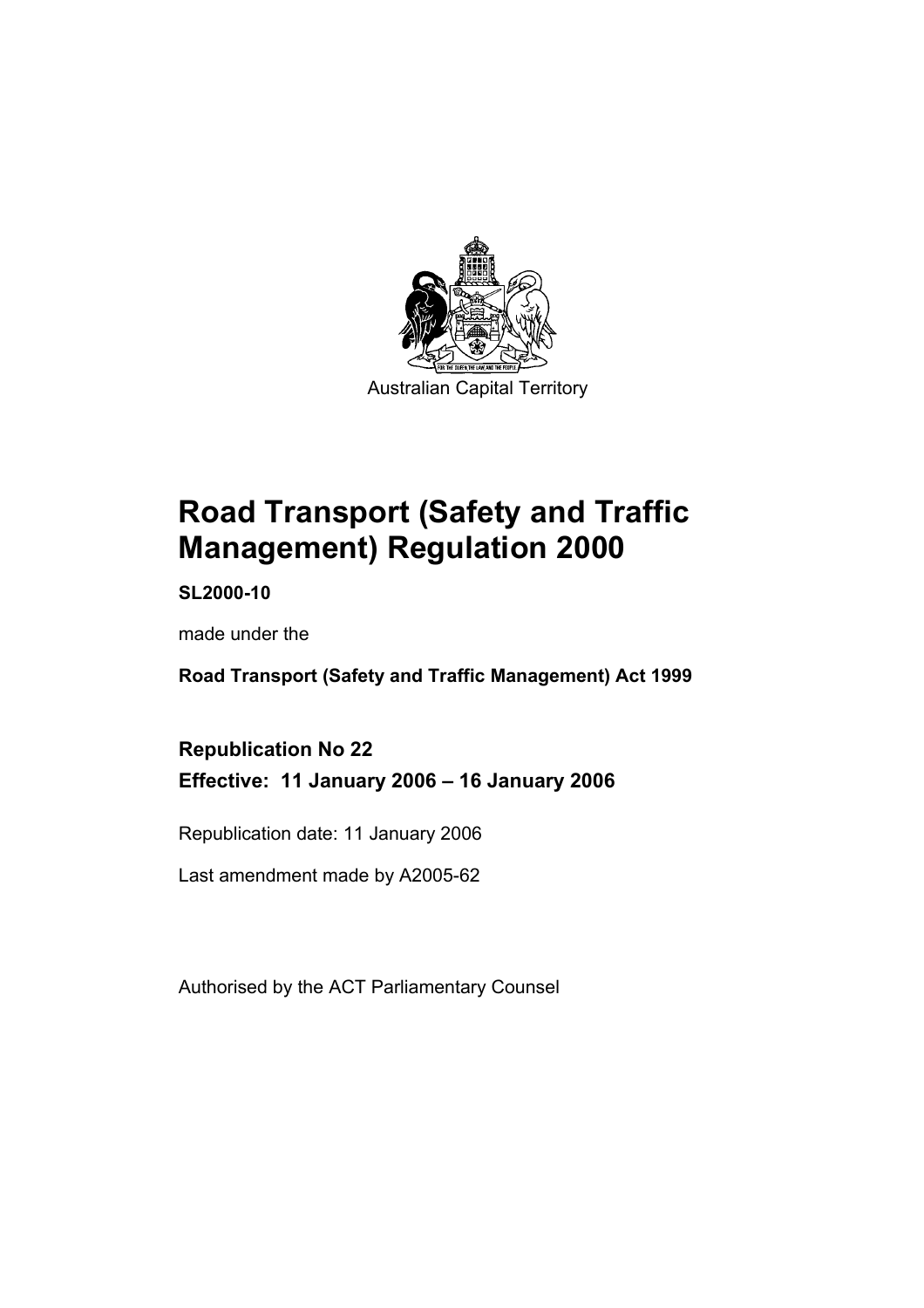Australian Capital Territory

# Road Transport (Safety and Traffic Management) Regulation 2000

**SL2000-10**

made under the

**Road Transport (Safety and Traffic Management) Act 1999**

**Republication No 22**
**Effective: 11 January 2006 – 16 January 2006**

Republication date: 11 January 2006

Last amendment made by A2005-62

Authorised by the ACT Parliamentary Counsel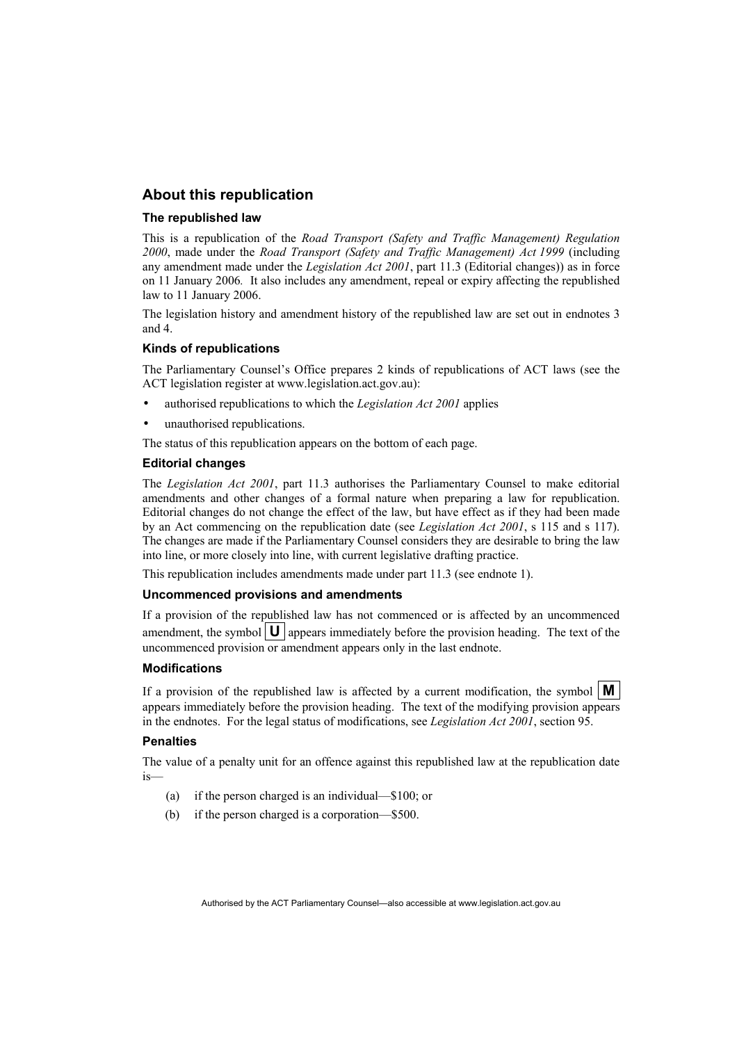## About this republication

### The republished law

This is a republication of the *Road Transport (Safety and Traffic Management) Regulation 2000*, made under the *Road Transport (Safety and Traffic Management) Act 1999* (including any amendment made under the *Legislation Act 2001*, part 11.3 (Editorial changes)) as in force on 11 January 2006*.* It also includes any amendment, repeal or expiry affecting the republished law to 11 January 2006.

The legislation history and amendment history of the republished law are set out in endnotes 3 and 4.

### Kinds of republications

The Parliamentary Counsel's Office prepares 2 kinds of republications of ACT laws (see the ACT legislation register at www.legislation.act.gov.au):

- authorised republications to which the *Legislation Act 2001* applies
- unauthorised republications.

The status of this republication appears on the bottom of each page.

### Editorial changes

The *Legislation Act 2001*, part 11.3 authorises the Parliamentary Counsel to make editorial amendments and other changes of a formal nature when preparing a law for republication. Editorial changes do not change the effect of the law, but have effect as if they had been made by an Act commencing on the republication date (see *Legislation Act 2001*, s 115 and s 117). The changes are made if the Parliamentary Counsel considers they are desirable to bring the law into line, or more closely into line, with current legislative drafting practice.

This republication includes amendments made under part 11.3 (see endnote 1).

### Uncommenced provisions and amendments

If a provision of the republished law has not commenced or is affected by an uncommenced amendment, the symbol **U** appears immediately before the provision heading. The text of the uncommenced provision or amendment appears only in the last endnote.

### Modifications

If a provision of the republished law is affected by a current modification, the symbol **M** appears immediately before the provision heading. The text of the modifying provision appears in the endnotes. For the legal status of modifications, see *Legislation Act 2001*, section 95.

### Penalties

The value of a penalty unit for an offence against this republished law at the republication date is—

(a) if the person charged is an individual—$100; or

(b) if the person charged is a corporation—$500.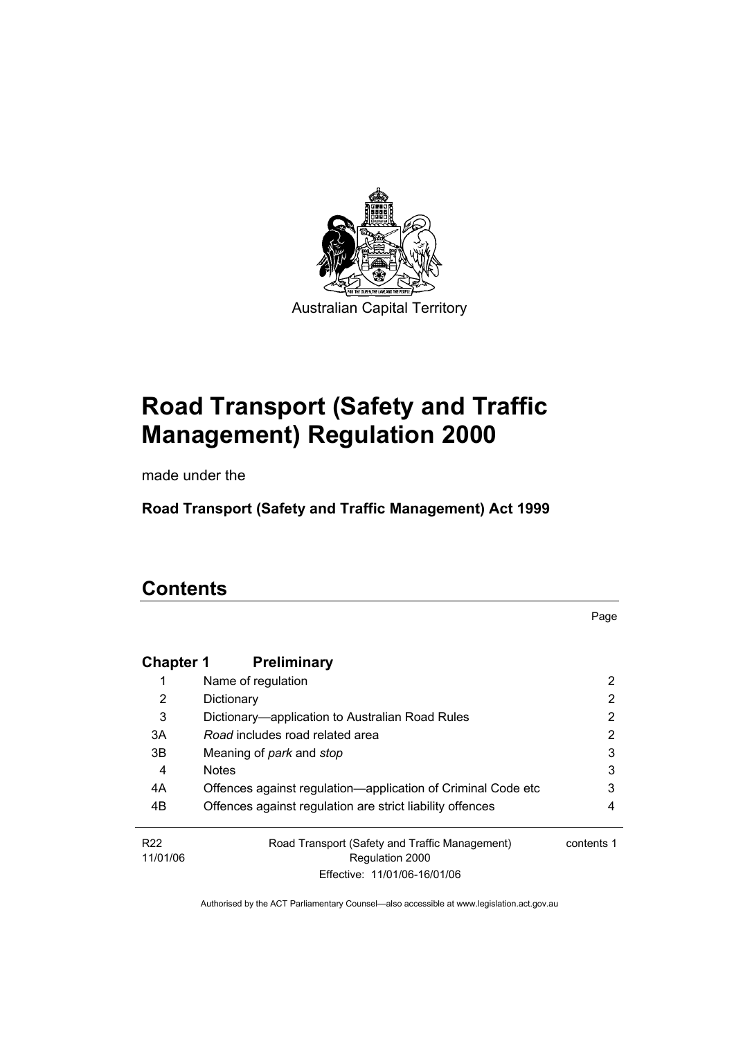Australian Capital Territory

# Road Transport (Safety and Traffic Management) Regulation 2000

made under the

**Road Transport (Safety and Traffic Management) Act 1999**

## Contents

| | | Page |
|---|---|---|
| **Chapter 1** | **Preliminary** | |
| 1 | Name of regulation | 2 |
| 2 | Dictionary | 2 |
| 3 | Dictionary—application to Australian Road Rules | 2 |
| 3A | *Road* includes road related area | 2 |
| 3B | Meaning of *park* and *stop* | 3 |
| 4 | Notes | 3 |
| 4A | Offences against regulation—application of Criminal Code etc | 3 |
| 4B | Offences against regulation are strict liability offences | 4 |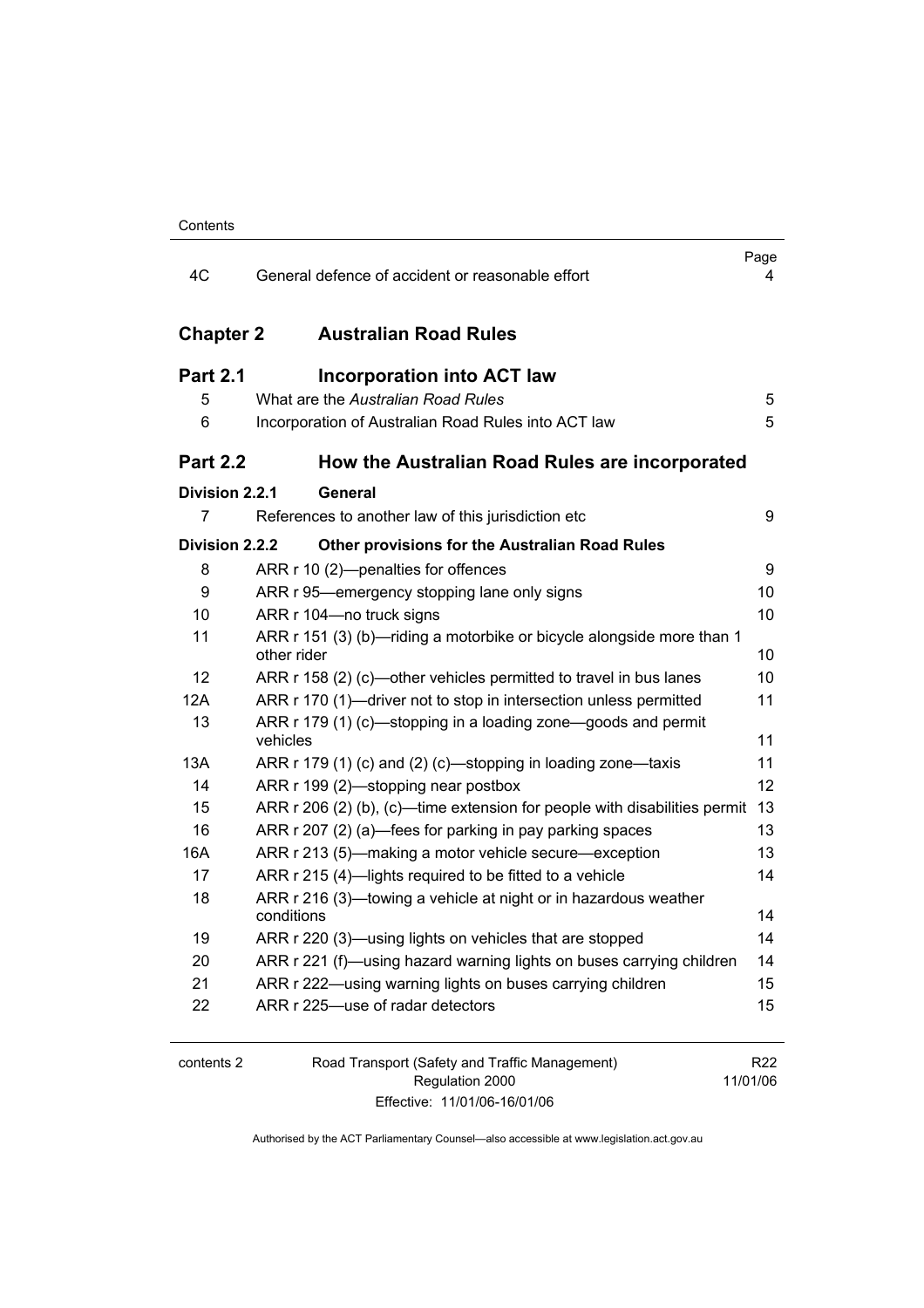| | | Page |
|---|---|---|
| 4C | General defence of accident or reasonable effort | 4 |

## Chapter 2 Australian Road Rules

### Part 2.1 Incorporation into ACT law

| | | |
|---|---|---|
| 5 | What are the *Australian Road Rules* | 5 |
| 6 | Incorporation of Australian Road Rules into ACT law | 5 |

### Part 2.2 How the Australian Road Rules are incorporated

**Division 2.2.1 General**

| | | |
|---|---|---|
| 7 | References to another law of this jurisdiction etc | 9 |

**Division 2.2.2 Other provisions for the Australian Road Rules**

| | | |
|---|---|---|
| 8 | ARR r 10 (2)—penalties for offences | 9 |
| 9 | ARR r 95—emergency stopping lane only signs | 10 |
| 10 | ARR r 104—no truck signs | 10 |
| 11 | ARR r 151 (3) (b)—riding a motorbike or bicycle alongside more than 1 other rider | 10 |
| 12 | ARR r 158 (2) (c)—other vehicles permitted to travel in bus lanes | 10 |
| 12A | ARR r 170 (1)—driver not to stop in intersection unless permitted | 11 |
| 13 | ARR r 179 (1) (c)—stopping in a loading zone—goods and permit vehicles | 11 |
| 13A | ARR r 179 (1) (c) and (2) (c)—stopping in loading zone—taxis | 11 |
| 14 | ARR r 199 (2)—stopping near postbox | 12 |
| 15 | ARR r 206 (2) (b), (c)—time extension for people with disabilities permit | 13 |
| 16 | ARR r 207 (2) (a)—fees for parking in pay parking spaces | 13 |
| 16A | ARR r 213 (5)—making a motor vehicle secure—exception | 13 |
| 17 | ARR r 215 (4)—lights required to be fitted to a vehicle | 14 |
| 18 | ARR r 216 (3)—towing a vehicle at night or in hazardous weather conditions | 14 |
| 19 | ARR r 220 (3)—using lights on vehicles that are stopped | 14 |
| 20 | ARR r 221 (f)—using hazard warning lights on buses carrying children | 14 |
| 21 | ARR r 222—using warning lights on buses carrying children | 15 |
| 22 | ARR r 225—use of radar detectors | 15 |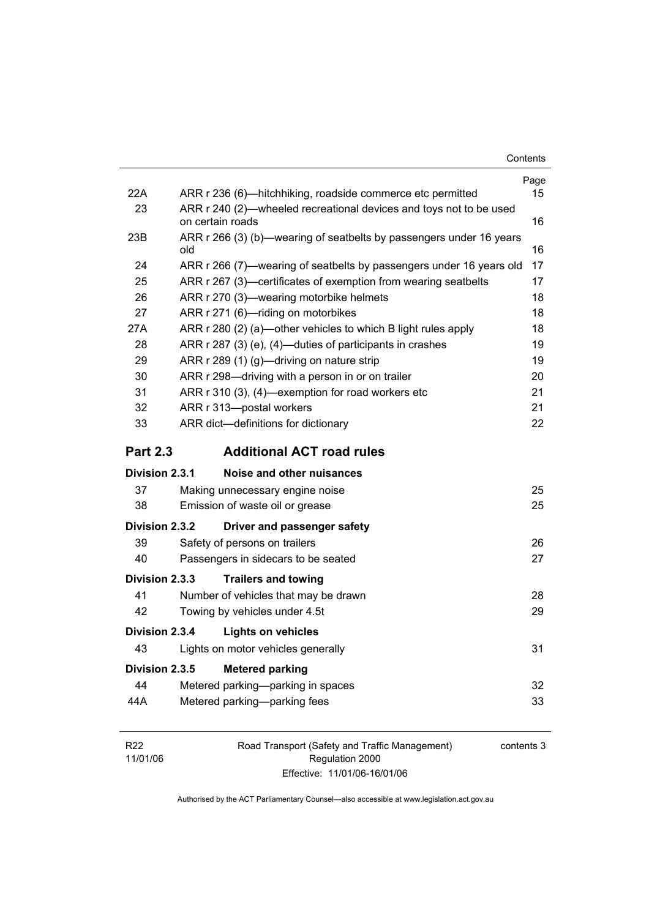| | | Page |
|---|---|---|
| 22A | ARR r 236 (6)—hitchhiking, roadside commerce etc permitted | 15 |
| 23 | ARR r 240 (2)—wheeled recreational devices and toys not to be used on certain roads | 16 |
| 23B | ARR r 266 (3) (b)—wearing of seatbelts by passengers under 16 years old | 16 |
| 24 | ARR r 266 (7)—wearing of seatbelts by passengers under 16 years old | 17 |
| 25 | ARR r 267 (3)—certificates of exemption from wearing seatbelts | 17 |
| 26 | ARR r 270 (3)—wearing motorbike helmets | 18 |
| 27 | ARR r 271 (6)—riding on motorbikes | 18 |
| 27A | ARR r 280 (2) (a)—other vehicles to which B light rules apply | 18 |
| 28 | ARR r 287 (3) (e), (4)—duties of participants in crashes | 19 |
| 29 | ARR r 289 (1) (g)—driving on nature strip | 19 |
| 30 | ARR r 298—driving with a person in or on trailer | 20 |
| 31 | ARR r 310 (3), (4)—exemption for road workers etc | 21 |
| 32 | ARR r 313—postal workers | 21 |
| 33 | ARR dict—definitions for dictionary | 22 |

## Part 2.3 Additional ACT road rules

**Division 2.3.1 Noise and other nuisances**

| | | |
|---|---|---|
| 37 | Making unnecessary engine noise | 25 |
| 38 | Emission of waste oil or grease | 25 |

**Division 2.3.2 Driver and passenger safety**

| | | |
|---|---|---|
| 39 | Safety of persons on trailers | 26 |
| 40 | Passengers in sidecars to be seated | 27 |

**Division 2.3.3 Trailers and towing**

| | | |
|---|---|---|
| 41 | Number of vehicles that may be drawn | 28 |
| 42 | Towing by vehicles under 4.5t | 29 |

**Division 2.3.4 Lights on vehicles**

| | | |
|---|---|---|
| 43 | Lights on motor vehicles generally | 31 |

**Division 2.3.5 Metered parking**

| | | |
|---|---|---|
| 44 | Metered parking—parking in spaces | 32 |
| 44A | Metered parking—parking fees | 33 |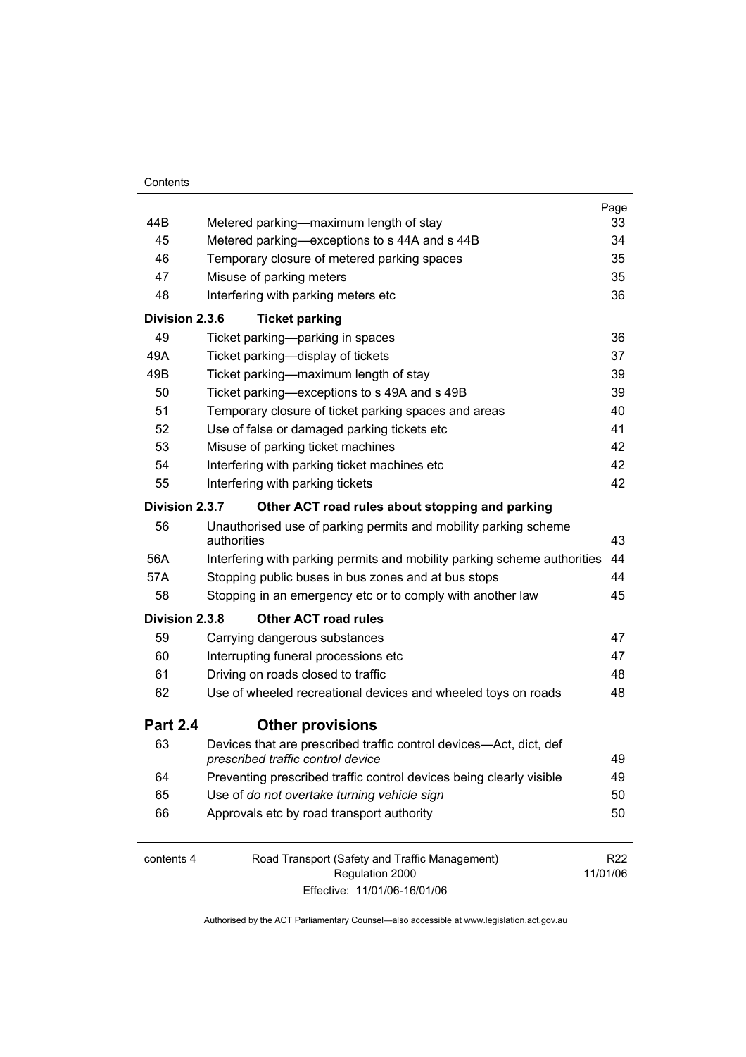| | | Page |
|---|---|---|
| 44B | Metered parking—maximum length of stay | 33 |
| 45 | Metered parking—exceptions to s 44A and s 44B | 34 |
| 46 | Temporary closure of metered parking spaces | 35 |
| 47 | Misuse of parking meters | 35 |
| 48 | Interfering with parking meters etc | 36 |
| **Division 2.3.6** | **Ticket parking** | |
| 49 | Ticket parking—parking in spaces | 36 |
| 49A | Ticket parking—display of tickets | 37 |
| 49B | Ticket parking—maximum length of stay | 39 |
| 50 | Ticket parking—exceptions to s 49A and s 49B | 39 |
| 51 | Temporary closure of ticket parking spaces and areas | 40 |
| 52 | Use of false or damaged parking tickets etc | 41 |
| 53 | Misuse of parking ticket machines | 42 |
| 54 | Interfering with parking ticket machines etc | 42 |
| 55 | Interfering with parking tickets | 42 |
| **Division 2.3.7** | **Other ACT road rules about stopping and parking** | |
| 56 | Unauthorised use of parking permits and mobility parking scheme authorities | 43 |
| 56A | Interfering with parking permits and mobility parking scheme authorities | 44 |
| 57A | Stopping public buses in bus zones and at bus stops | 44 |
| 58 | Stopping in an emergency etc or to comply with another law | 45 |
| **Division 2.3.8** | **Other ACT road rules** | |
| 59 | Carrying dangerous substances | 47 |
| 60 | Interrupting funeral processions etc | 47 |
| 61 | Driving on roads closed to traffic | 48 |
| 62 | Use of wheeled recreational devices and wheeled toys on roads | 48 |
| **Part 2.4** | **Other provisions** | |
| 63 | Devices that are prescribed traffic control devices—Act, dict, def *prescribed traffic control device* | 49 |
| 64 | Preventing prescribed traffic control devices being clearly visible | 49 |
| 65 | Use of *do not overtake turning vehicle sign* | 50 |
| 66 | Approvals etc by road transport authority | 50 |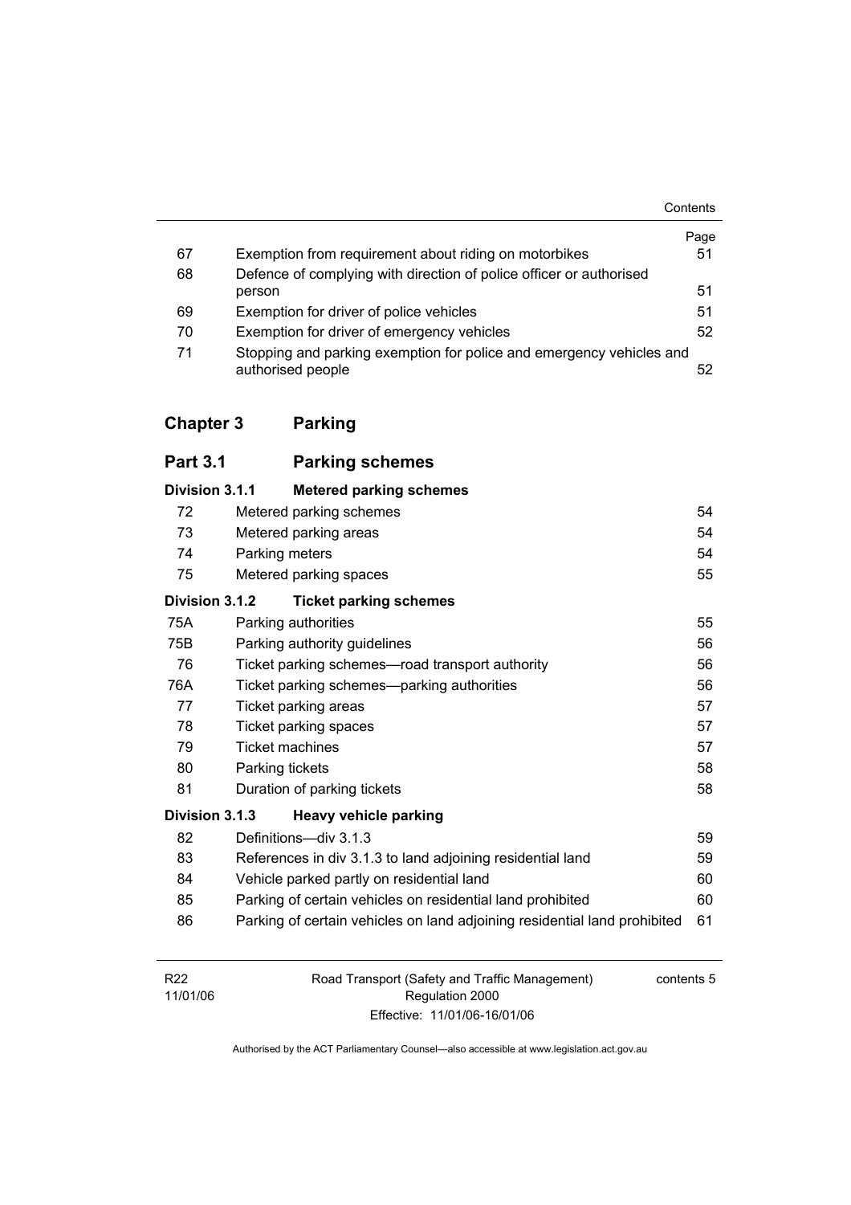| | | Page |
|---|---|---|
| 67 | Exemption from requirement about riding on motorbikes | 51 |
| 68 | Defence of complying with direction of police officer or authorised person | 51 |
| 69 | Exemption for driver of police vehicles | 51 |
| 70 | Exemption for driver of emergency vehicles | 52 |
| 71 | Stopping and parking exemption for police and emergency vehicles and authorised people | 52 |

## Chapter 3 Parking

### Part 3.1 Parking schemes

#### Division 3.1.1 Metered parking schemes

| | | |
|---|---|---|
| 72 | Metered parking schemes | 54 |
| 73 | Metered parking areas | 54 |
| 74 | Parking meters | 54 |
| 75 | Metered parking spaces | 55 |

#### Division 3.1.2 Ticket parking schemes

| | | |
|---|---|---|
| 75A | Parking authorities | 55 |
| 75B | Parking authority guidelines | 56 |
| 76 | Ticket parking schemes—road transport authority | 56 |
| 76A | Ticket parking schemes—parking authorities | 56 |
| 77 | Ticket parking areas | 57 |
| 78 | Ticket parking spaces | 57 |
| 79 | Ticket machines | 57 |
| 80 | Parking tickets | 58 |
| 81 | Duration of parking tickets | 58 |

#### Division 3.1.3 Heavy vehicle parking

| | | |
|---|---|---|
| 82 | Definitions—div 3.1.3 | 59 |
| 83 | References in div 3.1.3 to land adjoining residential land | 59 |
| 84 | Vehicle parked partly on residential land | 60 |
| 85 | Parking of certain vehicles on residential land prohibited | 60 |
| 86 | Parking of certain vehicles on land adjoining residential land prohibited | 61 |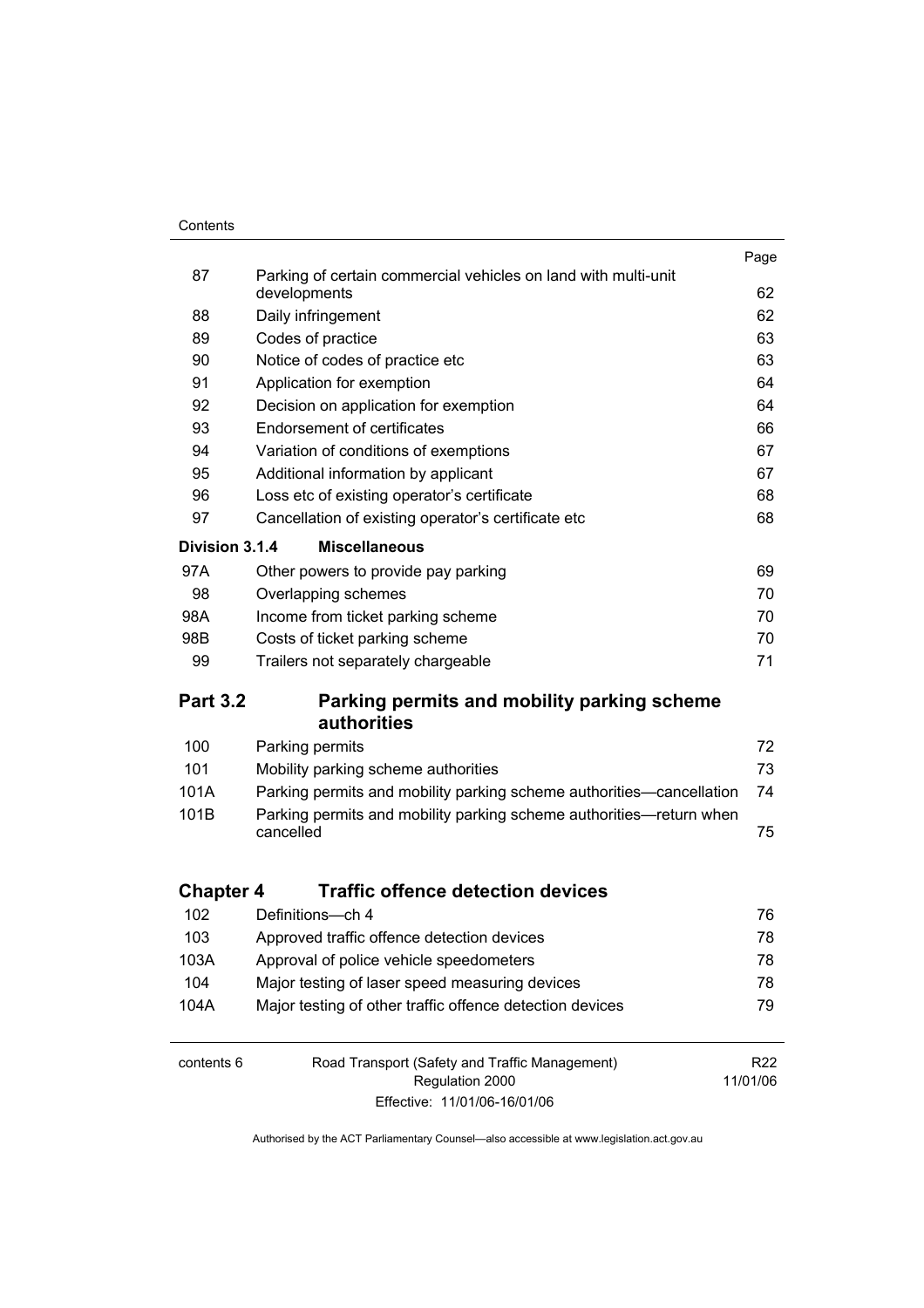| | | Page |
|---|---|---|
| 87 | Parking of certain commercial vehicles on land with multi-unit developments | 62 |
| 88 | Daily infringement | 62 |
| 89 | Codes of practice | 63 |
| 90 | Notice of codes of practice etc | 63 |
| 91 | Application for exemption | 64 |
| 92 | Decision on application for exemption | 64 |
| 93 | Endorsement of certificates | 66 |
| 94 | Variation of conditions of exemptions | 67 |
| 95 | Additional information by applicant | 67 |
| 96 | Loss etc of existing operator's certificate | 68 |
| 97 | Cancellation of existing operator's certificate etc | 68 |

**Division 3.1.4 Miscellaneous**

| | | |
|---|---|---|
| 97A | Other powers to provide pay parking | 69 |
| 98 | Overlapping schemes | 70 |
| 98A | Income from ticket parking scheme | 70 |
| 98B | Costs of ticket parking scheme | 70 |
| 99 | Trailers not separately chargeable | 71 |

## Part 3.2 Parking permits and mobility parking scheme authorities

| | | |
|---|---|---|
| 100 | Parking permits | 72 |
| 101 | Mobility parking scheme authorities | 73 |
| 101A | Parking permits and mobility parking scheme authorities—cancellation | 74 |
| 101B | Parking permits and mobility parking scheme authorities—return when cancelled | 75 |

## Chapter 4 Traffic offence detection devices

| | | |
|---|---|---|
| 102 | Definitions—ch 4 | 76 |
| 103 | Approved traffic offence detection devices | 78 |
| 103A | Approval of police vehicle speedometers | 78 |
| 104 | Major testing of laser speed measuring devices | 78 |
| 104A | Major testing of other traffic offence detection devices | 79 |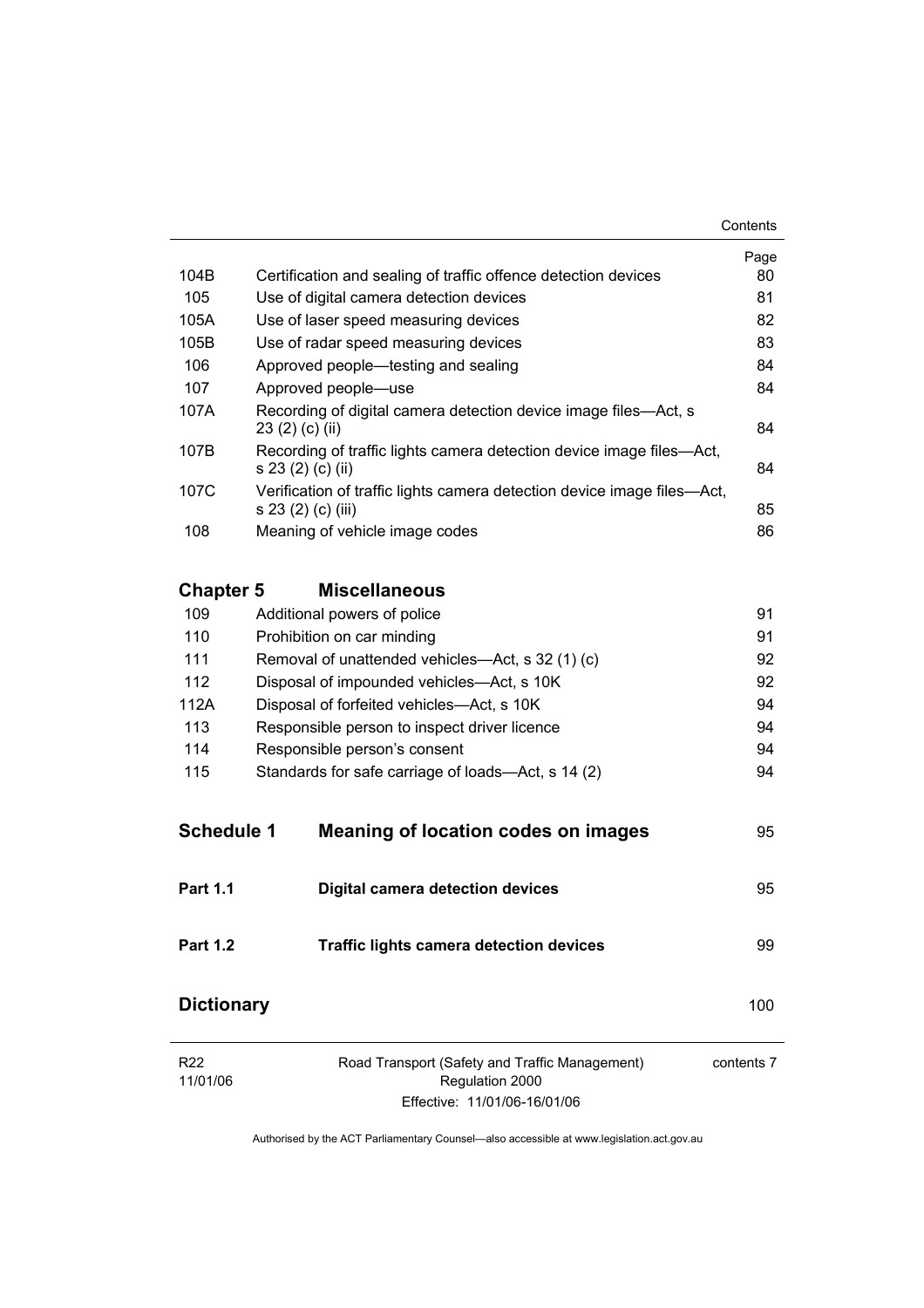| | | Page |
|---|---|---|
| 104B | Certification and sealing of traffic offence detection devices | 80 |
| 105 | Use of digital camera detection devices | 81 |
| 105A | Use of laser speed measuring devices | 82 |
| 105B | Use of radar speed measuring devices | 83 |
| 106 | Approved people—testing and sealing | 84 |
| 107 | Approved people—use | 84 |
| 107A | Recording of digital camera detection device image files—Act, s 23 (2) (c) (ii) | 84 |
| 107B | Recording of traffic lights camera detection device image files—Act, s 23 (2) (c) (ii) | 84 |
| 107C | Verification of traffic lights camera detection device image files—Act, s 23 (2) (c) (iii) | 85 |
| 108 | Meaning of vehicle image codes | 86 |

## Chapter 5 Miscellaneous

| | | |
|---|---|---|
| 109 | Additional powers of police | 91 |
| 110 | Prohibition on car minding | 91 |
| 111 | Removal of unattended vehicles—Act, s 32 (1) (c) | 92 |
| 112 | Disposal of impounded vehicles—Act, s 10K | 92 |
| 112A | Disposal of forfeited vehicles—Act, s 10K | 94 |
| 113 | Responsible person to inspect driver licence | 94 |
| 114 | Responsible person's consent | 94 |
| 115 | Standards for safe carriage of loads—Act, s 14 (2) | 94 |

## Schedule 1 Meaning of location codes on images 95

**Part 1.1 Digital camera detection devices** 95

**Part 1.2 Traffic lights camera detection devices** 99

## Dictionary 100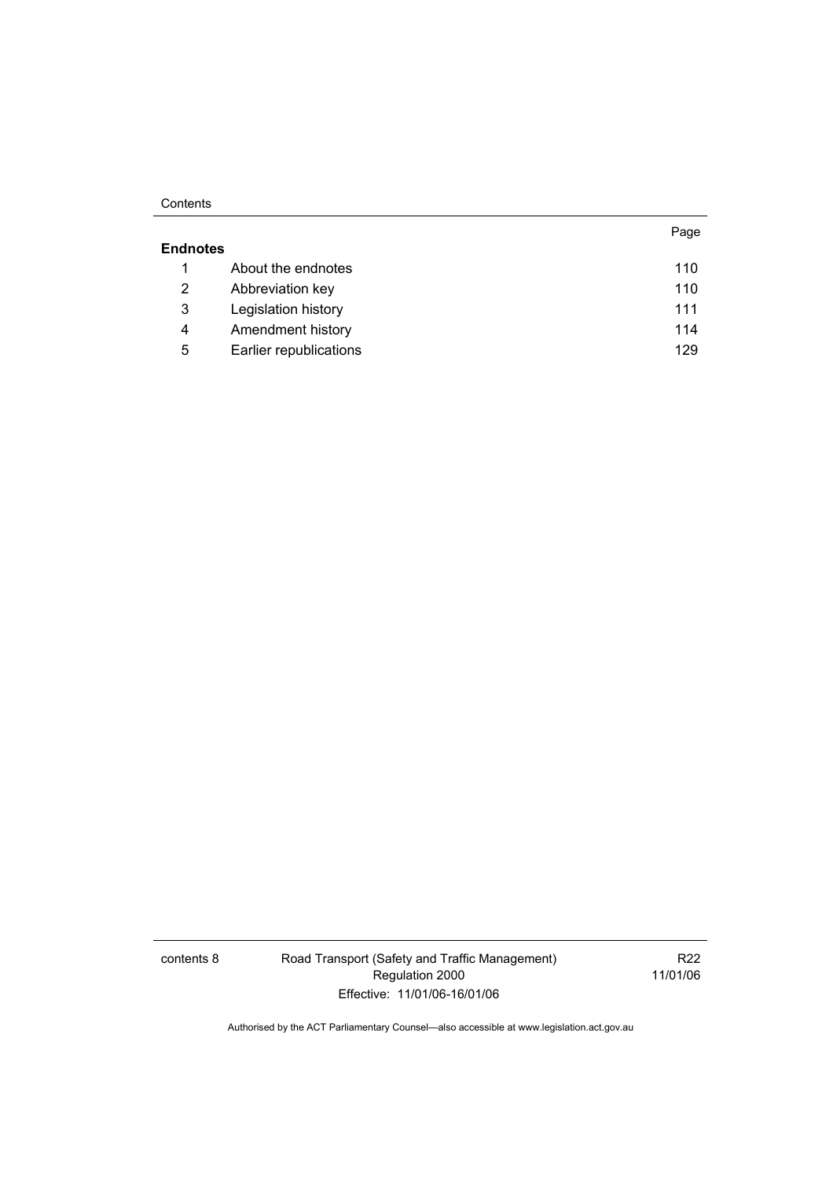| | | Page |
|---|---|---|
| **Endnotes** | | |
| 1 | About the endnotes | 110 |
| 2 | Abbreviation key | 110 |
| 3 | Legislation history | 111 |
| 4 | Amendment history | 114 |
| 5 | Earlier republications | 129 |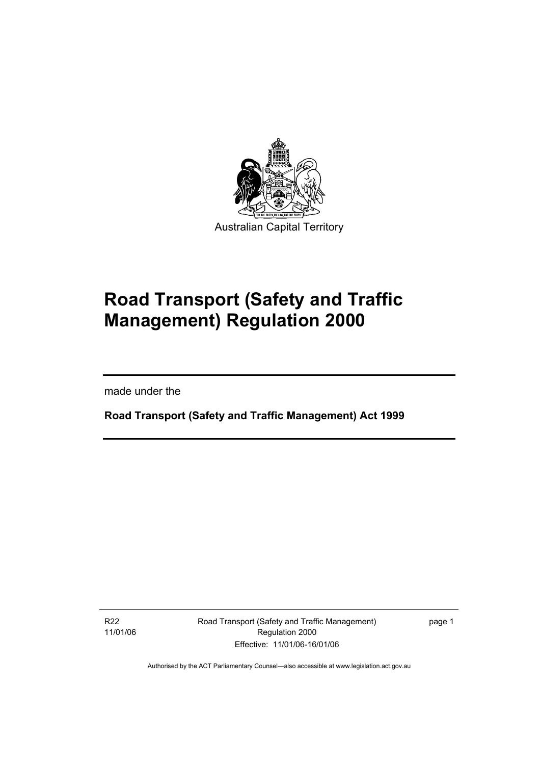Australian Capital Territory

# Road Transport (Safety and Traffic Management) Regulation 2000

made under the

**Road Transport (Safety and Traffic Management) Act 1999**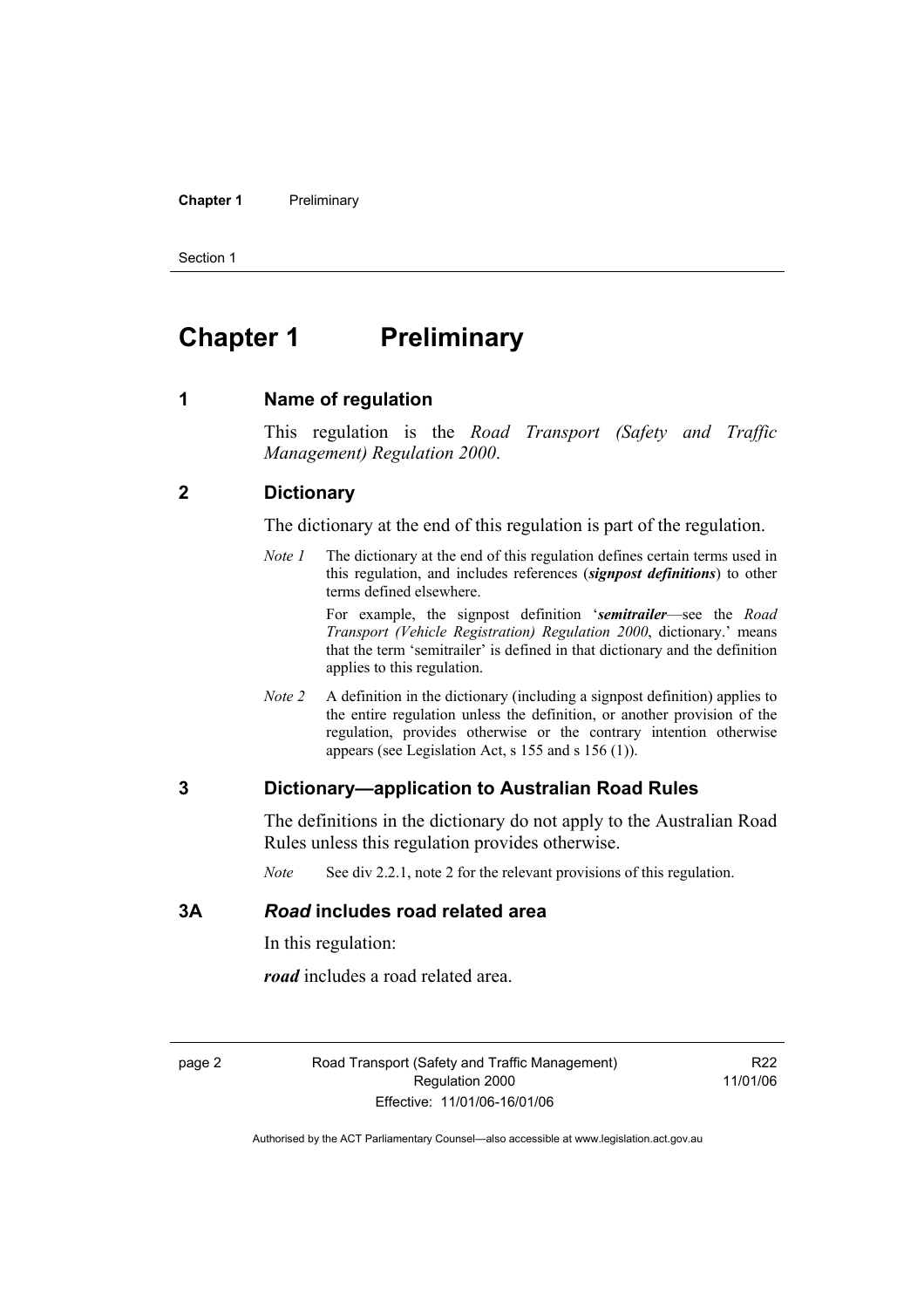# Chapter 1 Preliminary

### 1 Name of regulation

This regulation is the *Road Transport (Safety and Traffic Management) Regulation 2000*.

### 2 Dictionary

The dictionary at the end of this regulation is part of the regulation.

*Note 1* The dictionary at the end of this regulation defines certain terms used in this regulation, and includes references (***signpost definitions***) to other terms defined elsewhere.

For example, the signpost definition '***semitrailer***—see the *Road Transport (Vehicle Registration) Regulation 2000*, dictionary.' means that the term 'semitrailer' is defined in that dictionary and the definition applies to this regulation.

*Note 2* A definition in the dictionary (including a signpost definition) applies to the entire regulation unless the definition, or another provision of the regulation, provides otherwise or the contrary intention otherwise appears (see Legislation Act, s 155 and s 156 (1)).

### 3 Dictionary—application to Australian Road Rules

The definitions in the dictionary do not apply to the Australian Road Rules unless this regulation provides otherwise.

*Note* See div 2.2.1, note 2 for the relevant provisions of this regulation.

### 3A *Road* includes road related area

In this regulation:

***road*** includes a road related area.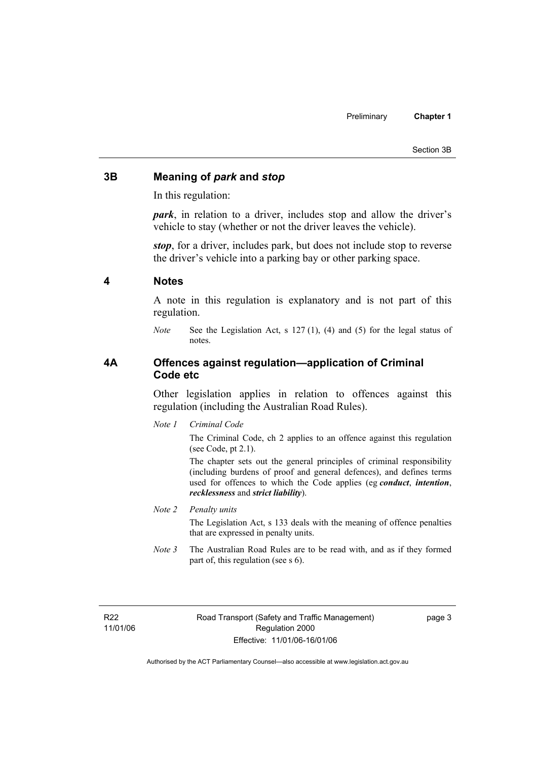## 3B Meaning of *park* and *stop*

In this regulation:

***park***, in relation to a driver, includes stop and allow the driver's vehicle to stay (whether or not the driver leaves the vehicle).

***stop***, for a driver, includes park, but does not include stop to reverse the driver's vehicle into a parking bay or other parking space.

## 4 Notes

A note in this regulation is explanatory and is not part of this regulation.

*Note* See the Legislation Act, s 127 (1), (4) and (5) for the legal status of notes.

## 4A Offences against regulation—application of Criminal Code etc

Other legislation applies in relation to offences against this regulation (including the Australian Road Rules).

*Note 1* *Criminal Code*

The Criminal Code, ch 2 applies to an offence against this regulation (see Code, pt 2.1).

The chapter sets out the general principles of criminal responsibility (including burdens of proof and general defences), and defines terms used for offences to which the Code applies (eg ***conduct***, ***intention***, ***recklessness*** and ***strict liability***).

*Note 2* *Penalty units*

The Legislation Act, s 133 deals with the meaning of offence penalties that are expressed in penalty units.

*Note 3* The Australian Road Rules are to be read with, and as if they formed part of, this regulation (see s 6).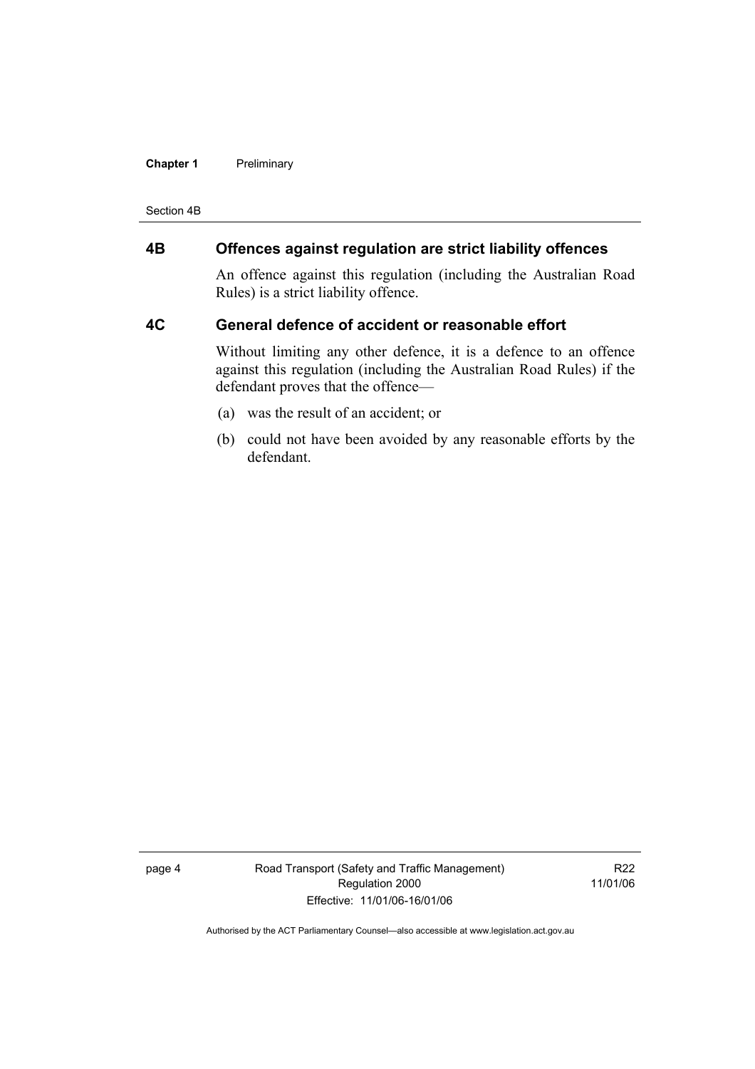## 4B Offences against regulation are strict liability offences

An offence against this regulation (including the Australian Road Rules) is a strict liability offence.

## 4C General defence of accident or reasonable effort

Without limiting any other defence, it is a defence to an offence against this regulation (including the Australian Road Rules) if the defendant proves that the offence—

(a) was the result of an accident; or

(b) could not have been avoided by any reasonable efforts by the defendant.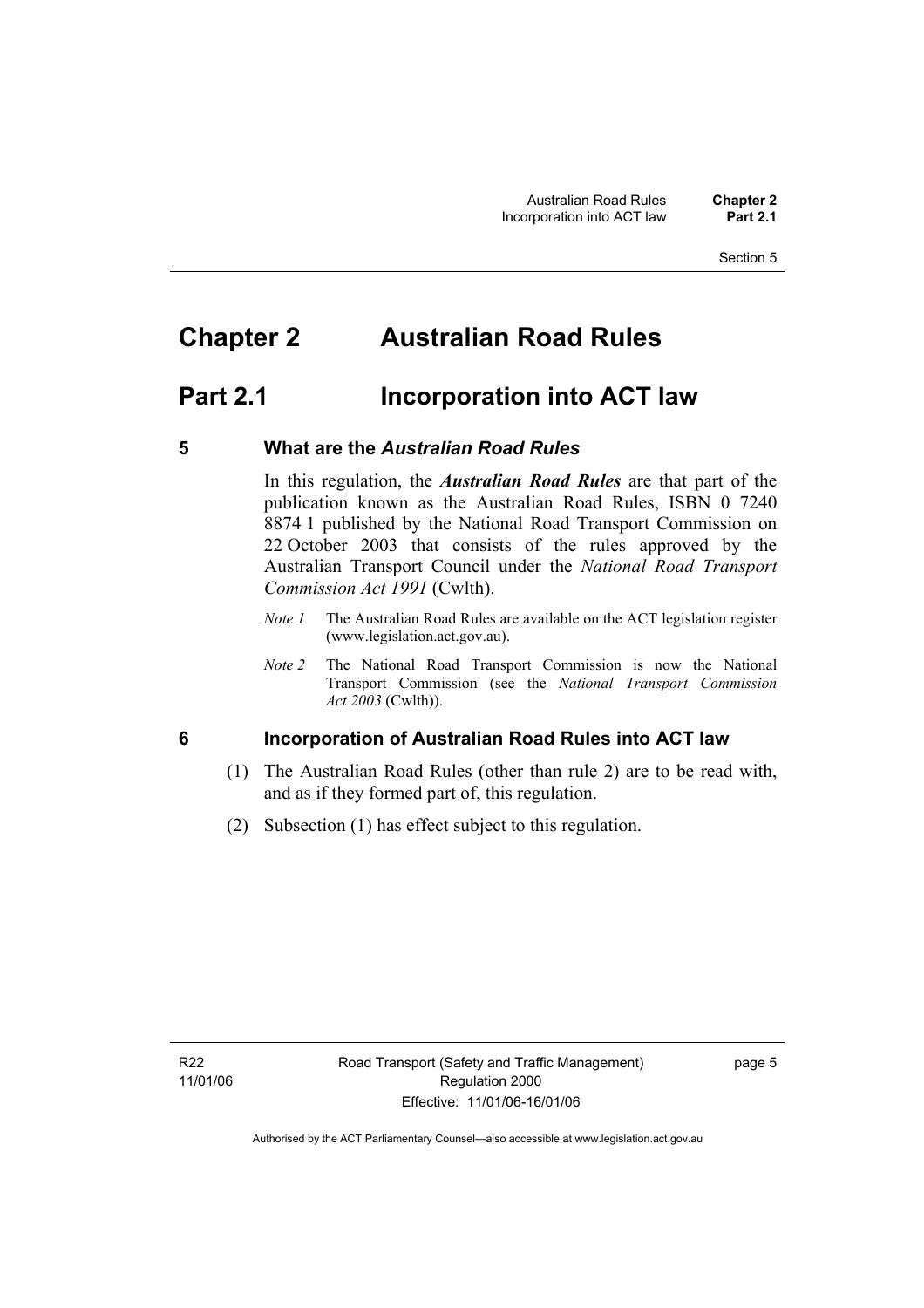# Chapter 2 Australian Road Rules

## Part 2.1 Incorporation into ACT law

### 5 What are the *Australian Road Rules*

In this regulation, the ***Australian Road Rules*** are that part of the publication known as the Australian Road Rules, ISBN 0 7240 8874 1 published by the National Road Transport Commission on 22 October 2003 that consists of the rules approved by the Australian Transport Council under the *National Road Transport Commission Act 1991* (Cwlth).

*Note 1* The Australian Road Rules are available on the ACT legislation register (www.legislation.act.gov.au).

*Note 2* The National Road Transport Commission is now the National Transport Commission (see the *National Transport Commission Act 2003* (Cwlth)).

### 6 Incorporation of Australian Road Rules into ACT law

(1) The Australian Road Rules (other than rule 2) are to be read with, and as if they formed part of, this regulation.

(2) Subsection (1) has effect subject to this regulation.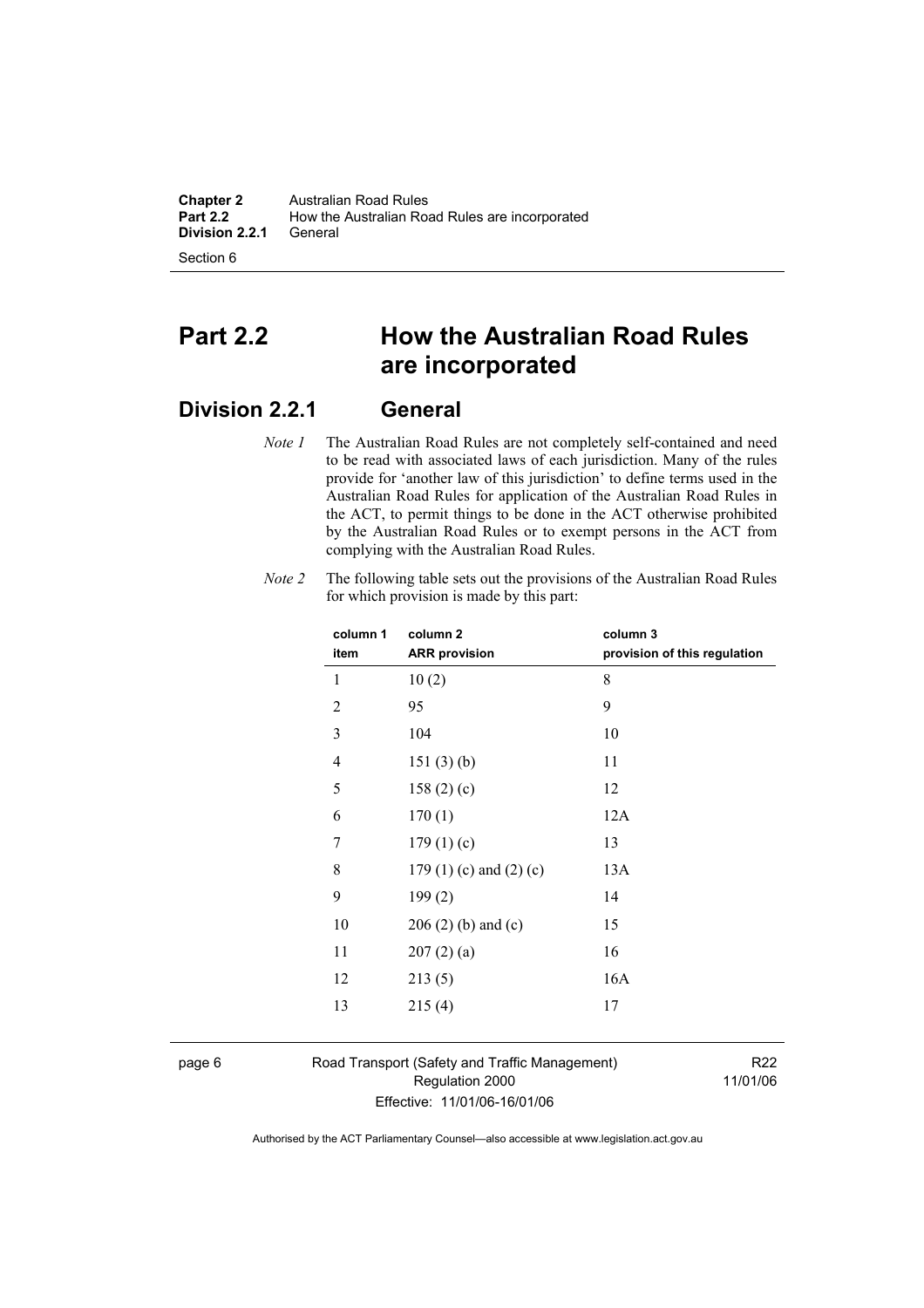# Part 2.2 How the Australian Road Rules are incorporated

## Division 2.2.1 General

*Note 1* The Australian Road Rules are not completely self-contained and need to be read with associated laws of each jurisdiction. Many of the rules provide for 'another law of this jurisdiction' to define terms used in the Australian Road Rules for application of the Australian Road Rules in the ACT, to permit things to be done in the ACT otherwise prohibited by the Australian Road Rules or to exempt persons in the ACT from complying with the Australian Road Rules.

*Note 2* The following table sets out the provisions of the Australian Road Rules for which provision is made by this part:

| column 1 item | column 2 ARR provision | column 3 provision of this regulation |
|---|---|---|
| 1 | 10 (2) | 8 |
| 2 | 95 | 9 |
| 3 | 104 | 10 |
| 4 | 151 (3) (b) | 11 |
| 5 | 158 (2) (c) | 12 |
| 6 | 170 (1) | 12A |
| 7 | 179 (1) (c) | 13 |
| 8 | 179 (1) (c) and (2) (c) | 13A |
| 9 | 199 (2) | 14 |
| 10 | 206 (2) (b) and (c) | 15 |
| 11 | 207 (2) (a) | 16 |
| 12 | 213 (5) | 16A |
| 13 | 215 (4) | 17 |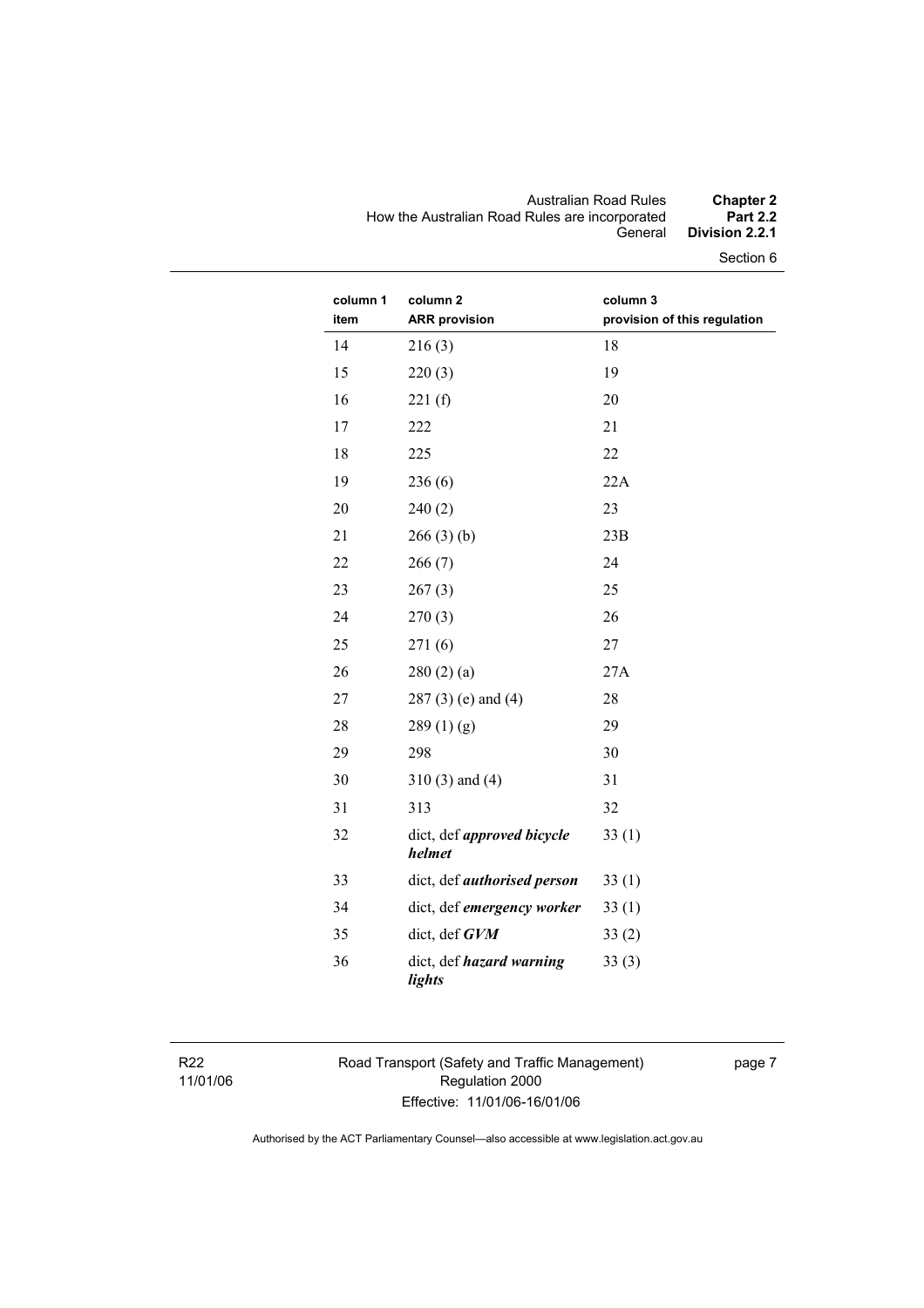| column 1 item | column 2 ARR provision | column 3 provision of this regulation |
|---|---|---|
| 14 | 216 (3) | 18 |
| 15 | 220 (3) | 19 |
| 16 | 221 (f) | 20 |
| 17 | 222 | 21 |
| 18 | 225 | 22 |
| 19 | 236 (6) | 22A |
| 20 | 240 (2) | 23 |
| 21 | 266 (3) (b) | 23B |
| 22 | 266 (7) | 24 |
| 23 | 267 (3) | 25 |
| 24 | 270 (3) | 26 |
| 25 | 271 (6) | 27 |
| 26 | 280 (2) (a) | 27A |
| 27 | 287 (3) (e) and (4) | 28 |
| 28 | 289 (1) (g) | 29 |
| 29 | 298 | 30 |
| 30 | 310 (3) and (4) | 31 |
| 31 | 313 | 32 |
| 32 | dict, def ***approved bicycle helmet*** | 33 (1) |
| 33 | dict, def ***authorised person*** | 33 (1) |
| 34 | dict, def ***emergency worker*** | 33 (1) |
| 35 | dict, def ***GVM*** | 33 (2) |
| 36 | dict, def ***hazard warning lights*** | 33 (3) |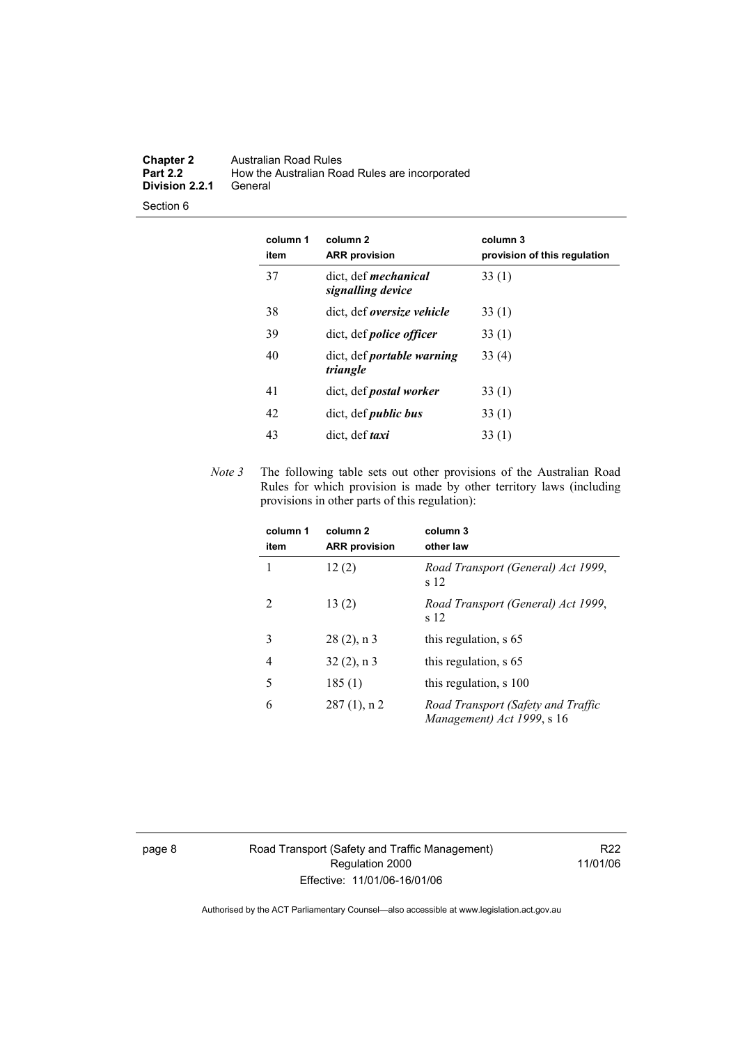| column 1 item | column 2 ARR provision | column 3 provision of this regulation |
|---|---|---|
| 37 | dict, def ***mechanical signalling device*** | 33 (1) |
| 38 | dict, def ***oversize vehicle*** | 33 (1) |
| 39 | dict, def ***police officer*** | 33 (1) |
| 40 | dict, def ***portable warning triangle*** | 33 (4) |
| 41 | dict, def ***postal worker*** | 33 (1) |
| 42 | dict, def ***public bus*** | 33 (1) |
| 43 | dict, def ***taxi*** | 33 (1) |

*Note 3* The following table sets out other provisions of the Australian Road Rules for which provision is made by other territory laws (including provisions in other parts of this regulation):

| column 1 item | column 2 ARR provision | column 3 other law |
|---|---|---|
| 1 | 12 (2) | *Road Transport (General) Act 1999*, s 12 |
| 2 | 13 (2) | *Road Transport (General) Act 1999*, s 12 |
| 3 | 28 (2), n 3 | this regulation, s 65 |
| 4 | 32 (2), n 3 | this regulation, s 65 |
| 5 | 185 (1) | this regulation, s 100 |
| 6 | 287 (1), n 2 | *Road Transport (Safety and Traffic Management) Act 1999*, s 16 |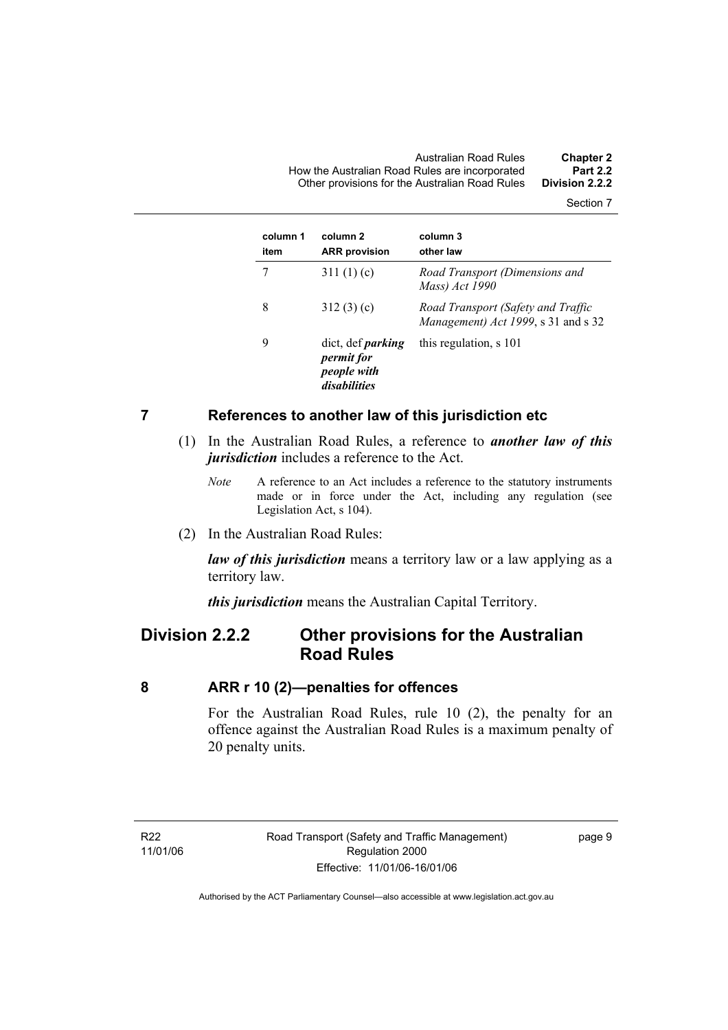| column 1 item | column 2 ARR provision | column 3 other law |
|---|---|---|
| 7 | 311 (1) (c) | *Road Transport (Dimensions and Mass) Act 1990* |
| 8 | 312 (3) (c) | *Road Transport (Safety and Traffic Management) Act 1999*, s 31 and s 32 |
| 9 | dict, def ***parking permit for people with disabilities*** | this regulation, s 101 |

## 7 References to another law of this jurisdiction etc

(1) In the Australian Road Rules, a reference to ***another law of this jurisdiction*** includes a reference to the Act.

*Note* A reference to an Act includes a reference to the statutory instruments made or in force under the Act, including any regulation (see Legislation Act, s 104).

(2) In the Australian Road Rules:

***law of this jurisdiction*** means a territory law or a law applying as a territory law.

***this jurisdiction*** means the Australian Capital Territory.

# Division 2.2.2 Other provisions for the Australian Road Rules

## 8 ARR r 10 (2)—penalties for offences

For the Australian Road Rules, rule 10 (2), the penalty for an offence against the Australian Road Rules is a maximum penalty of 20 penalty units.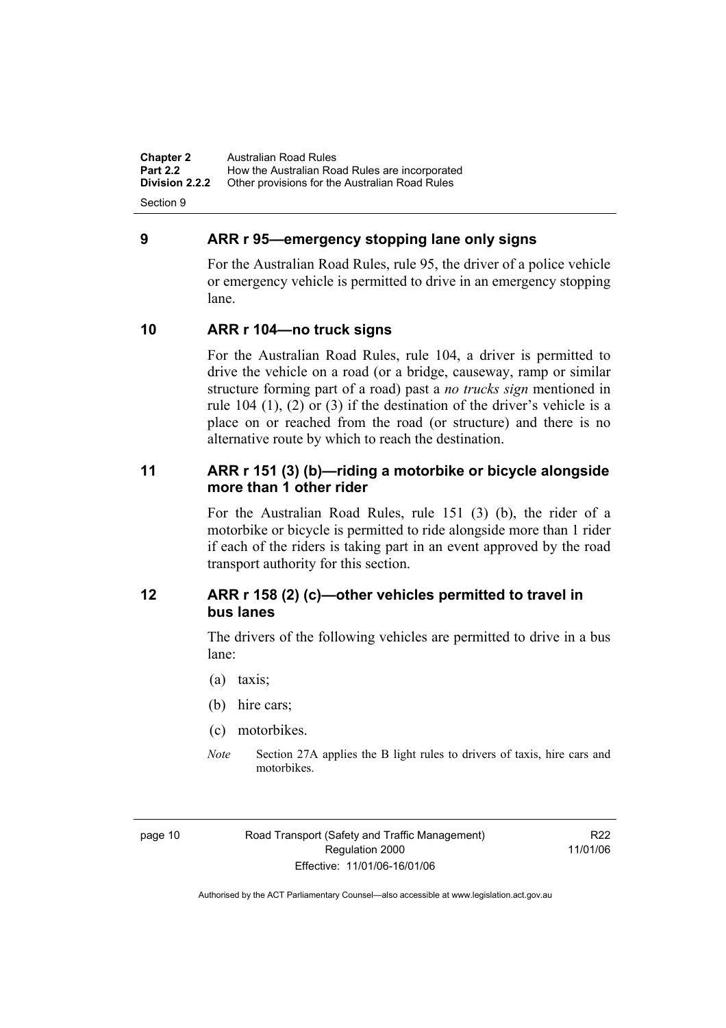## 9 ARR r 95—emergency stopping lane only signs

For the Australian Road Rules, rule 95, the driver of a police vehicle or emergency vehicle is permitted to drive in an emergency stopping lane.

## 10 ARR r 104—no truck signs

For the Australian Road Rules, rule 104, a driver is permitted to drive the vehicle on a road (or a bridge, causeway, ramp or similar structure forming part of a road) past a *no trucks sign* mentioned in rule 104 (1), (2) or (3) if the destination of the driver's vehicle is a place on or reached from the road (or structure) and there is no alternative route by which to reach the destination.

## 11 ARR r 151 (3) (b)—riding a motorbike or bicycle alongside more than 1 other rider

For the Australian Road Rules, rule 151 (3) (b), the rider of a motorbike or bicycle is permitted to ride alongside more than 1 rider if each of the riders is taking part in an event approved by the road transport authority for this section.

## 12 ARR r 158 (2) (c)—other vehicles permitted to travel in bus lanes

The drivers of the following vehicles are permitted to drive in a bus lane:

(a) taxis;

(b) hire cars;

(c) motorbikes.

*Note* Section 27A applies the B light rules to drivers of taxis, hire cars and motorbikes.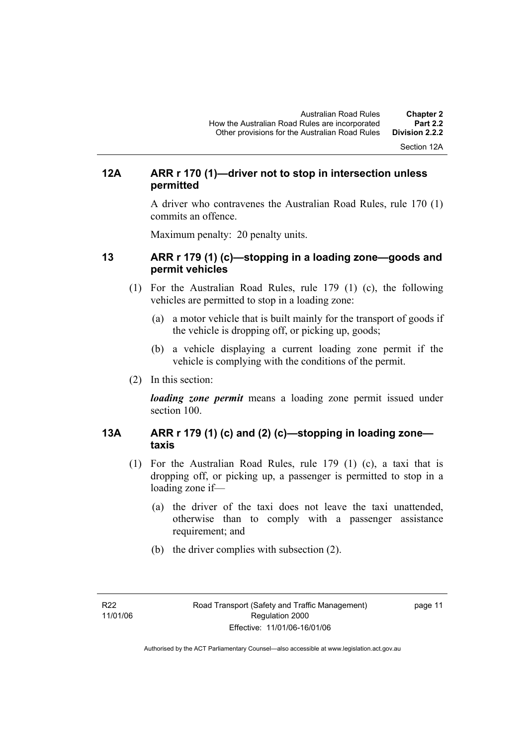### 12A ARR r 170 (1)—driver not to stop in intersection unless permitted

A driver who contravenes the Australian Road Rules, rule 170 (1) commits an offence.

Maximum penalty: 20 penalty units.

### 13 ARR r 179 (1) (c)—stopping in a loading zone—goods and permit vehicles

(1) For the Australian Road Rules, rule 179 (1) (c), the following vehicles are permitted to stop in a loading zone:

(a) a motor vehicle that is built mainly for the transport of goods if the vehicle is dropping off, or picking up, goods;

(b) a vehicle displaying a current loading zone permit if the vehicle is complying with the conditions of the permit.

(2) In this section:

***loading zone permit*** means a loading zone permit issued under section 100.

### 13A ARR r 179 (1) (c) and (2) (c)—stopping in loading zone—taxis

(1) For the Australian Road Rules, rule 179 (1) (c), a taxi that is dropping off, or picking up, a passenger is permitted to stop in a loading zone if—

(a) the driver of the taxi does not leave the taxi unattended, otherwise than to comply with a passenger assistance requirement; and

(b) the driver complies with subsection (2).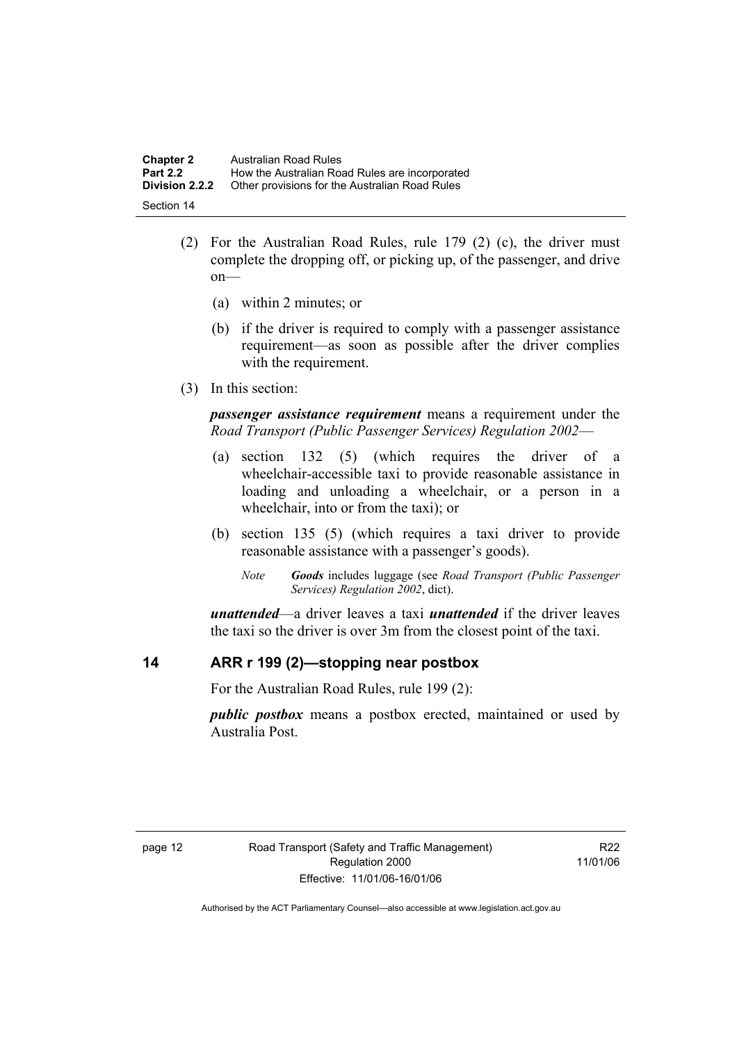(2) For the Australian Road Rules, rule 179 (2) (c), the driver must complete the dropping off, or picking up, of the passenger, and drive on—

(a) within 2 minutes; or

(b) if the driver is required to comply with a passenger assistance requirement—as soon as possible after the driver complies with the requirement.

(3) In this section:

***passenger assistance requirement*** means a requirement under the *Road Transport (Public Passenger Services) Regulation 2002*—

(a) section 132 (5) (which requires the driver of a wheelchair-accessible taxi to provide reasonable assistance in loading and unloading a wheelchair, or a person in a wheelchair, into or from the taxi); or

(b) section 135 (5) (which requires a taxi driver to provide reasonable assistance with a passenger's goods).

*Note* ***Goods*** includes luggage (see *Road Transport (Public Passenger Services) Regulation 2002*, dict).

***unattended***—a driver leaves a taxi ***unattended*** if the driver leaves the taxi so the driver is over 3m from the closest point of the taxi.

## 14 ARR r 199 (2)—stopping near postbox

For the Australian Road Rules, rule 199 (2):

***public postbox*** means a postbox erected, maintained or used by Australia Post.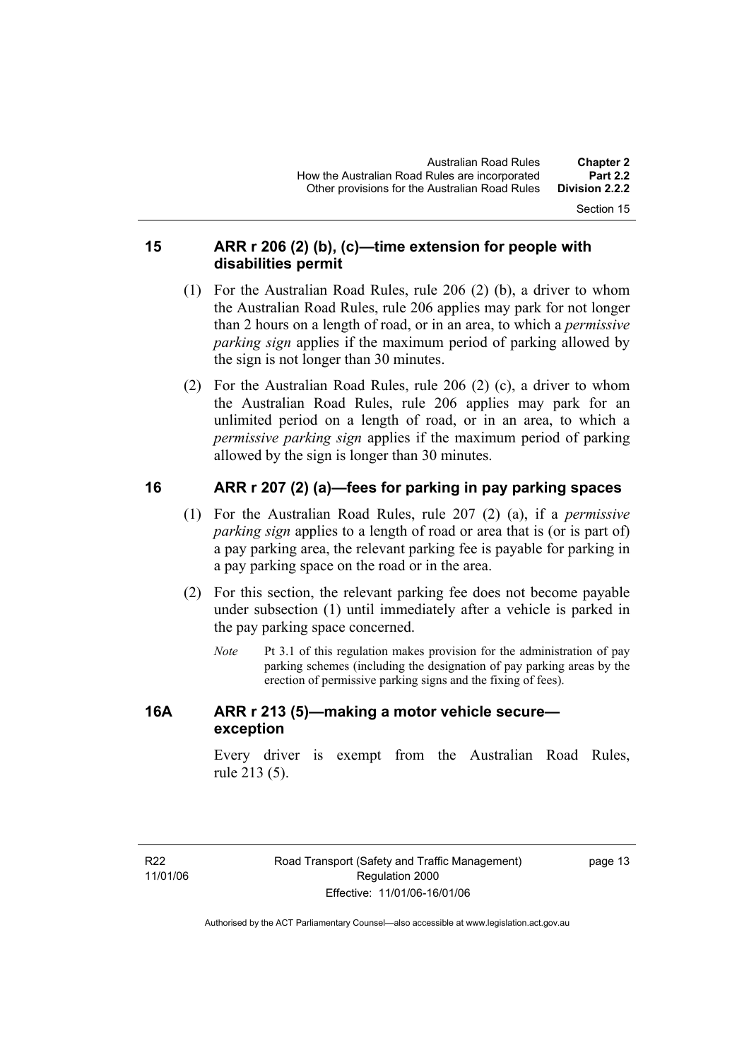### 15 ARR r 206 (2) (b), (c)—time extension for people with disabilities permit

(1) For the Australian Road Rules, rule 206 (2) (b), a driver to whom the Australian Road Rules, rule 206 applies may park for not longer than 2 hours on a length of road, or in an area, to which a *permissive parking sign* applies if the maximum period of parking allowed by the sign is not longer than 30 minutes.

(2) For the Australian Road Rules, rule 206 (2) (c), a driver to whom the Australian Road Rules, rule 206 applies may park for an unlimited period on a length of road, or in an area, to which a *permissive parking sign* applies if the maximum period of parking allowed by the sign is longer than 30 minutes.

### 16 ARR r 207 (2) (a)—fees for parking in pay parking spaces

(1) For the Australian Road Rules, rule 207 (2) (a), if a *permissive parking sign* applies to a length of road or area that is (or is part of) a pay parking area, the relevant parking fee is payable for parking in a pay parking space on the road or in the area.

(2) For this section, the relevant parking fee does not become payable under subsection (1) until immediately after a vehicle is parked in the pay parking space concerned.

*Note* Pt 3.1 of this regulation makes provision for the administration of pay parking schemes (including the designation of pay parking areas by the erection of permissive parking signs and the fixing of fees).

### 16A ARR r 213 (5)—making a motor vehicle secure—exception

Every driver is exempt from the Australian Road Rules, rule 213 (5).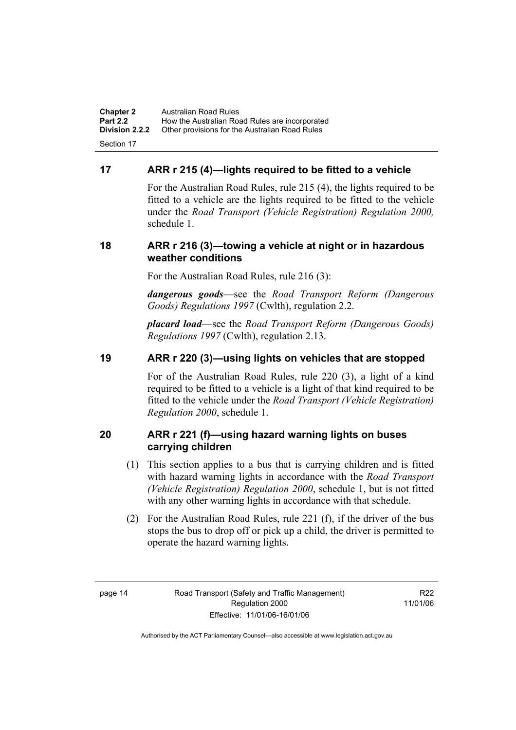## 17 ARR r 215 (4)—lights required to be fitted to a vehicle

For the Australian Road Rules, rule 215 (4), the lights required to be fitted to a vehicle are the lights required to be fitted to the vehicle under the *Road Transport (Vehicle Registration) Regulation 2000,* schedule 1.

## 18 ARR r 216 (3)—towing a vehicle at night or in hazardous weather conditions

For the Australian Road Rules, rule 216 (3):

***dangerous goods***—see the *Road Transport Reform (Dangerous Goods) Regulations 1997* (Cwlth), regulation 2.2.

***placard load***—see the *Road Transport Reform (Dangerous Goods) Regulations 1997* (Cwlth), regulation 2.13.

## 19 ARR r 220 (3)—using lights on vehicles that are stopped

For of the Australian Road Rules, rule 220 (3), a light of a kind required to be fitted to a vehicle is a light of that kind required to be fitted to the vehicle under the *Road Transport (Vehicle Registration) Regulation 2000*, schedule 1.

## 20 ARR r 221 (f)—using hazard warning lights on buses carrying children

(1) This section applies to a bus that is carrying children and is fitted with hazard warning lights in accordance with the *Road Transport (Vehicle Registration) Regulation 2000*, schedule 1, but is not fitted with any other warning lights in accordance with that schedule.

(2) For the Australian Road Rules, rule 221 (f), if the driver of the bus stops the bus to drop off or pick up a child, the driver is permitted to operate the hazard warning lights.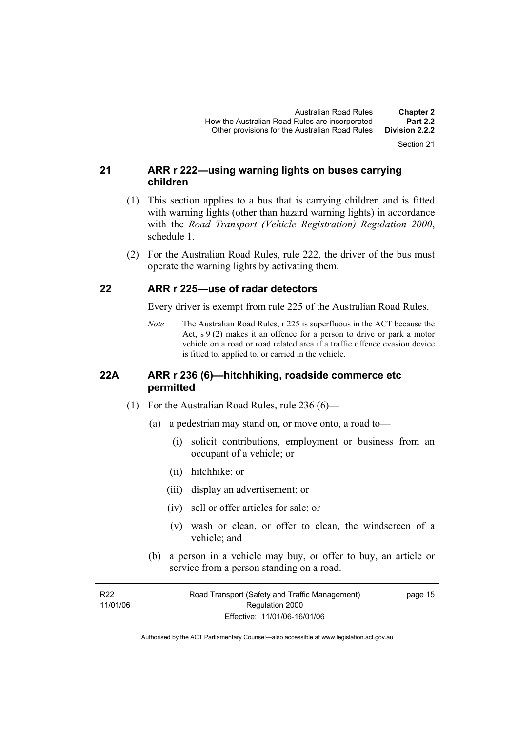## 21 ARR r 222—using warning lights on buses carrying children

(1) This section applies to a bus that is carrying children and is fitted with warning lights (other than hazard warning lights) in accordance with the *Road Transport (Vehicle Registration) Regulation 2000*, schedule 1.

(2) For the Australian Road Rules, rule 222, the driver of the bus must operate the warning lights by activating them.

## 22 ARR r 225—use of radar detectors

Every driver is exempt from rule 225 of the Australian Road Rules.

*Note* The Australian Road Rules, r 225 is superfluous in the ACT because the Act, s 9 (2) makes it an offence for a person to drive or park a motor vehicle on a road or road related area if a traffic offence evasion device is fitted to, applied to, or carried in the vehicle.

## 22A ARR r 236 (6)—hitchhiking, roadside commerce etc permitted

(1) For the Australian Road Rules, rule 236 (6)—

(a) a pedestrian may stand on, or move onto, a road to—

(i) solicit contributions, employment or business from an occupant of a vehicle; or

(ii) hitchhike; or

(iii) display an advertisement; or

(iv) sell or offer articles for sale; or

(v) wash or clean, or offer to clean, the windscreen of a vehicle; and

(b) a person in a vehicle may buy, or offer to buy, an article or service from a person standing on a road.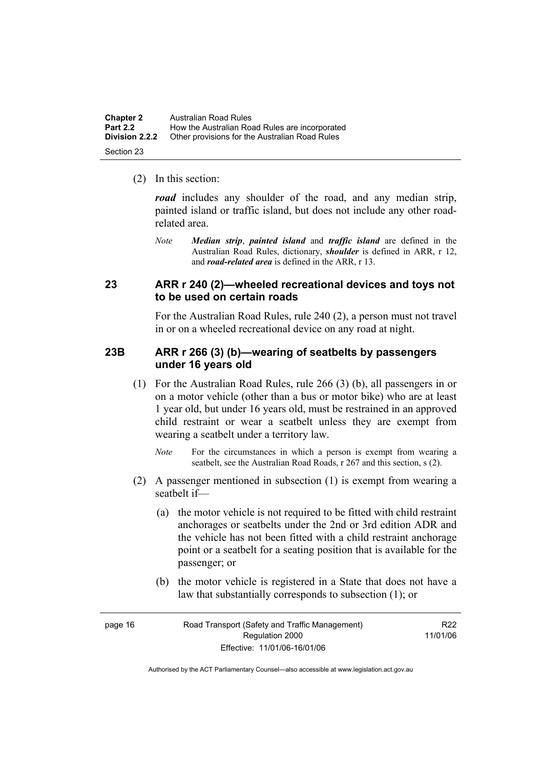(2) In this section:

***road*** includes any shoulder of the road, and any median strip, painted island or traffic island, but does not include any other road-related area.

*Note* ***Median strip***, ***painted island*** and ***traffic island*** are defined in the Australian Road Rules, dictionary, ***shoulder*** is defined in ARR, r 12, and ***road-related area*** is defined in the ARR, r 13.

## 23 ARR r 240 (2)—wheeled recreational devices and toys not to be used on certain roads

For the Australian Road Rules, rule 240 (2), a person must not travel in or on a wheeled recreational device on any road at night.

## 23B ARR r 266 (3) (b)—wearing of seatbelts by passengers under 16 years old

(1) For the Australian Road Rules, rule 266 (3) (b), all passengers in or on a motor vehicle (other than a bus or motor bike) who are at least 1 year old, but under 16 years old, must be restrained in an approved child restraint or wear a seatbelt unless they are exempt from wearing a seatbelt under a territory law.

*Note* For the circumstances in which a person is exempt from wearing a seatbelt, see the Australian Road Roads, r 267 and this section, s (2).

(2) A passenger mentioned in subsection (1) is exempt from wearing a seatbelt if—

(a) the motor vehicle is not required to be fitted with child restraint anchorages or seatbelts under the 2nd or 3rd edition ADR and the vehicle has not been fitted with a child restraint anchorage point or a seatbelt for a seating position that is available for the passenger; or

(b) the motor vehicle is registered in a State that does not have a law that substantially corresponds to subsection (1); or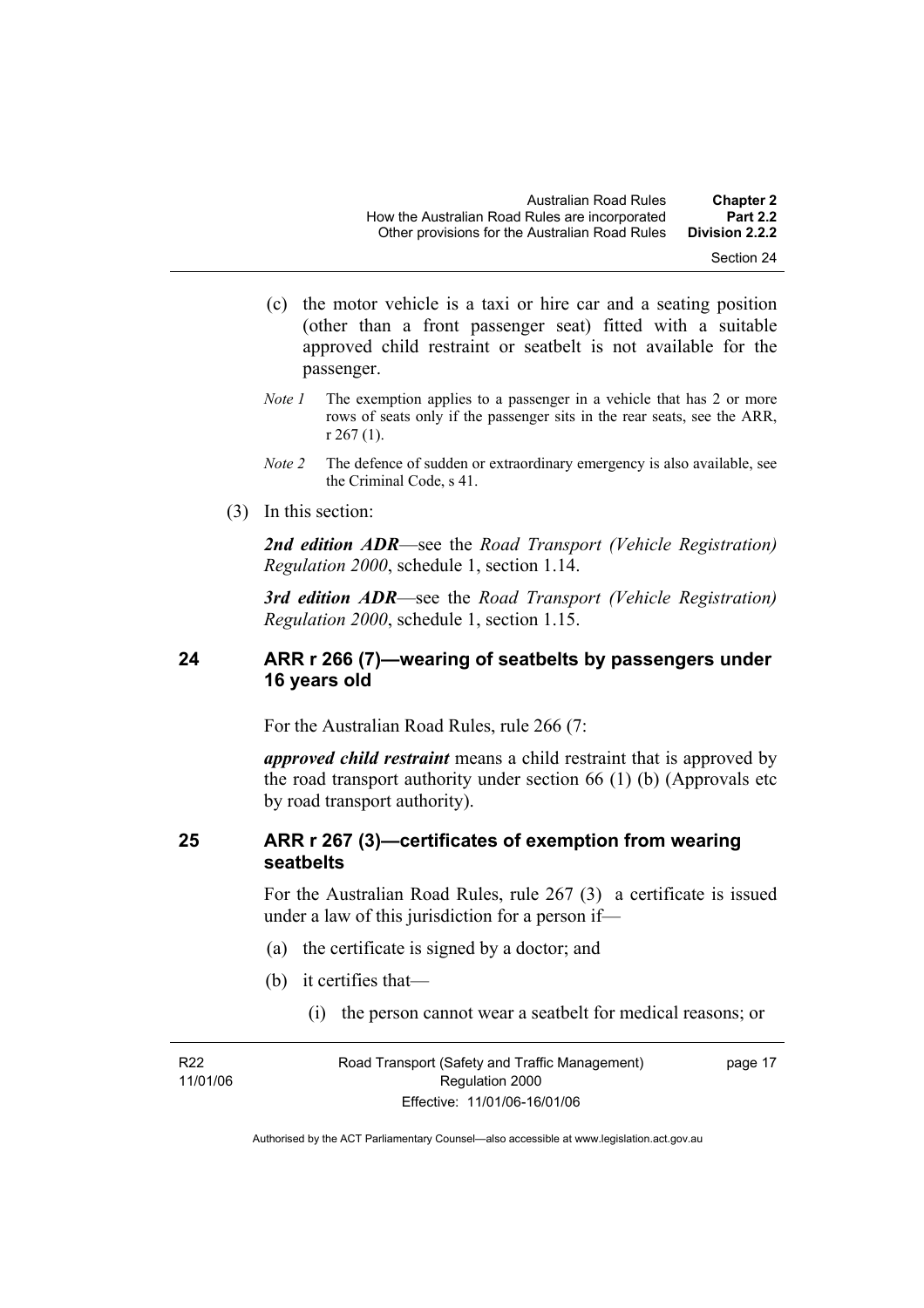(c) the motor vehicle is a taxi or hire car and a seating position (other than a front passenger seat) fitted with a suitable approved child restraint or seatbelt is not available for the passenger.

*Note 1* The exemption applies to a passenger in a vehicle that has 2 or more rows of seats only if the passenger sits in the rear seats, see the ARR, r 267 (1).

*Note 2* The defence of sudden or extraordinary emergency is also available, see the Criminal Code, s 41.

(3) In this section:

***2nd edition ADR***—see the *Road Transport (Vehicle Registration) Regulation 2000*, schedule 1, section 1.14.

***3rd edition ADR***—see the *Road Transport (Vehicle Registration) Regulation 2000*, schedule 1, section 1.15.

## 24 ARR r 266 (7)—wearing of seatbelts by passengers under 16 years old

For the Australian Road Rules, rule 266 (7:

***approved child restraint*** means a child restraint that is approved by the road transport authority under section 66 (1) (b) (Approvals etc by road transport authority).

## 25 ARR r 267 (3)—certificates of exemption from wearing seatbelts

For the Australian Road Rules, rule 267 (3) a certificate is issued under a law of this jurisdiction for a person if—

(a) the certificate is signed by a doctor; and

(b) it certifies that—

(i) the person cannot wear a seatbelt for medical reasons; or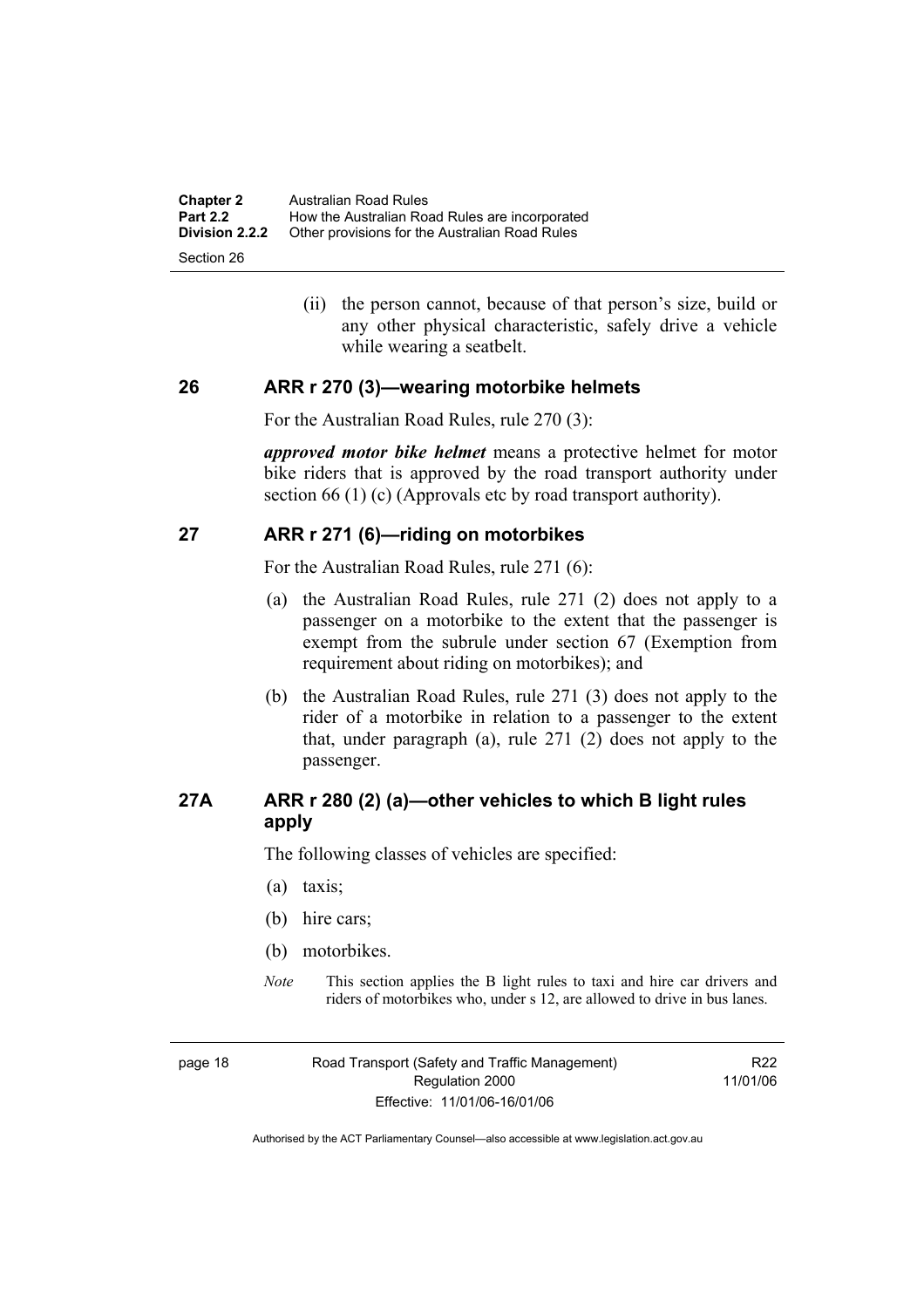(ii) the person cannot, because of that person's size, build or any other physical characteristic, safely drive a vehicle while wearing a seatbelt.

## 26 ARR r 270 (3)—wearing motorbike helmets

For the Australian Road Rules, rule 270 (3):

***approved motor bike helmet*** means a protective helmet for motor bike riders that is approved by the road transport authority under section 66 (1) (c) (Approvals etc by road transport authority).

## 27 ARR r 271 (6)—riding on motorbikes

For the Australian Road Rules, rule 271 (6):

(a) the Australian Road Rules, rule 271 (2) does not apply to a passenger on a motorbike to the extent that the passenger is exempt from the subrule under section 67 (Exemption from requirement about riding on motorbikes); and

(b) the Australian Road Rules, rule 271 (3) does not apply to the rider of a motorbike in relation to a passenger to the extent that, under paragraph (a), rule 271 (2) does not apply to the passenger.

## 27A ARR r 280 (2) (a)—other vehicles to which B light rules apply

The following classes of vehicles are specified:

(a) taxis;

(b) hire cars;

(b) motorbikes.

*Note* This section applies the B light rules to taxi and hire car drivers and riders of motorbikes who, under s 12, are allowed to drive in bus lanes.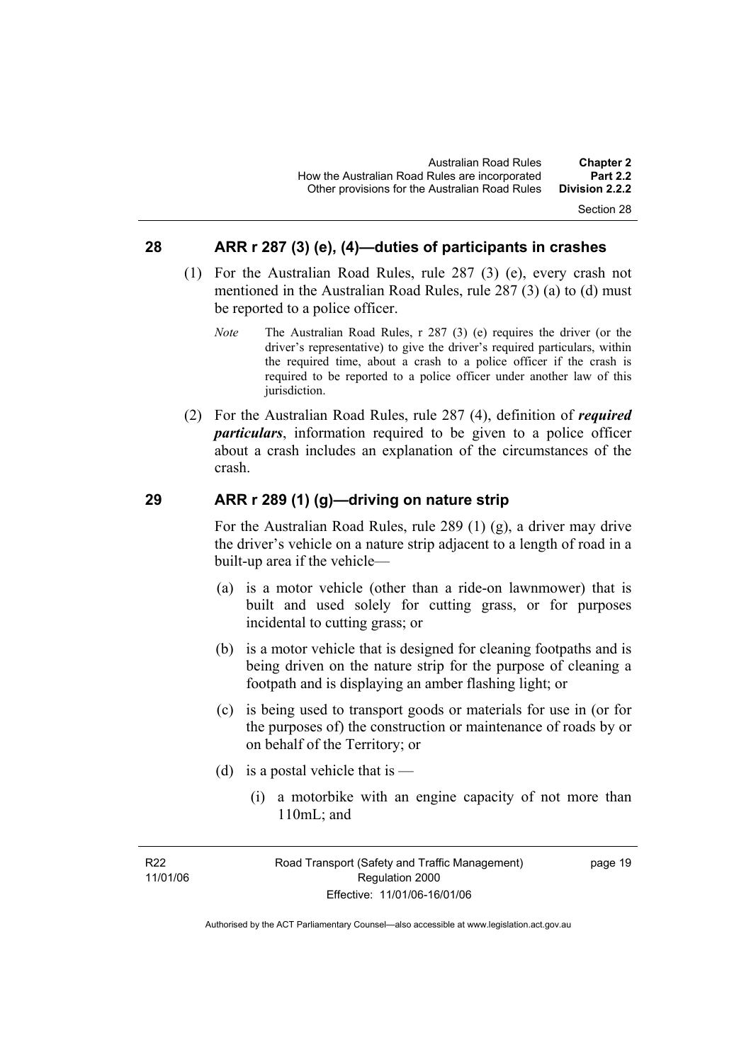## 28 ARR r 287 (3) (e), (4)—duties of participants in crashes

(1) For the Australian Road Rules, rule 287 (3) (e), every crash not mentioned in the Australian Road Rules, rule 287 (3) (a) to (d) must be reported to a police officer.

*Note* The Australian Road Rules, r 287 (3) (e) requires the driver (or the driver's representative) to give the driver's required particulars, within the required time, about a crash to a police officer if the crash is required to be reported to a police officer under another law of this jurisdiction.

(2) For the Australian Road Rules, rule 287 (4), definition of ***required particulars***, information required to be given to a police officer about a crash includes an explanation of the circumstances of the crash.

## 29 ARR r 289 (1) (g)—driving on nature strip

For the Australian Road Rules, rule 289 (1) (g), a driver may drive the driver's vehicle on a nature strip adjacent to a length of road in a built-up area if the vehicle—

(a) is a motor vehicle (other than a ride-on lawnmower) that is built and used solely for cutting grass, or for purposes incidental to cutting grass; or

(b) is a motor vehicle that is designed for cleaning footpaths and is being driven on the nature strip for the purpose of cleaning a footpath and is displaying an amber flashing light; or

(c) is being used to transport goods or materials for use in (or for the purposes of) the construction or maintenance of roads by or on behalf of the Territory; or

(d) is a postal vehicle that is —

(i) a motorbike with an engine capacity of not more than 110mL; and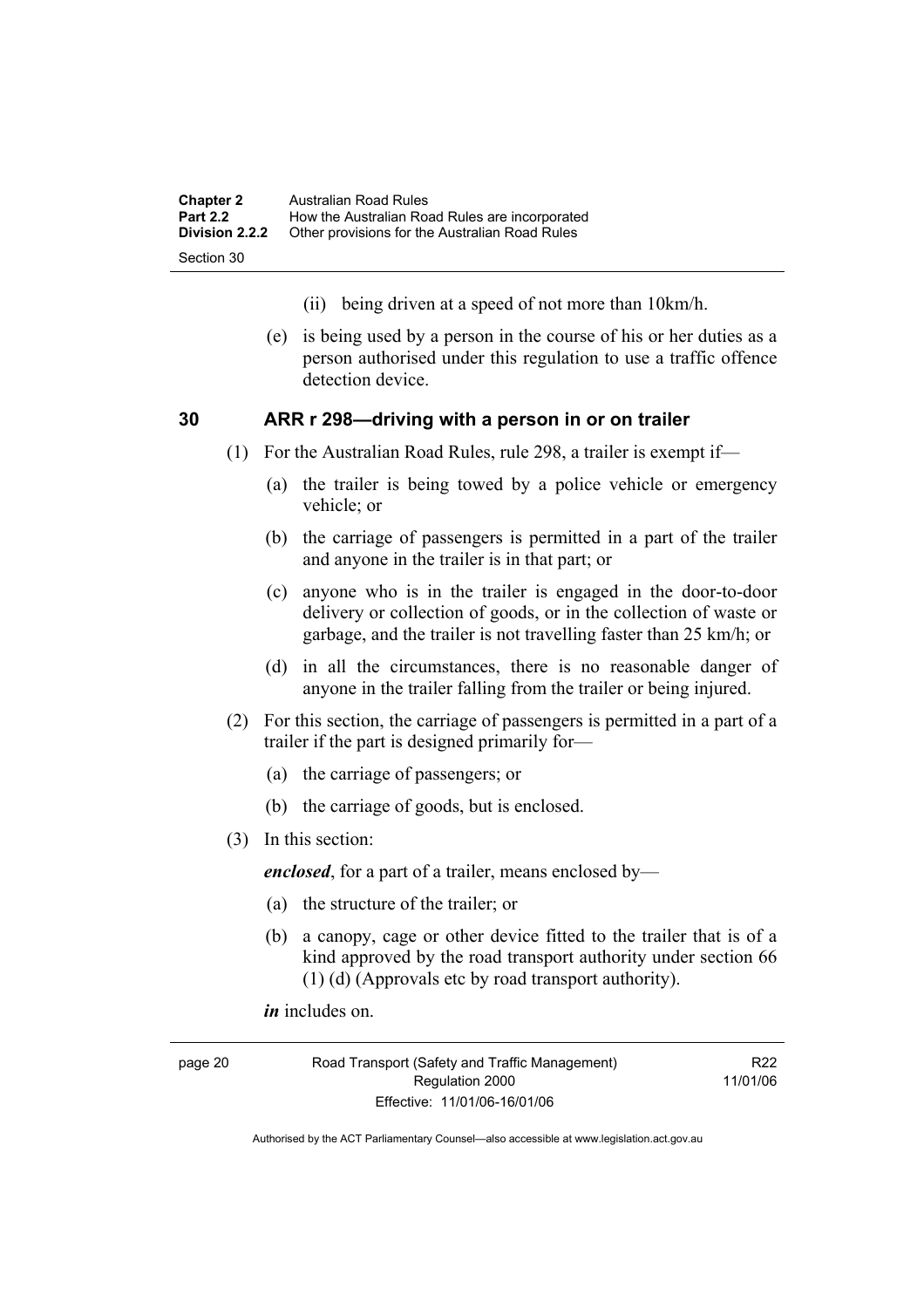(ii) being driven at a speed of not more than 10km/h.

(e) is being used by a person in the course of his or her duties as a person authorised under this regulation to use a traffic offence detection device.

## 30 ARR r 298—driving with a person in or on trailer

(1) For the Australian Road Rules, rule 298, a trailer is exempt if—

(a) the trailer is being towed by a police vehicle or emergency vehicle; or

(b) the carriage of passengers is permitted in a part of the trailer and anyone in the trailer is in that part; or

(c) anyone who is in the trailer is engaged in the door-to-door delivery or collection of goods, or in the collection of waste or garbage, and the trailer is not travelling faster than 25 km/h; or

(d) in all the circumstances, there is no reasonable danger of anyone in the trailer falling from the trailer or being injured.

(2) For this section, the carriage of passengers is permitted in a part of a trailer if the part is designed primarily for—

(a) the carriage of passengers; or

(b) the carriage of goods, but is enclosed.

(3) In this section:

***enclosed***, for a part of a trailer, means enclosed by—

(a) the structure of the trailer; or

(b) a canopy, cage or other device fitted to the trailer that is of a kind approved by the road transport authority under section 66 (1) (d) (Approvals etc by road transport authority).

***in*** includes on.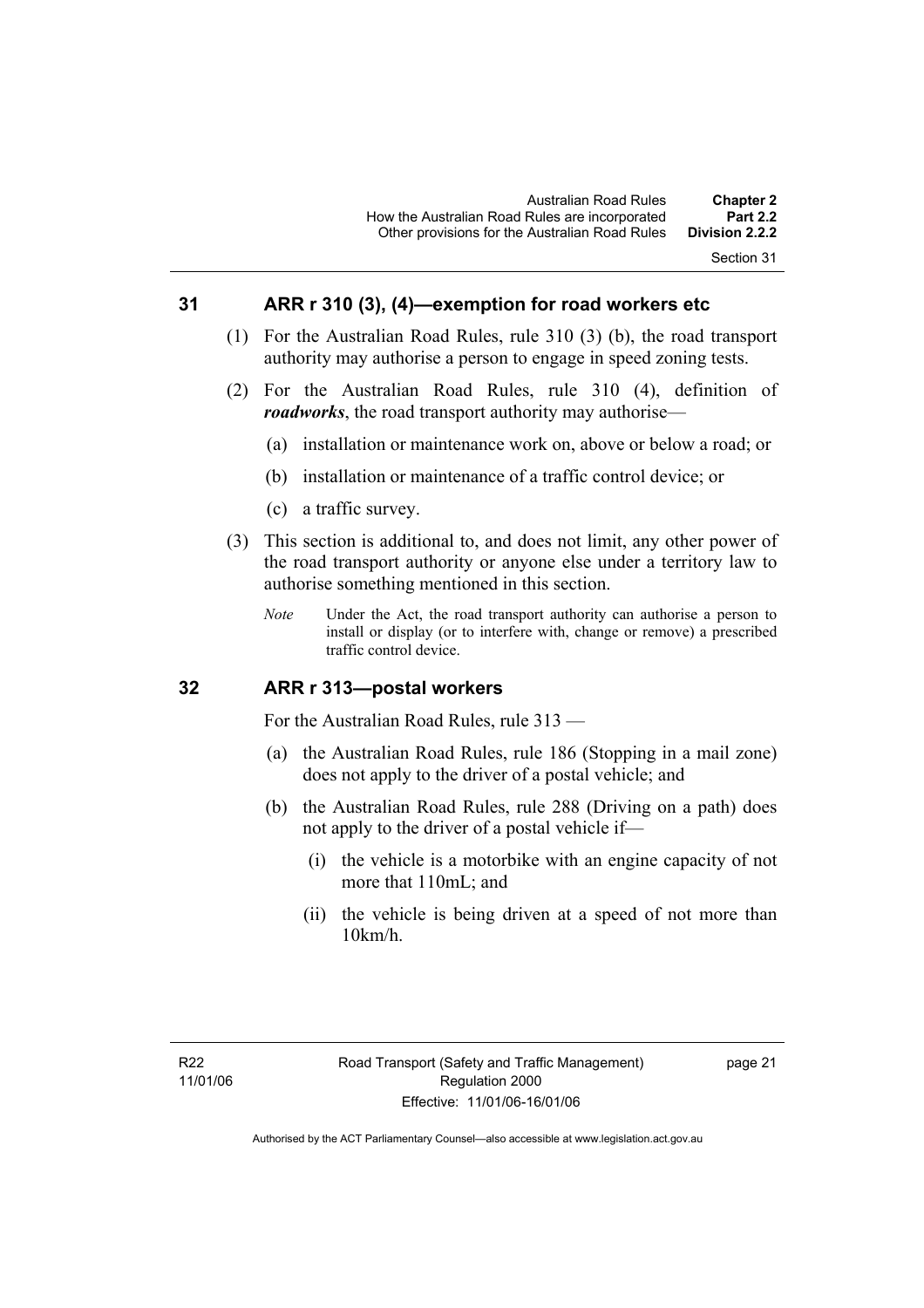## 31 ARR r 310 (3), (4)—exemption for road workers etc

(1) For the Australian Road Rules, rule 310 (3) (b), the road transport authority may authorise a person to engage in speed zoning tests.

(2) For the Australian Road Rules, rule 310 (4), definition of ***roadworks***, the road transport authority may authorise—

(a) installation or maintenance work on, above or below a road; or

(b) installation or maintenance of a traffic control device; or

(c) a traffic survey.

(3) This section is additional to, and does not limit, any other power of the road transport authority or anyone else under a territory law to authorise something mentioned in this section.

*Note* Under the Act, the road transport authority can authorise a person to install or display (or to interfere with, change or remove) a prescribed traffic control device.

## 32 ARR r 313—postal workers

For the Australian Road Rules, rule 313 —

(a) the Australian Road Rules, rule 186 (Stopping in a mail zone) does not apply to the driver of a postal vehicle; and

(b) the Australian Road Rules, rule 288 (Driving on a path) does not apply to the driver of a postal vehicle if—

(i) the vehicle is a motorbike with an engine capacity of not more that 110mL; and

(ii) the vehicle is being driven at a speed of not more than 10km/h.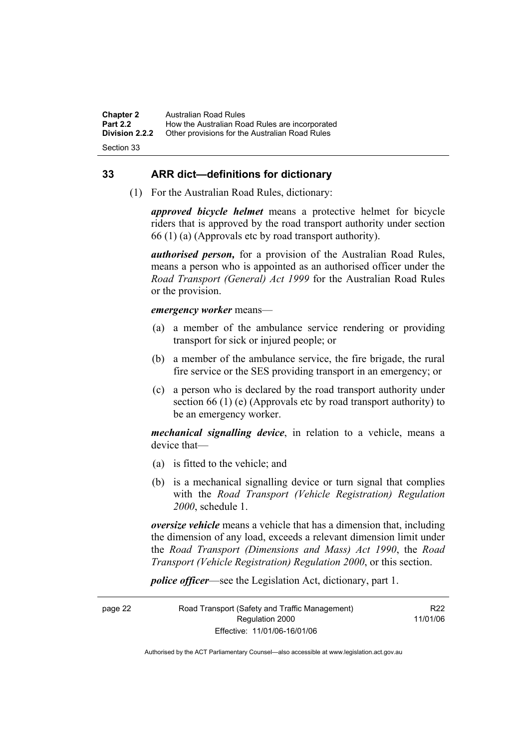## 33 ARR dict—definitions for dictionary

(1) For the Australian Road Rules, dictionary:

***approved bicycle helmet*** means a protective helmet for bicycle riders that is approved by the road transport authority under section 66 (1) (a) (Approvals etc by road transport authority).

***authorised person,*** for a provision of the Australian Road Rules, means a person who is appointed as an authorised officer under the *Road Transport (General) Act 1999* for the Australian Road Rules or the provision.

***emergency worker*** means—

(a) a member of the ambulance service rendering or providing transport for sick or injured people; or

(b) a member of the ambulance service, the fire brigade, the rural fire service or the SES providing transport in an emergency; or

(c) a person who is declared by the road transport authority under section 66 (1) (e) (Approvals etc by road transport authority) to be an emergency worker.

***mechanical signalling device***, in relation to a vehicle, means a device that—

(a) is fitted to the vehicle; and

(b) is a mechanical signalling device or turn signal that complies with the *Road Transport (Vehicle Registration) Regulation 2000*, schedule 1.

***oversize vehicle*** means a vehicle that has a dimension that, including the dimension of any load, exceeds a relevant dimension limit under the *Road Transport (Dimensions and Mass) Act 1990*, the *Road Transport (Vehicle Registration) Regulation 2000*, or this section.

***police officer***—see the Legislation Act, dictionary, part 1.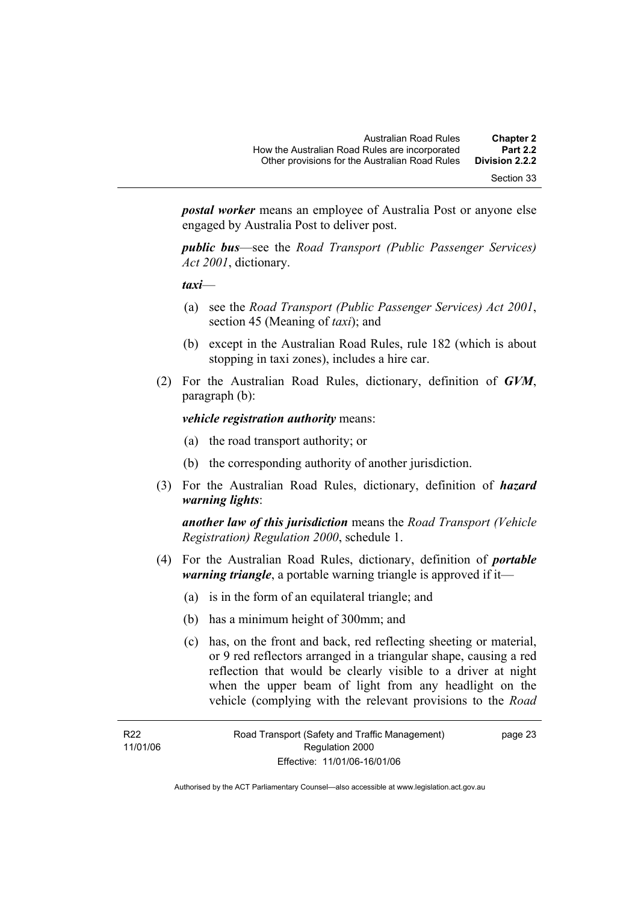***postal worker*** means an employee of Australia Post or anyone else engaged by Australia Post to deliver post.

***public bus***—see the *Road Transport (Public Passenger Services) Act 2001*, dictionary.

***taxi***—

(a) see the *Road Transport (Public Passenger Services) Act 2001*, section 45 (Meaning of *taxi*); and

(b) except in the Australian Road Rules, rule 182 (which is about stopping in taxi zones), includes a hire car.

(2) For the Australian Road Rules, dictionary, definition of ***GVM***, paragraph (b):

***vehicle registration authority*** means:

(a) the road transport authority; or

(b) the corresponding authority of another jurisdiction.

(3) For the Australian Road Rules, dictionary, definition of ***hazard warning lights***:

***another law of this jurisdiction*** means the *Road Transport (Vehicle Registration) Regulation 2000*, schedule 1.

(4) For the Australian Road Rules, dictionary, definition of ***portable warning triangle***, a portable warning triangle is approved if it—

(a) is in the form of an equilateral triangle; and

(b) has a minimum height of 300mm; and

(c) has, on the front and back, red reflecting sheeting or material, or 9 red reflectors arranged in a triangular shape, causing a red reflection that would be clearly visible to a driver at night when the upper beam of light from any headlight on the vehicle (complying with the relevant provisions to the *Road*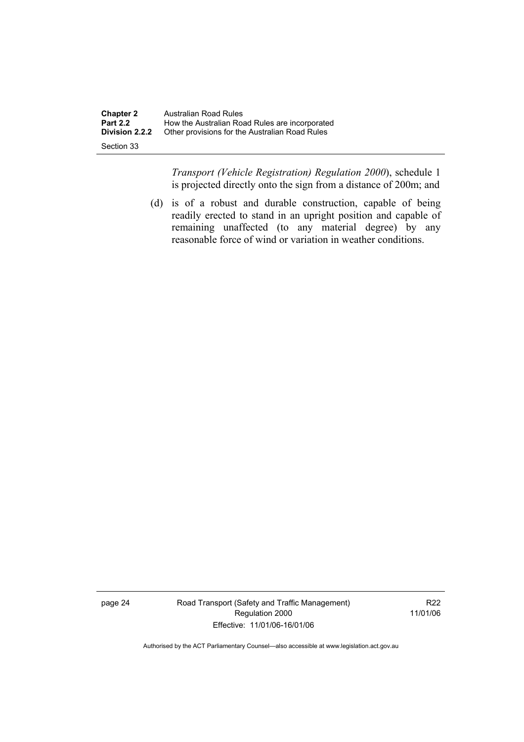*Transport (Vehicle Registration) Regulation 2000*), schedule 1 is projected directly onto the sign from a distance of 200m; and

(d) is of a robust and durable construction, capable of being readily erected to stand in an upright position and capable of remaining unaffected (to any material degree) by any reasonable force of wind or variation in weather conditions.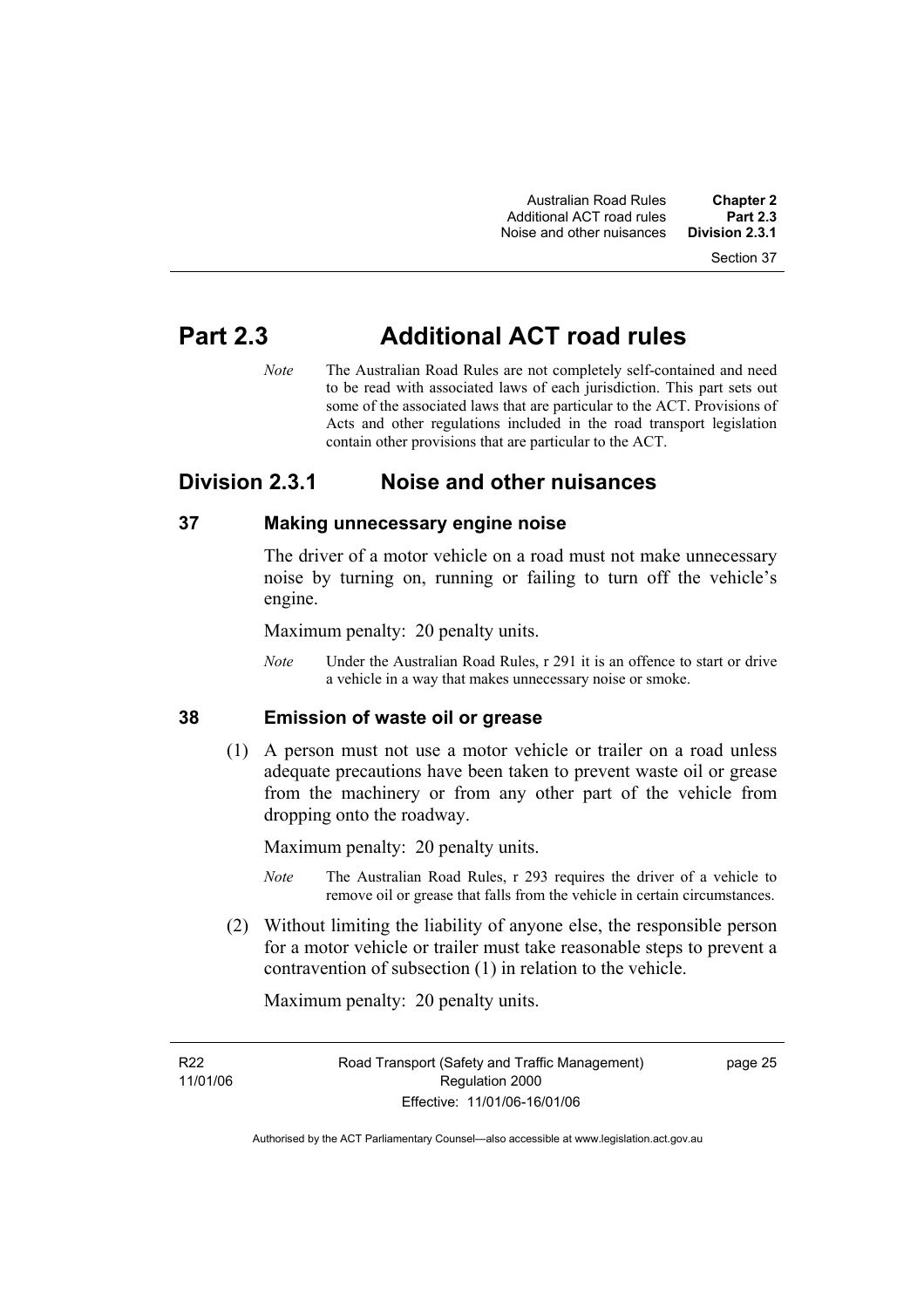# Part 2.3 Additional ACT road rules

*Note* The Australian Road Rules are not completely self-contained and need to be read with associated laws of each jurisdiction. This part sets out some of the associated laws that are particular to the ACT. Provisions of Acts and other regulations included in the road transport legislation contain other provisions that are particular to the ACT.

## Division 2.3.1 Noise and other nuisances

### 37 Making unnecessary engine noise

The driver of a motor vehicle on a road must not make unnecessary noise by turning on, running or failing to turn off the vehicle's engine.

Maximum penalty: 20 penalty units.

*Note* Under the Australian Road Rules, r 291 it is an offence to start or drive a vehicle in a way that makes unnecessary noise or smoke.

### 38 Emission of waste oil or grease

(1) A person must not use a motor vehicle or trailer on a road unless adequate precautions have been taken to prevent waste oil or grease from the machinery or from any other part of the vehicle from dropping onto the roadway.

Maximum penalty: 20 penalty units.

*Note* The Australian Road Rules, r 293 requires the driver of a vehicle to remove oil or grease that falls from the vehicle in certain circumstances.

(2) Without limiting the liability of anyone else, the responsible person for a motor vehicle or trailer must take reasonable steps to prevent a contravention of subsection (1) in relation to the vehicle.

Maximum penalty: 20 penalty units.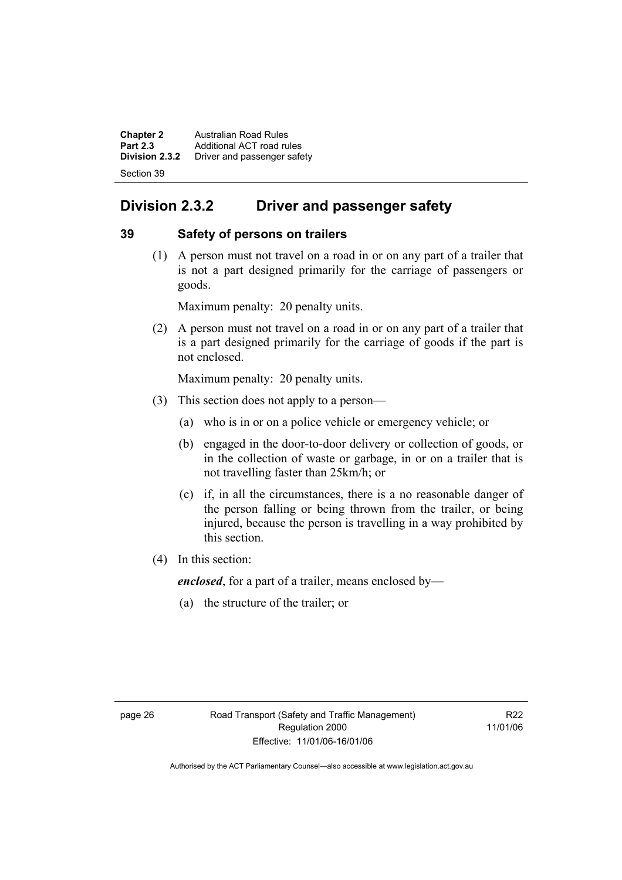## Division 2.3.2 Driver and passenger safety

### 39 Safety of persons on trailers

(1) A person must not travel on a road in or on any part of a trailer that is not a part designed primarily for the carriage of passengers or goods.

Maximum penalty: 20 penalty units.

(2) A person must not travel on a road in or on any part of a trailer that is a part designed primarily for the carriage of goods if the part is not enclosed.

Maximum penalty: 20 penalty units.

(3) This section does not apply to a person—

(a) who is in or on a police vehicle or emergency vehicle; or

(b) engaged in the door-to-door delivery or collection of goods, or in the collection of waste or garbage, in or on a trailer that is not travelling faster than 25km/h; or

(c) if, in all the circumstances, there is a no reasonable danger of the person falling or being thrown from the trailer, or being injured, because the person is travelling in a way prohibited by this section.

(4) In this section:

***enclosed***, for a part of a trailer, means enclosed by—

(a) the structure of the trailer; or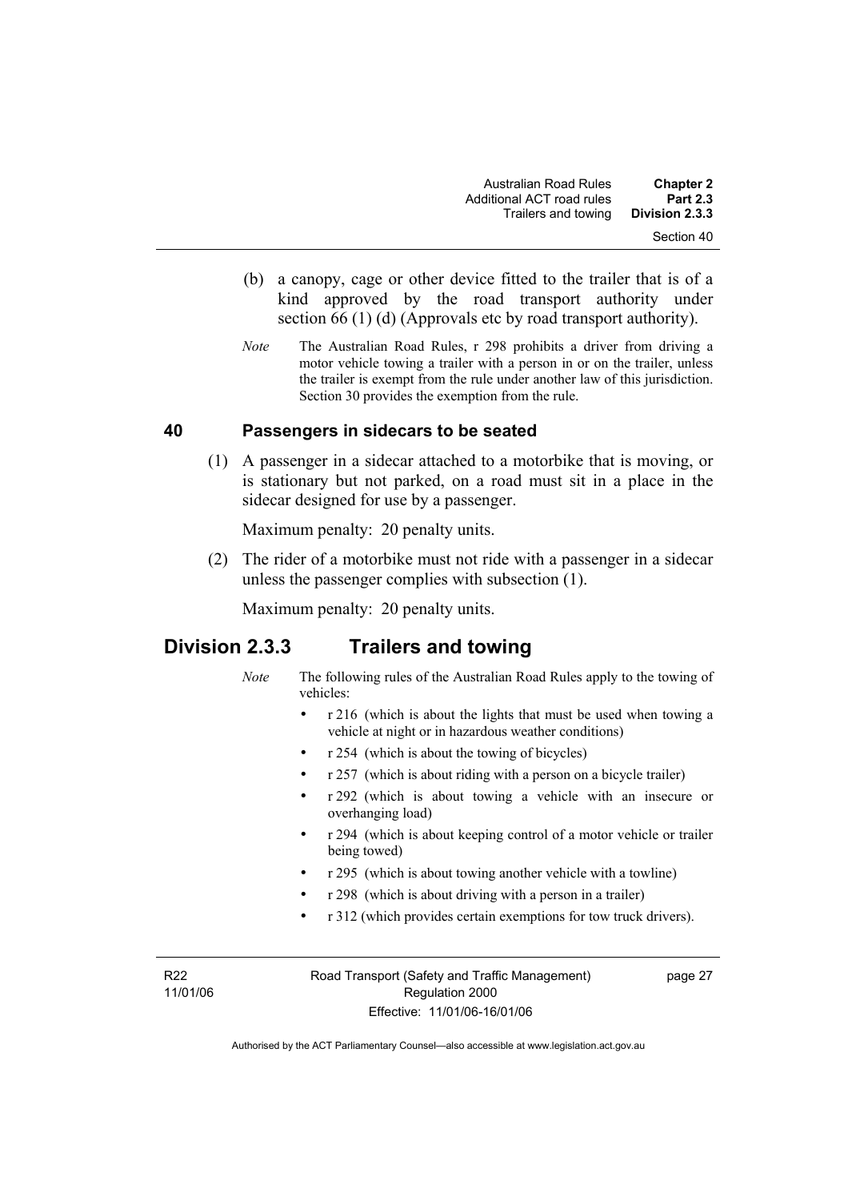(b) a canopy, cage or other device fitted to the trailer that is of a kind approved by the road transport authority under section 66 (1) (d) (Approvals etc by road transport authority).

*Note* The Australian Road Rules, r 298 prohibits a driver from driving a motor vehicle towing a trailer with a person in or on the trailer, unless the trailer is exempt from the rule under another law of this jurisdiction. Section 30 provides the exemption from the rule.

### 40 Passengers in sidecars to be seated

(1) A passenger in a sidecar attached to a motorbike that is moving, or is stationary but not parked, on a road must sit in a place in the sidecar designed for use by a passenger.

Maximum penalty: 20 penalty units.

(2) The rider of a motorbike must not ride with a passenger in a sidecar unless the passenger complies with subsection (1).

Maximum penalty: 20 penalty units.

## Division 2.3.3 Trailers and towing

*Note* The following rules of the Australian Road Rules apply to the towing of vehicles:

- r 216 (which is about the lights that must be used when towing a vehicle at night or in hazardous weather conditions)
- r 254 (which is about the towing of bicycles)
- r 257 (which is about riding with a person on a bicycle trailer)
- r 292 (which is about towing a vehicle with an insecure or overhanging load)
- r 294 (which is about keeping control of a motor vehicle or trailer being towed)
- r 295 (which is about towing another vehicle with a towline)
- r 298 (which is about driving with a person in a trailer)
- r 312 (which provides certain exemptions for tow truck drivers).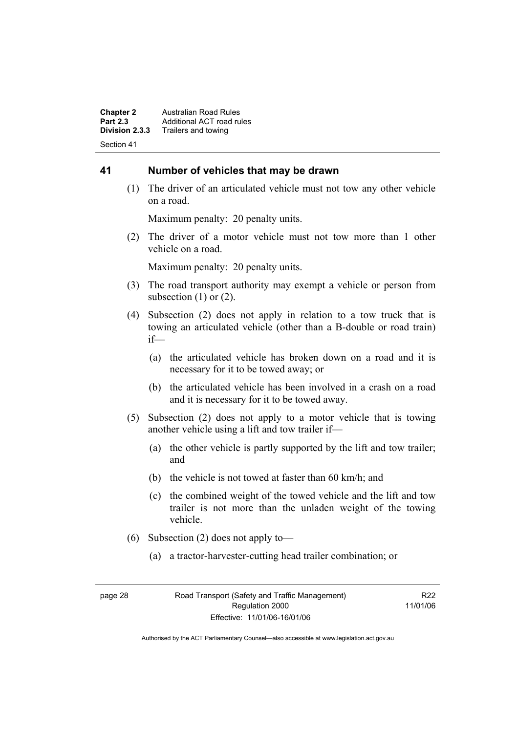## 41 Number of vehicles that may be drawn

(1) The driver of an articulated vehicle must not tow any other vehicle on a road.

Maximum penalty: 20 penalty units.

(2) The driver of a motor vehicle must not tow more than 1 other vehicle on a road.

Maximum penalty: 20 penalty units.

(3) The road transport authority may exempt a vehicle or person from subsection (1) or (2).

(4) Subsection (2) does not apply in relation to a tow truck that is towing an articulated vehicle (other than a B-double or road train) if—

(a) the articulated vehicle has broken down on a road and it is necessary for it to be towed away; or

(b) the articulated vehicle has been involved in a crash on a road and it is necessary for it to be towed away.

(5) Subsection (2) does not apply to a motor vehicle that is towing another vehicle using a lift and tow trailer if—

(a) the other vehicle is partly supported by the lift and tow trailer; and

(b) the vehicle is not towed at faster than 60 km/h; and

(c) the combined weight of the towed vehicle and the lift and tow trailer is not more than the unladen weight of the towing vehicle.

(6) Subsection (2) does not apply to—

(a) a tractor-harvester-cutting head trailer combination; or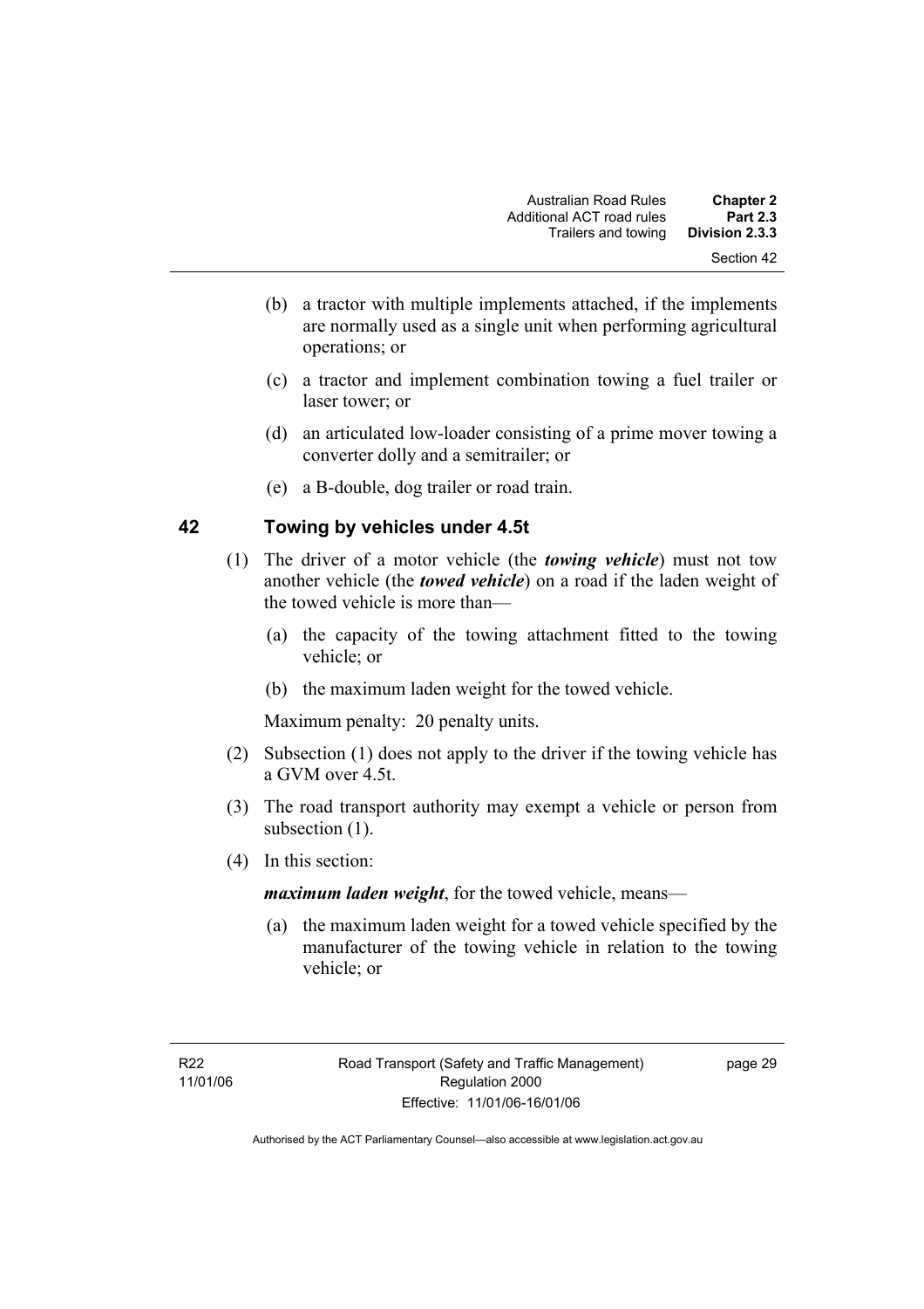(b) a tractor with multiple implements attached, if the implements are normally used as a single unit when performing agricultural operations; or

(c) a tractor and implement combination towing a fuel trailer or laser tower; or

(d) an articulated low-loader consisting of a prime mover towing a converter dolly and a semitrailer; or

(e) a B-double, dog trailer or road train.

## 42 Towing by vehicles under 4.5t

(1) The driver of a motor vehicle (the ***towing vehicle***) must not tow another vehicle (the ***towed vehicle***) on a road if the laden weight of the towed vehicle is more than—

(a) the capacity of the towing attachment fitted to the towing vehicle; or

(b) the maximum laden weight for the towed vehicle.

Maximum penalty: 20 penalty units.

(2) Subsection (1) does not apply to the driver if the towing vehicle has a GVM over 4.5t.

(3) The road transport authority may exempt a vehicle or person from subsection (1).

(4) In this section:

***maximum laden weight***, for the towed vehicle, means—

(a) the maximum laden weight for a towed vehicle specified by the manufacturer of the towing vehicle in relation to the towing vehicle; or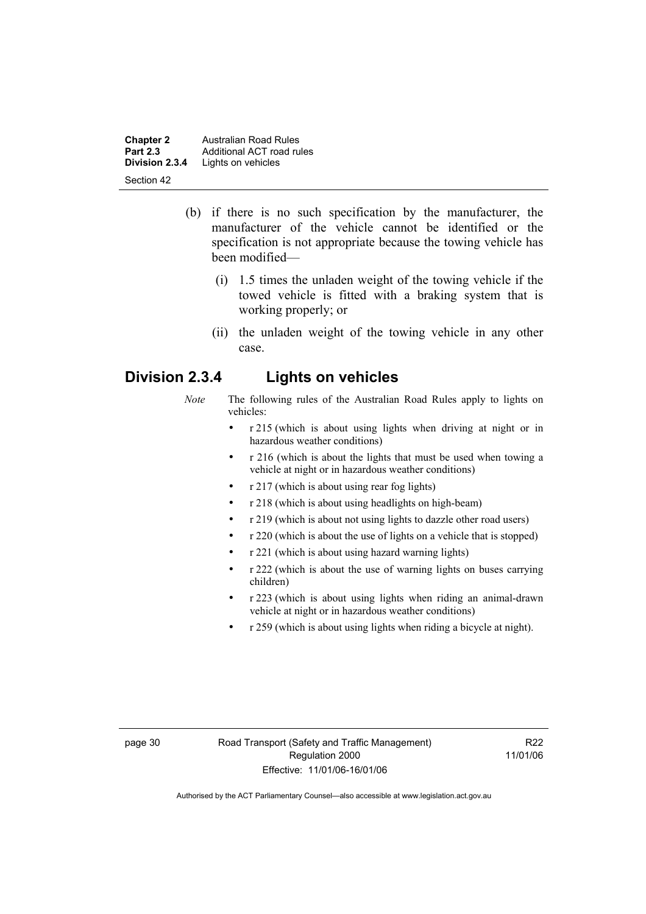(b) if there is no such specification by the manufacturer, the manufacturer of the vehicle cannot be identified or the specification is not appropriate because the towing vehicle has been modified—

(i) 1.5 times the unladen weight of the towing vehicle if the towed vehicle is fitted with a braking system that is working properly; or

(ii) the unladen weight of the towing vehicle in any other case.

## Division 2.3.4 Lights on vehicles

*Note* The following rules of the Australian Road Rules apply to lights on vehicles:

- r 215 (which is about using lights when driving at night or in hazardous weather conditions)
- r 216 (which is about the lights that must be used when towing a vehicle at night or in hazardous weather conditions)
- r 217 (which is about using rear fog lights)
- r 218 (which is about using headlights on high-beam)
- r 219 (which is about not using lights to dazzle other road users)
- r 220 (which is about the use of lights on a vehicle that is stopped)
- r 221 (which is about using hazard warning lights)
- r 222 (which is about the use of warning lights on buses carrying children)
- r 223 (which is about using lights when riding an animal-drawn vehicle at night or in hazardous weather conditions)
- r 259 (which is about using lights when riding a bicycle at night).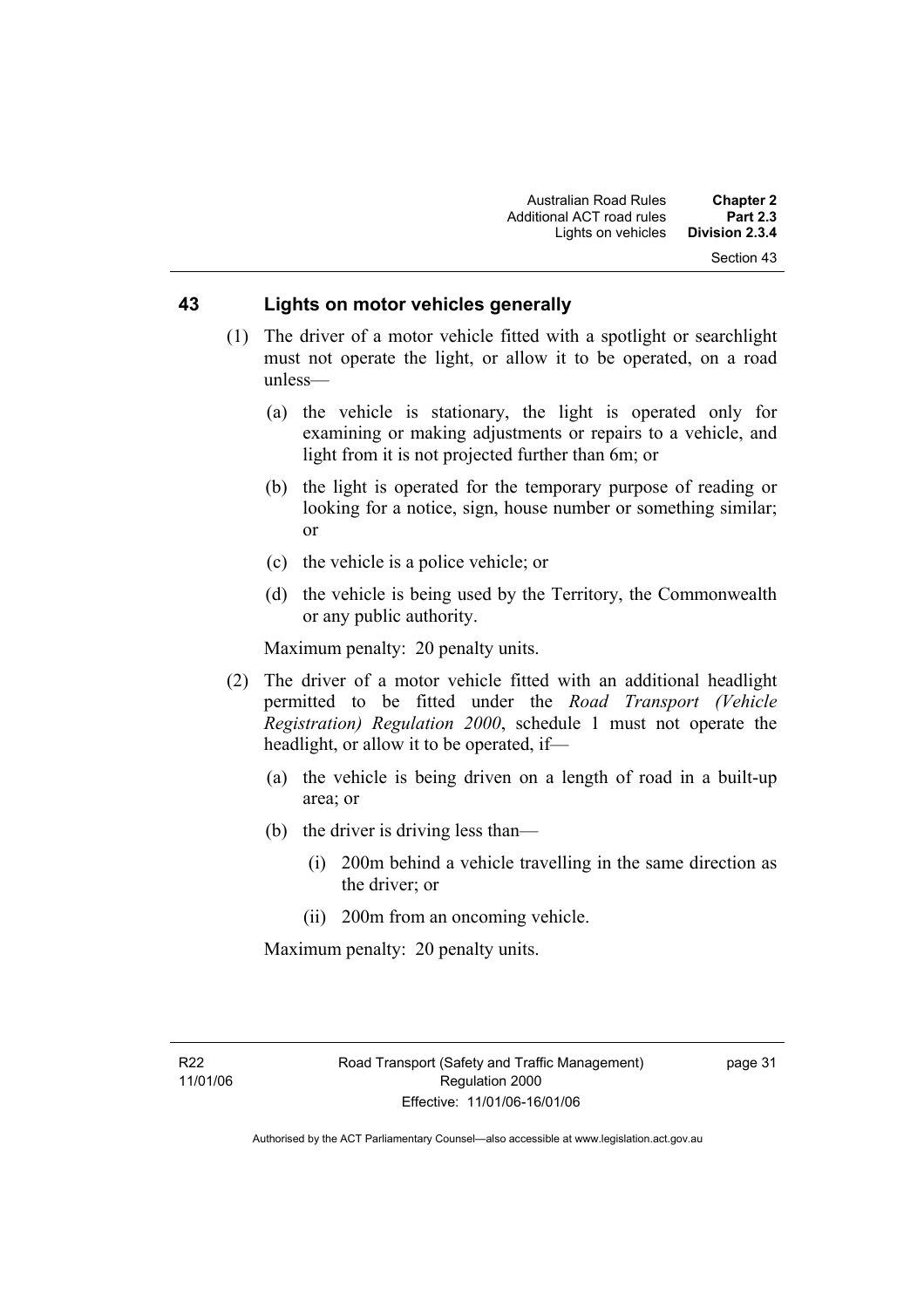## 43 Lights on motor vehicles generally

(1) The driver of a motor vehicle fitted with a spotlight or searchlight must not operate the light, or allow it to be operated, on a road unless—

(a) the vehicle is stationary, the light is operated only for examining or making adjustments or repairs to a vehicle, and light from it is not projected further than 6m; or

(b) the light is operated for the temporary purpose of reading or looking for a notice, sign, house number or something similar; or

(c) the vehicle is a police vehicle; or

(d) the vehicle is being used by the Territory, the Commonwealth or any public authority.

Maximum penalty: 20 penalty units.

(2) The driver of a motor vehicle fitted with an additional headlight permitted to be fitted under the *Road Transport (Vehicle Registration) Regulation 2000*, schedule 1 must not operate the headlight, or allow it to be operated, if—

(a) the vehicle is being driven on a length of road in a built-up area; or

(b) the driver is driving less than—

(i) 200m behind a vehicle travelling in the same direction as the driver; or

(ii) 200m from an oncoming vehicle.

Maximum penalty: 20 penalty units.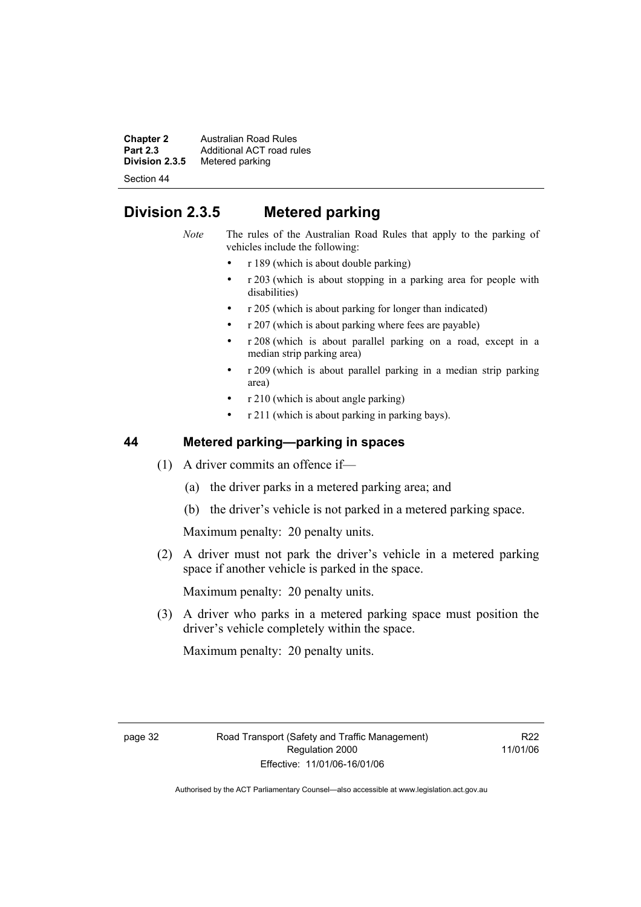## Division 2.3.5 Metered parking

*Note* The rules of the Australian Road Rules that apply to the parking of vehicles include the following:

- r 189 (which is about double parking)
- r 203 (which is about stopping in a parking area for people with disabilities)
- r 205 (which is about parking for longer than indicated)
- r 207 (which is about parking where fees are payable)
- r 208 (which is about parallel parking on a road, except in a median strip parking area)
- r 209 (which is about parallel parking in a median strip parking area)
- r 210 (which is about angle parking)
- r 211 (which is about parking in parking bays).

### 44 Metered parking—parking in spaces

(1) A driver commits an offence if—

(a) the driver parks in a metered parking area; and

(b) the driver's vehicle is not parked in a metered parking space.

Maximum penalty: 20 penalty units.

(2) A driver must not park the driver's vehicle in a metered parking space if another vehicle is parked in the space.

Maximum penalty: 20 penalty units.

(3) A driver who parks in a metered parking space must position the driver's vehicle completely within the space.

Maximum penalty: 20 penalty units.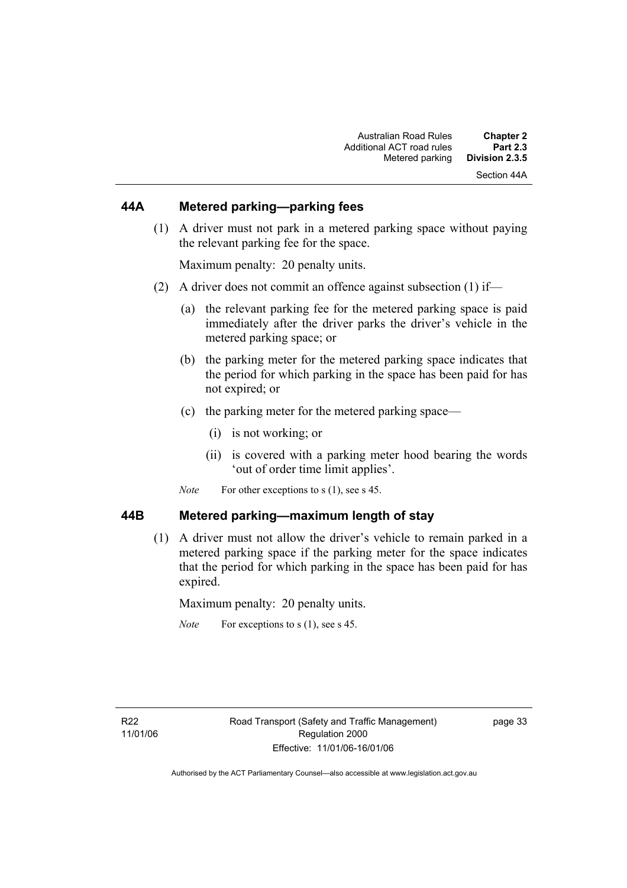## 44A Metered parking—parking fees

(1) A driver must not park in a metered parking space without paying the relevant parking fee for the space.

Maximum penalty: 20 penalty units.

(2) A driver does not commit an offence against subsection (1) if—

(a) the relevant parking fee for the metered parking space is paid immediately after the driver parks the driver's vehicle in the metered parking space; or

(b) the parking meter for the metered parking space indicates that the period for which parking in the space has been paid for has not expired; or

(c) the parking meter for the metered parking space—

(i) is not working; or

(ii) is covered with a parking meter hood bearing the words 'out of order time limit applies'.

*Note* For other exceptions to s (1), see s 45.

## 44B Metered parking—maximum length of stay

(1) A driver must not allow the driver's vehicle to remain parked in a metered parking space if the parking meter for the space indicates that the period for which parking in the space has been paid for has expired.

Maximum penalty: 20 penalty units.

*Note* For exceptions to s (1), see s 45.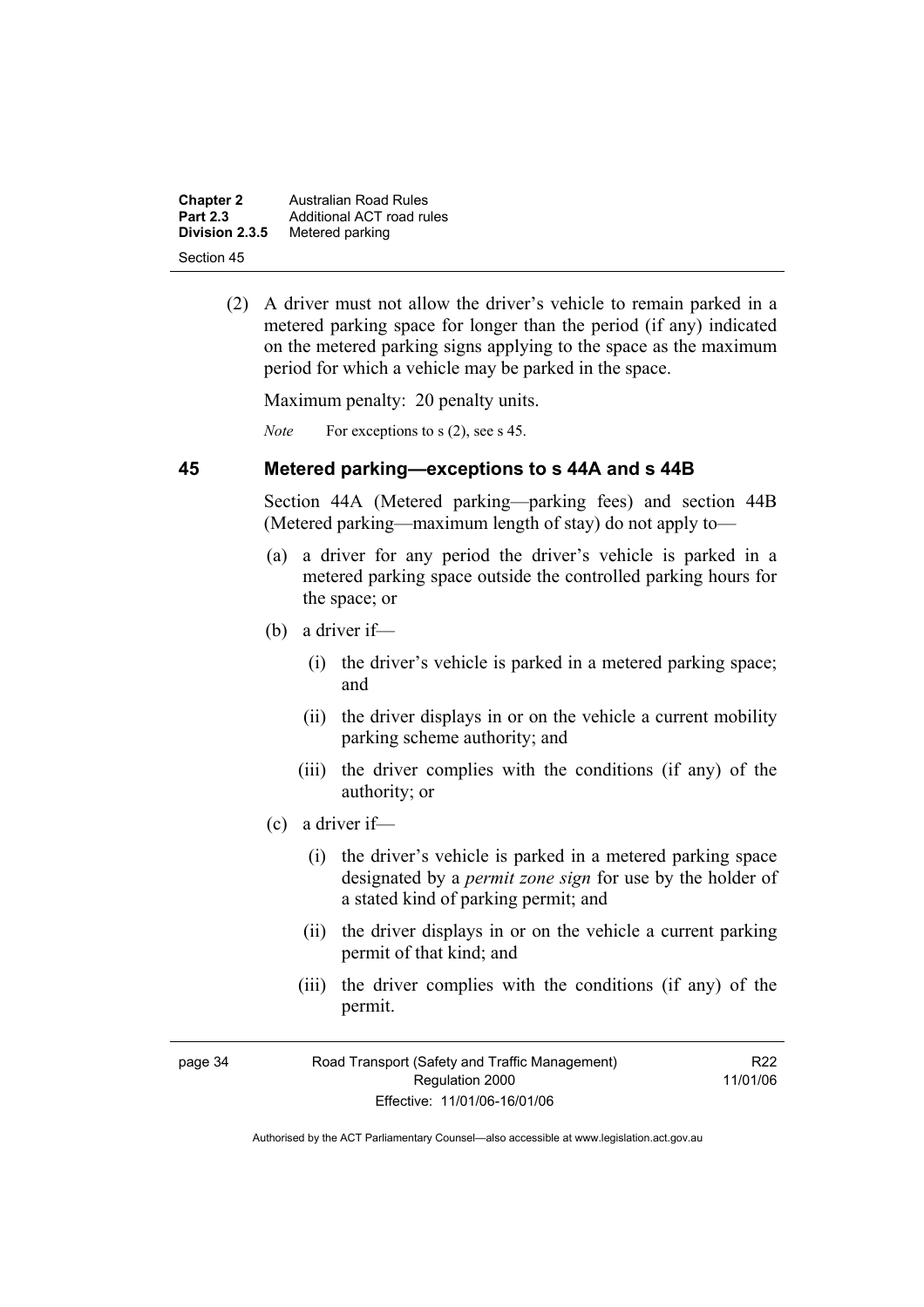(2) A driver must not allow the driver's vehicle to remain parked in a metered parking space for longer than the period (if any) indicated on the metered parking signs applying to the space as the maximum period for which a vehicle may be parked in the space.

Maximum penalty: 20 penalty units.

*Note* For exceptions to s (2), see s 45.

## 45 Metered parking—exceptions to s 44A and s 44B

Section 44A (Metered parking—parking fees) and section 44B (Metered parking—maximum length of stay) do not apply to—

(a) a driver for any period the driver's vehicle is parked in a metered parking space outside the controlled parking hours for the space; or

(b) a driver if—

(i) the driver's vehicle is parked in a metered parking space; and

(ii) the driver displays in or on the vehicle a current mobility parking scheme authority; and

(iii) the driver complies with the conditions (if any) of the authority; or

(c) a driver if—

(i) the driver's vehicle is parked in a metered parking space designated by a ***permit zone sign*** for use by the holder of a stated kind of parking permit; and

(ii) the driver displays in or on the vehicle a current parking permit of that kind; and

(iii) the driver complies with the conditions (if any) of the permit.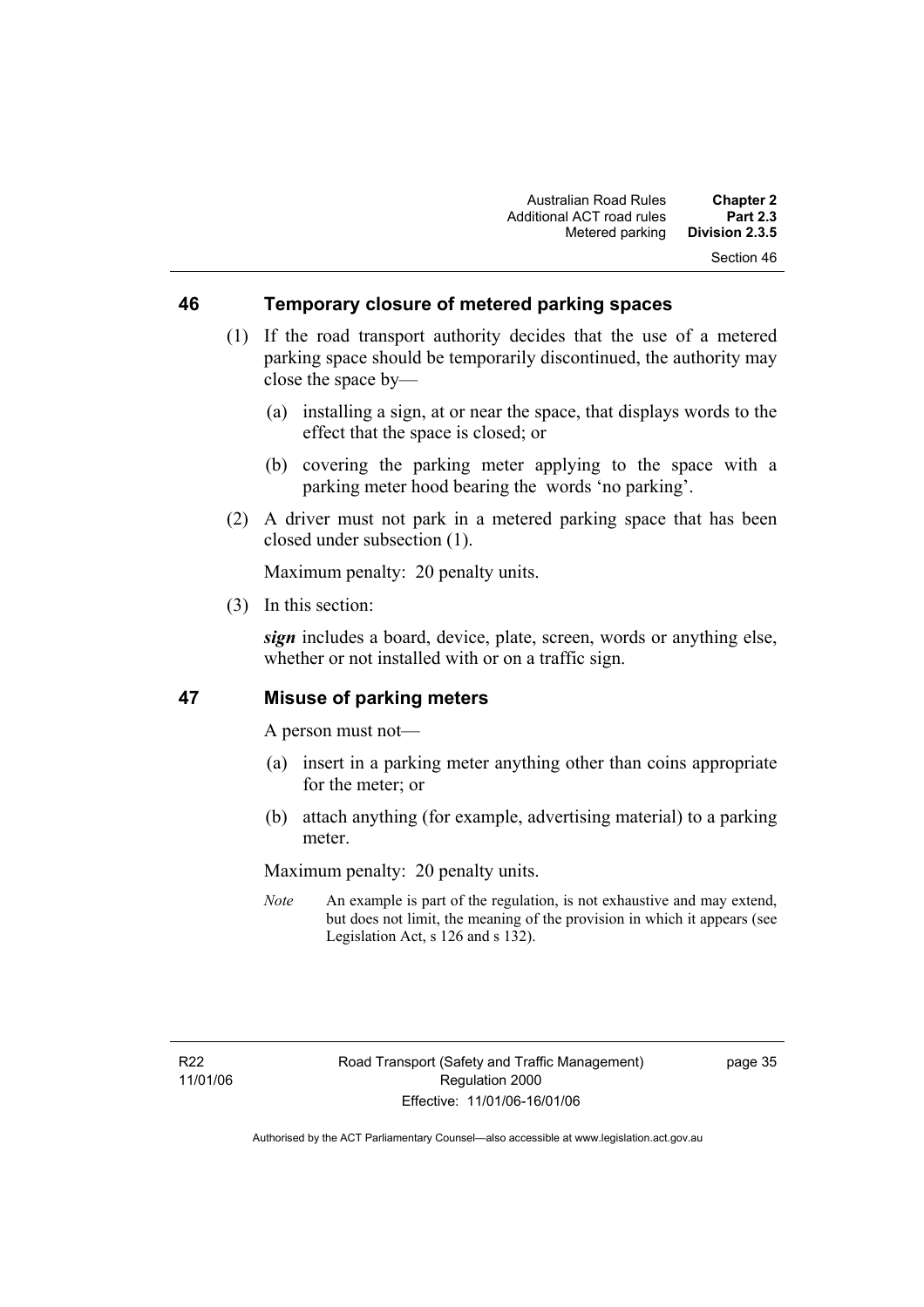## 46 Temporary closure of metered parking spaces

(1) If the road transport authority decides that the use of a metered parking space should be temporarily discontinued, the authority may close the space by—

(a) installing a sign, at or near the space, that displays words to the effect that the space is closed; or

(b) covering the parking meter applying to the space with a parking meter hood bearing the words 'no parking'.

(2) A driver must not park in a metered parking space that has been closed under subsection (1).

Maximum penalty: 20 penalty units.

(3) In this section:

***sign*** includes a board, device, plate, screen, words or anything else, whether or not installed with or on a traffic sign.

## 47 Misuse of parking meters

A person must not—

(a) insert in a parking meter anything other than coins appropriate for the meter; or

(b) attach anything (for example, advertising material) to a parking meter.

Maximum penalty: 20 penalty units.

*Note* An example is part of the regulation, is not exhaustive and may extend, but does not limit, the meaning of the provision in which it appears (see Legislation Act, s 126 and s 132).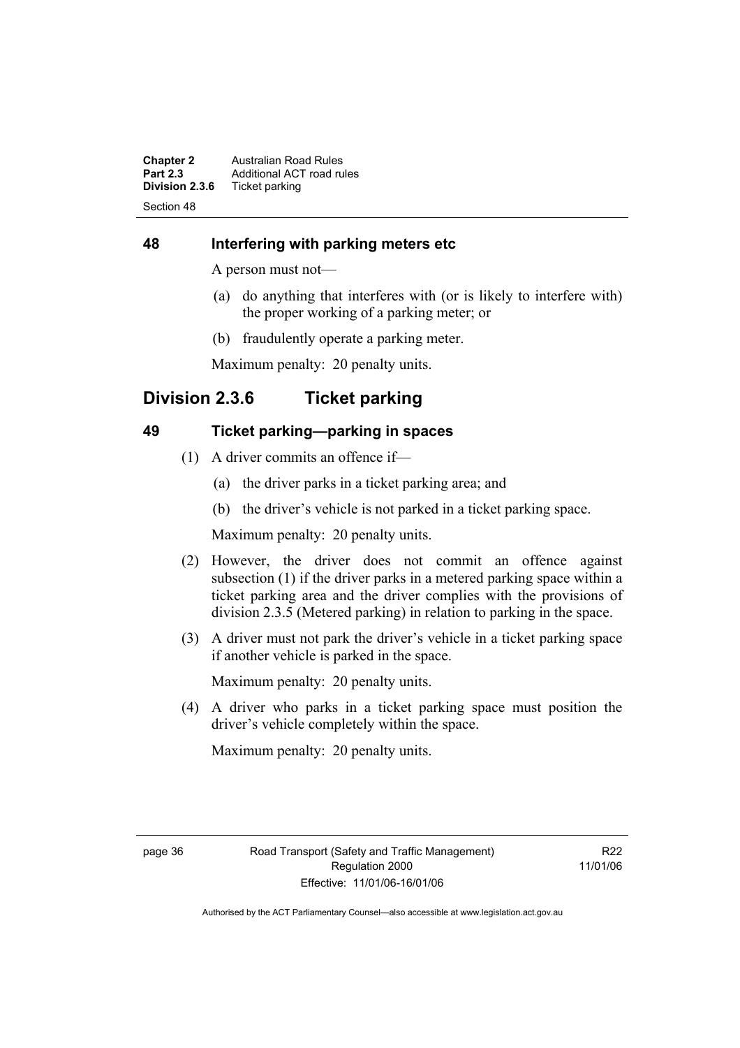## 48 Interfering with parking meters etc

A person must not—

(a) do anything that interferes with (or is likely to interfere with) the proper working of a parking meter; or

(b) fraudulently operate a parking meter.

Maximum penalty: 20 penalty units.

# Division 2.3.6 Ticket parking

## 49 Ticket parking—parking in spaces

(1) A driver commits an offence if—

(a) the driver parks in a ticket parking area; and

(b) the driver's vehicle is not parked in a ticket parking space.

Maximum penalty: 20 penalty units.

(2) However, the driver does not commit an offence against subsection (1) if the driver parks in a metered parking space within a ticket parking area and the driver complies with the provisions of division 2.3.5 (Metered parking) in relation to parking in the space.

(3) A driver must not park the driver's vehicle in a ticket parking space if another vehicle is parked in the space.

Maximum penalty: 20 penalty units.

(4) A driver who parks in a ticket parking space must position the driver's vehicle completely within the space.

Maximum penalty: 20 penalty units.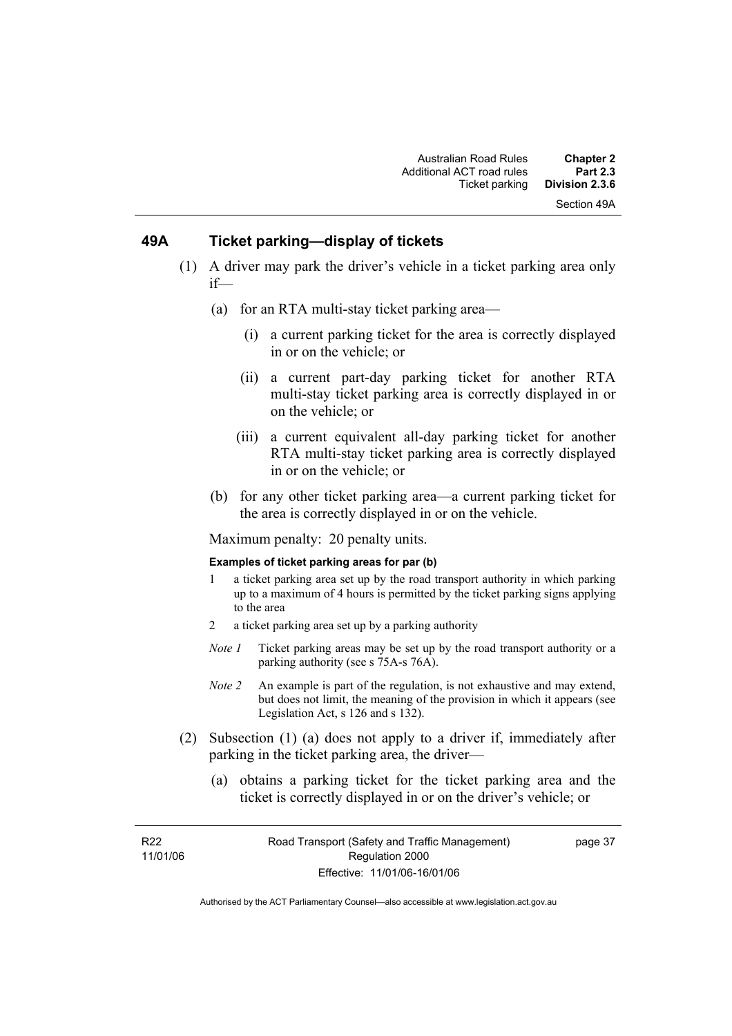## 49A Ticket parking—display of tickets

(1) A driver may park the driver's vehicle in a ticket parking area only if—

(a) for an RTA multi-stay ticket parking area—

(i) a current parking ticket for the area is correctly displayed in or on the vehicle; or

(ii) a current part-day parking ticket for another RTA multi-stay ticket parking area is correctly displayed in or on the vehicle; or

(iii) a current equivalent all-day parking ticket for another RTA multi-stay ticket parking area is correctly displayed in or on the vehicle; or

(b) for any other ticket parking area—a current parking ticket for the area is correctly displayed in or on the vehicle.

Maximum penalty: 20 penalty units.

**Examples of ticket parking areas for par (b)**

1 a ticket parking area set up by the road transport authority in which parking up to a maximum of 4 hours is permitted by the ticket parking signs applying to the area

2 a ticket parking area set up by a parking authority

*Note 1* Ticket parking areas may be set up by the road transport authority or a parking authority (see s 75A-s 76A).

*Note 2* An example is part of the regulation, is not exhaustive and may extend, but does not limit, the meaning of the provision in which it appears (see Legislation Act, s 126 and s 132).

(2) Subsection (1) (a) does not apply to a driver if, immediately after parking in the ticket parking area, the driver—

(a) obtains a parking ticket for the ticket parking area and the ticket is correctly displayed in or on the driver's vehicle; or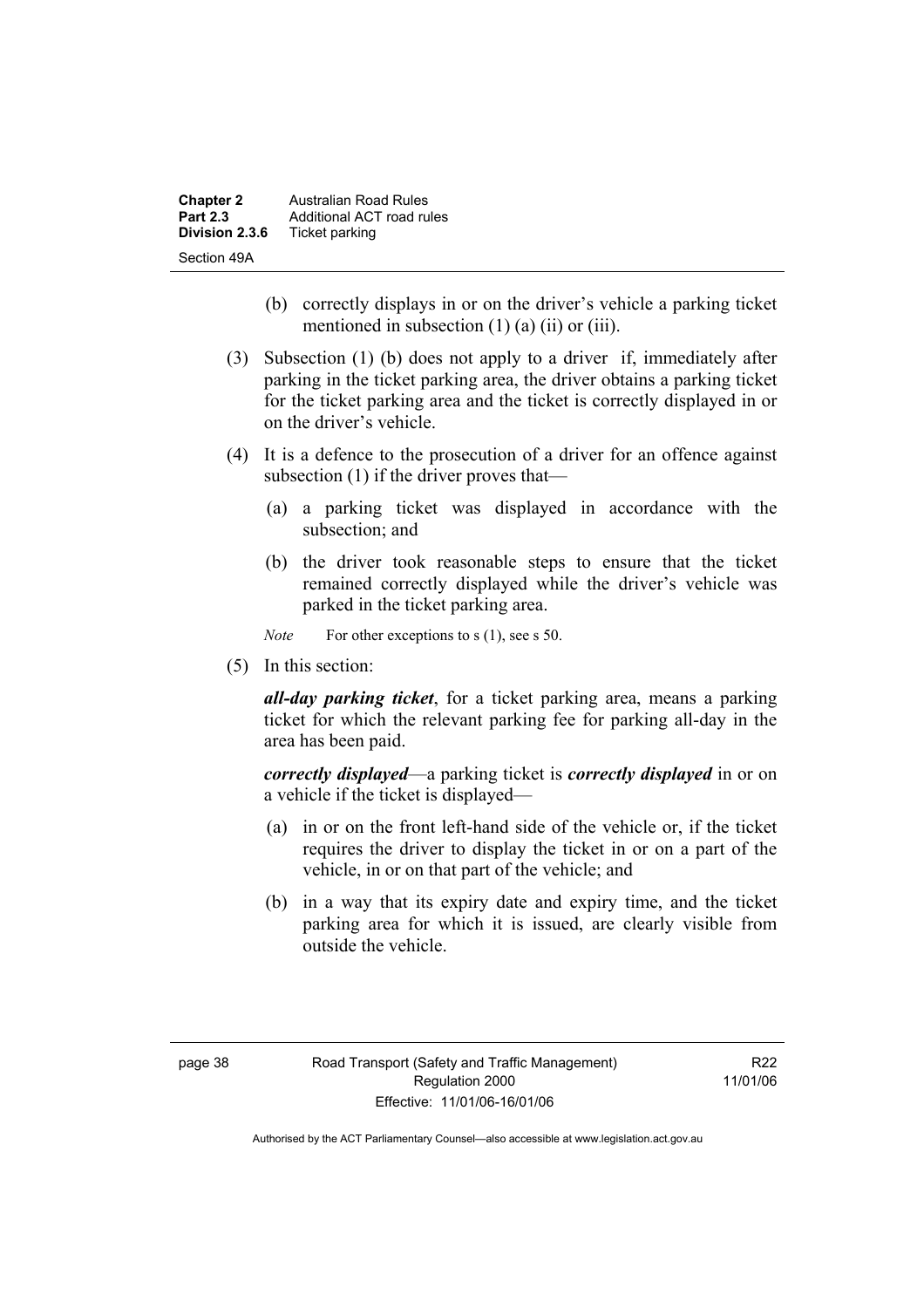(b) correctly displays in or on the driver's vehicle a parking ticket mentioned in subsection (1) (a) (ii) or (iii).

(3) Subsection (1) (b) does not apply to a driver if, immediately after parking in the ticket parking area, the driver obtains a parking ticket for the ticket parking area and the ticket is correctly displayed in or on the driver's vehicle.

(4) It is a defence to the prosecution of a driver for an offence against subsection (1) if the driver proves that—

(a) a parking ticket was displayed in accordance with the subsection; and

(b) the driver took reasonable steps to ensure that the ticket remained correctly displayed while the driver's vehicle was parked in the ticket parking area.

*Note* For other exceptions to s (1), see s 50.

(5) In this section:

***all-day parking ticket***, for a ticket parking area, means a parking ticket for which the relevant parking fee for parking all-day in the area has been paid.

***correctly displayed***—a parking ticket is ***correctly displayed*** in or on a vehicle if the ticket is displayed—

(a) in or on the front left-hand side of the vehicle or, if the ticket requires the driver to display the ticket in or on a part of the vehicle, in or on that part of the vehicle; and

(b) in a way that its expiry date and expiry time, and the ticket parking area for which it is issued, are clearly visible from outside the vehicle.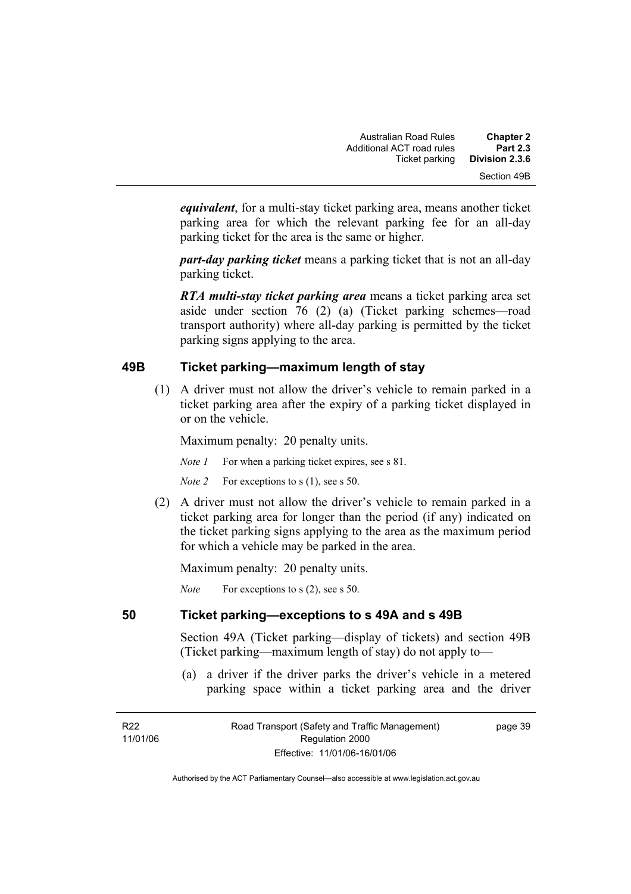***equivalent***, for a multi-stay ticket parking area, means another ticket parking area for which the relevant parking fee for an all-day parking ticket for the area is the same or higher.

***part-day parking ticket*** means a parking ticket that is not an all-day parking ticket.

***RTA multi-stay ticket parking area*** means a ticket parking area set aside under section 76 (2) (a) (Ticket parking schemes—road transport authority) where all-day parking is permitted by the ticket parking signs applying to the area.

## 49B Ticket parking—maximum length of stay

(1) A driver must not allow the driver's vehicle to remain parked in a ticket parking area after the expiry of a parking ticket displayed in or on the vehicle.

Maximum penalty: 20 penalty units.

*Note 1* For when a parking ticket expires, see s 81.

*Note 2* For exceptions to s (1), see s 50.

(2) A driver must not allow the driver's vehicle to remain parked in a ticket parking area for longer than the period (if any) indicated on the ticket parking signs applying to the area as the maximum period for which a vehicle may be parked in the area.

Maximum penalty: 20 penalty units.

*Note* For exceptions to s (2), see s 50.

## 50 Ticket parking—exceptions to s 49A and s 49B

Section 49A (Ticket parking—display of tickets) and section 49B (Ticket parking—maximum length of stay) do not apply to—

(a) a driver if the driver parks the driver's vehicle in a metered parking space within a ticket parking area and the driver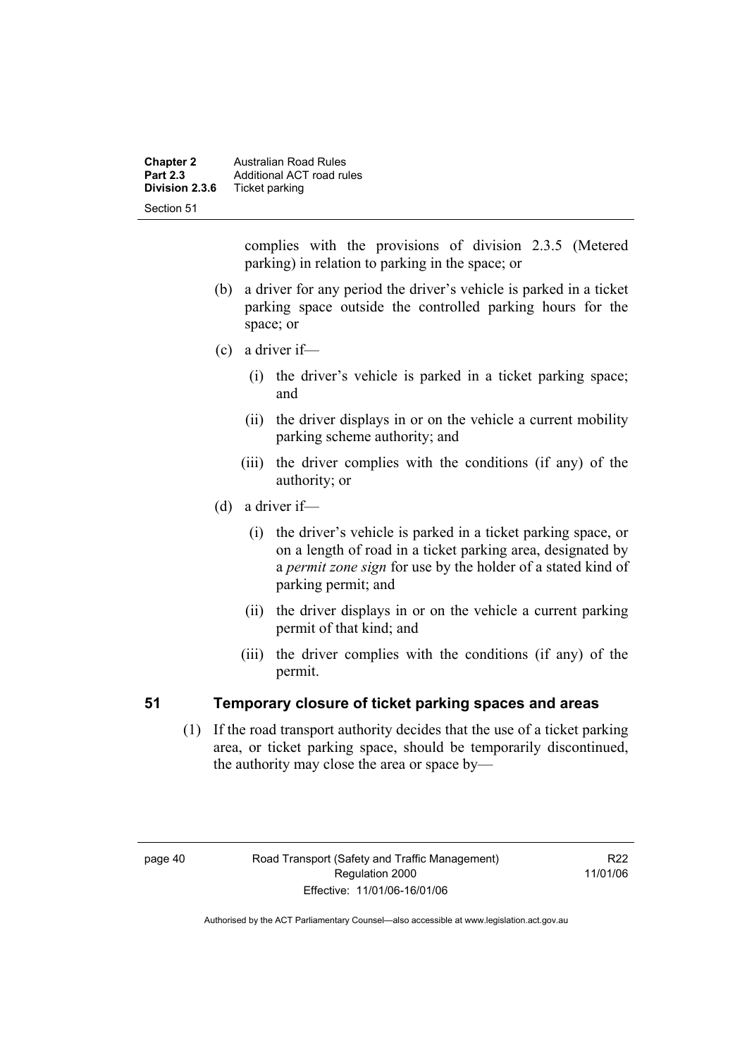complies with the provisions of division 2.3.5 (Metered parking) in relation to parking in the space; or

(b) a driver for any period the driver's vehicle is parked in a ticket parking space outside the controlled parking hours for the space; or

(c) a driver if—

(i) the driver's vehicle is parked in a ticket parking space; and

(ii) the driver displays in or on the vehicle a current mobility parking scheme authority; and

(iii) the driver complies with the conditions (if any) of the authority; or

(d) a driver if—

(i) the driver's vehicle is parked in a ticket parking space, or on a length of road in a ticket parking area, designated by a *permit zone sign* for use by the holder of a stated kind of parking permit; and

(ii) the driver displays in or on the vehicle a current parking permit of that kind; and

(iii) the driver complies with the conditions (if any) of the permit.

## 51 Temporary closure of ticket parking spaces and areas

(1) If the road transport authority decides that the use of a ticket parking area, or ticket parking space, should be temporarily discontinued, the authority may close the area or space by—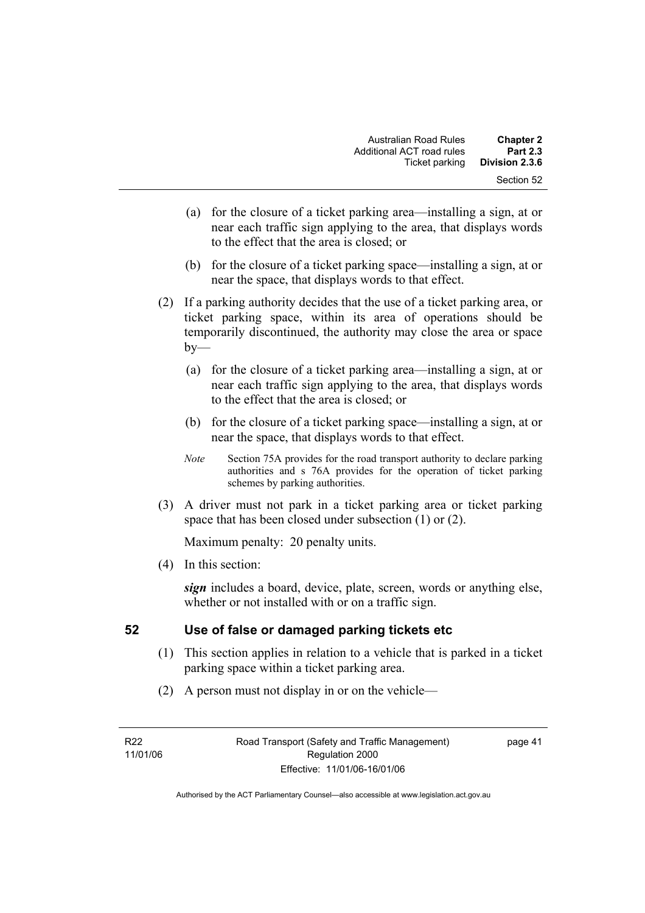(a) for the closure of a ticket parking area—installing a sign, at or near each traffic sign applying to the area, that displays words to the effect that the area is closed; or

(b) for the closure of a ticket parking space—installing a sign, at or near the space, that displays words to that effect.

(2) If a parking authority decides that the use of a ticket parking area, or ticket parking space, within its area of operations should be temporarily discontinued, the authority may close the area or space by—

(a) for the closure of a ticket parking area—installing a sign, at or near each traffic sign applying to the area, that displays words to the effect that the area is closed; or

(b) for the closure of a ticket parking space—installing a sign, at or near the space, that displays words to that effect.

*Note* Section 75A provides for the road transport authority to declare parking authorities and s 76A provides for the operation of ticket parking schemes by parking authorities.

(3) A driver must not park in a ticket parking area or ticket parking space that has been closed under subsection (1) or (2).

Maximum penalty: 20 penalty units.

(4) In this section:

***sign*** includes a board, device, plate, screen, words or anything else, whether or not installed with or on a traffic sign.

## 52 Use of false or damaged parking tickets etc

(1) This section applies in relation to a vehicle that is parked in a ticket parking space within a ticket parking area.

(2) A person must not display in or on the vehicle—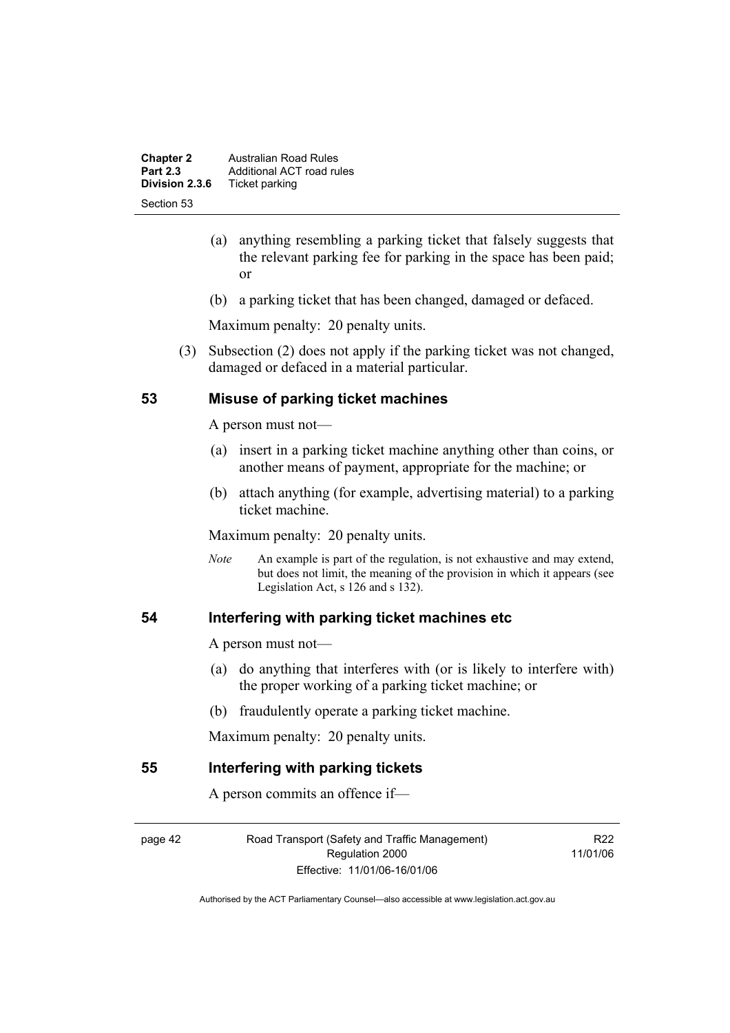(a) anything resembling a parking ticket that falsely suggests that the relevant parking fee for parking in the space has been paid; or

(b) a parking ticket that has been changed, damaged or defaced.

Maximum penalty: 20 penalty units.

(3) Subsection (2) does not apply if the parking ticket was not changed, damaged or defaced in a material particular.

### 53 Misuse of parking ticket machines

A person must not—

(a) insert in a parking ticket machine anything other than coins, or another means of payment, appropriate for the machine; or

(b) attach anything (for example, advertising material) to a parking ticket machine.

Maximum penalty: 20 penalty units.

*Note* An example is part of the regulation, is not exhaustive and may extend, but does not limit, the meaning of the provision in which it appears (see Legislation Act, s 126 and s 132).

### 54 Interfering with parking ticket machines etc

A person must not—

(a) do anything that interferes with (or is likely to interfere with) the proper working of a parking ticket machine; or

(b) fraudulently operate a parking ticket machine.

Maximum penalty: 20 penalty units.

### 55 Interfering with parking tickets

A person commits an offence if—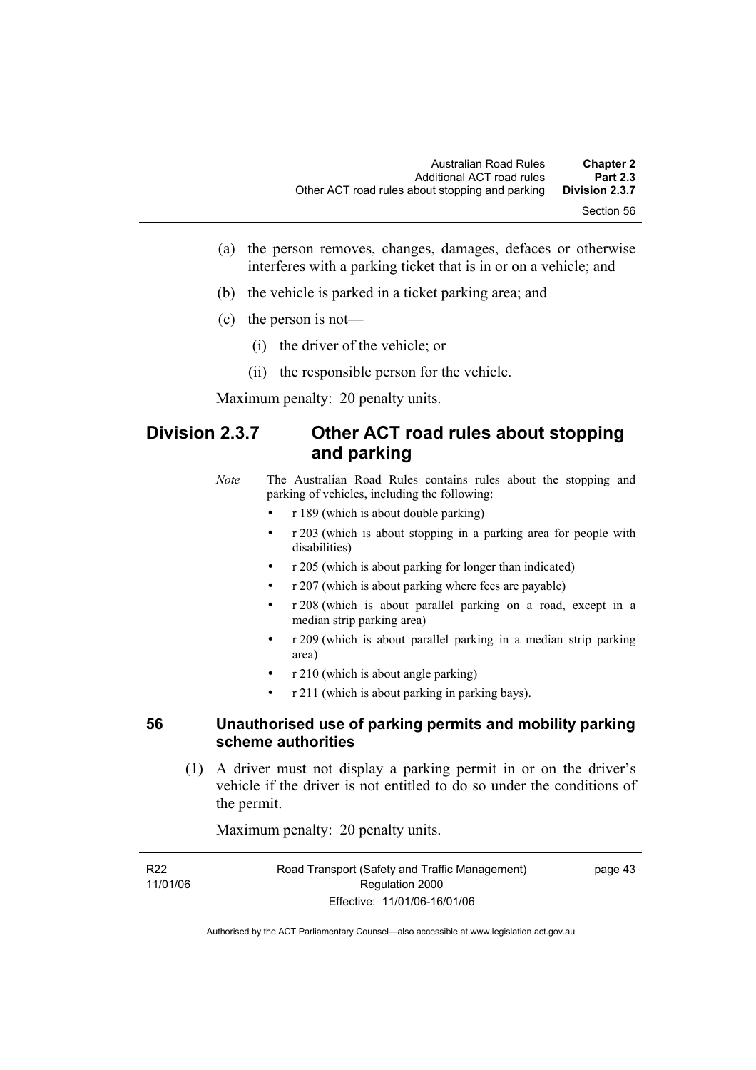(a) the person removes, changes, damages, defaces or otherwise interferes with a parking ticket that is in or on a vehicle; and

(b) the vehicle is parked in a ticket parking area; and

(c) the person is not—

  (i) the driver of the vehicle; or

  (ii) the responsible person for the vehicle.

Maximum penalty: 20 penalty units.

## Division 2.3.7 Other ACT road rules about stopping and parking

*Note* The Australian Road Rules contains rules about the stopping and parking of vehicles, including the following:

- r 189 (which is about double parking)
- r 203 (which is about stopping in a parking area for people with disabilities)
- r 205 (which is about parking for longer than indicated)
- r 207 (which is about parking where fees are payable)
- r 208 (which is about parallel parking on a road, except in a median strip parking area)
- r 209 (which is about parallel parking in a median strip parking area)
- r 210 (which is about angle parking)
- r 211 (which is about parking in parking bays).

### 56 Unauthorised use of parking permits and mobility parking scheme authorities

(1) A driver must not display a parking permit in or on the driver's vehicle if the driver is not entitled to do so under the conditions of the permit.

Maximum penalty: 20 penalty units.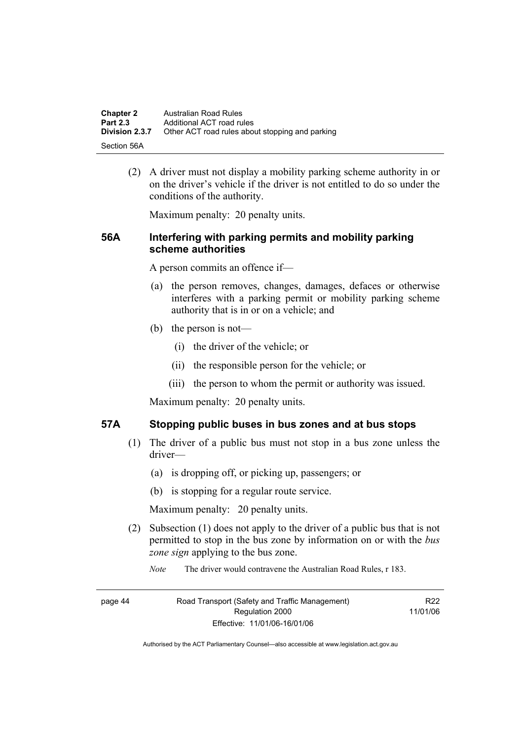(2) A driver must not display a mobility parking scheme authority in or on the driver's vehicle if the driver is not entitled to do so under the conditions of the authority.

Maximum penalty: 20 penalty units.

### 56A Interfering with parking permits and mobility parking scheme authorities

A person commits an offence if—

(a) the person removes, changes, damages, defaces or otherwise interferes with a parking permit or mobility parking scheme authority that is in or on a vehicle; and

(b) the person is not—

(i) the driver of the vehicle; or

(ii) the responsible person for the vehicle; or

(iii) the person to whom the permit or authority was issued.

Maximum penalty: 20 penalty units.

### 57A Stopping public buses in bus zones and at bus stops

(1) The driver of a public bus must not stop in a bus zone unless the driver—

(a) is dropping off, or picking up, passengers; or

(b) is stopping for a regular route service.

Maximum penalty: 20 penalty units.

(2) Subsection (1) does not apply to the driver of a public bus that is not permitted to stop in the bus zone by information on or with the ***bus zone sign*** applying to the bus zone.

*Note* The driver would contravene the Australian Road Rules, r 183.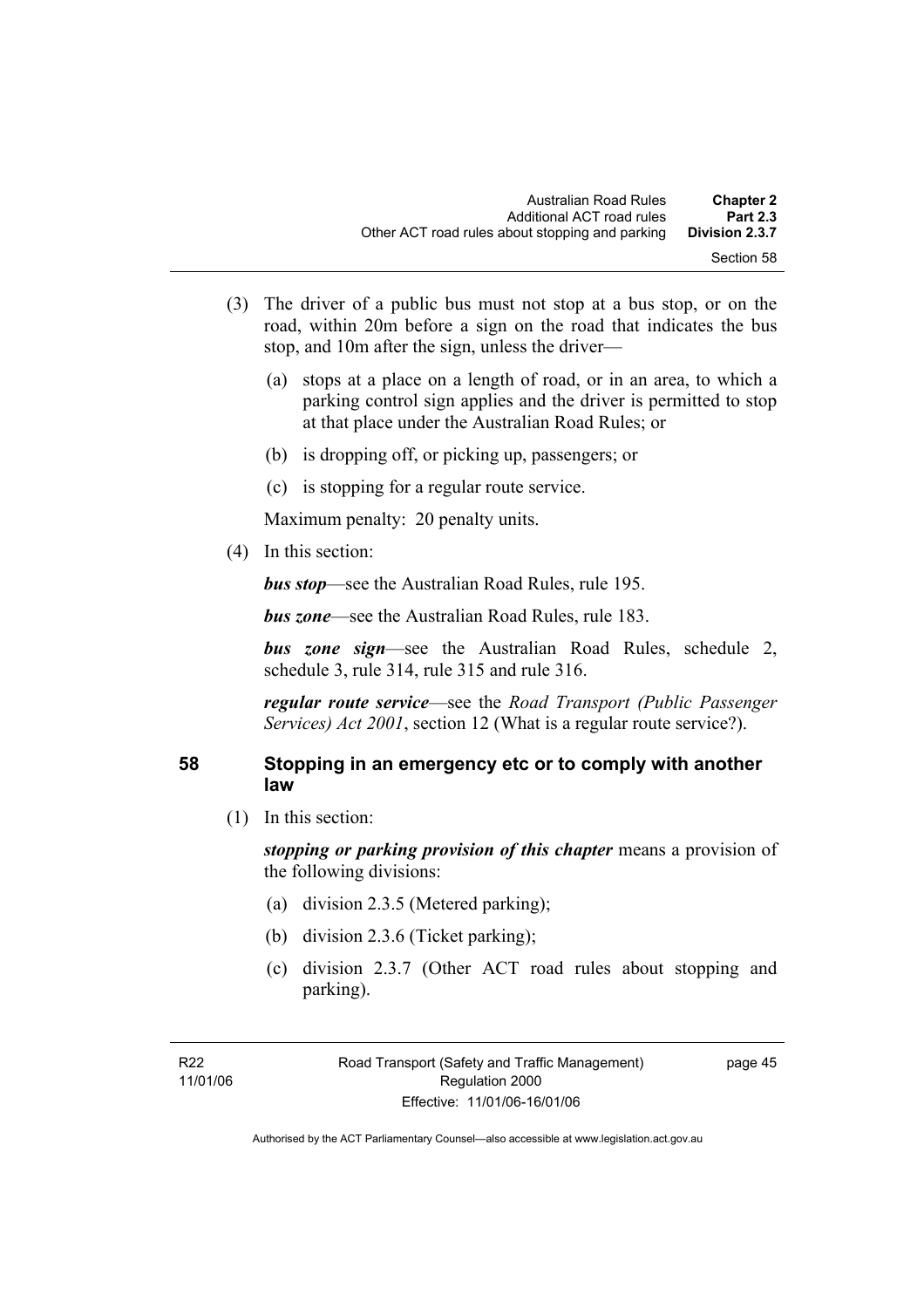(3) The driver of a public bus must not stop at a bus stop, or on the road, within 20m before a sign on the road that indicates the bus stop, and 10m after the sign, unless the driver—

(a) stops at a place on a length of road, or in an area, to which a parking control sign applies and the driver is permitted to stop at that place under the Australian Road Rules; or

(b) is dropping off, or picking up, passengers; or

(c) is stopping for a regular route service.

Maximum penalty: 20 penalty units.

(4) In this section:

***bus stop***—see the Australian Road Rules, rule 195.

***bus zone***—see the Australian Road Rules, rule 183.

***bus zone sign***—see the Australian Road Rules, schedule 2, schedule 3, rule 314, rule 315 and rule 316.

***regular route service***—see the *Road Transport (Public Passenger Services) Act 2001*, section 12 (What is a regular route service?).

## 58 Stopping in an emergency etc or to comply with another law

(1) In this section:

***stopping or parking provision of this chapter*** means a provision of the following divisions:

(a) division 2.3.5 (Metered parking);

(b) division 2.3.6 (Ticket parking);

(c) division 2.3.7 (Other ACT road rules about stopping and parking).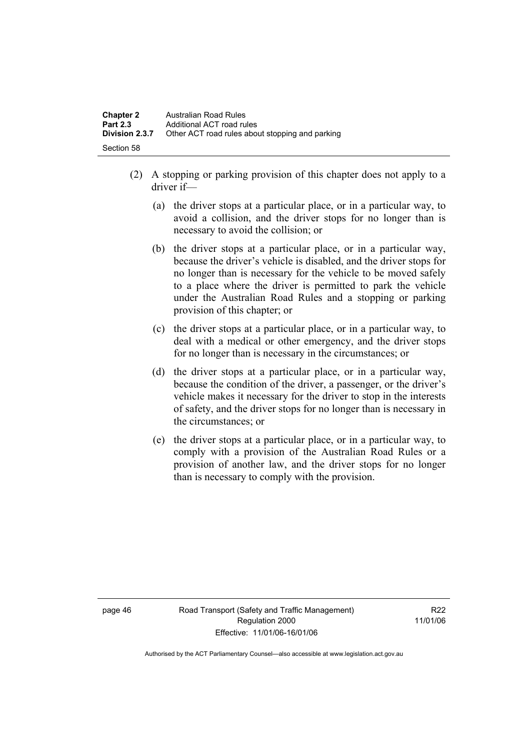(2) A stopping or parking provision of this chapter does not apply to a driver if—

(a) the driver stops at a particular place, or in a particular way, to avoid a collision, and the driver stops for no longer than is necessary to avoid the collision; or

(b) the driver stops at a particular place, or in a particular way, because the driver's vehicle is disabled, and the driver stops for no longer than is necessary for the vehicle to be moved safely to a place where the driver is permitted to park the vehicle under the Australian Road Rules and a stopping or parking provision of this chapter; or

(c) the driver stops at a particular place, or in a particular way, to deal with a medical or other emergency, and the driver stops for no longer than is necessary in the circumstances; or

(d) the driver stops at a particular place, or in a particular way, because the condition of the driver, a passenger, or the driver's vehicle makes it necessary for the driver to stop in the interests of safety, and the driver stops for no longer than is necessary in the circumstances; or

(e) the driver stops at a particular place, or in a particular way, to comply with a provision of the Australian Road Rules or a provision of another law, and the driver stops for no longer than is necessary to comply with the provision.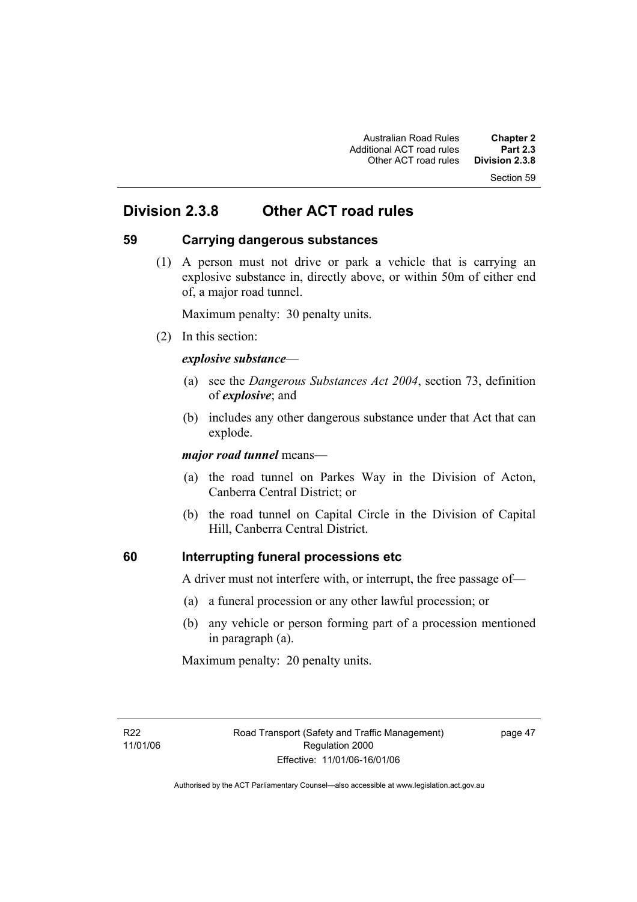## Division 2.3.8 Other ACT road rules

### 59 Carrying dangerous substances

(1) A person must not drive or park a vehicle that is carrying an explosive substance in, directly above, or within 50m of either end of, a major road tunnel.

Maximum penalty: 30 penalty units.

(2) In this section:

***explosive substance***—

(a) see the *Dangerous Substances Act 2004*, section 73, definition of ***explosive***; and

(b) includes any other dangerous substance under that Act that can explode.

***major road tunnel*** means—

(a) the road tunnel on Parkes Way in the Division of Acton, Canberra Central District; or

(b) the road tunnel on Capital Circle in the Division of Capital Hill, Canberra Central District.

### 60 Interrupting funeral processions etc

A driver must not interfere with, or interrupt, the free passage of—

(a) a funeral procession or any other lawful procession; or

(b) any vehicle or person forming part of a procession mentioned in paragraph (a).

Maximum penalty: 20 penalty units.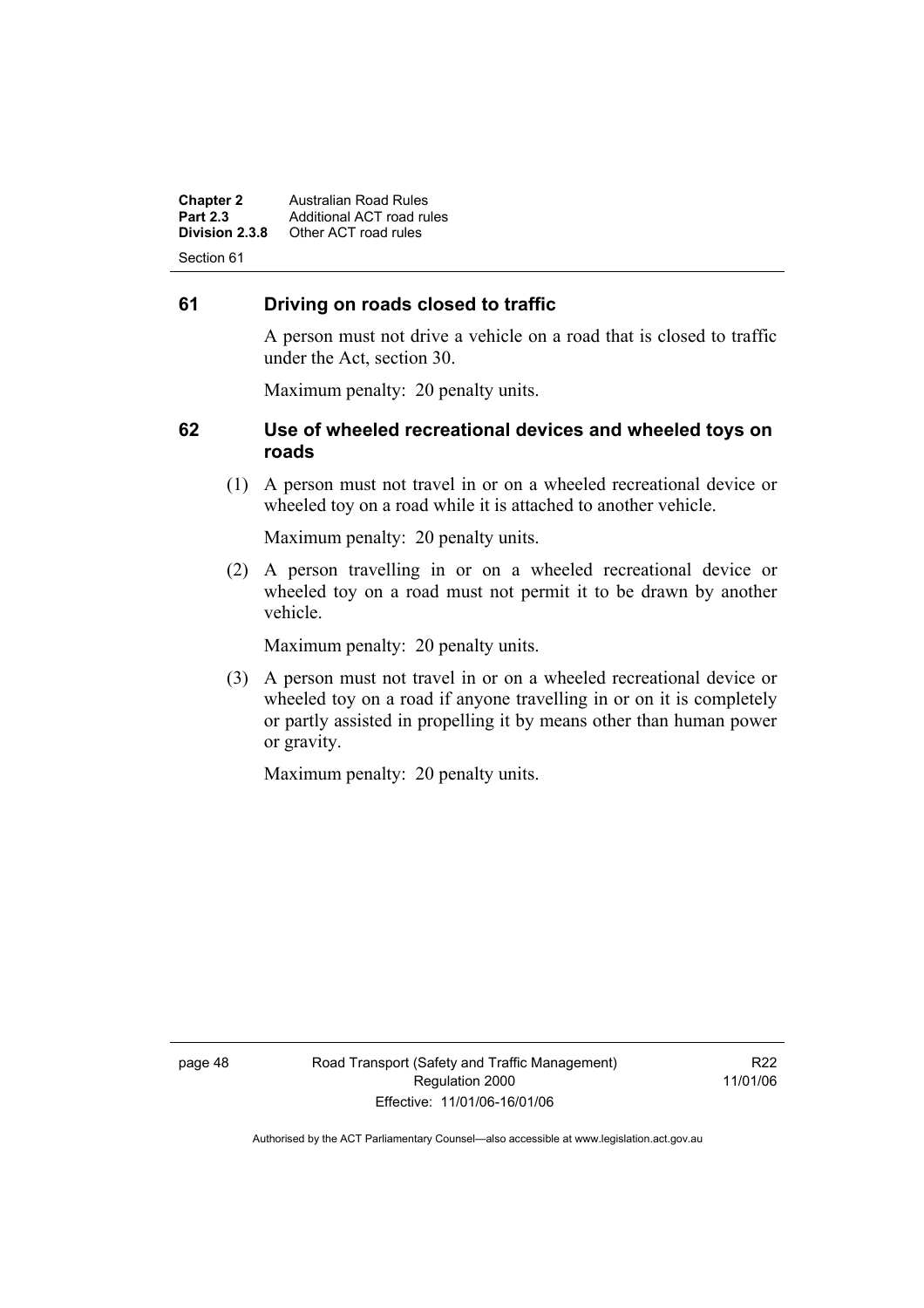## 61 Driving on roads closed to traffic

A person must not drive a vehicle on a road that is closed to traffic under the Act, section 30.

Maximum penalty: 20 penalty units.

## 62 Use of wheeled recreational devices and wheeled toys on roads

(1) A person must not travel in or on a wheeled recreational device or wheeled toy on a road while it is attached to another vehicle.

Maximum penalty: 20 penalty units.

(2) A person travelling in or on a wheeled recreational device or wheeled toy on a road must not permit it to be drawn by another vehicle.

Maximum penalty: 20 penalty units.

(3) A person must not travel in or on a wheeled recreational device or wheeled toy on a road if anyone travelling in or on it is completely or partly assisted in propelling it by means other than human power or gravity.

Maximum penalty: 20 penalty units.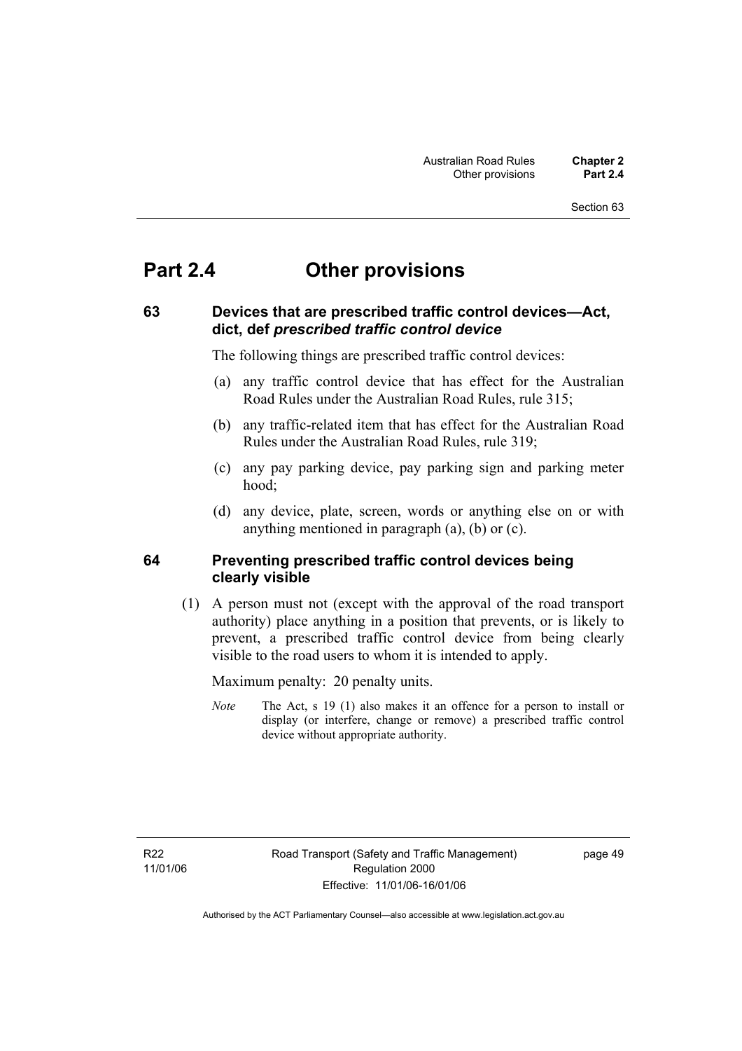# Part 2.4 Other provisions

## 63 Devices that are prescribed traffic control devices—Act, dict, def *prescribed traffic control device*

The following things are prescribed traffic control devices:

(a) any traffic control device that has effect for the Australian Road Rules under the Australian Road Rules, rule 315;

(b) any traffic-related item that has effect for the Australian Road Rules under the Australian Road Rules, rule 319;

(c) any pay parking device, pay parking sign and parking meter hood;

(d) any device, plate, screen, words or anything else on or with anything mentioned in paragraph (a), (b) or (c).

## 64 Preventing prescribed traffic control devices being clearly visible

(1) A person must not (except with the approval of the road transport authority) place anything in a position that prevents, or is likely to prevent, a prescribed traffic control device from being clearly visible to the road users to whom it is intended to apply.

Maximum penalty: 20 penalty units.

*Note* The Act, s 19 (1) also makes it an offence for a person to install or display (or interfere, change or remove) a prescribed traffic control device without appropriate authority.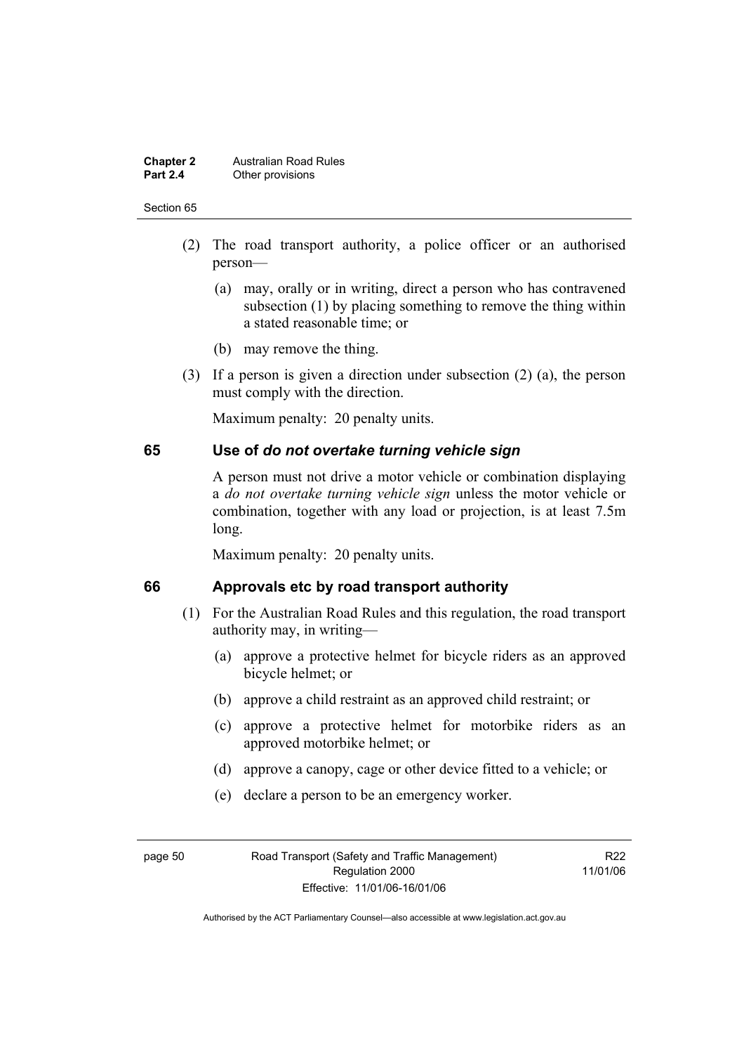(2) The road transport authority, a police officer or an authorised person—

(a) may, orally or in writing, direct a person who has contravened subsection (1) by placing something to remove the thing within a stated reasonable time; or

(b) may remove the thing.

(3) If a person is given a direction under subsection (2) (a), the person must comply with the direction.

Maximum penalty: 20 penalty units.

## 65 Use of *do not overtake turning vehicle sign*

A person must not drive a motor vehicle or combination displaying a *do not overtake turning vehicle sign* unless the motor vehicle or combination, together with any load or projection, is at least 7.5m long.

Maximum penalty: 20 penalty units.

## 66 Approvals etc by road transport authority

(1) For the Australian Road Rules and this regulation, the road transport authority may, in writing—

(a) approve a protective helmet for bicycle riders as an approved bicycle helmet; or

(b) approve a child restraint as an approved child restraint; or

(c) approve a protective helmet for motorbike riders as an approved motorbike helmet; or

(d) approve a canopy, cage or other device fitted to a vehicle; or

(e) declare a person to be an emergency worker.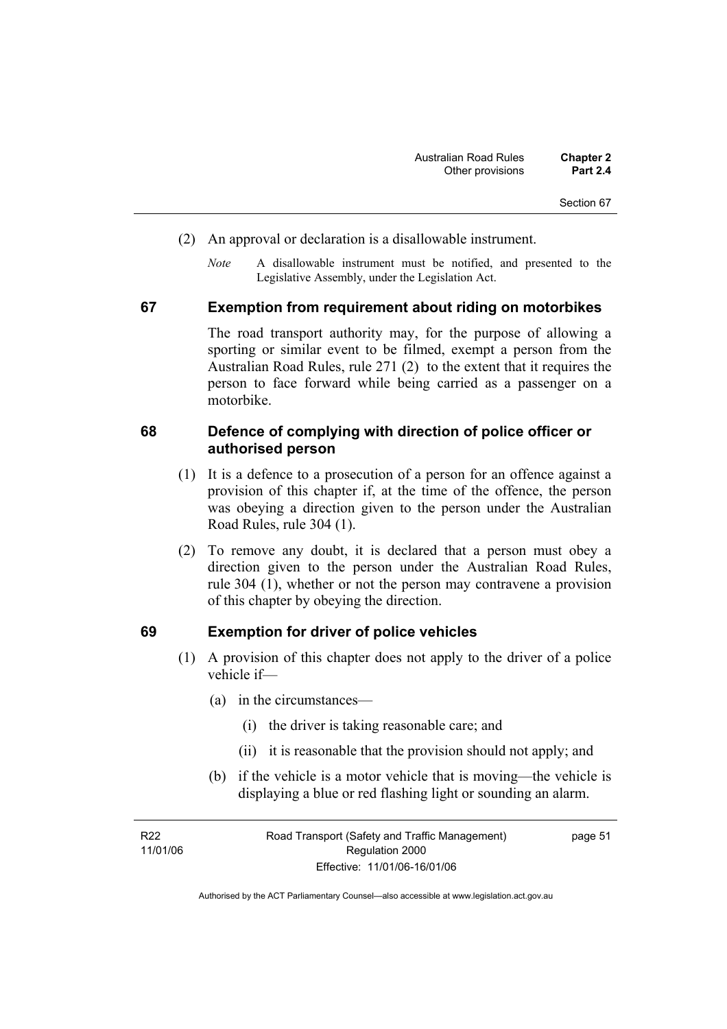(2) An approval or declaration is a disallowable instrument.

*Note* A disallowable instrument must be notified, and presented to the Legislative Assembly, under the Legislation Act.

## 67 Exemption from requirement about riding on motorbikes

The road transport authority may, for the purpose of allowing a sporting or similar event to be filmed, exempt a person from the Australian Road Rules, rule 271 (2) to the extent that it requires the person to face forward while being carried as a passenger on a motorbike.

## 68 Defence of complying with direction of police officer or authorised person

(1) It is a defence to a prosecution of a person for an offence against a provision of this chapter if, at the time of the offence, the person was obeying a direction given to the person under the Australian Road Rules, rule 304 (1).

(2) To remove any doubt, it is declared that a person must obey a direction given to the person under the Australian Road Rules, rule 304 (1), whether or not the person may contravene a provision of this chapter by obeying the direction.

## 69 Exemption for driver of police vehicles

(1) A provision of this chapter does not apply to the driver of a police vehicle if—

(a) in the circumstances—

(i) the driver is taking reasonable care; and

(ii) it is reasonable that the provision should not apply; and

(b) if the vehicle is a motor vehicle that is moving—the vehicle is displaying a blue or red flashing light or sounding an alarm.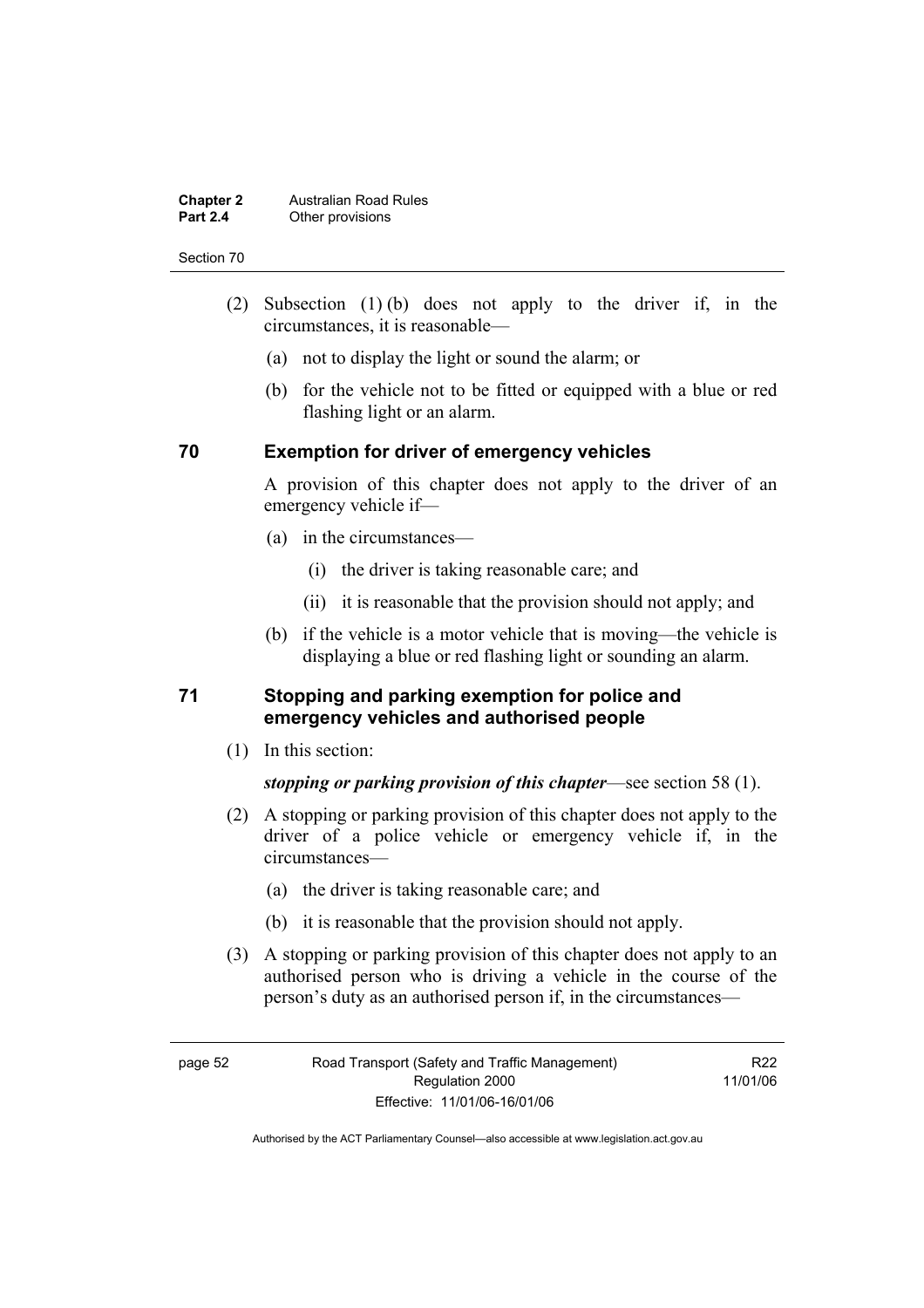(2) Subsection (1) (b) does not apply to the driver if, in the circumstances, it is reasonable—

(a) not to display the light or sound the alarm; or

(b) for the vehicle not to be fitted or equipped with a blue or red flashing light or an alarm.

## 70 Exemption for driver of emergency vehicles

A provision of this chapter does not apply to the driver of an emergency vehicle if—

(a) in the circumstances—

(i) the driver is taking reasonable care; and

(ii) it is reasonable that the provision should not apply; and

(b) if the vehicle is a motor vehicle that is moving—the vehicle is displaying a blue or red flashing light or sounding an alarm.

## 71 Stopping and parking exemption for police and emergency vehicles and authorised people

(1) In this section:

***stopping or parking provision of this chapter***—see section 58 (1).

(2) A stopping or parking provision of this chapter does not apply to the driver of a police vehicle or emergency vehicle if, in the circumstances—

(a) the driver is taking reasonable care; and

(b) it is reasonable that the provision should not apply.

(3) A stopping or parking provision of this chapter does not apply to an authorised person who is driving a vehicle in the course of the person's duty as an authorised person if, in the circumstances—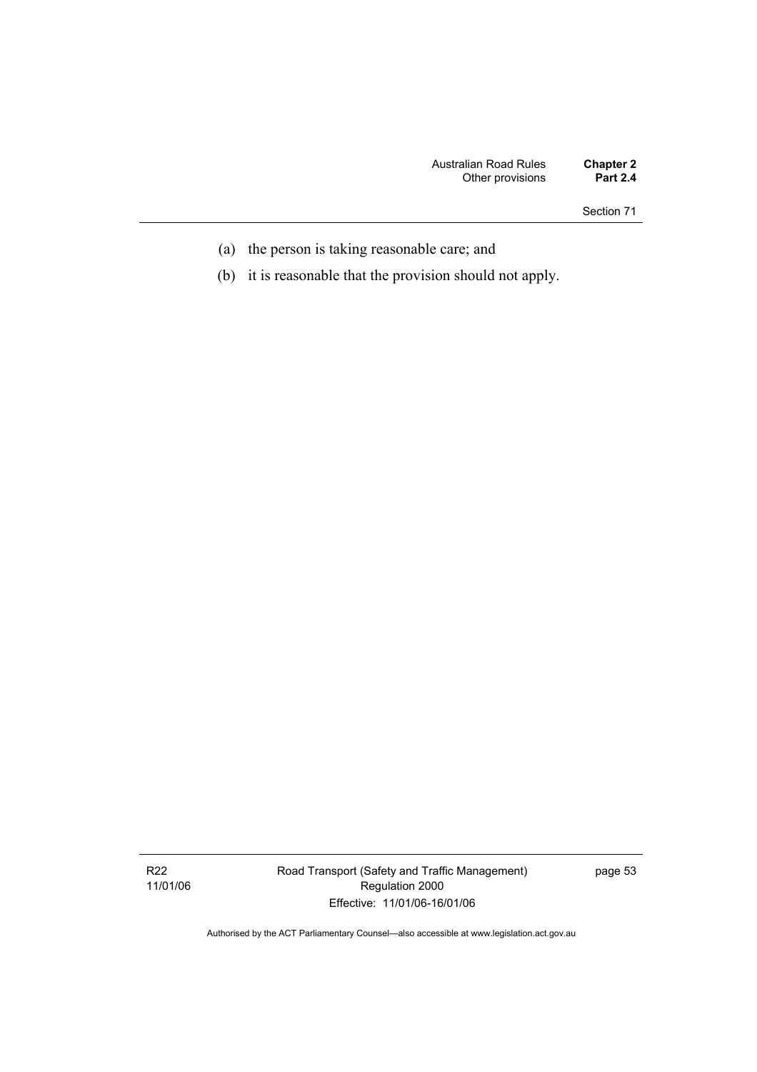(a) the person is taking reasonable care; and

(b) it is reasonable that the provision should not apply.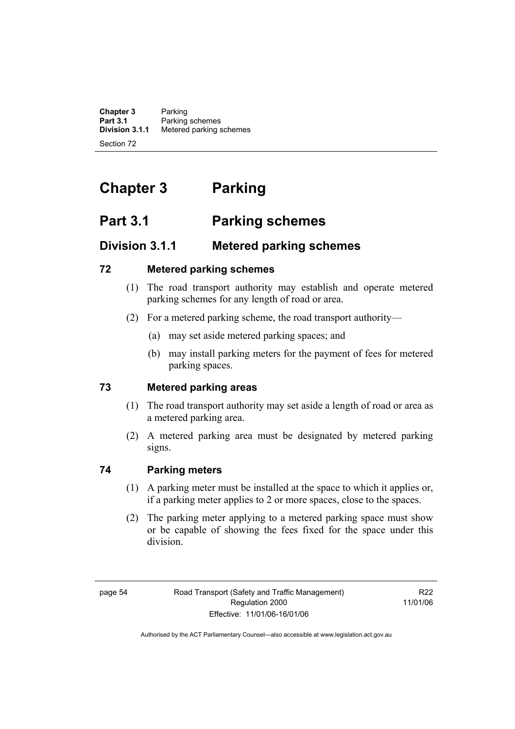# Chapter 3 Parking

## Part 3.1 Parking schemes

### Division 3.1.1 Metered parking schemes

#### 72 Metered parking schemes

(1) The road transport authority may establish and operate metered parking schemes for any length of road or area.

(2) For a metered parking scheme, the road transport authority—

(a) may set aside metered parking spaces; and

(b) may install parking meters for the payment of fees for metered parking spaces.

#### 73 Metered parking areas

(1) The road transport authority may set aside a length of road or area as a metered parking area.

(2) A metered parking area must be designated by metered parking signs.

#### 74 Parking meters

(1) A parking meter must be installed at the space to which it applies or, if a parking meter applies to 2 or more spaces, close to the spaces.

(2) The parking meter applying to a metered parking space must show or be capable of showing the fees fixed for the space under this division.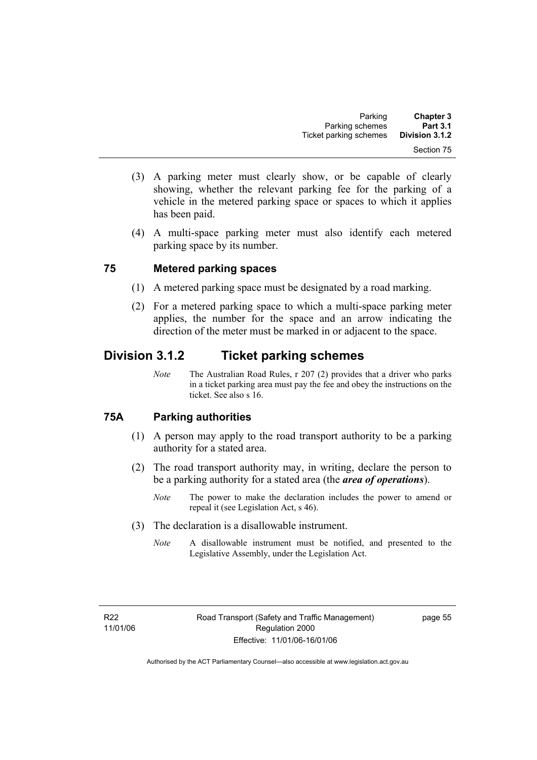(3) A parking meter must clearly show, or be capable of clearly showing, whether the relevant parking fee for the parking of a vehicle in the metered parking space or spaces to which it applies has been paid.

(4) A multi-space parking meter must also identify each metered parking space by its number.

### 75 Metered parking spaces

(1) A metered parking space must be designated by a road marking.

(2) For a metered parking space to which a multi-space parking meter applies, the number for the space and an arrow indicating the direction of the meter must be marked in or adjacent to the space.

## Division 3.1.2 Ticket parking schemes

*Note* The Australian Road Rules, r 207 (2) provides that a driver who parks in a ticket parking area must pay the fee and obey the instructions on the ticket. See also s 16.

### 75A Parking authorities

(1) A person may apply to the road transport authority to be a parking authority for a stated area.

(2) The road transport authority may, in writing, declare the person to be a parking authority for a stated area (the ***area of operations***).

*Note* The power to make the declaration includes the power to amend or repeal it (see Legislation Act, s 46).

(3) The declaration is a disallowable instrument.

*Note* A disallowable instrument must be notified, and presented to the Legislative Assembly, under the Legislation Act.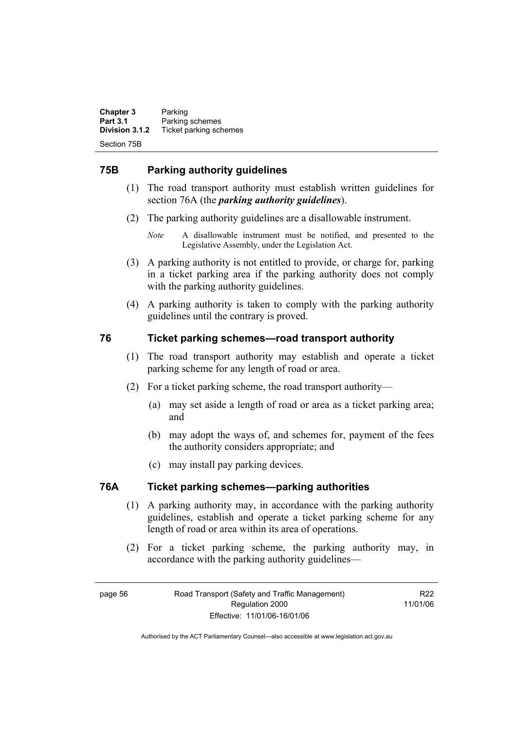## 75B Parking authority guidelines

(1) The road transport authority must establish written guidelines for section 76A (the ***parking authority guidelines***).

(2) The parking authority guidelines are a disallowable instrument.

*Note* A disallowable instrument must be notified, and presented to the Legislative Assembly, under the Legislation Act.

(3) A parking authority is not entitled to provide, or charge for, parking in a ticket parking area if the parking authority does not comply with the parking authority guidelines.

(4) A parking authority is taken to comply with the parking authority guidelines until the contrary is proved.

## 76 Ticket parking schemes—road transport authority

(1) The road transport authority may establish and operate a ticket parking scheme for any length of road or area.

(2) For a ticket parking scheme, the road transport authority—

(a) may set aside a length of road or area as a ticket parking area; and

(b) may adopt the ways of, and schemes for, payment of the fees the authority considers appropriate; and

(c) may install pay parking devices.

## 76A Ticket parking schemes—parking authorities

(1) A parking authority may, in accordance with the parking authority guidelines, establish and operate a ticket parking scheme for any length of road or area within its area of operations.

(2) For a ticket parking scheme, the parking authority may, in accordance with the parking authority guidelines—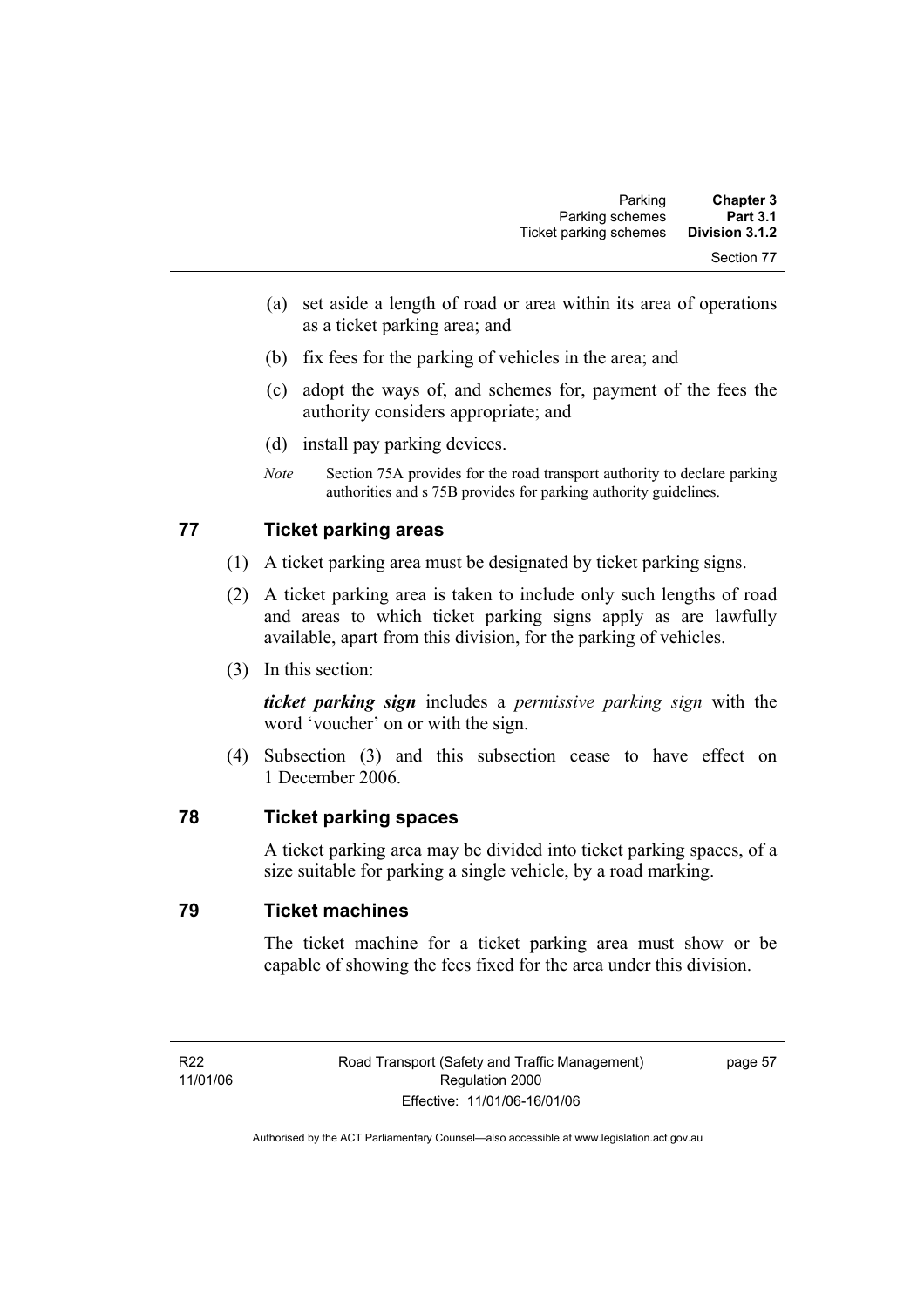(a) set aside a length of road or area within its area of operations as a ticket parking area; and

(b) fix fees for the parking of vehicles in the area; and

(c) adopt the ways of, and schemes for, payment of the fees the authority considers appropriate; and

(d) install pay parking devices.

*Note* Section 75A provides for the road transport authority to declare parking authorities and s 75B provides for parking authority guidelines.

## 77 Ticket parking areas

(1) A ticket parking area must be designated by ticket parking signs.

(2) A ticket parking area is taken to include only such lengths of road and areas to which ticket parking signs apply as are lawfully available, apart from this division, for the parking of vehicles.

(3) In this section:

***ticket parking sign*** includes a *permissive parking sign* with the word 'voucher' on or with the sign.

(4) Subsection (3) and this subsection cease to have effect on 1 December 2006.

## 78 Ticket parking spaces

A ticket parking area may be divided into ticket parking spaces, of a size suitable for parking a single vehicle, by a road marking.

## 79 Ticket machines

The ticket machine for a ticket parking area must show or be capable of showing the fees fixed for the area under this division.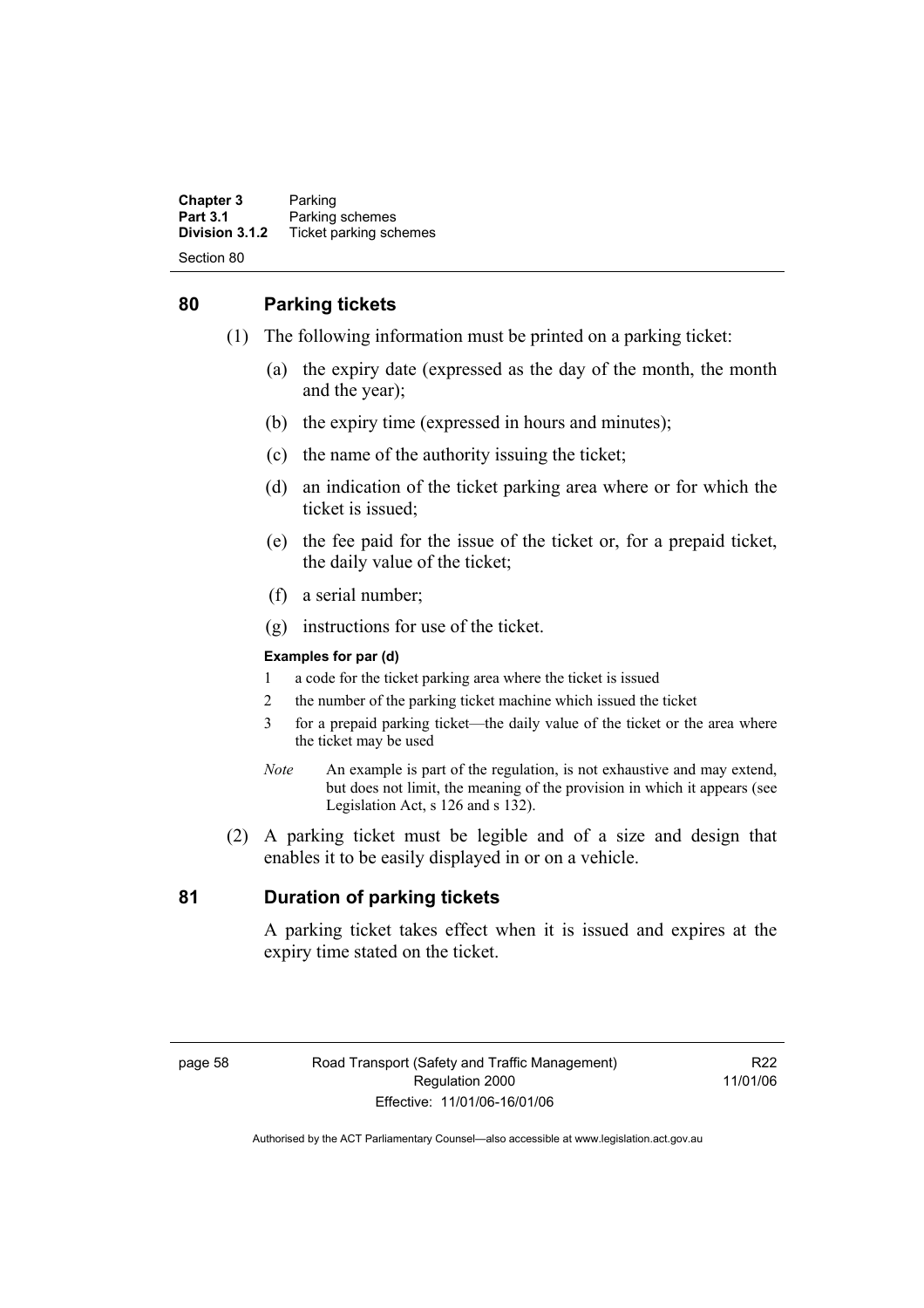## 80 Parking tickets

(1) The following information must be printed on a parking ticket:

(a) the expiry date (expressed as the day of the month, the month and the year);

(b) the expiry time (expressed in hours and minutes);

(c) the name of the authority issuing the ticket;

(d) an indication of the ticket parking area where or for which the ticket is issued;

(e) the fee paid for the issue of the ticket or, for a prepaid ticket, the daily value of the ticket;

(f) a serial number;

(g) instructions for use of the ticket.

**Examples for par (d)**

1 a code for the ticket parking area where the ticket is issued

2 the number of the parking ticket machine which issued the ticket

3 for a prepaid parking ticket—the daily value of the ticket or the area where the ticket may be used

*Note* An example is part of the regulation, is not exhaustive and may extend, but does not limit, the meaning of the provision in which it appears (see Legislation Act, s 126 and s 132).

(2) A parking ticket must be legible and of a size and design that enables it to be easily displayed in or on a vehicle.

## 81 Duration of parking tickets

A parking ticket takes effect when it is issued and expires at the expiry time stated on the ticket.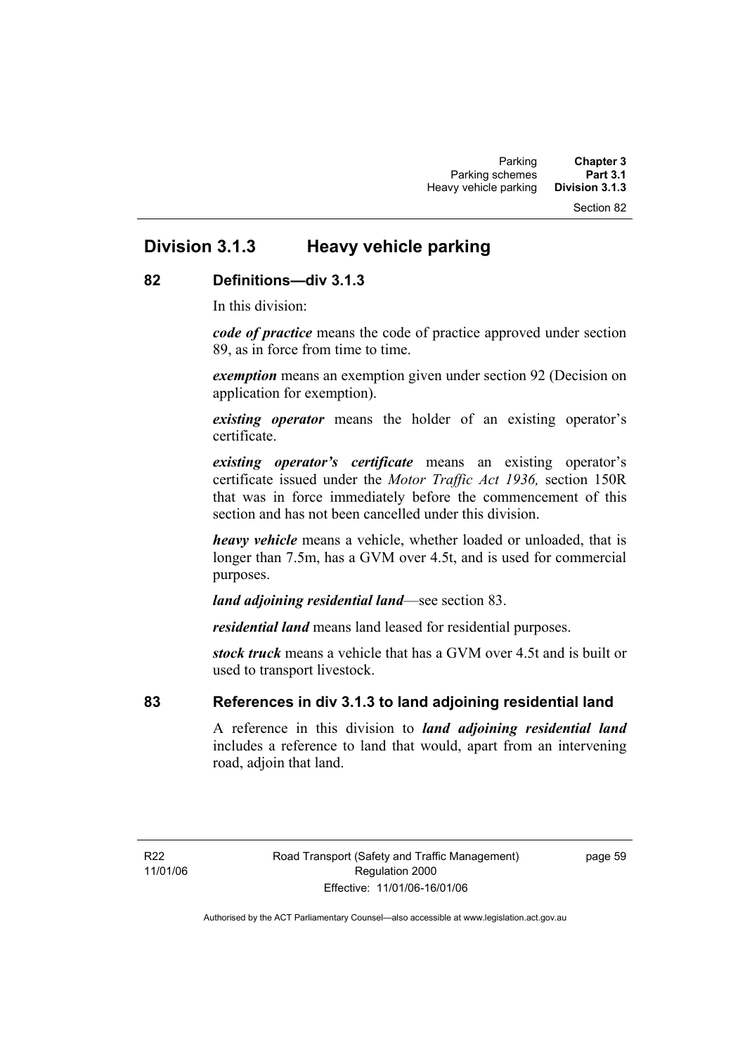## Division 3.1.3 Heavy vehicle parking

### 82 Definitions—div 3.1.3

In this division:

***code of practice*** means the code of practice approved under section 89, as in force from time to time.

***exemption*** means an exemption given under section 92 (Decision on application for exemption).

***existing operator*** means the holder of an existing operator's certificate.

***existing operator's certificate*** means an existing operator's certificate issued under the *Motor Traffic Act 1936,* section 150R that was in force immediately before the commencement of this section and has not been cancelled under this division.

***heavy vehicle*** means a vehicle, whether loaded or unloaded, that is longer than 7.5m, has a GVM over 4.5t, and is used for commercial purposes.

***land adjoining residential land***—see section 83.

***residential land*** means land leased for residential purposes.

***stock truck*** means a vehicle that has a GVM over 4.5t and is built or used to transport livestock.

### 83 References in div 3.1.3 to land adjoining residential land

A reference in this division to ***land adjoining residential land*** includes a reference to land that would, apart from an intervening road, adjoin that land.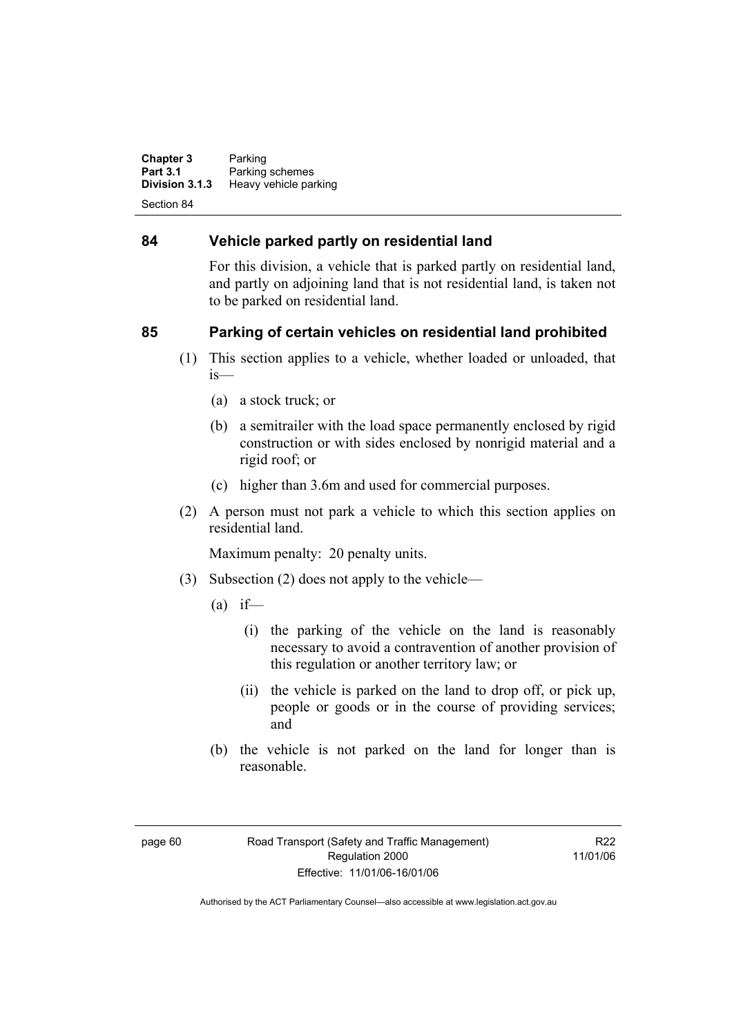## 84 Vehicle parked partly on residential land

For this division, a vehicle that is parked partly on residential land, and partly on adjoining land that is not residential land, is taken not to be parked on residential land.

## 85 Parking of certain vehicles on residential land prohibited

(1) This section applies to a vehicle, whether loaded or unloaded, that is—

   (a) a stock truck; or

   (b) a semitrailer with the load space permanently enclosed by rigid construction or with sides enclosed by nonrigid material and a rigid roof; or

   (c) higher than 3.6m and used for commercial purposes.

(2) A person must not park a vehicle to which this section applies on residential land.

   Maximum penalty: 20 penalty units.

(3) Subsection (2) does not apply to the vehicle—

   (a) if—

      (i) the parking of the vehicle on the land is reasonably necessary to avoid a contravention of another provision of this regulation or another territory law; or

      (ii) the vehicle is parked on the land to drop off, or pick up, people or goods or in the course of providing services; and

   (b) the vehicle is not parked on the land for longer than is reasonable.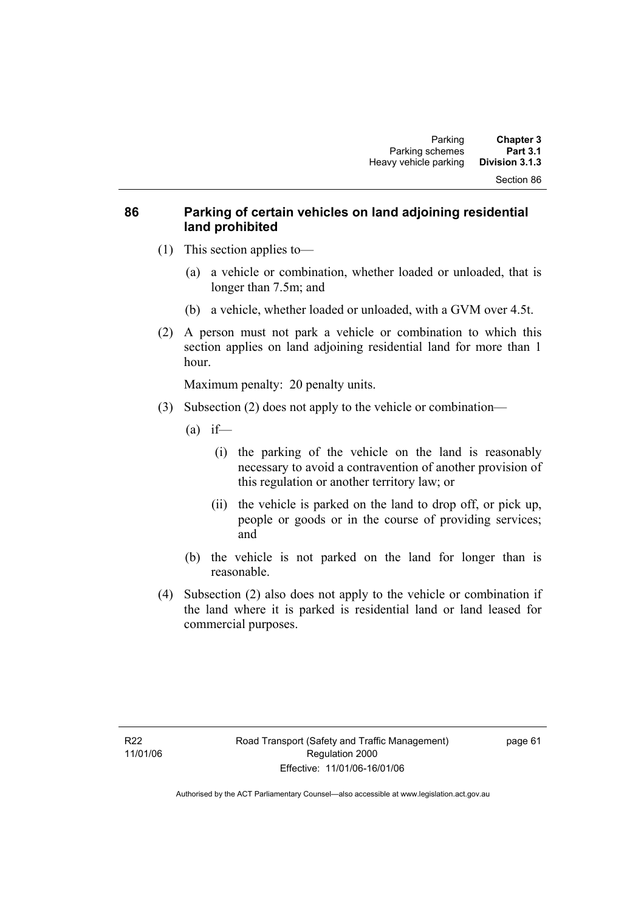## 86 Parking of certain vehicles on land adjoining residential land prohibited

(1) This section applies to—

(a) a vehicle or combination, whether loaded or unloaded, that is longer than 7.5m; and

(b) a vehicle, whether loaded or unloaded, with a GVM over 4.5t.

(2) A person must not park a vehicle or combination to which this section applies on land adjoining residential land for more than 1 hour.

Maximum penalty: 20 penalty units.

(3) Subsection (2) does not apply to the vehicle or combination—

(a) if—

(i) the parking of the vehicle on the land is reasonably necessary to avoid a contravention of another provision of this regulation or another territory law; or

(ii) the vehicle is parked on the land to drop off, or pick up, people or goods or in the course of providing services; and

(b) the vehicle is not parked on the land for longer than is reasonable.

(4) Subsection (2) also does not apply to the vehicle or combination if the land where it is parked is residential land or land leased for commercial purposes.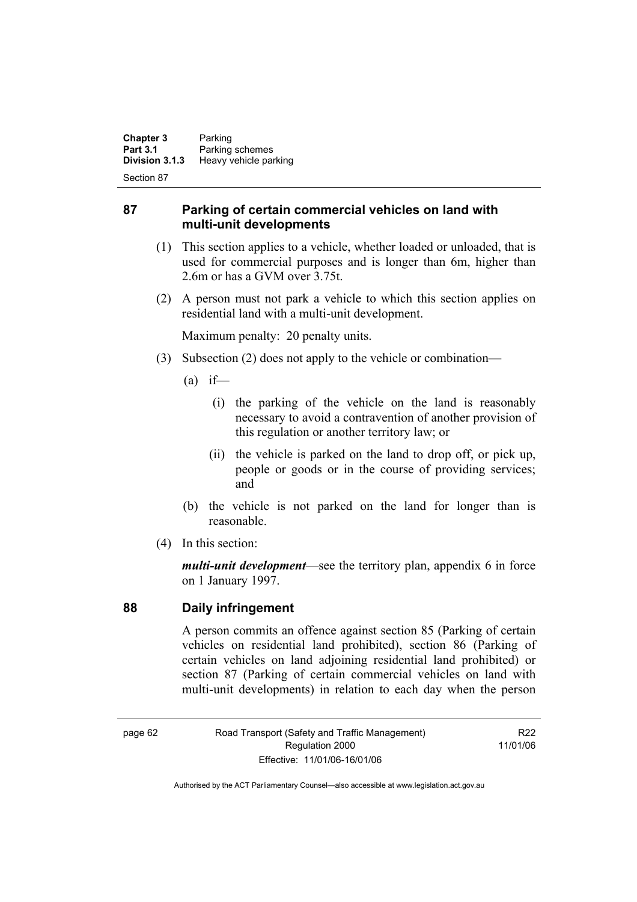## 87 Parking of certain commercial vehicles on land with multi-unit developments

(1) This section applies to a vehicle, whether loaded or unloaded, that is used for commercial purposes and is longer than 6m, higher than 2.6m or has a GVM over 3.75t.

(2) A person must not park a vehicle to which this section applies on residential land with a multi-unit development.

Maximum penalty: 20 penalty units.

(3) Subsection (2) does not apply to the vehicle or combination—

(a) if—

(i) the parking of the vehicle on the land is reasonably necessary to avoid a contravention of another provision of this regulation or another territory law; or

(ii) the vehicle is parked on the land to drop off, or pick up, people or goods or in the course of providing services; and

(b) the vehicle is not parked on the land for longer than is reasonable.

(4) In this section:

***multi-unit development***—see the territory plan, appendix 6 in force on 1 January 1997.

## 88 Daily infringement

A person commits an offence against section 85 (Parking of certain vehicles on residential land prohibited), section 86 (Parking of certain vehicles on land adjoining residential land prohibited) or section 87 (Parking of certain commercial vehicles on land with multi-unit developments) in relation to each day when the person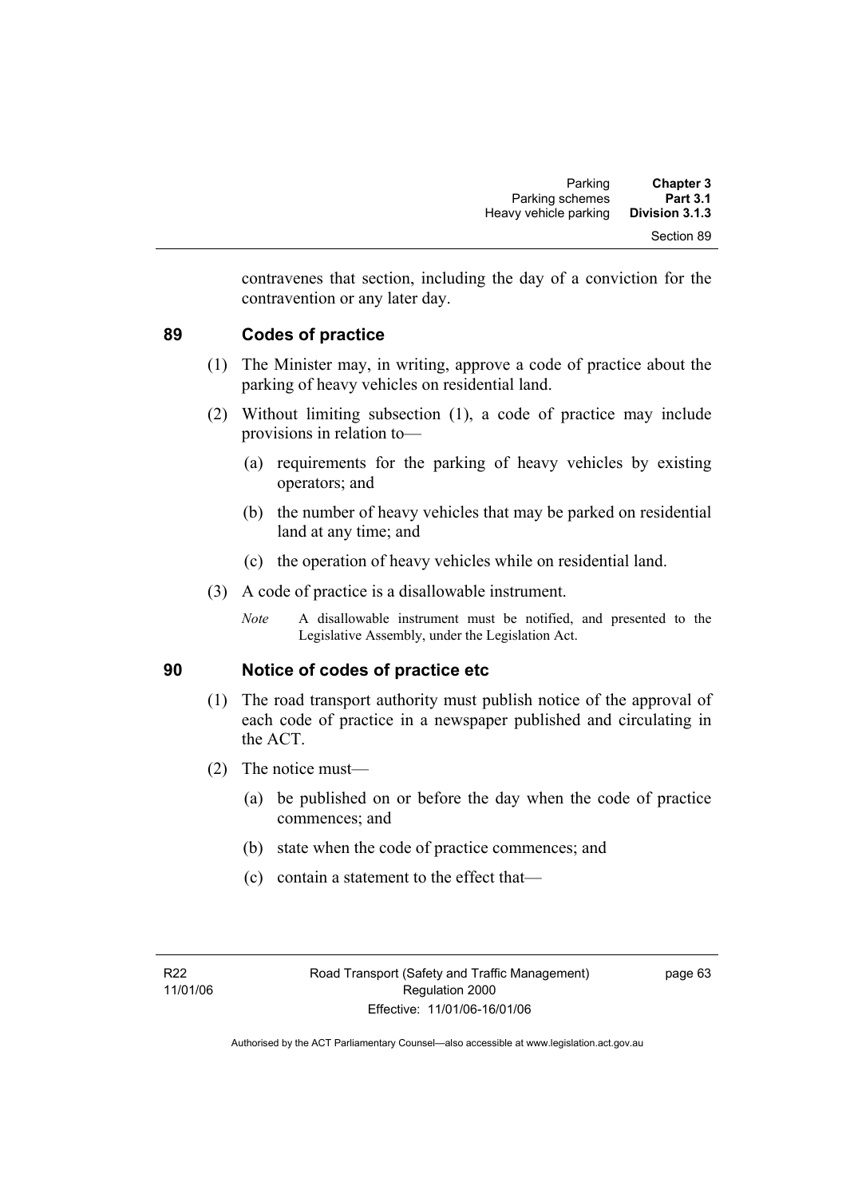contravenes that section, including the day of a conviction for the contravention or any later day.

## 89 Codes of practice

(1) The Minister may, in writing, approve a code of practice about the parking of heavy vehicles on residential land.

(2) Without limiting subsection (1), a code of practice may include provisions in relation to—

(a) requirements for the parking of heavy vehicles by existing operators; and

(b) the number of heavy vehicles that may be parked on residential land at any time; and

(c) the operation of heavy vehicles while on residential land.

(3) A code of practice is a disallowable instrument.

*Note* A disallowable instrument must be notified, and presented to the Legislative Assembly, under the Legislation Act.

## 90 Notice of codes of practice etc

(1) The road transport authority must publish notice of the approval of each code of practice in a newspaper published and circulating in the ACT.

(2) The notice must—

(a) be published on or before the day when the code of practice commences; and

(b) state when the code of practice commences; and

(c) contain a statement to the effect that—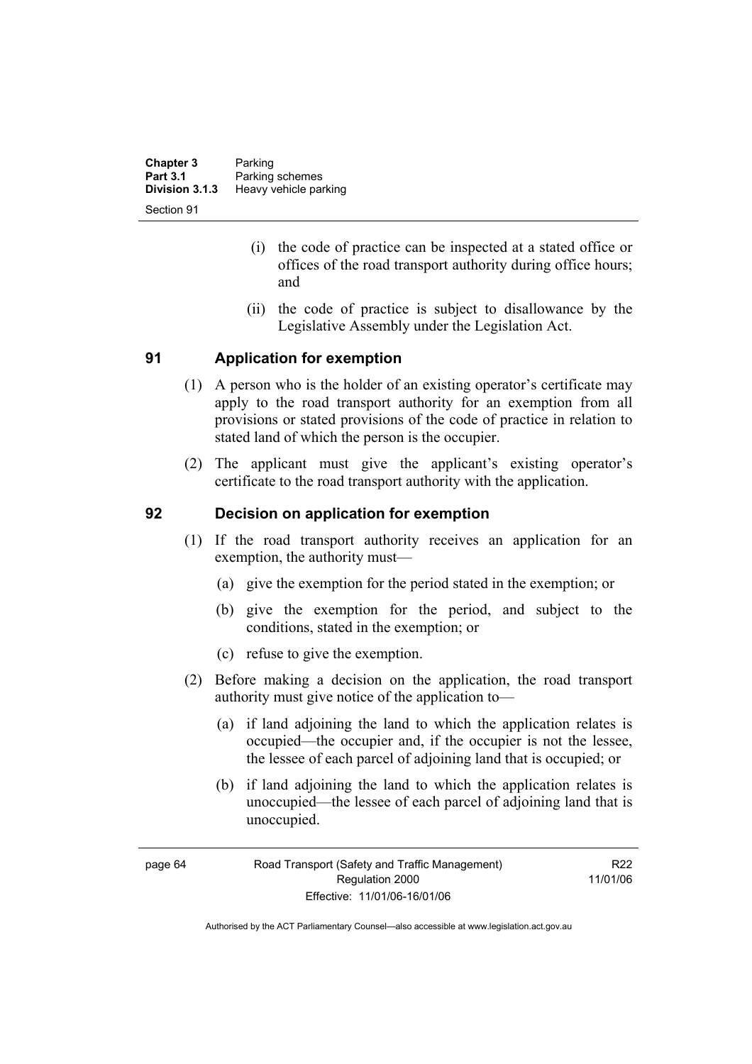(i) the code of practice can be inspected at a stated office or offices of the road transport authority during office hours; and

(ii) the code of practice is subject to disallowance by the Legislative Assembly under the Legislation Act.

## 91 Application for exemption

(1) A person who is the holder of an existing operator's certificate may apply to the road transport authority for an exemption from all provisions or stated provisions of the code of practice in relation to stated land of which the person is the occupier.

(2) The applicant must give the applicant's existing operator's certificate to the road transport authority with the application.

## 92 Decision on application for exemption

(1) If the road transport authority receives an application for an exemption, the authority must—

(a) give the exemption for the period stated in the exemption; or

(b) give the exemption for the period, and subject to the conditions, stated in the exemption; or

(c) refuse to give the exemption.

(2) Before making a decision on the application, the road transport authority must give notice of the application to—

(a) if land adjoining the land to which the application relates is occupied—the occupier and, if the occupier is not the lessee, the lessee of each parcel of adjoining land that is occupied; or

(b) if land adjoining the land to which the application relates is unoccupied—the lessee of each parcel of adjoining land that is unoccupied.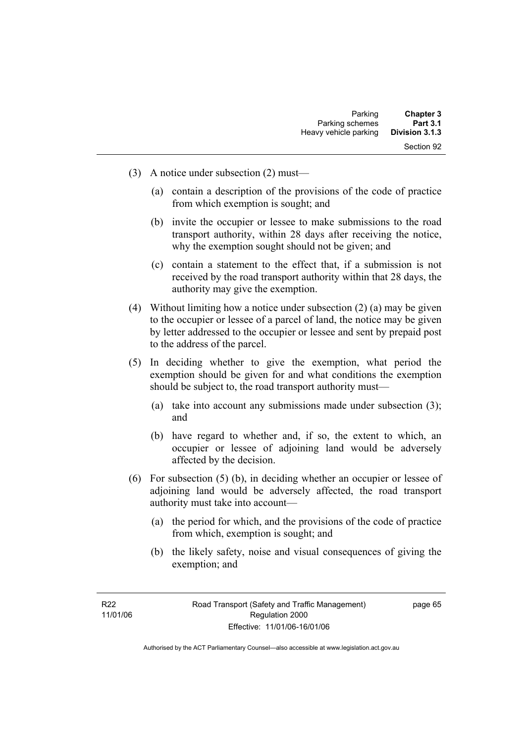(3) A notice under subsection (2) must—

(a) contain a description of the provisions of the code of practice from which exemption is sought; and

(b) invite the occupier or lessee to make submissions to the road transport authority, within 28 days after receiving the notice, why the exemption sought should not be given; and

(c) contain a statement to the effect that, if a submission is not received by the road transport authority within that 28 days, the authority may give the exemption.

(4) Without limiting how a notice under subsection (2) (a) may be given to the occupier or lessee of a parcel of land, the notice may be given by letter addressed to the occupier or lessee and sent by prepaid post to the address of the parcel.

(5) In deciding whether to give the exemption, what period the exemption should be given for and what conditions the exemption should be subject to, the road transport authority must—

(a) take into account any submissions made under subsection (3); and

(b) have regard to whether and, if so, the extent to which, an occupier or lessee of adjoining land would be adversely affected by the decision.

(6) For subsection (5) (b), in deciding whether an occupier or lessee of adjoining land would be adversely affected, the road transport authority must take into account—

(a) the period for which, and the provisions of the code of practice from which, exemption is sought; and

(b) the likely safety, noise and visual consequences of giving the exemption; and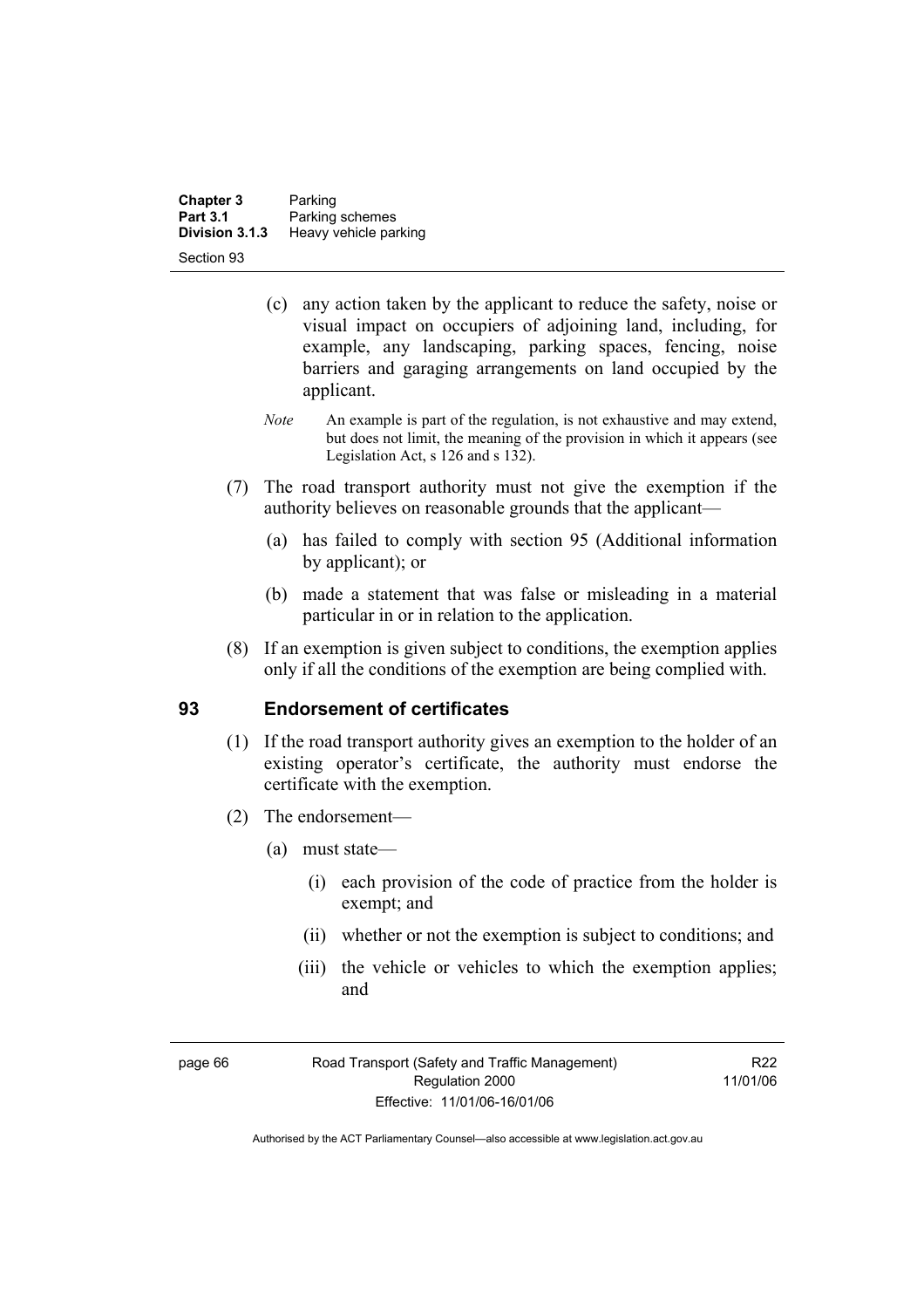(c) any action taken by the applicant to reduce the safety, noise or visual impact on occupiers of adjoining land, including, for example, any landscaping, parking spaces, fencing, noise barriers and garaging arrangements on land occupied by the applicant.

*Note* An example is part of the regulation, is not exhaustive and may extend, but does not limit, the meaning of the provision in which it appears (see Legislation Act, s 126 and s 132).

(7) The road transport authority must not give the exemption if the authority believes on reasonable grounds that the applicant—

(a) has failed to comply with section 95 (Additional information by applicant); or

(b) made a statement that was false or misleading in a material particular in or in relation to the application.

(8) If an exemption is given subject to conditions, the exemption applies only if all the conditions of the exemption are being complied with.

## 93 Endorsement of certificates

(1) If the road transport authority gives an exemption to the holder of an existing operator's certificate, the authority must endorse the certificate with the exemption.

(2) The endorsement—

(a) must state—

(i) each provision of the code of practice from the holder is exempt; and

(ii) whether or not the exemption is subject to conditions; and

(iii) the vehicle or vehicles to which the exemption applies; and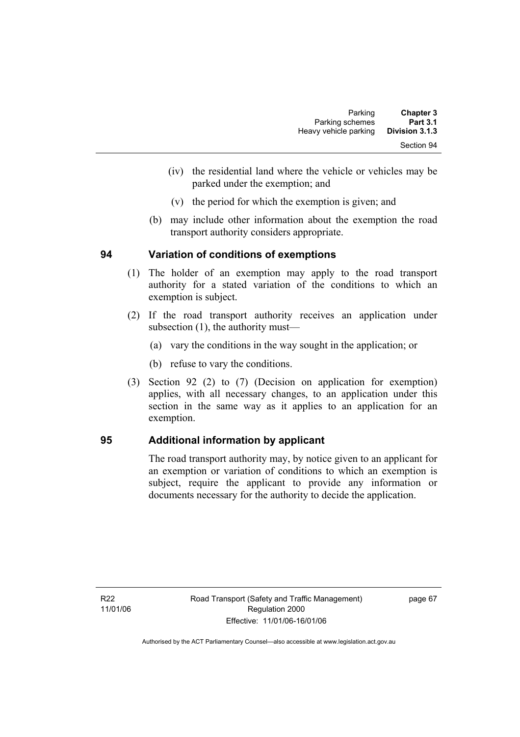(iv) the residential land where the vehicle or vehicles may be parked under the exemption; and

(v) the period for which the exemption is given; and

(b) may include other information about the exemption the road transport authority considers appropriate.

## 94 Variation of conditions of exemptions

(1) The holder of an exemption may apply to the road transport authority for a stated variation of the conditions to which an exemption is subject.

(2) If the road transport authority receives an application under subsection (1), the authority must—

(a) vary the conditions in the way sought in the application; or

(b) refuse to vary the conditions.

(3) Section 92 (2) to (7) (Decision on application for exemption) applies, with all necessary changes, to an application under this section in the same way as it applies to an application for an exemption.

## 95 Additional information by applicant

The road transport authority may, by notice given to an applicant for an exemption or variation of conditions to which an exemption is subject, require the applicant to provide any information or documents necessary for the authority to decide the application.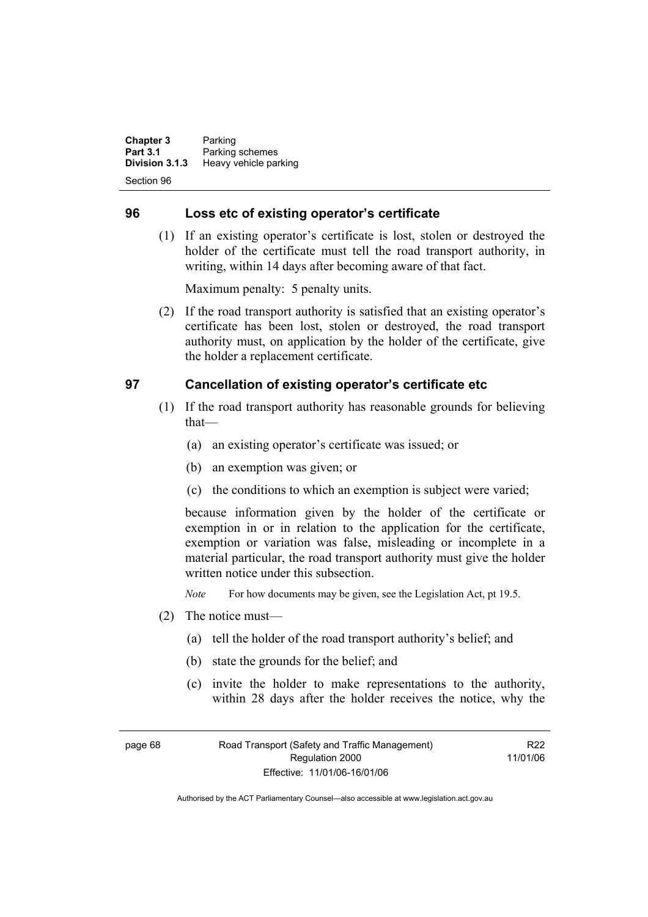## 96 Loss etc of existing operator's certificate

(1) If an existing operator's certificate is lost, stolen or destroyed the holder of the certificate must tell the road transport authority, in writing, within 14 days after becoming aware of that fact.

Maximum penalty: 5 penalty units.

(2) If the road transport authority is satisfied that an existing operator's certificate has been lost, stolen or destroyed, the road transport authority must, on application by the holder of the certificate, give the holder a replacement certificate.

## 97 Cancellation of existing operator's certificate etc

(1) If the road transport authority has reasonable grounds for believing that—

(a) an existing operator's certificate was issued; or

(b) an exemption was given; or

(c) the conditions to which an exemption is subject were varied;

because information given by the holder of the certificate or exemption in or in relation to the application for the certificate, exemption or variation was false, misleading or incomplete in a material particular, the road transport authority must give the holder written notice under this subsection.

*Note* For how documents may be given, see the Legislation Act, pt 19.5.

(2) The notice must—

(a) tell the holder of the road transport authority's belief; and

(b) state the grounds for the belief; and

(c) invite the holder to make representations to the authority, within 28 days after the holder receives the notice, why the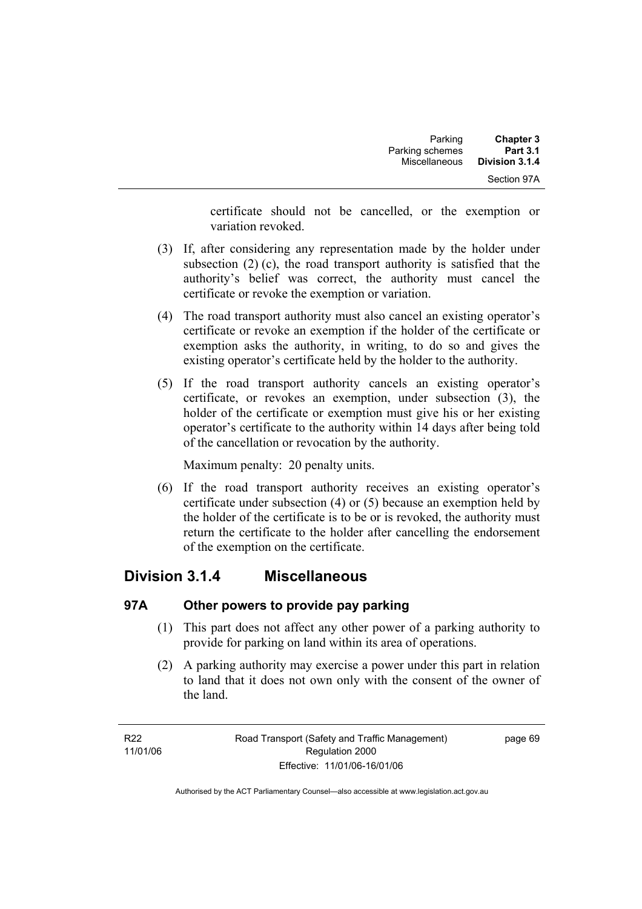certificate should not be cancelled, or the exemption or variation revoked.

(3) If, after considering any representation made by the holder under subsection (2) (c), the road transport authority is satisfied that the authority's belief was correct, the authority must cancel the certificate or revoke the exemption or variation.

(4) The road transport authority must also cancel an existing operator's certificate or revoke an exemption if the holder of the certificate or exemption asks the authority, in writing, to do so and gives the existing operator's certificate held by the holder to the authority.

(5) If the road transport authority cancels an existing operator's certificate, or revokes an exemption, under subsection (3), the holder of the certificate or exemption must give his or her existing operator's certificate to the authority within 14 days after being told of the cancellation or revocation by the authority.

Maximum penalty: 20 penalty units.

(6) If the road transport authority receives an existing operator's certificate under subsection (4) or (5) because an exemption held by the holder of the certificate is to be or is revoked, the authority must return the certificate to the holder after cancelling the endorsement of the exemption on the certificate.

## Division 3.1.4 Miscellaneous

### 97A Other powers to provide pay parking

(1) This part does not affect any other power of a parking authority to provide for parking on land within its area of operations.

(2) A parking authority may exercise a power under this part in relation to land that it does not own only with the consent of the owner of the land.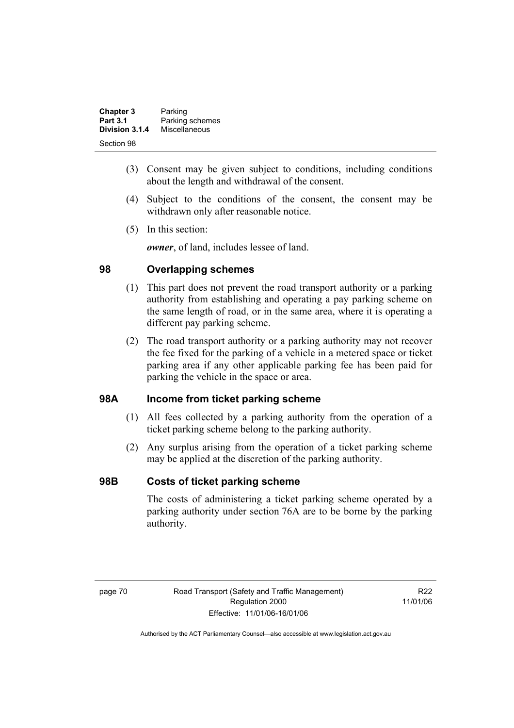(3) Consent may be given subject to conditions, including conditions about the length and withdrawal of the consent.

(4) Subject to the conditions of the consent, the consent may be withdrawn only after reasonable notice.

(5) In this section:

***owner***, of land, includes lessee of land.

## 98 Overlapping schemes

(1) This part does not prevent the road transport authority or a parking authority from establishing and operating a pay parking scheme on the same length of road, or in the same area, where it is operating a different pay parking scheme.

(2) The road transport authority or a parking authority may not recover the fee fixed for the parking of a vehicle in a metered space or ticket parking area if any other applicable parking fee has been paid for parking the vehicle in the space or area.

## 98A Income from ticket parking scheme

(1) All fees collected by a parking authority from the operation of a ticket parking scheme belong to the parking authority.

(2) Any surplus arising from the operation of a ticket parking scheme may be applied at the discretion of the parking authority.

## 98B Costs of ticket parking scheme

The costs of administering a ticket parking scheme operated by a parking authority under section 76A are to be borne by the parking authority.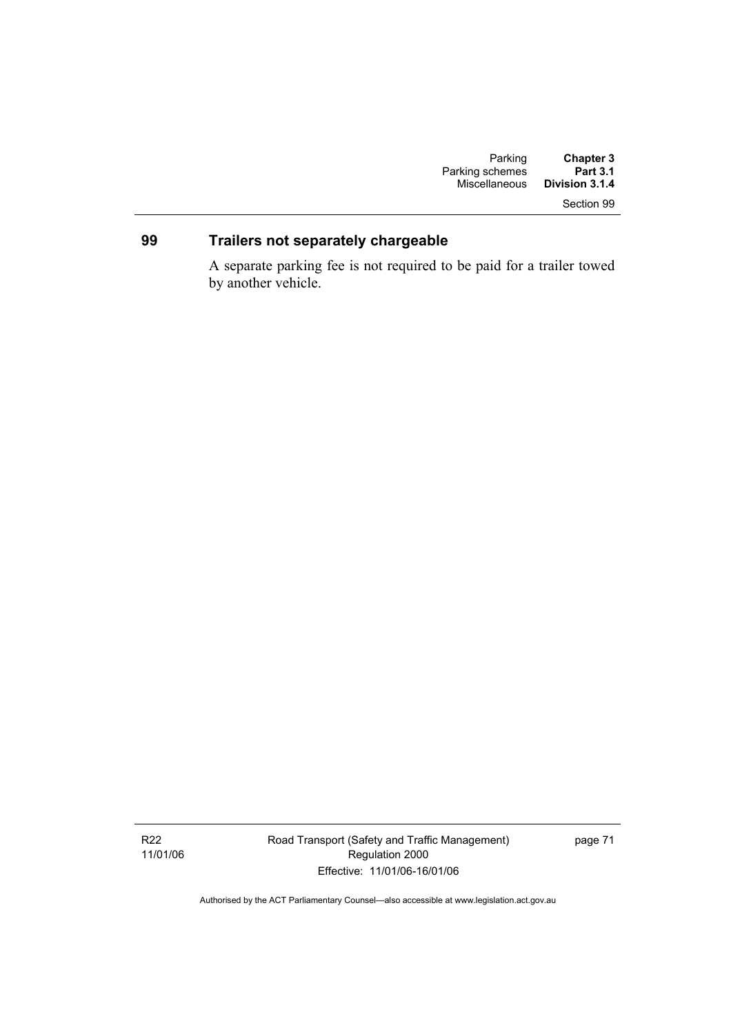## 99 Trailers not separately chargeable

A separate parking fee is not required to be paid for a trailer towed by another vehicle.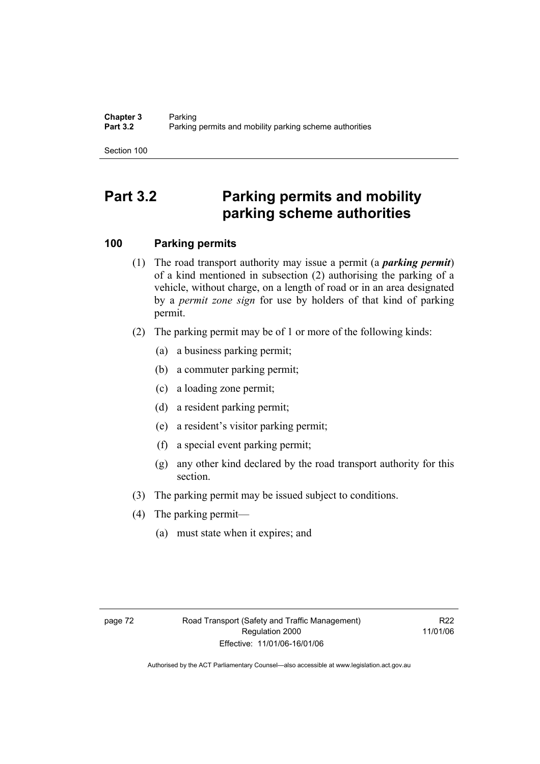# Part 3.2 Parking permits and mobility parking scheme authorities

## 100 Parking permits

(1) The road transport authority may issue a permit (a ***parking permit***) of a kind mentioned in subsection (2) authorising the parking of a vehicle, without charge, on a length of road or in an area designated by a *permit zone sign* for use by holders of that kind of parking permit.

(2) The parking permit may be of 1 or more of the following kinds:

(a) a business parking permit;

(b) a commuter parking permit;

(c) a loading zone permit;

(d) a resident parking permit;

(e) a resident's visitor parking permit;

(f) a special event parking permit;

(g) any other kind declared by the road transport authority for this section.

(3) The parking permit may be issued subject to conditions.

(4) The parking permit—

(a) must state when it expires; and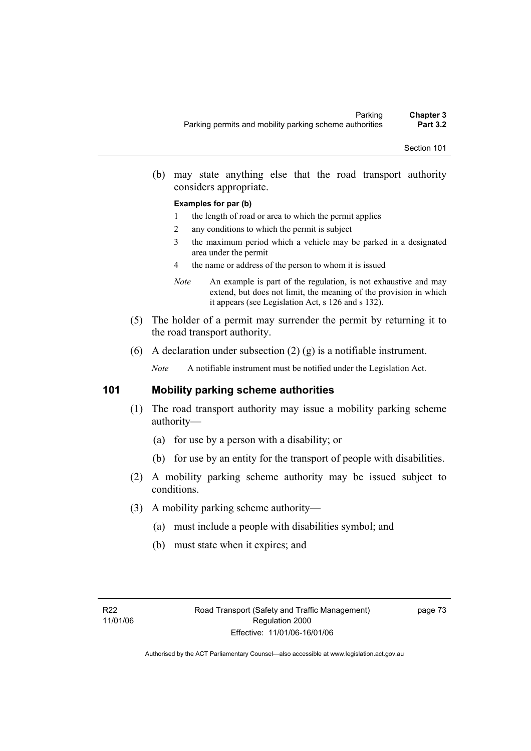(b) may state anything else that the road transport authority considers appropriate.

**Examples for par (b)**

1 the length of road or area to which the permit applies

2 any conditions to which the permit is subject

3 the maximum period which a vehicle may be parked in a designated area under the permit

4 the name or address of the person to whom it is issued

*Note* An example is part of the regulation, is not exhaustive and may extend, but does not limit, the meaning of the provision in which it appears (see Legislation Act, s 126 and s 132).

(5) The holder of a permit may surrender the permit by returning it to the road transport authority.

(6) A declaration under subsection (2) (g) is a notifiable instrument.

*Note* A notifiable instrument must be notified under the Legislation Act.

## 101 Mobility parking scheme authorities

(1) The road transport authority may issue a mobility parking scheme authority—

(a) for use by a person with a disability; or

(b) for use by an entity for the transport of people with disabilities.

(2) A mobility parking scheme authority may be issued subject to conditions.

(3) A mobility parking scheme authority—

(a) must include a people with disabilities symbol; and

(b) must state when it expires; and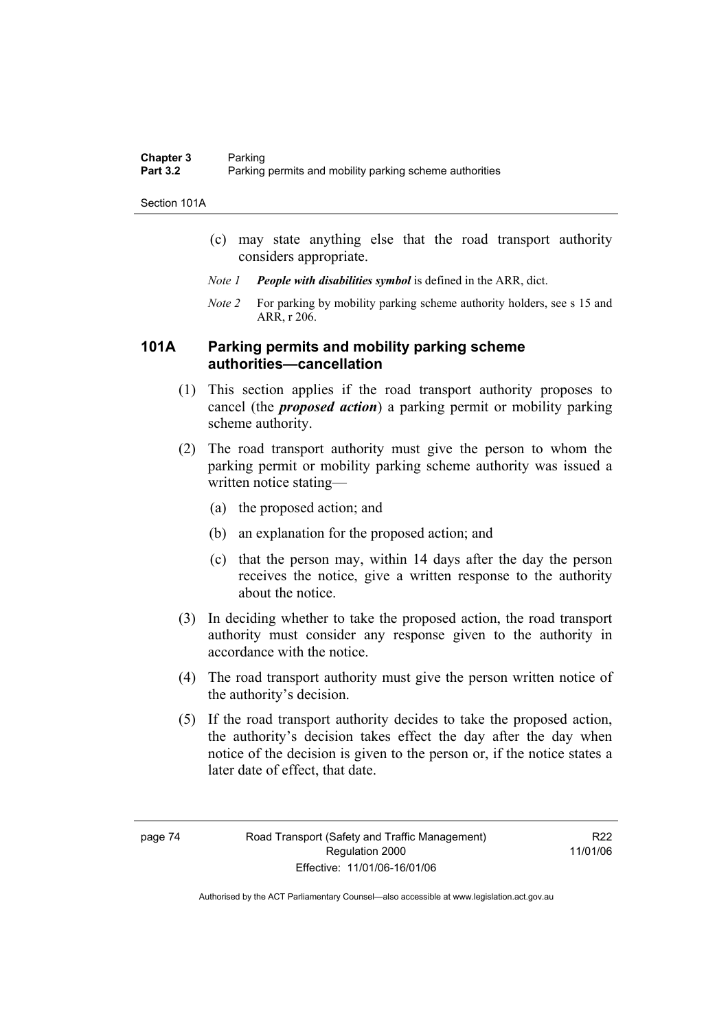(c) may state anything else that the road transport authority considers appropriate.

*Note 1* ***People with disabilities symbol*** is defined in the ARR, dict.

*Note 2* For parking by mobility parking scheme authority holders, see s 15 and ARR, r 206.

## 101A Parking permits and mobility parking scheme authorities—cancellation

(1) This section applies if the road transport authority proposes to cancel (the ***proposed action***) a parking permit or mobility parking scheme authority.

(2) The road transport authority must give the person to whom the parking permit or mobility parking scheme authority was issued a written notice stating—

(a) the proposed action; and

(b) an explanation for the proposed action; and

(c) that the person may, within 14 days after the day the person receives the notice, give a written response to the authority about the notice.

(3) In deciding whether to take the proposed action, the road transport authority must consider any response given to the authority in accordance with the notice.

(4) The road transport authority must give the person written notice of the authority's decision.

(5) If the road transport authority decides to take the proposed action, the authority's decision takes effect the day after the day when notice of the decision is given to the person or, if the notice states a later date of effect, that date.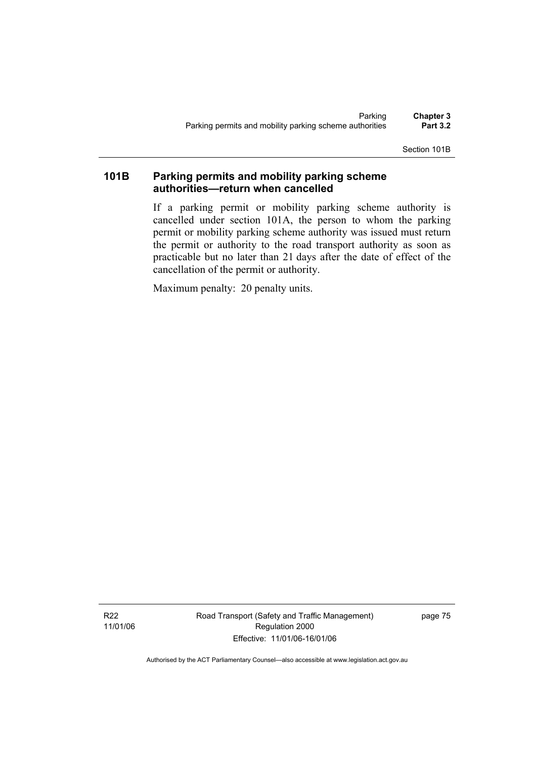## 101B Parking permits and mobility parking scheme authorities—return when cancelled

If a parking permit or mobility parking scheme authority is cancelled under section 101A, the person to whom the parking permit or mobility parking scheme authority was issued must return the permit or authority to the road transport authority as soon as practicable but no later than 21 days after the date of effect of the cancellation of the permit or authority.

Maximum penalty: 20 penalty units.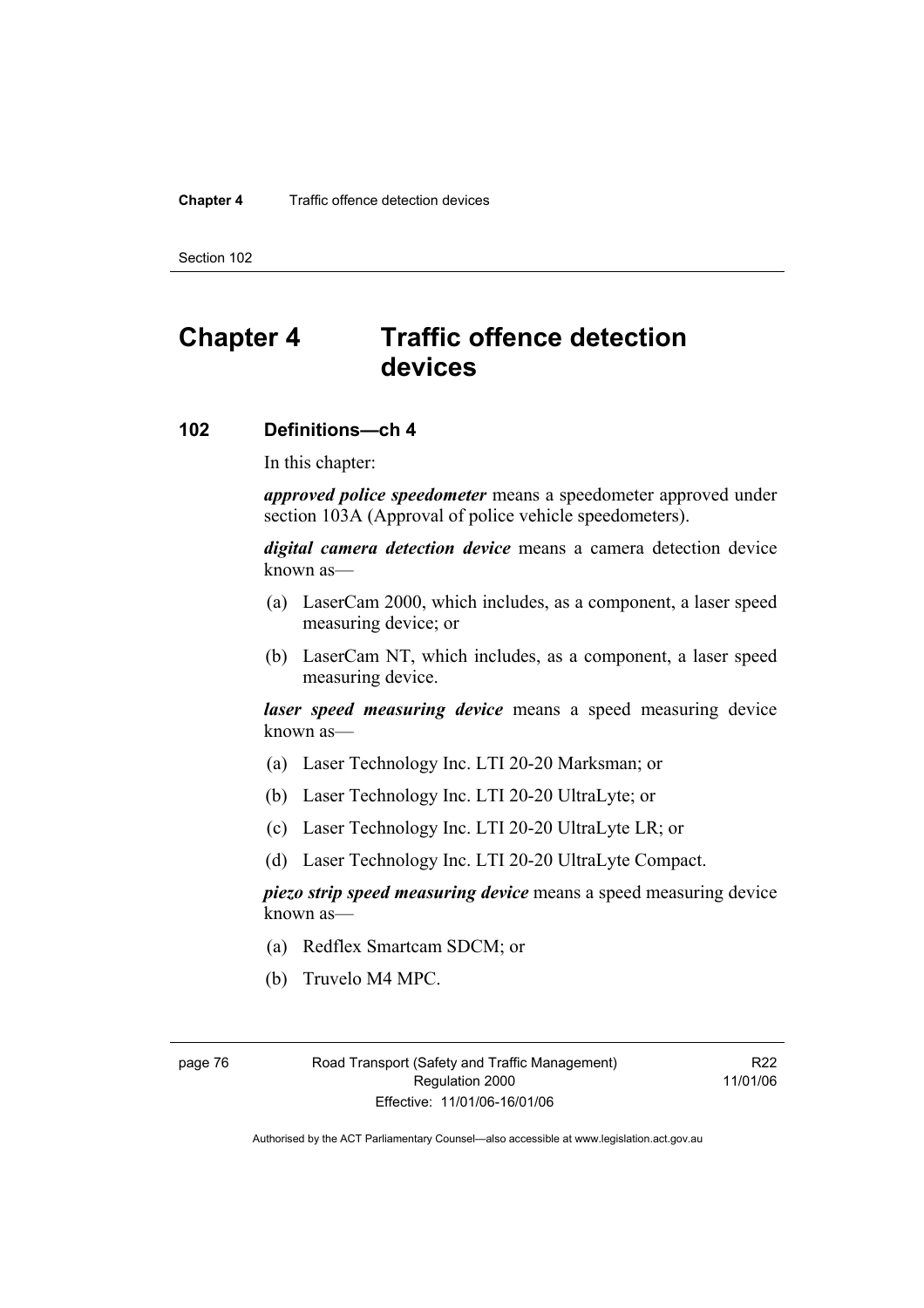# Chapter 4 Traffic offence detection devices

## 102 Definitions—ch 4

In this chapter:

***approved police speedometer*** means a speedometer approved under section 103A (Approval of police vehicle speedometers).

***digital camera detection device*** means a camera detection device known as—

(a) LaserCam 2000, which includes, as a component, a laser speed measuring device; or

(b) LaserCam NT, which includes, as a component, a laser speed measuring device.

***laser speed measuring device*** means a speed measuring device known as—

(a) Laser Technology Inc. LTI 20-20 Marksman; or

(b) Laser Technology Inc. LTI 20-20 UltraLyte; or

(c) Laser Technology Inc. LTI 20-20 UltraLyte LR; or

(d) Laser Technology Inc. LTI 20-20 UltraLyte Compact.

***piezo strip speed measuring device*** means a speed measuring device known as—

(a) Redflex Smartcam SDCM; or

(b) Truvelo M4 MPC.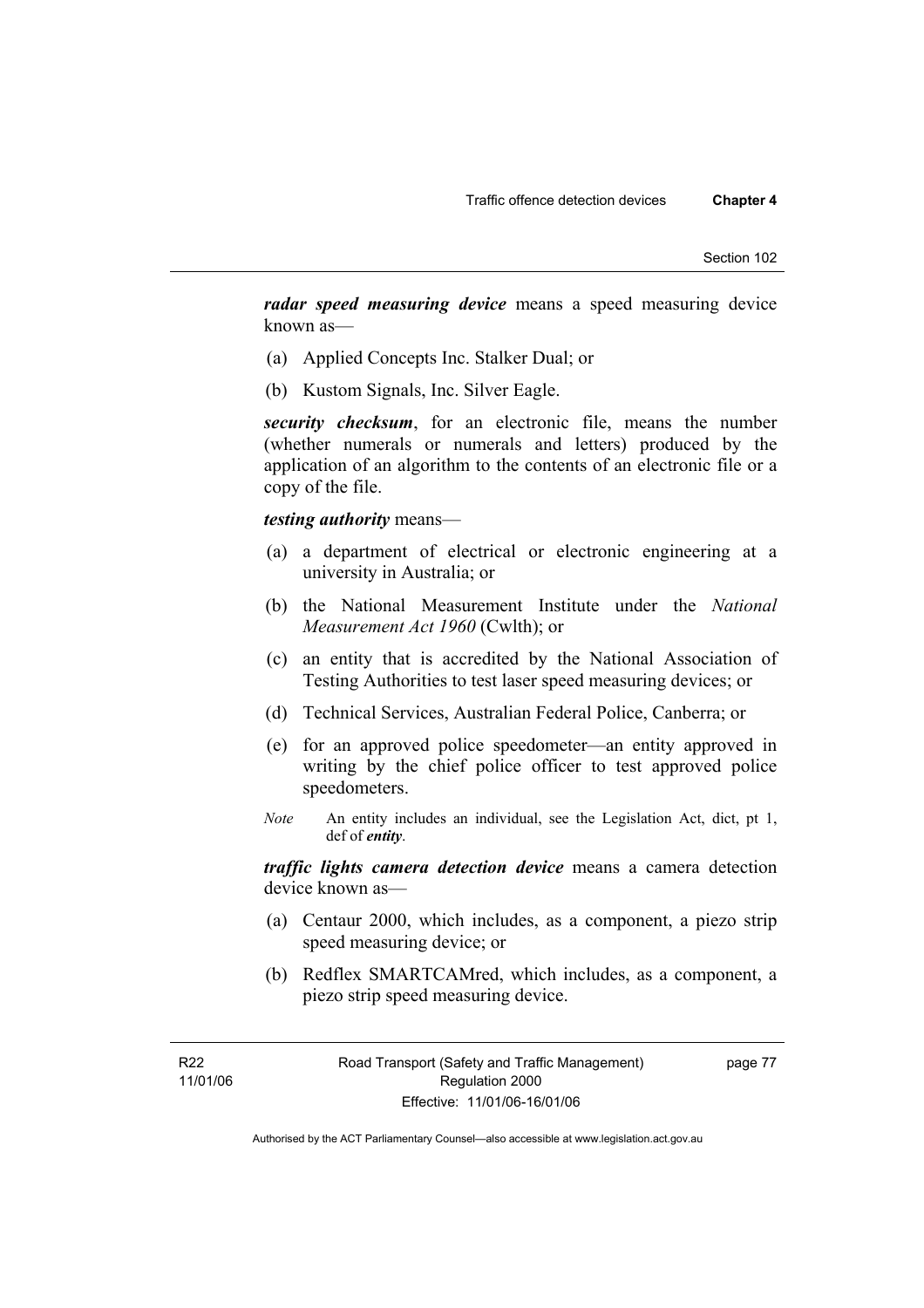***radar speed measuring device*** means a speed measuring device known as—

(a) Applied Concepts Inc. Stalker Dual; or

(b) Kustom Signals, Inc. Silver Eagle.

***security checksum***, for an electronic file, means the number (whether numerals or numerals and letters) produced by the application of an algorithm to the contents of an electronic file or a copy of the file.

***testing authority*** means—

(a) a department of electrical or electronic engineering at a university in Australia; or

(b) the National Measurement Institute under the *National Measurement Act 1960* (Cwlth); or

(c) an entity that is accredited by the National Association of Testing Authorities to test laser speed measuring devices; or

(d) Technical Services, Australian Federal Police, Canberra; or

(e) for an approved police speedometer—an entity approved in writing by the chief police officer to test approved police speedometers.

*Note* An entity includes an individual, see the Legislation Act, dict, pt 1, def of ***entity***.

***traffic lights camera detection device*** means a camera detection device known as—

(a) Centaur 2000, which includes, as a component, a piezo strip speed measuring device; or

(b) Redflex SMARTCAMred, which includes, as a component, a piezo strip speed measuring device.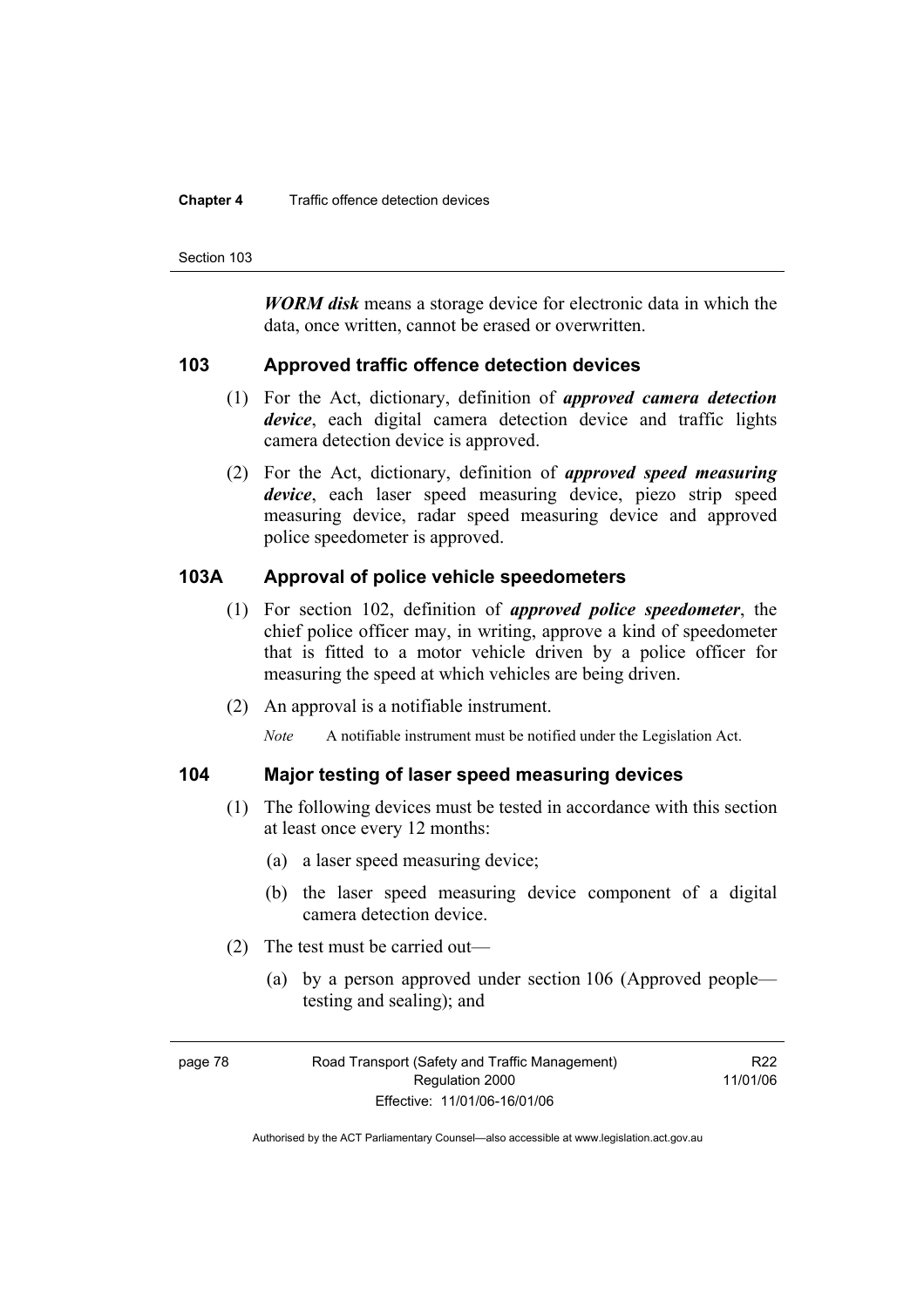***WORM disk*** means a storage device for electronic data in which the data, once written, cannot be erased or overwritten.

## 103 Approved traffic offence detection devices

(1) For the Act, dictionary, definition of ***approved camera detection device***, each digital camera detection device and traffic lights camera detection device is approved.

(2) For the Act, dictionary, definition of ***approved speed measuring device***, each laser speed measuring device, piezo strip speed measuring device, radar speed measuring device and approved police speedometer is approved.

## 103A Approval of police vehicle speedometers

(1) For section 102, definition of ***approved police speedometer***, the chief police officer may, in writing, approve a kind of speedometer that is fitted to a motor vehicle driven by a police officer for measuring the speed at which vehicles are being driven.

(2) An approval is a notifiable instrument.

*Note* A notifiable instrument must be notified under the Legislation Act.

## 104 Major testing of laser speed measuring devices

(1) The following devices must be tested in accordance with this section at least once every 12 months:

(a) a laser speed measuring device;

(b) the laser speed measuring device component of a digital camera detection device.

(2) The test must be carried out—

(a) by a person approved under section 106 (Approved people—testing and sealing); and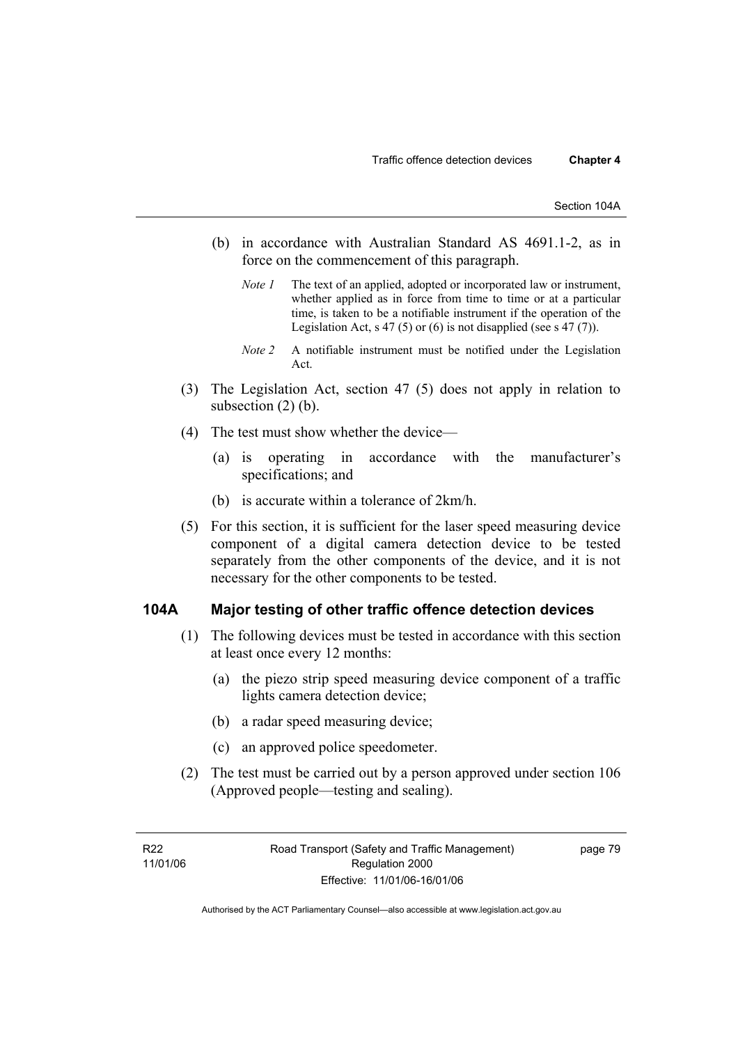(b) in accordance with Australian Standard AS 4691.1-2, as in force on the commencement of this paragraph.

*Note 1* The text of an applied, adopted or incorporated law or instrument, whether applied as in force from time to time or at a particular time, is taken to be a notifiable instrument if the operation of the Legislation Act, s 47 (5) or (6) is not disapplied (see s 47 (7)).

*Note 2* A notifiable instrument must be notified under the Legislation Act.

(3) The Legislation Act, section 47 (5) does not apply in relation to subsection (2) (b).

(4) The test must show whether the device—

(a) is operating in accordance with the manufacturer's specifications; and

(b) is accurate within a tolerance of 2km/h.

(5) For this section, it is sufficient for the laser speed measuring device component of a digital camera detection device to be tested separately from the other components of the device, and it is not necessary for the other components to be tested.

## 104A Major testing of other traffic offence detection devices

(1) The following devices must be tested in accordance with this section at least once every 12 months:

(a) the piezo strip speed measuring device component of a traffic lights camera detection device;

(b) a radar speed measuring device;

(c) an approved police speedometer.

(2) The test must be carried out by a person approved under section 106 (Approved people—testing and sealing).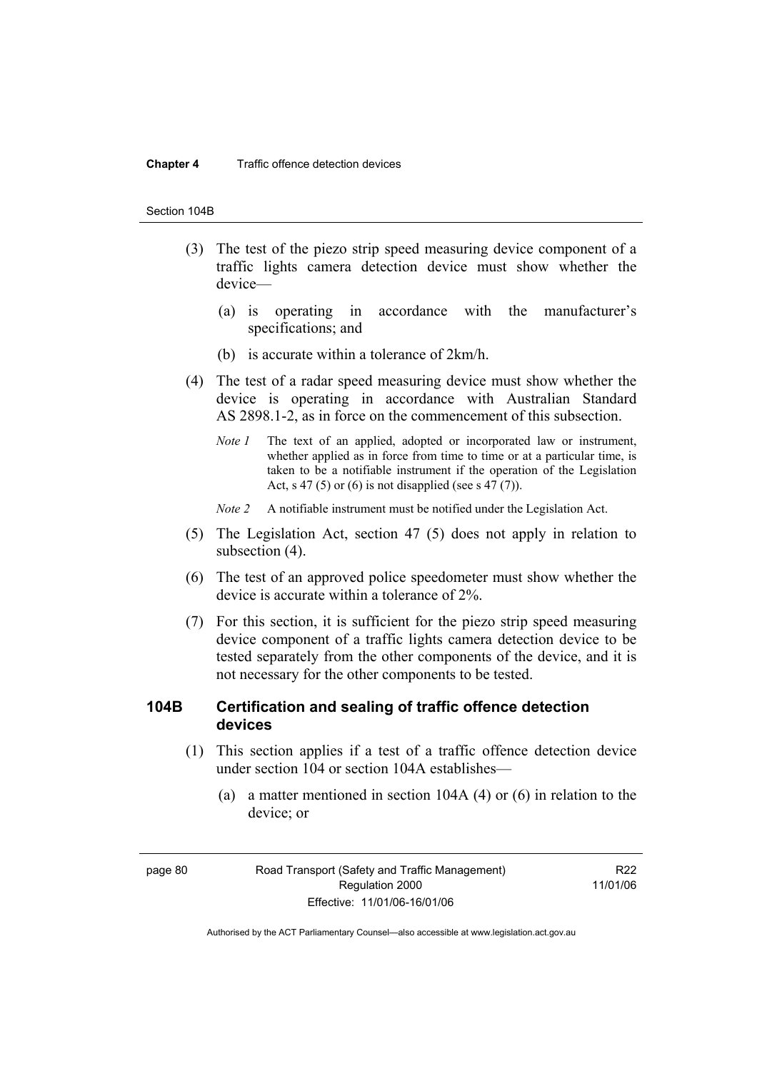(3) The test of the piezo strip speed measuring device component of a traffic lights camera detection device must show whether the device—

(a) is operating in accordance with the manufacturer's specifications; and

(b) is accurate within a tolerance of 2km/h.

(4) The test of a radar speed measuring device must show whether the device is operating in accordance with Australian Standard AS 2898.1-2, as in force on the commencement of this subsection.

*Note 1* The text of an applied, adopted or incorporated law or instrument, whether applied as in force from time to time or at a particular time, is taken to be a notifiable instrument if the operation of the Legislation Act, s 47 (5) or (6) is not disapplied (see s 47 (7)).

*Note 2* A notifiable instrument must be notified under the Legislation Act.

(5) The Legislation Act, section 47 (5) does not apply in relation to subsection (4).

(6) The test of an approved police speedometer must show whether the device is accurate within a tolerance of 2%.

(7) For this section, it is sufficient for the piezo strip speed measuring device component of a traffic lights camera detection device to be tested separately from the other components of the device, and it is not necessary for the other components to be tested.

## 104B Certification and sealing of traffic offence detection devices

(1) This section applies if a test of a traffic offence detection device under section 104 or section 104A establishes—

(a) a matter mentioned in section 104A (4) or (6) in relation to the device; or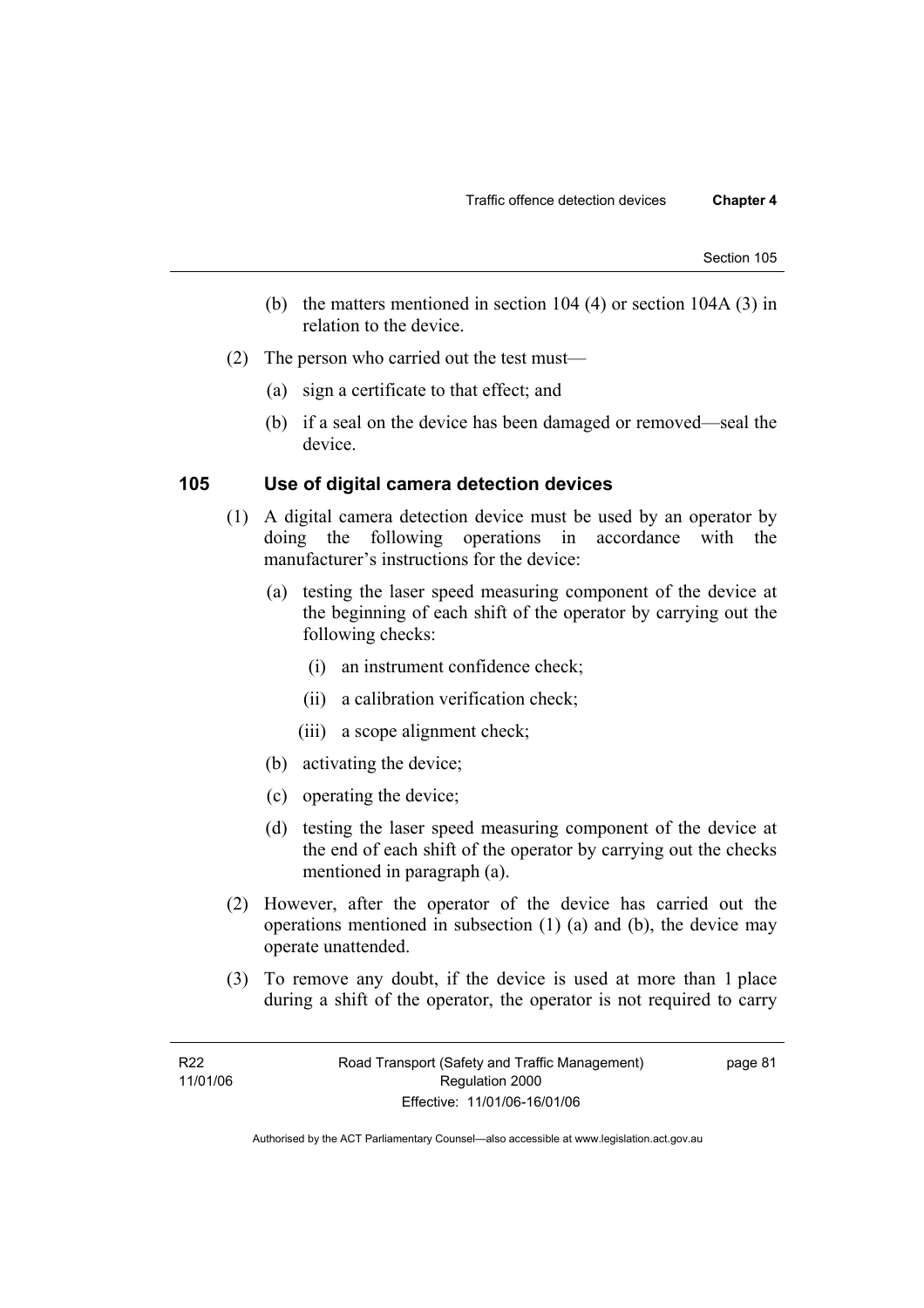(b) the matters mentioned in section 104 (4) or section 104A (3) in relation to the device.

(2) The person who carried out the test must—

(a) sign a certificate to that effect; and

(b) if a seal on the device has been damaged or removed—seal the device.

## 105 Use of digital camera detection devices

(1) A digital camera detection device must be used by an operator by doing the following operations in accordance with the manufacturer's instructions for the device:

(a) testing the laser speed measuring component of the device at the beginning of each shift of the operator by carrying out the following checks:

(i) an instrument confidence check;

(ii) a calibration verification check;

(iii) a scope alignment check;

(b) activating the device;

(c) operating the device;

(d) testing the laser speed measuring component of the device at the end of each shift of the operator by carrying out the checks mentioned in paragraph (a).

(2) However, after the operator of the device has carried out the operations mentioned in subsection (1) (a) and (b), the device may operate unattended.

(3) To remove any doubt, if the device is used at more than 1 place during a shift of the operator, the operator is not required to carry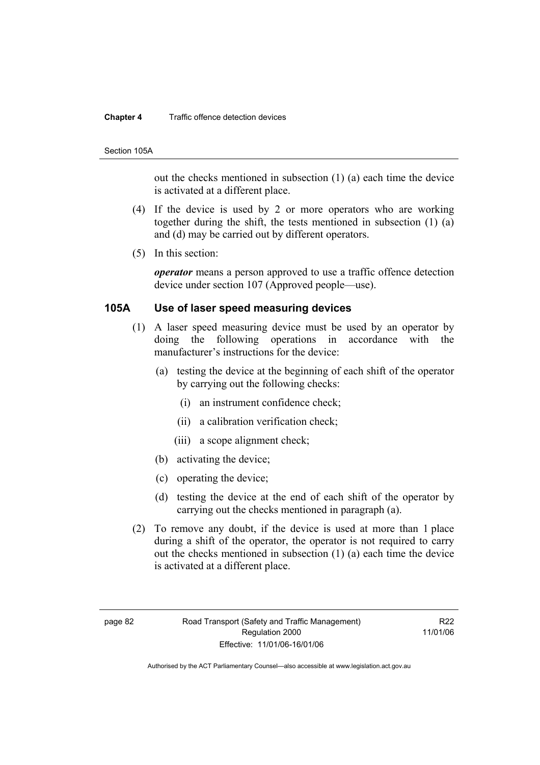out the checks mentioned in subsection (1) (a) each time the device is activated at a different place.

(4) If the device is used by 2 or more operators who are working together during the shift, the tests mentioned in subsection (1) (a) and (d) may be carried out by different operators.

(5) In this section:

***operator*** means a person approved to use a traffic offence detection device under section 107 (Approved people—use).

### 105A Use of laser speed measuring devices

(1) A laser speed measuring device must be used by an operator by doing the following operations in accordance with the manufacturer's instructions for the device:

(a) testing the device at the beginning of each shift of the operator by carrying out the following checks:

(i) an instrument confidence check;

(ii) a calibration verification check;

(iii) a scope alignment check;

(b) activating the device;

(c) operating the device;

(d) testing the device at the end of each shift of the operator by carrying out the checks mentioned in paragraph (a).

(2) To remove any doubt, if the device is used at more than 1 place during a shift of the operator, the operator is not required to carry out the checks mentioned in subsection (1) (a) each time the device is activated at a different place.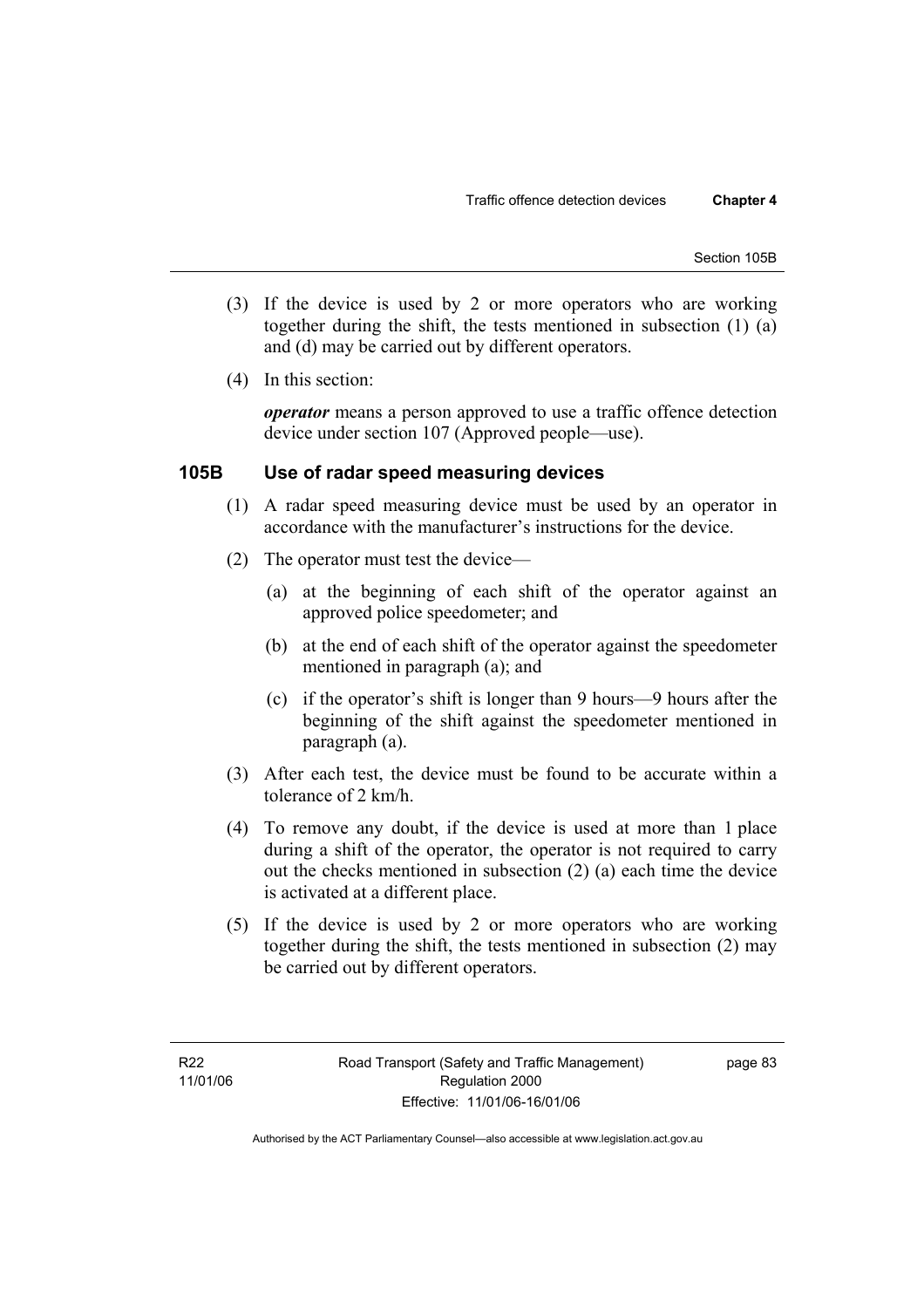(3) If the device is used by 2 or more operators who are working together during the shift, the tests mentioned in subsection (1) (a) and (d) may be carried out by different operators.

(4) In this section:

***operator*** means a person approved to use a traffic offence detection device under section 107 (Approved people—use).

## 105B Use of radar speed measuring devices

(1) A radar speed measuring device must be used by an operator in accordance with the manufacturer's instructions for the device.

(2) The operator must test the device—

(a) at the beginning of each shift of the operator against an approved police speedometer; and

(b) at the end of each shift of the operator against the speedometer mentioned in paragraph (a); and

(c) if the operator's shift is longer than 9 hours—9 hours after the beginning of the shift against the speedometer mentioned in paragraph (a).

(3) After each test, the device must be found to be accurate within a tolerance of 2 km/h.

(4) To remove any doubt, if the device is used at more than 1 place during a shift of the operator, the operator is not required to carry out the checks mentioned in subsection (2) (a) each time the device is activated at a different place.

(5) If the device is used by 2 or more operators who are working together during the shift, the tests mentioned in subsection (2) may be carried out by different operators.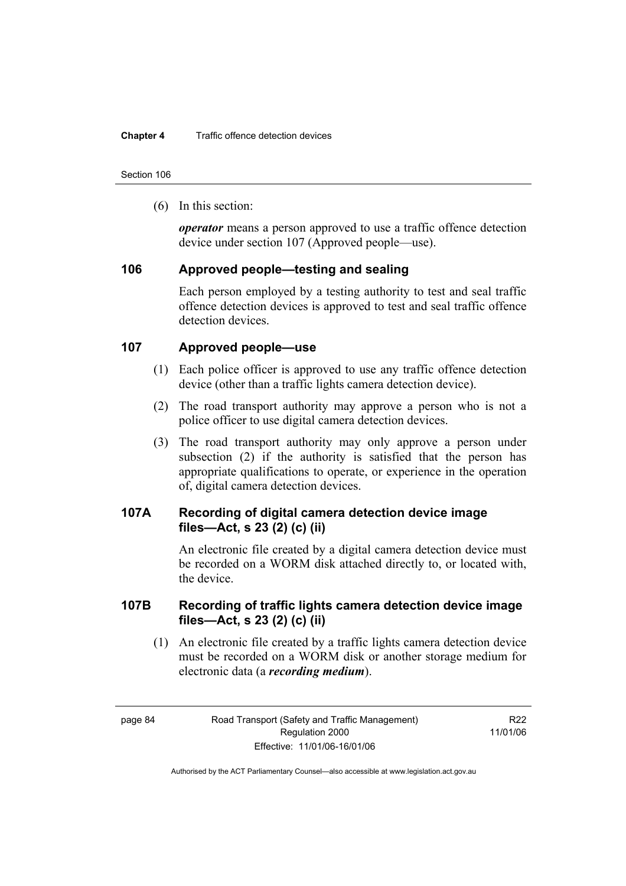(6) In this section:

***operator*** means a person approved to use a traffic offence detection device under section 107 (Approved people—use).

## 106 Approved people—testing and sealing

Each person employed by a testing authority to test and seal traffic offence detection devices is approved to test and seal traffic offence detection devices.

## 107 Approved people—use

(1) Each police officer is approved to use any traffic offence detection device (other than a traffic lights camera detection device).

(2) The road transport authority may approve a person who is not a police officer to use digital camera detection devices.

(3) The road transport authority may only approve a person under subsection (2) if the authority is satisfied that the person has appropriate qualifications to operate, or experience in the operation of, digital camera detection devices.

## 107A Recording of digital camera detection device image files—Act, s 23 (2) (c) (ii)

An electronic file created by a digital camera detection device must be recorded on a WORM disk attached directly to, or located with, the device.

## 107B Recording of traffic lights camera detection device image files—Act, s 23 (2) (c) (ii)

(1) An electronic file created by a traffic lights camera detection device must be recorded on a WORM disk or another storage medium for electronic data (a ***recording medium***).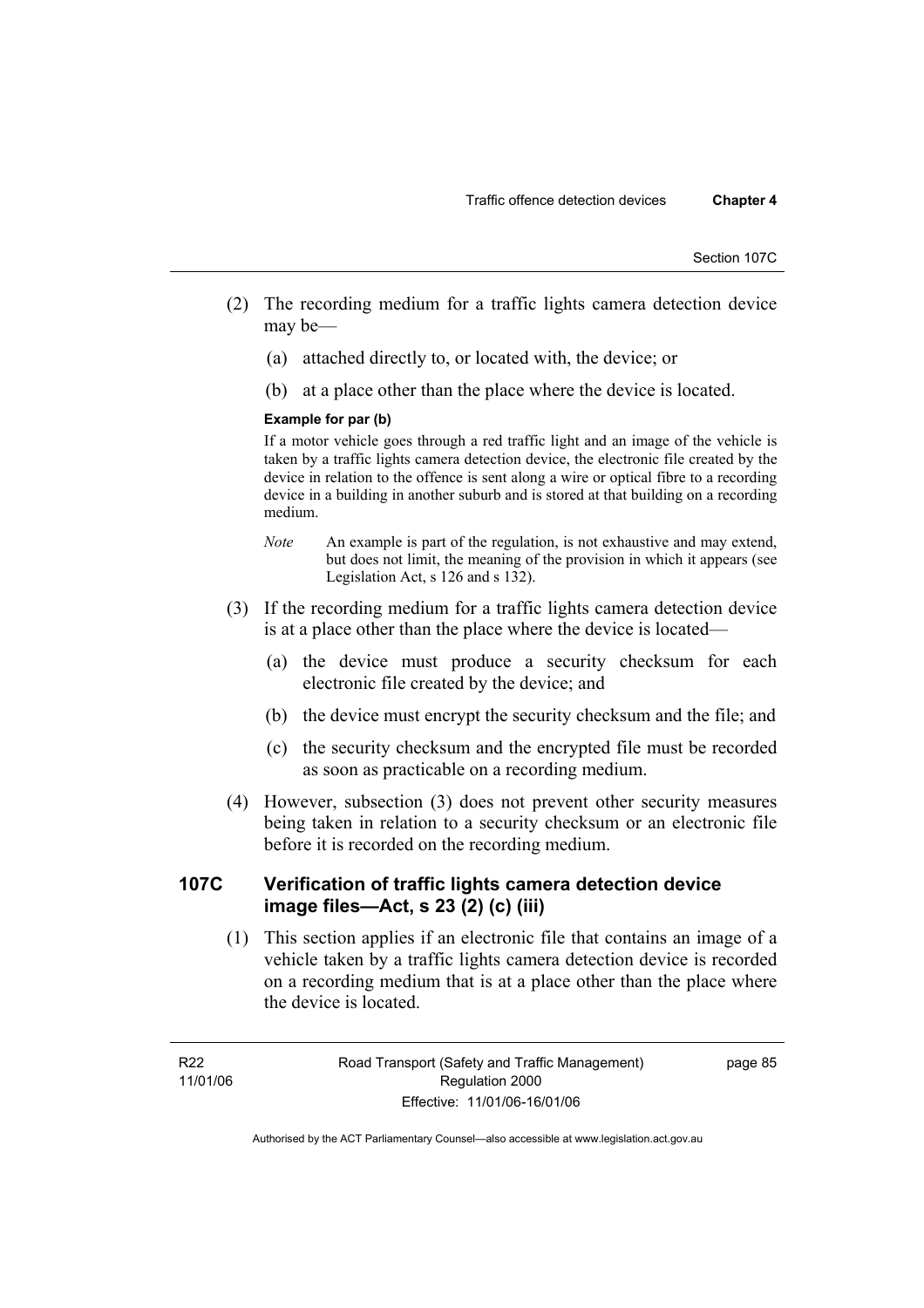(2) The recording medium for a traffic lights camera detection device may be—

  (a) attached directly to, or located with, the device; or

  (b) at a place other than the place where the device is located.

**Example for par (b)**

If a motor vehicle goes through a red traffic light and an image of the vehicle is taken by a traffic lights camera detection device, the electronic file created by the device in relation to the offence is sent along a wire or optical fibre to a recording device in a building in another suburb and is stored at that building on a recording medium.

*Note* An example is part of the regulation, is not exhaustive and may extend, but does not limit, the meaning of the provision in which it appears (see Legislation Act, s 126 and s 132).

(3) If the recording medium for a traffic lights camera detection device is at a place other than the place where the device is located—

  (a) the device must produce a security checksum for each electronic file created by the device; and

  (b) the device must encrypt the security checksum and the file; and

  (c) the security checksum and the encrypted file must be recorded as soon as practicable on a recording medium.

(4) However, subsection (3) does not prevent other security measures being taken in relation to a security checksum or an electronic file before it is recorded on the recording medium.

## 107C Verification of traffic lights camera detection device image files—Act, s 23 (2) (c) (iii)

(1) This section applies if an electronic file that contains an image of a vehicle taken by a traffic lights camera detection device is recorded on a recording medium that is at a place other than the place where the device is located.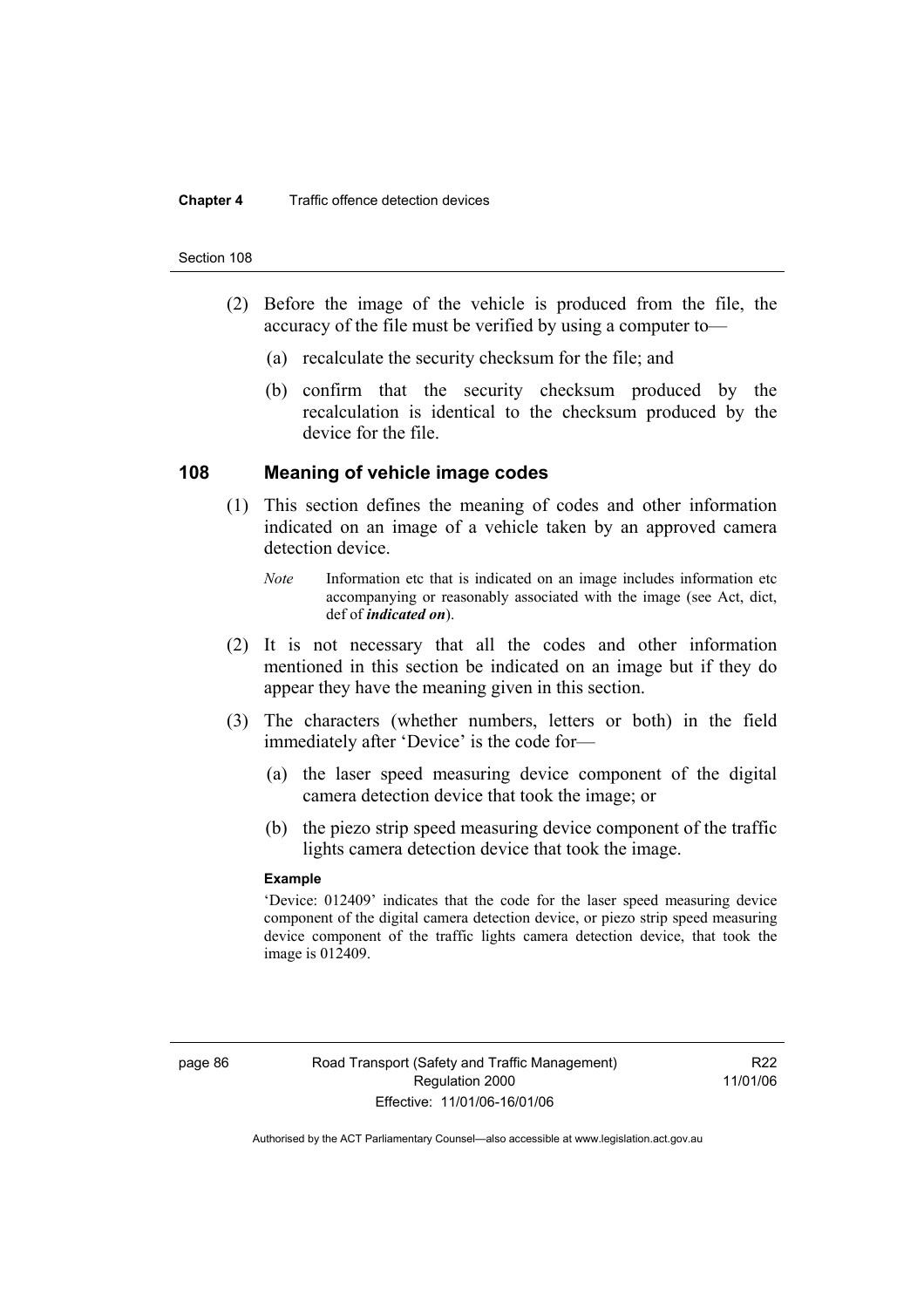(2) Before the image of the vehicle is produced from the file, the accuracy of the file must be verified by using a computer to—

(a) recalculate the security checksum for the file; and

(b) confirm that the security checksum produced by the recalculation is identical to the checksum produced by the device for the file.

## 108 Meaning of vehicle image codes

(1) This section defines the meaning of codes and other information indicated on an image of a vehicle taken by an approved camera detection device.

*Note* Information etc that is indicated on an image includes information etc accompanying or reasonably associated with the image (see Act, dict, def of ***indicated on***).

(2) It is not necessary that all the codes and other information mentioned in this section be indicated on an image but if they do appear they have the meaning given in this section.

(3) The characters (whether numbers, letters or both) in the field immediately after 'Device' is the code for—

(a) the laser speed measuring device component of the digital camera detection device that took the image; or

(b) the piezo strip speed measuring device component of the traffic lights camera detection device that took the image.

**Example**

'Device: 012409' indicates that the code for the laser speed measuring device component of the digital camera detection device, or piezo strip speed measuring device component of the traffic lights camera detection device, that took the image is 012409.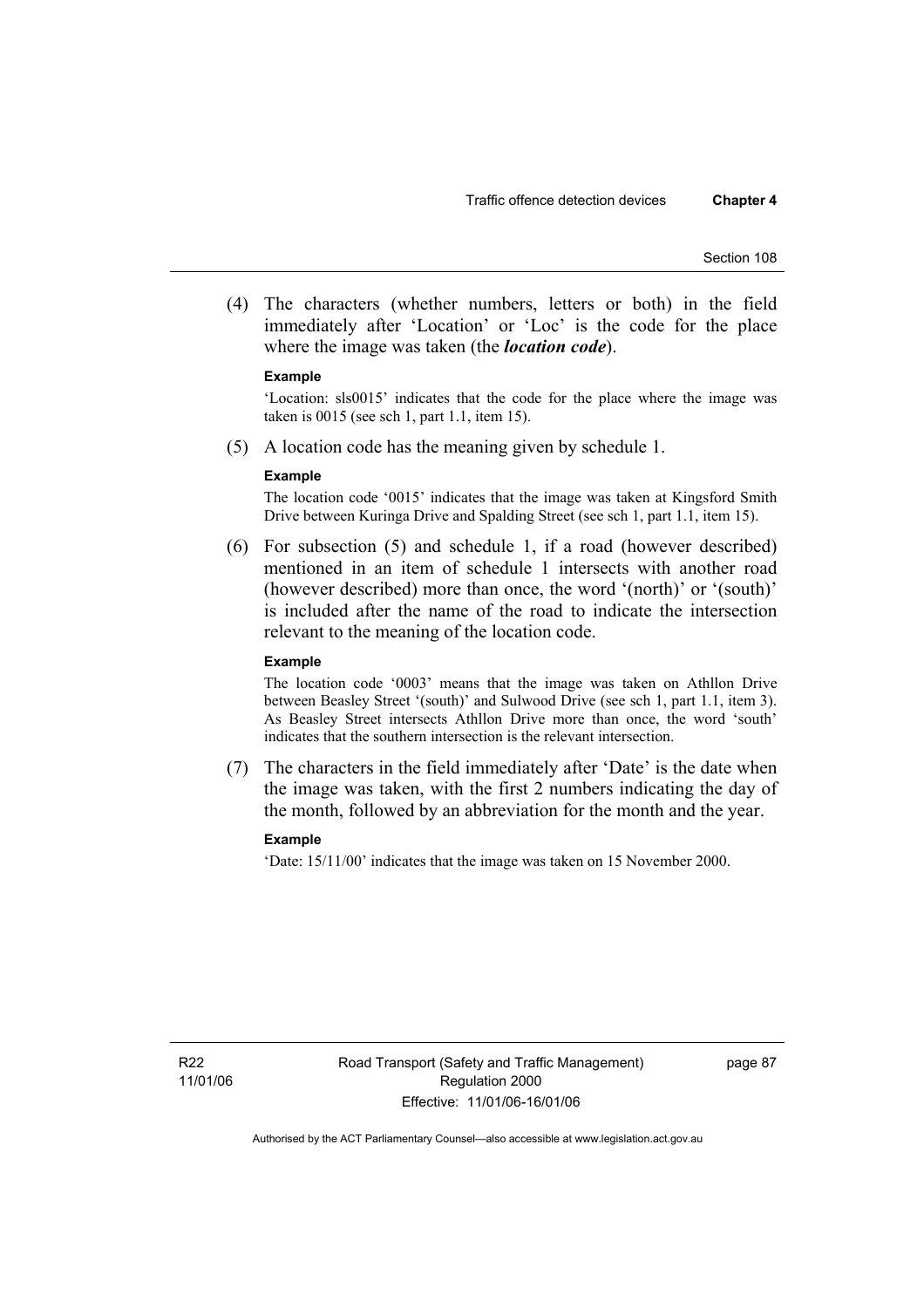(4) The characters (whether numbers, letters or both) in the field immediately after 'Location' or 'Loc' is the code for the place where the image was taken (the ***location code***).

**Example**

'Location: sls0015' indicates that the code for the place where the image was taken is 0015 (see sch 1, part 1.1, item 15).

(5) A location code has the meaning given by schedule 1.

**Example**

The location code '0015' indicates that the image was taken at Kingsford Smith Drive between Kuringa Drive and Spalding Street (see sch 1, part 1.1, item 15).

(6) For subsection (5) and schedule 1, if a road (however described) mentioned in an item of schedule 1 intersects with another road (however described) more than once, the word '(north)' or '(south)' is included after the name of the road to indicate the intersection relevant to the meaning of the location code.

**Example**

The location code '0003' means that the image was taken on Athllon Drive between Beasley Street '(south)' and Sulwood Drive (see sch 1, part 1.1, item 3). As Beasley Street intersects Athllon Drive more than once, the word 'south' indicates that the southern intersection is the relevant intersection.

(7) The characters in the field immediately after 'Date' is the date when the image was taken, with the first 2 numbers indicating the day of the month, followed by an abbreviation for the month and the year.

**Example**

'Date: 15/11/00' indicates that the image was taken on 15 November 2000.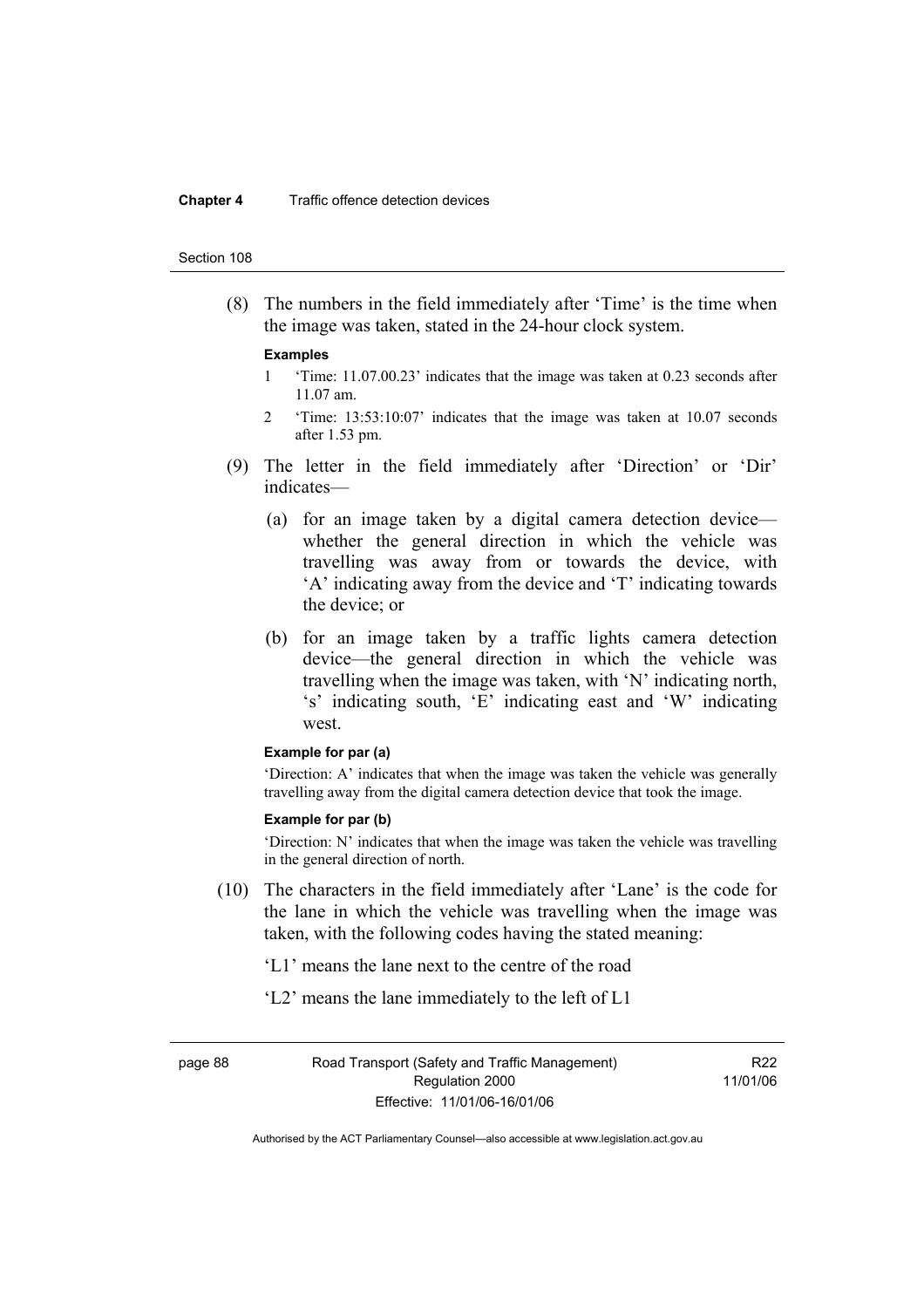(8) The numbers in the field immediately after 'Time' is the time when the image was taken, stated in the 24-hour clock system.

**Examples**

1 'Time: 11.07.00.23' indicates that the image was taken at 0.23 seconds after 11.07 am.

2 'Time: 13:53:10:07' indicates that the image was taken at 10.07 seconds after 1.53 pm.

(9) The letter in the field immediately after 'Direction' or 'Dir' indicates—

(a) for an image taken by a digital camera detection device—whether the general direction in which the vehicle was travelling was away from or towards the device, with 'A' indicating away from the device and 'T' indicating towards the device; or

(b) for an image taken by a traffic lights camera detection device—the general direction in which the vehicle was travelling when the image was taken, with 'N' indicating north, 's' indicating south, 'E' indicating east and 'W' indicating west.

**Example for par (a)**

'Direction: A' indicates that when the image was taken the vehicle was generally travelling away from the digital camera detection device that took the image.

**Example for par (b)**

'Direction: N' indicates that when the image was taken the vehicle was travelling in the general direction of north.

(10) The characters in the field immediately after 'Lane' is the code for the lane in which the vehicle was travelling when the image was taken, with the following codes having the stated meaning:

'L1' means the lane next to the centre of the road

'L2' means the lane immediately to the left of L1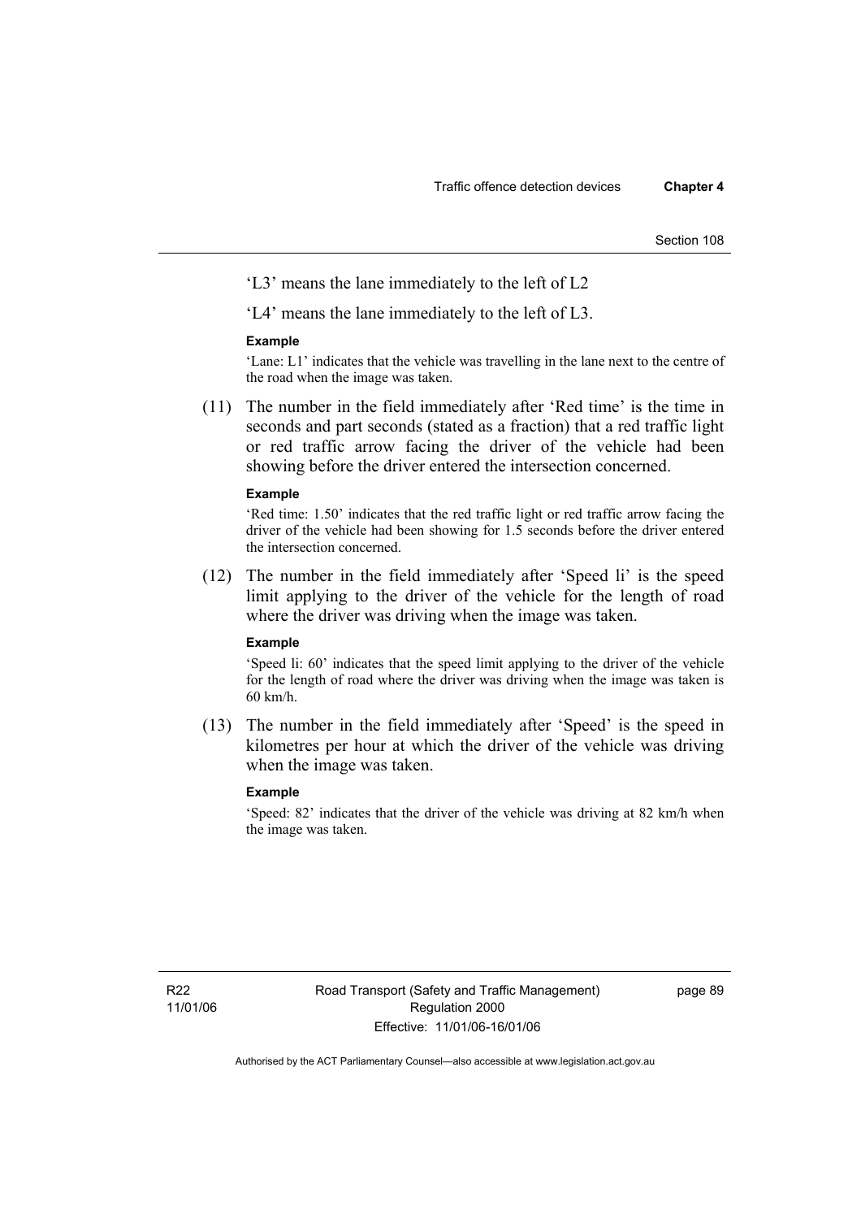'L3' means the lane immediately to the left of L2

'L4' means the lane immediately to the left of L3.

**Example**

'Lane: L1' indicates that the vehicle was travelling in the lane next to the centre of the road when the image was taken.

(11) The number in the field immediately after 'Red time' is the time in seconds and part seconds (stated as a fraction) that a red traffic light or red traffic arrow facing the driver of the vehicle had been showing before the driver entered the intersection concerned.

**Example**

'Red time: 1.50' indicates that the red traffic light or red traffic arrow facing the driver of the vehicle had been showing for 1.5 seconds before the driver entered the intersection concerned.

(12) The number in the field immediately after 'Speed li' is the speed limit applying to the driver of the vehicle for the length of road where the driver was driving when the image was taken.

**Example**

'Speed li: 60' indicates that the speed limit applying to the driver of the vehicle for the length of road where the driver was driving when the image was taken is 60 km/h.

(13) The number in the field immediately after 'Speed' is the speed in kilometres per hour at which the driver of the vehicle was driving when the image was taken.

**Example**

'Speed: 82' indicates that the driver of the vehicle was driving at 82 km/h when the image was taken.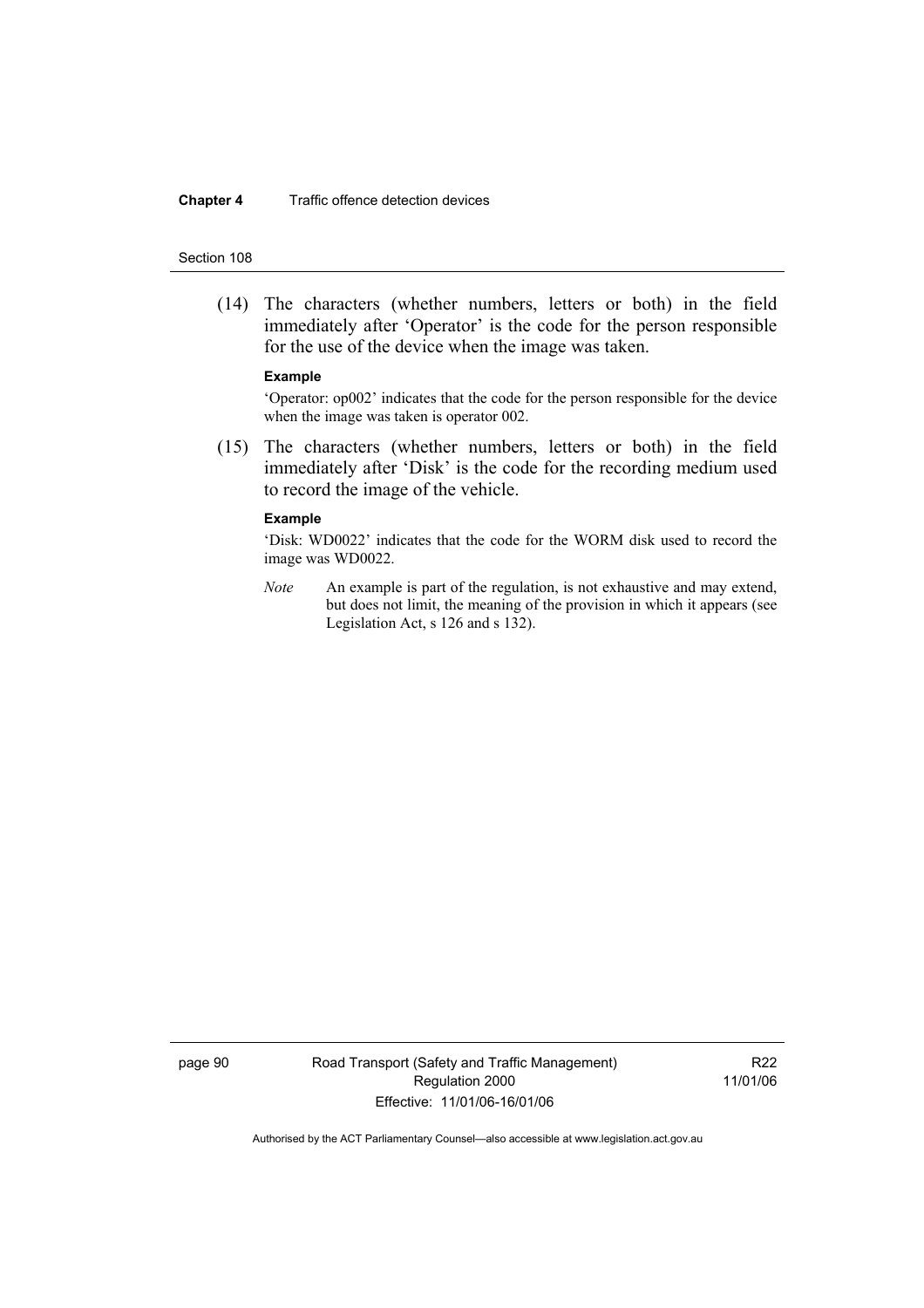(14) The characters (whether numbers, letters or both) in the field immediately after 'Operator' is the code for the person responsible for the use of the device when the image was taken.

**Example**

'Operator: op002' indicates that the code for the person responsible for the device when the image was taken is operator 002.

(15) The characters (whether numbers, letters or both) in the field immediately after 'Disk' is the code for the recording medium used to record the image of the vehicle.

**Example**

'Disk: WD0022' indicates that the code for the WORM disk used to record the image was WD0022.

*Note* An example is part of the regulation, is not exhaustive and may extend, but does not limit, the meaning of the provision in which it appears (see Legislation Act, s 126 and s 132).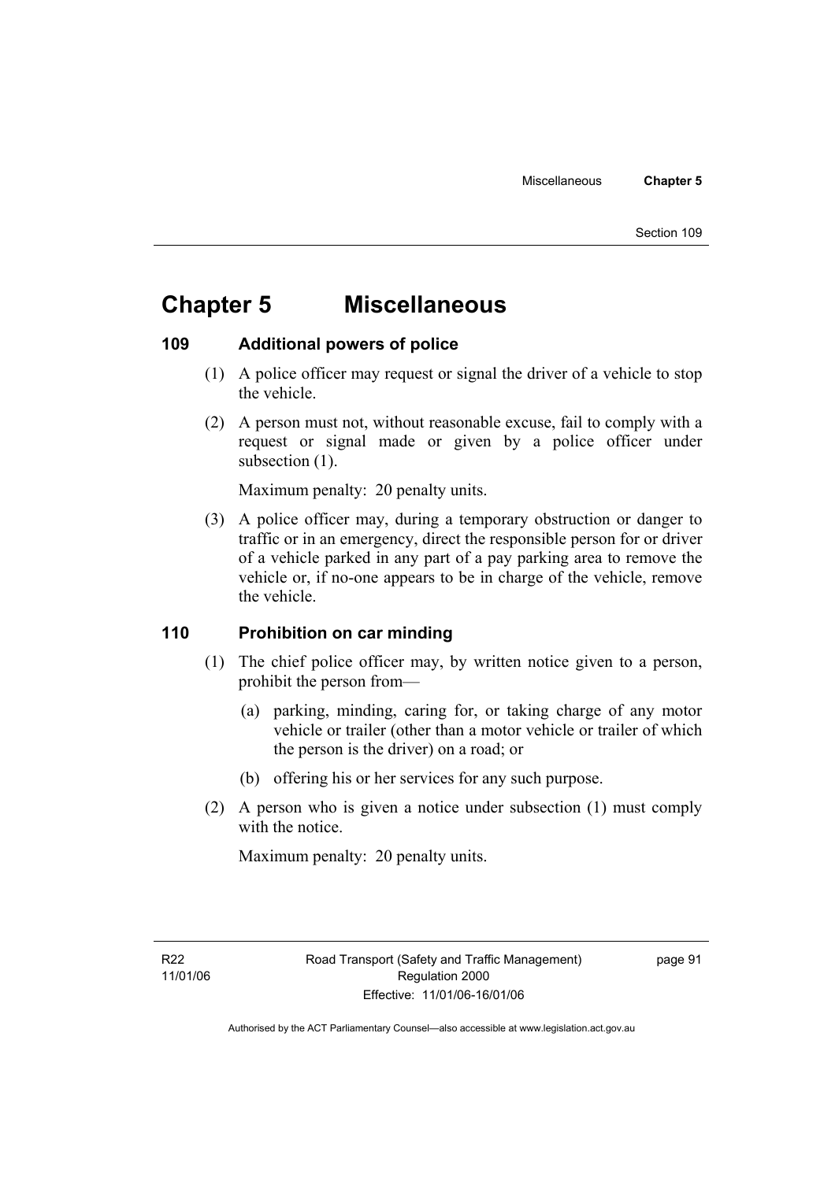# Chapter 5 Miscellaneous

## 109 Additional powers of police

(1) A police officer may request or signal the driver of a vehicle to stop the vehicle.

(2) A person must not, without reasonable excuse, fail to comply with a request or signal made or given by a police officer under subsection (1).

Maximum penalty: 20 penalty units.

(3) A police officer may, during a temporary obstruction or danger to traffic or in an emergency, direct the responsible person for or driver of a vehicle parked in any part of a pay parking area to remove the vehicle or, if no-one appears to be in charge of the vehicle, remove the vehicle.

## 110 Prohibition on car minding

(1) The chief police officer may, by written notice given to a person, prohibit the person from—

(a) parking, minding, caring for, or taking charge of any motor vehicle or trailer (other than a motor vehicle or trailer of which the person is the driver) on a road; or

(b) offering his or her services for any such purpose.

(2) A person who is given a notice under subsection (1) must comply with the notice.

Maximum penalty: 20 penalty units.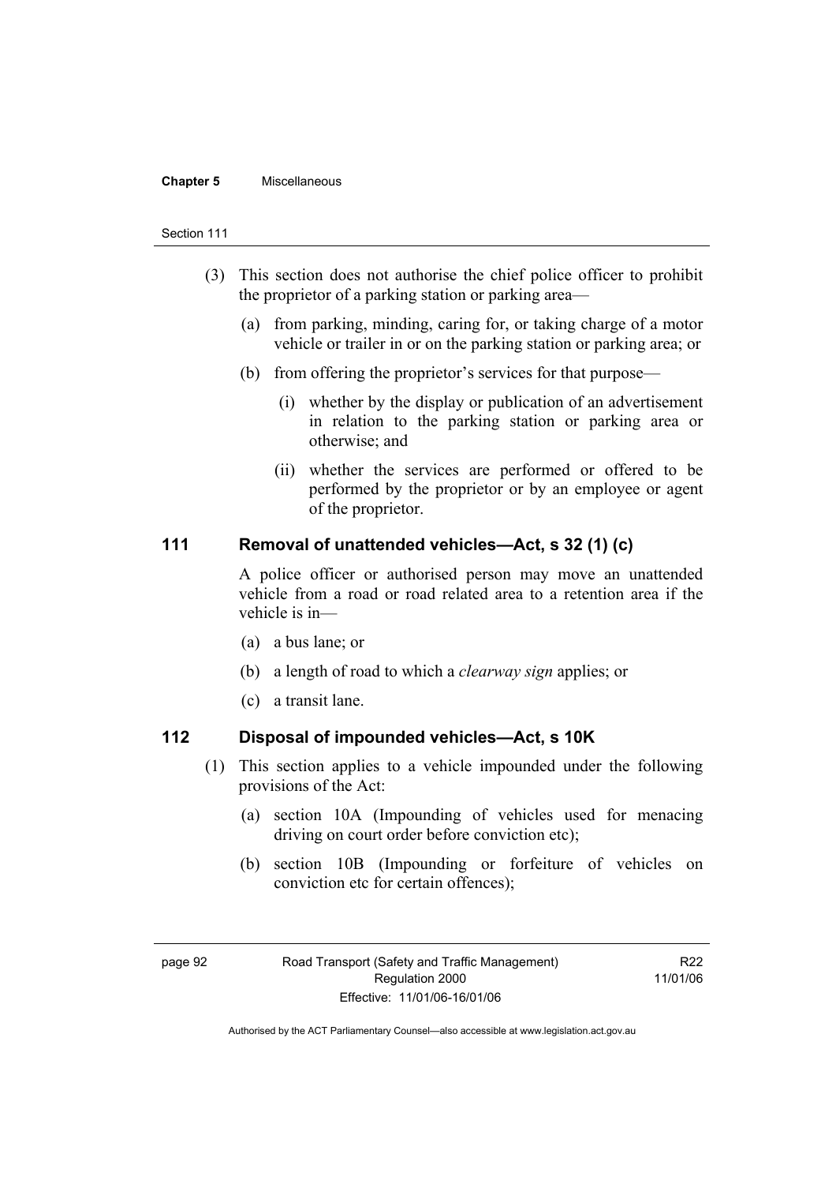(3) This section does not authorise the chief police officer to prohibit the proprietor of a parking station or parking area—

(a) from parking, minding, caring for, or taking charge of a motor vehicle or trailer in or on the parking station or parking area; or

(b) from offering the proprietor's services for that purpose—

(i) whether by the display or publication of an advertisement in relation to the parking station or parking area or otherwise; and

(ii) whether the services are performed or offered to be performed by the proprietor or by an employee or agent of the proprietor.

## 111 Removal of unattended vehicles—Act, s 32 (1) (c)

A police officer or authorised person may move an unattended vehicle from a road or road related area to a retention area if the vehicle is in—

(a) a bus lane; or

(b) a length of road to which a *clearway sign* applies; or

(c) a transit lane.

## 112 Disposal of impounded vehicles—Act, s 10K

(1) This section applies to a vehicle impounded under the following provisions of the Act:

(a) section 10A (Impounding of vehicles used for menacing driving on court order before conviction etc);

(b) section 10B (Impounding or forfeiture of vehicles on conviction etc for certain offences);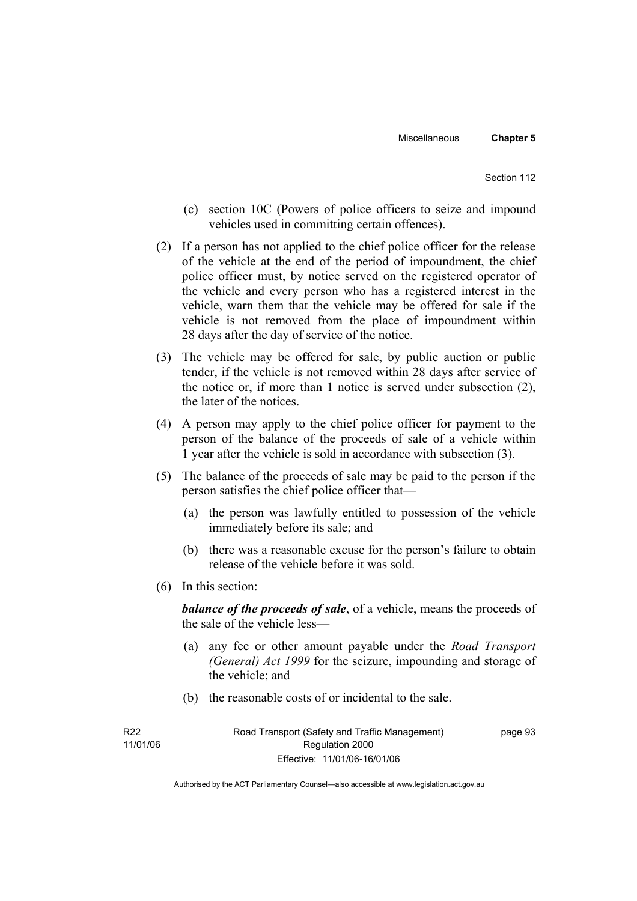(c) section 10C (Powers of police officers to seize and impound vehicles used in committing certain offences).

(2) If a person has not applied to the chief police officer for the release of the vehicle at the end of the period of impoundment, the chief police officer must, by notice served on the registered operator of the vehicle and every person who has a registered interest in the vehicle, warn them that the vehicle may be offered for sale if the vehicle is not removed from the place of impoundment within 28 days after the day of service of the notice.

(3) The vehicle may be offered for sale, by public auction or public tender, if the vehicle is not removed within 28 days after service of the notice or, if more than 1 notice is served under subsection (2), the later of the notices.

(4) A person may apply to the chief police officer for payment to the person of the balance of the proceeds of sale of a vehicle within 1 year after the vehicle is sold in accordance with subsection (3).

(5) The balance of the proceeds of sale may be paid to the person if the person satisfies the chief police officer that—

(a) the person was lawfully entitled to possession of the vehicle immediately before its sale; and

(b) there was a reasonable excuse for the person's failure to obtain release of the vehicle before it was sold.

(6) In this section:

***balance of the proceeds of sale***, of a vehicle, means the proceeds of the sale of the vehicle less—

(a) any fee or other amount payable under the *Road Transport (General) Act 1999* for the seizure, impounding and storage of the vehicle; and

(b) the reasonable costs of or incidental to the sale.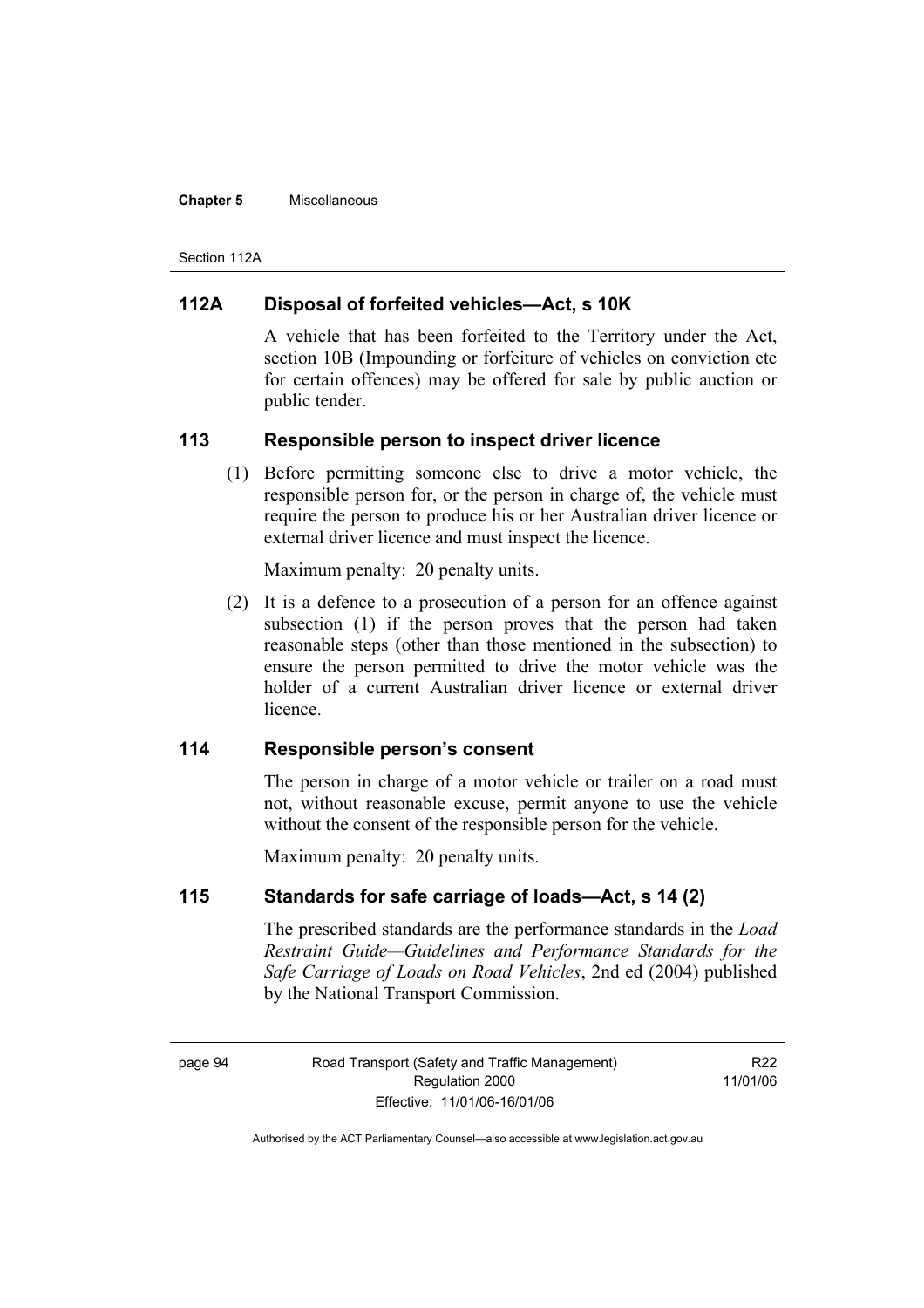## 112A Disposal of forfeited vehicles—Act, s 10K

A vehicle that has been forfeited to the Territory under the Act, section 10B (Impounding or forfeiture of vehicles on conviction etc for certain offences) may be offered for sale by public auction or public tender.

## 113 Responsible person to inspect driver licence

(1) Before permitting someone else to drive a motor vehicle, the responsible person for, or the person in charge of, the vehicle must require the person to produce his or her Australian driver licence or external driver licence and must inspect the licence.

Maximum penalty: 20 penalty units.

(2) It is a defence to a prosecution of a person for an offence against subsection (1) if the person proves that the person had taken reasonable steps (other than those mentioned in the subsection) to ensure the person permitted to drive the motor vehicle was the holder of a current Australian driver licence or external driver licence.

## 114 Responsible person's consent

The person in charge of a motor vehicle or trailer on a road must not, without reasonable excuse, permit anyone to use the vehicle without the consent of the responsible person for the vehicle.

Maximum penalty: 20 penalty units.

## 115 Standards for safe carriage of loads—Act, s 14 (2)

The prescribed standards are the performance standards in the *Load Restraint Guide—Guidelines and Performance Standards for the Safe Carriage of Loads on Road Vehicles*, 2nd ed (2004) published by the National Transport Commission.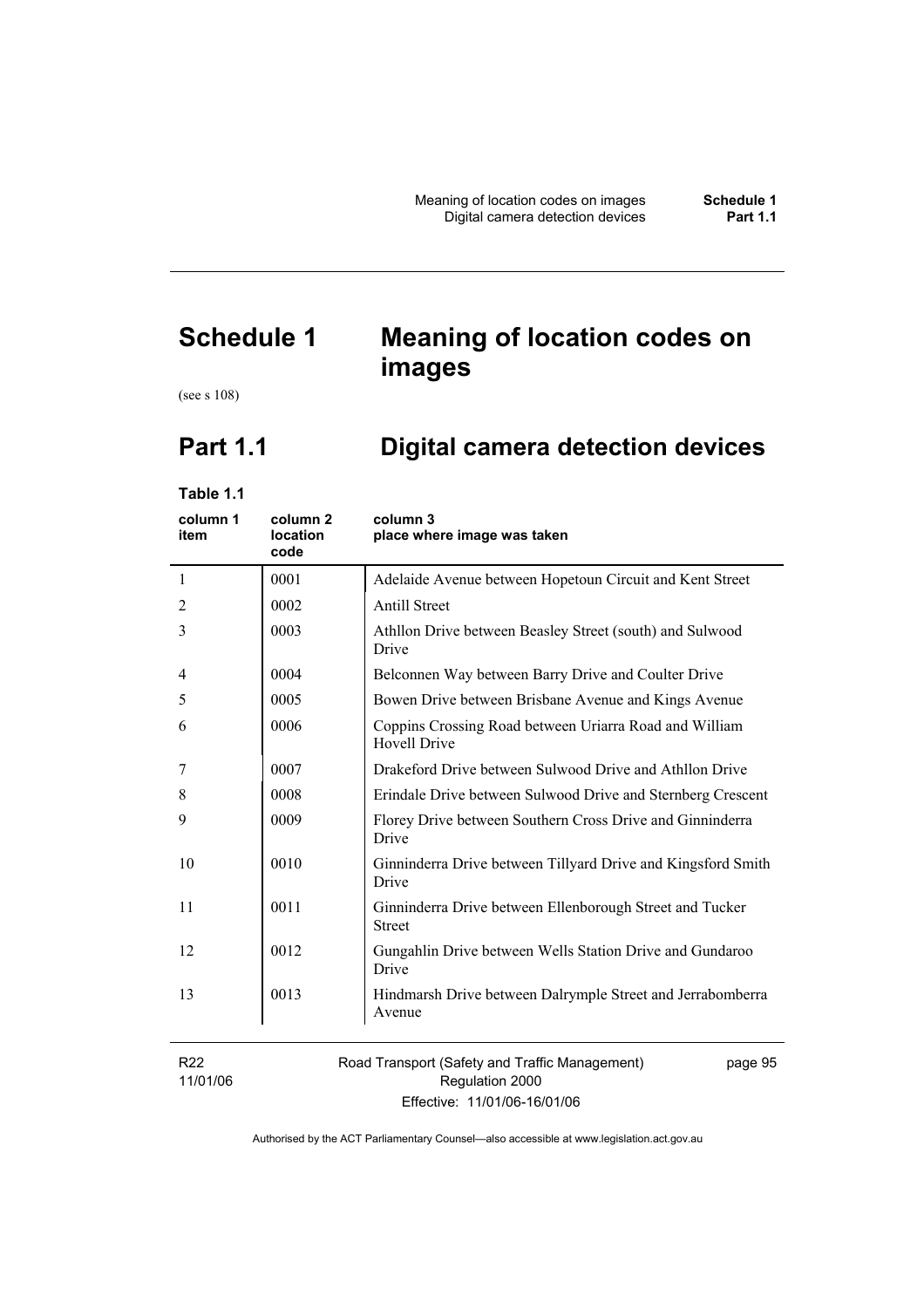# Schedule 1 Meaning of location codes on images

(see s 108)

## Part 1.1 Digital camera detection devices

**Table 1.1**

| column 1 item | column 2 location code | column 3 place where image was taken |
|---|---|---|
| 1 | 0001 | Adelaide Avenue between Hopetoun Circuit and Kent Street |
| 2 | 0002 | Antill Street |
| 3 | 0003 | Athllon Drive between Beasley Street (south) and Sulwood Drive |
| 4 | 0004 | Belconnen Way between Barry Drive and Coulter Drive |
| 5 | 0005 | Bowen Drive between Brisbane Avenue and Kings Avenue |
| 6 | 0006 | Coppins Crossing Road between Uriarra Road and William Hovell Drive |
| 7 | 0007 | Drakeford Drive between Sulwood Drive and Athllon Drive |
| 8 | 0008 | Erindale Drive between Sulwood Drive and Sternberg Crescent |
| 9 | 0009 | Florey Drive between Southern Cross Drive and Ginninderra Drive |
| 10 | 0010 | Ginninderra Drive between Tillyard Drive and Kingsford Smith Drive |
| 11 | 0011 | Ginninderra Drive between Ellenborough Street and Tucker Street |
| 12 | 0012 | Gungahlin Drive between Wells Station Drive and Gundaroo Drive |
| 13 | 0013 | Hindmarsh Drive between Dalrymple Street and Jerrabomberra Avenue |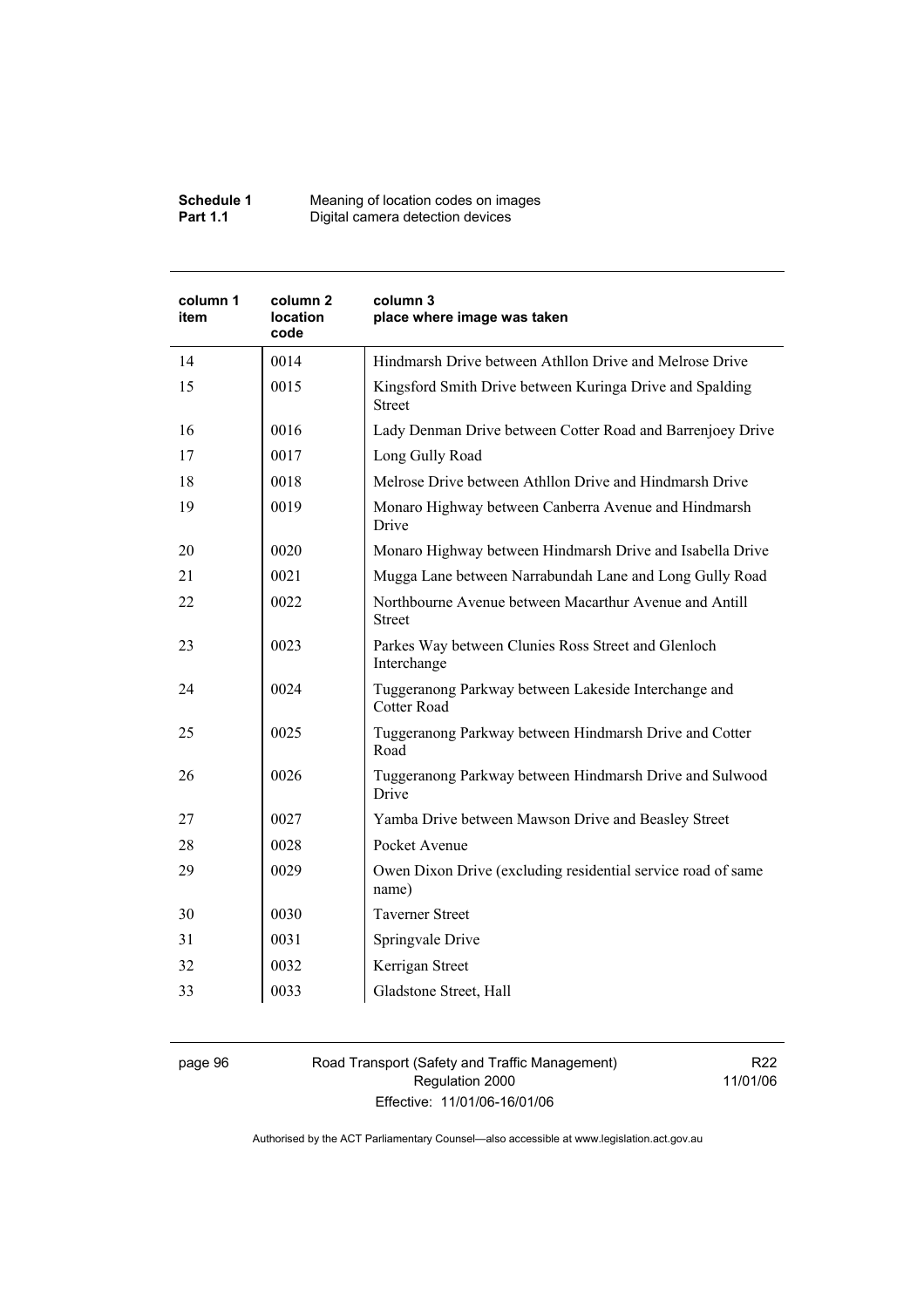| column 1 item | column 2 location code | column 3 place where image was taken |
|---|---|---|
| 14 | 0014 | Hindmarsh Drive between Athllon Drive and Melrose Drive |
| 15 | 0015 | Kingsford Smith Drive between Kuringa Drive and Spalding Street |
| 16 | 0016 | Lady Denman Drive between Cotter Road and Barrenjoey Drive |
| 17 | 0017 | Long Gully Road |
| 18 | 0018 | Melrose Drive between Athllon Drive and Hindmarsh Drive |
| 19 | 0019 | Monaro Highway between Canberra Avenue and Hindmarsh Drive |
| 20 | 0020 | Monaro Highway between Hindmarsh Drive and Isabella Drive |
| 21 | 0021 | Mugga Lane between Narrabundah Lane and Long Gully Road |
| 22 | 0022 | Northbourne Avenue between Macarthur Avenue and Antill Street |
| 23 | 0023 | Parkes Way between Clunies Ross Street and Glenloch Interchange |
| 24 | 0024 | Tuggeranong Parkway between Lakeside Interchange and Cotter Road |
| 25 | 0025 | Tuggeranong Parkway between Hindmarsh Drive and Cotter Road |
| 26 | 0026 | Tuggeranong Parkway between Hindmarsh Drive and Sulwood Drive |
| 27 | 0027 | Yamba Drive between Mawson Drive and Beasley Street |
| 28 | 0028 | Pocket Avenue |
| 29 | 0029 | Owen Dixon Drive (excluding residential service road of same name) |
| 30 | 0030 | Taverner Street |
| 31 | 0031 | Springvale Drive |
| 32 | 0032 | Kerrigan Street |
| 33 | 0033 | Gladstone Street, Hall |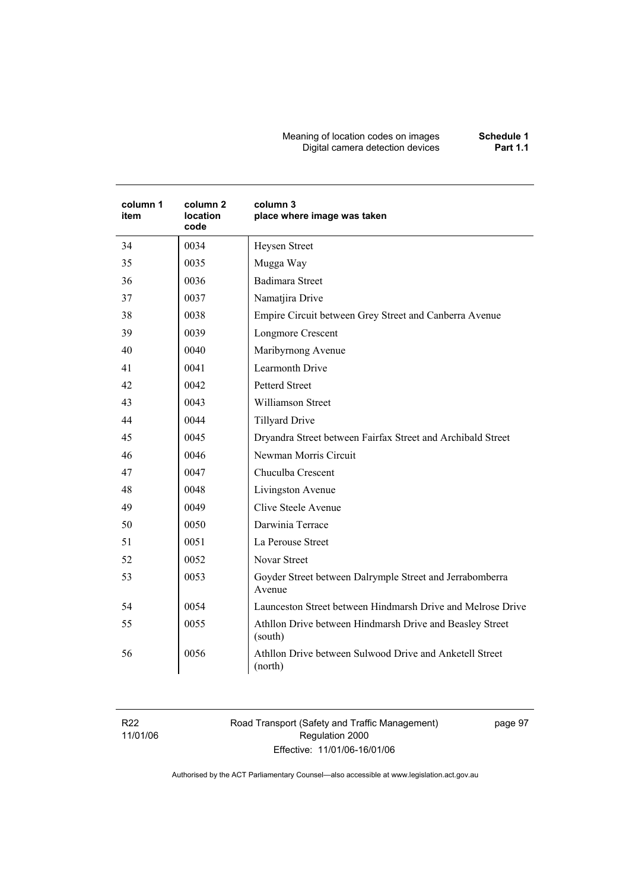| column 1 item | column 2 location code | column 3 place where image was taken |
|---|---|---|
| 34 | 0034 | Heysen Street |
| 35 | 0035 | Mugga Way |
| 36 | 0036 | Badimara Street |
| 37 | 0037 | Namatjira Drive |
| 38 | 0038 | Empire Circuit between Grey Street and Canberra Avenue |
| 39 | 0039 | Longmore Crescent |
| 40 | 0040 | Maribyrnong Avenue |
| 41 | 0041 | Learmonth Drive |
| 42 | 0042 | Petterd Street |
| 43 | 0043 | Williamson Street |
| 44 | 0044 | Tillyard Drive |
| 45 | 0045 | Dryandra Street between Fairfax Street and Archibald Street |
| 46 | 0046 | Newman Morris Circuit |
| 47 | 0047 | Chuculba Crescent |
| 48 | 0048 | Livingston Avenue |
| 49 | 0049 | Clive Steele Avenue |
| 50 | 0050 | Darwinia Terrace |
| 51 | 0051 | La Perouse Street |
| 52 | 0052 | Novar Street |
| 53 | 0053 | Goyder Street between Dalrymple Street and Jerrabomberra Avenue |
| 54 | 0054 | Launceston Street between Hindmarsh Drive and Melrose Drive |
| 55 | 0055 | Athllon Drive between Hindmarsh Drive and Beasley Street (south) |
| 56 | 0056 | Athllon Drive between Sulwood Drive and Anketell Street (north) |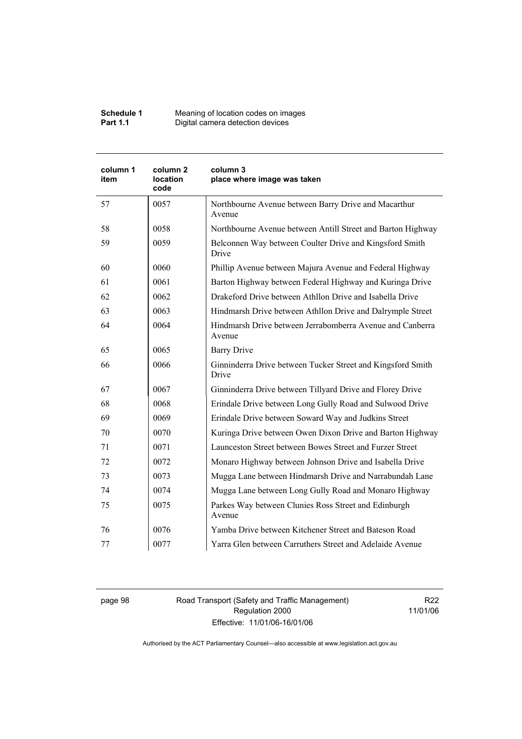| column 1 item | column 2 location code | column 3 place where image was taken |
|---|---|---|
| 57 | 0057 | Northbourne Avenue between Barry Drive and Macarthur Avenue |
| 58 | 0058 | Northbourne Avenue between Antill Street and Barton Highway |
| 59 | 0059 | Belconnen Way between Coulter Drive and Kingsford Smith Drive |
| 60 | 0060 | Phillip Avenue between Majura Avenue and Federal Highway |
| 61 | 0061 | Barton Highway between Federal Highway and Kuringa Drive |
| 62 | 0062 | Drakeford Drive between Athllon Drive and Isabella Drive |
| 63 | 0063 | Hindmarsh Drive between Athllon Drive and Dalrymple Street |
| 64 | 0064 | Hindmarsh Drive between Jerrabomberra Avenue and Canberra Avenue |
| 65 | 0065 | Barry Drive |
| 66 | 0066 | Ginninderra Drive between Tucker Street and Kingsford Smith Drive |
| 67 | 0067 | Ginninderra Drive between Tillyard Drive and Florey Drive |
| 68 | 0068 | Erindale Drive between Long Gully Road and Sulwood Drive |
| 69 | 0069 | Erindale Drive between Soward Way and Judkins Street |
| 70 | 0070 | Kuringa Drive between Owen Dixon Drive and Barton Highway |
| 71 | 0071 | Launceston Street between Bowes Street and Furzer Street |
| 72 | 0072 | Monaro Highway between Johnson Drive and Isabella Drive |
| 73 | 0073 | Mugga Lane between Hindmarsh Drive and Narrabundah Lane |
| 74 | 0074 | Mugga Lane between Long Gully Road and Monaro Highway |
| 75 | 0075 | Parkes Way between Clunies Ross Street and Edinburgh Avenue |
| 76 | 0076 | Yamba Drive between Kitchener Street and Bateson Road |
| 77 | 0077 | Yarra Glen between Carruthers Street and Adelaide Avenue |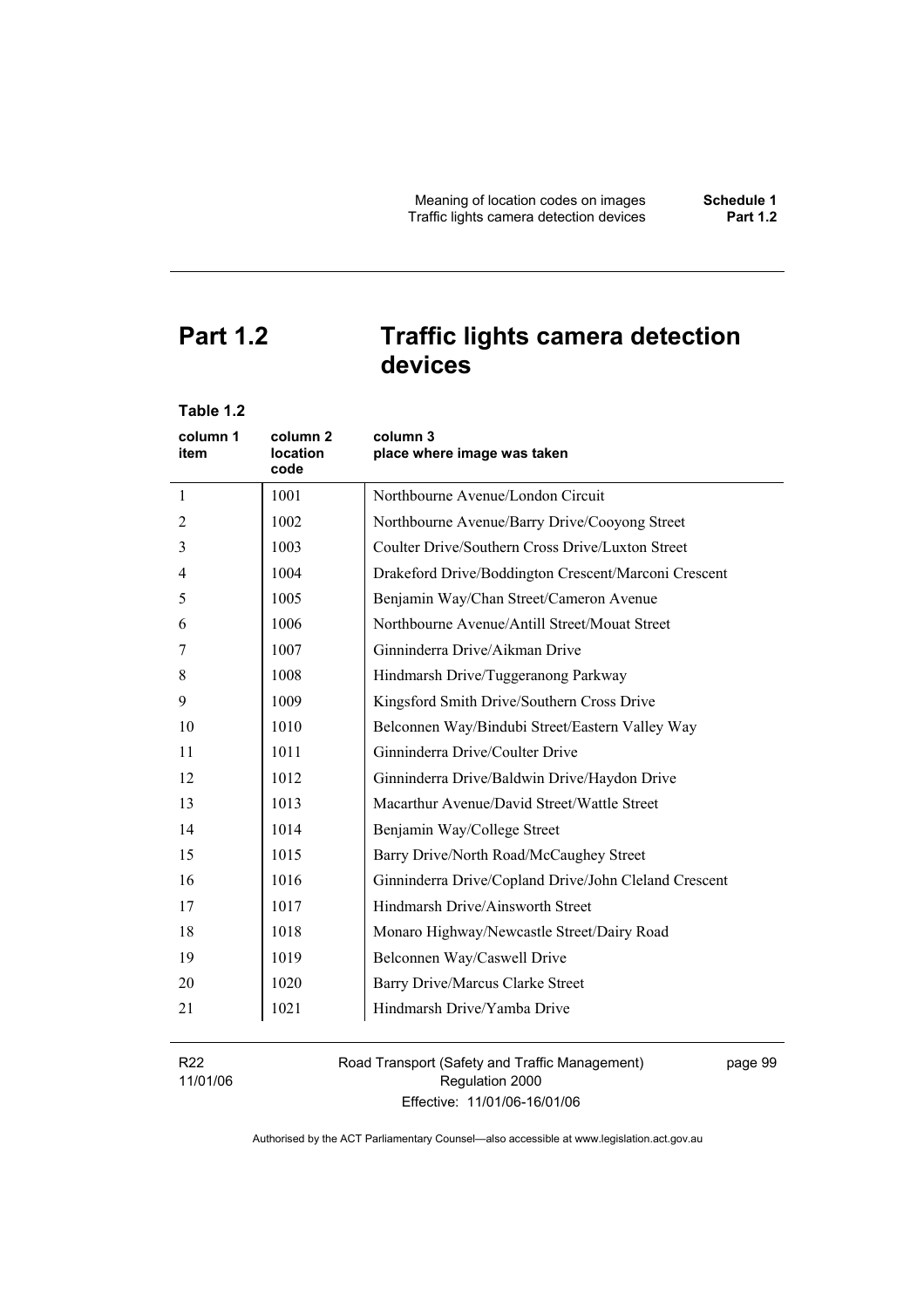# Part 1.2 Traffic lights camera detection devices

**Table 1.2**

| column 1 item | column 2 location code | column 3 place where image was taken |
|---|---|---|
| 1 | 1001 | Northbourne Avenue/London Circuit |
| 2 | 1002 | Northbourne Avenue/Barry Drive/Cooyong Street |
| 3 | 1003 | Coulter Drive/Southern Cross Drive/Luxton Street |
| 4 | 1004 | Drakeford Drive/Boddington Crescent/Marconi Crescent |
| 5 | 1005 | Benjamin Way/Chan Street/Cameron Avenue |
| 6 | 1006 | Northbourne Avenue/Antill Street/Mouat Street |
| 7 | 1007 | Ginninderra Drive/Aikman Drive |
| 8 | 1008 | Hindmarsh Drive/Tuggeranong Parkway |
| 9 | 1009 | Kingsford Smith Drive/Southern Cross Drive |
| 10 | 1010 | Belconnen Way/Bindubi Street/Eastern Valley Way |
| 11 | 1011 | Ginninderra Drive/Coulter Drive |
| 12 | 1012 | Ginninderra Drive/Baldwin Drive/Haydon Drive |
| 13 | 1013 | Macarthur Avenue/David Street/Wattle Street |
| 14 | 1014 | Benjamin Way/College Street |
| 15 | 1015 | Barry Drive/North Road/McCaughey Street |
| 16 | 1016 | Ginninderra Drive/Copland Drive/John Cleland Crescent |
| 17 | 1017 | Hindmarsh Drive/Ainsworth Street |
| 18 | 1018 | Monaro Highway/Newcastle Street/Dairy Road |
| 19 | 1019 | Belconnen Way/Caswell Drive |
| 20 | 1020 | Barry Drive/Marcus Clarke Street |
| 21 | 1021 | Hindmarsh Drive/Yamba Drive |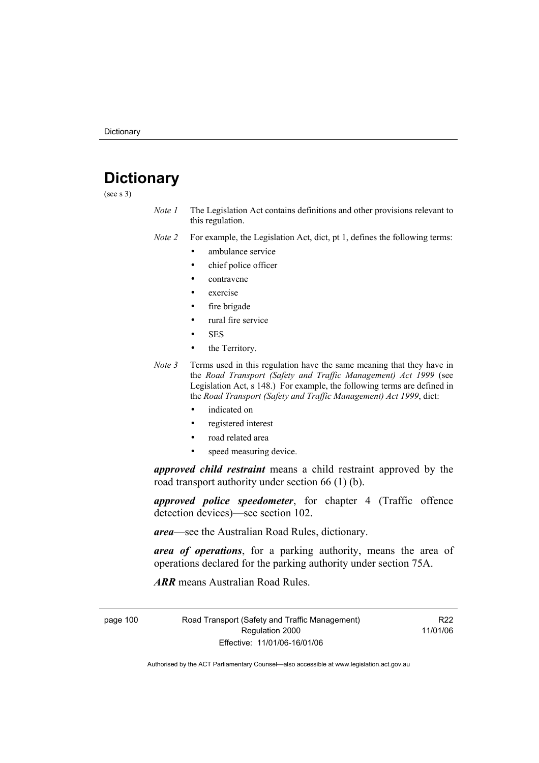# Dictionary

(see s 3)

*Note 1* The Legislation Act contains definitions and other provisions relevant to this regulation.

*Note 2* For example, the Legislation Act, dict, pt 1, defines the following terms:

- ambulance service
- chief police officer
- contravene
- exercise
- fire brigade
- rural fire service
- SES
- the Territory.

*Note 3* Terms used in this regulation have the same meaning that they have in the *Road Transport (Safety and Traffic Management) Act 1999* (see Legislation Act, s 148.) For example, the following terms are defined in the *Road Transport (Safety and Traffic Management) Act 1999*, dict:

- indicated on
- registered interest
- road related area
- speed measuring device.

***approved child restraint*** means a child restraint approved by the road transport authority under section 66 (1) (b).

***approved police speedometer***, for chapter 4 (Traffic offence detection devices)—see section 102.

***area***—see the Australian Road Rules, dictionary.

***area of operations***, for a parking authority, means the area of operations declared for the parking authority under section 75A.

***ARR*** means Australian Road Rules.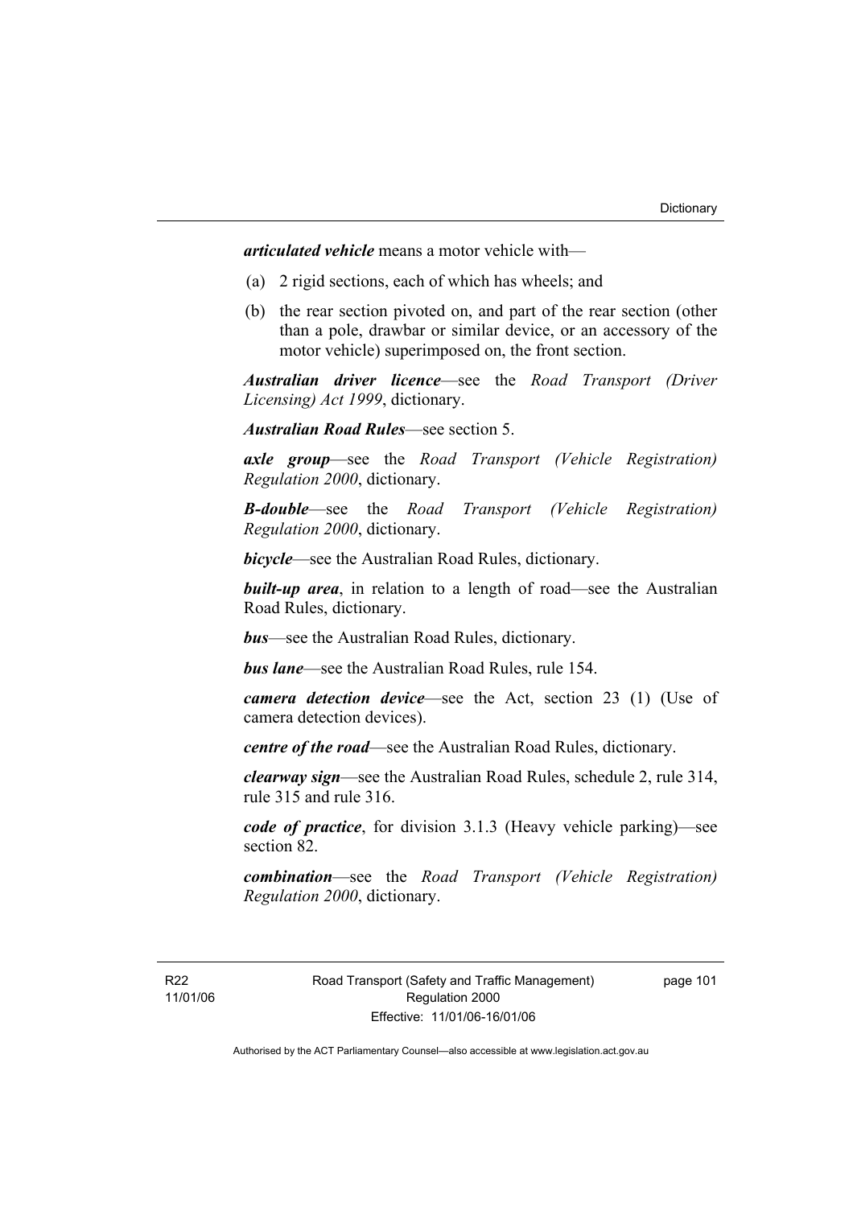***articulated vehicle*** means a motor vehicle with—

(a) 2 rigid sections, each of which has wheels; and

(b) the rear section pivoted on, and part of the rear section (other than a pole, drawbar or similar device, or an accessory of the motor vehicle) superimposed on, the front section.

***Australian driver licence***—see the *Road Transport (Driver Licensing) Act 1999*, dictionary.

***Australian Road Rules***—see section 5.

***axle group***—see the *Road Transport (Vehicle Registration) Regulation 2000*, dictionary.

***B-double***—see the *Road Transport (Vehicle Registration) Regulation 2000*, dictionary.

***bicycle***—see the Australian Road Rules, dictionary.

***built-up area***, in relation to a length of road—see the Australian Road Rules, dictionary.

***bus***—see the Australian Road Rules, dictionary.

***bus lane***—see the Australian Road Rules, rule 154.

***camera detection device***—see the Act, section 23 (1) (Use of camera detection devices).

***centre of the road***—see the Australian Road Rules, dictionary.

***clearway sign***—see the Australian Road Rules, schedule 2, rule 314, rule 315 and rule 316.

***code of practice***, for division 3.1.3 (Heavy vehicle parking)—see section 82.

***combination***—see the *Road Transport (Vehicle Registration) Regulation 2000*, dictionary.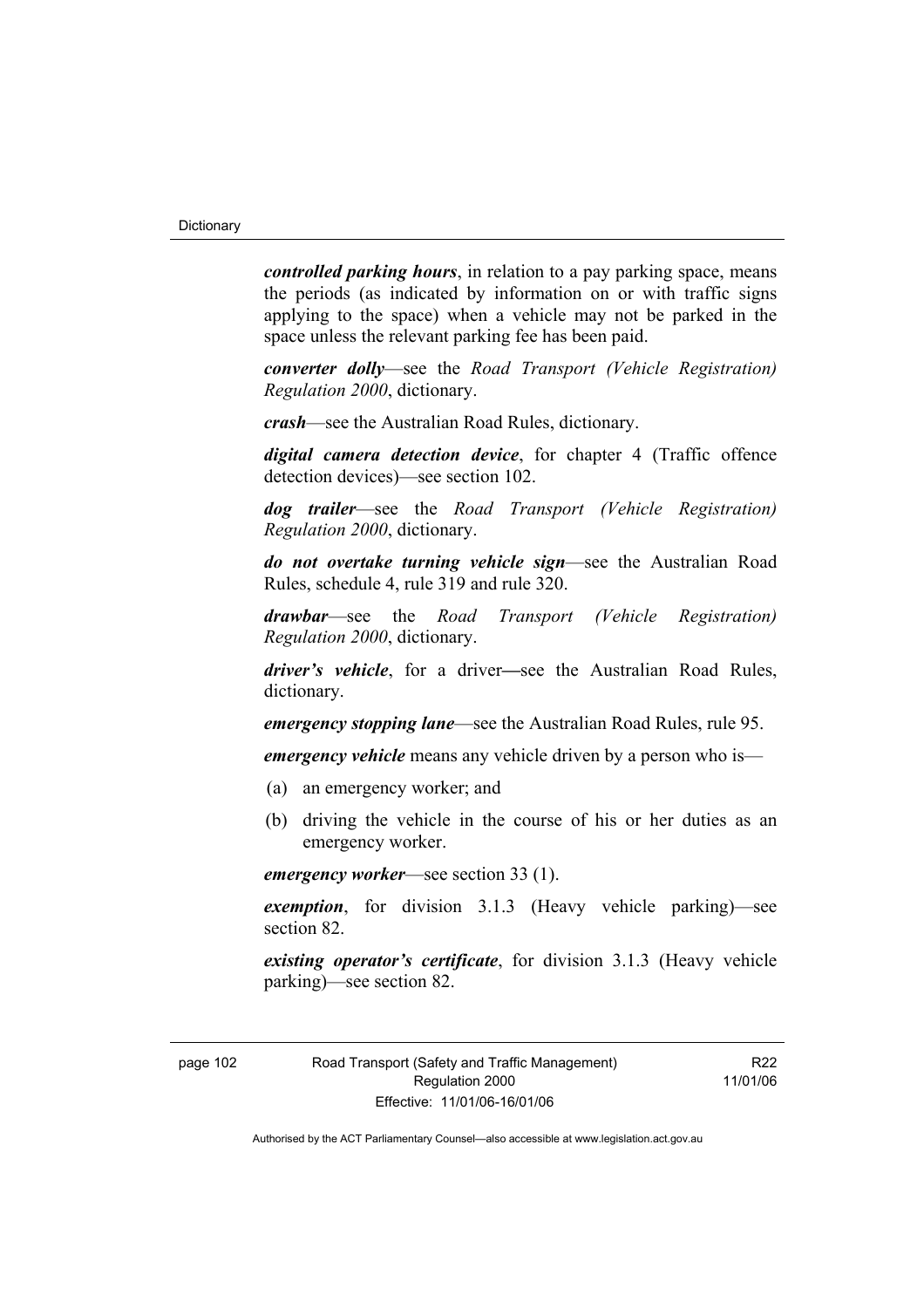***controlled parking hours***, in relation to a pay parking space, means the periods (as indicated by information on or with traffic signs applying to the space) when a vehicle may not be parked in the space unless the relevant parking fee has been paid.

***converter dolly***—see the *Road Transport (Vehicle Registration) Regulation 2000*, dictionary.

***crash***—see the Australian Road Rules, dictionary.

***digital camera detection device***, for chapter 4 (Traffic offence detection devices)—see section 102.

***dog trailer***—see the *Road Transport (Vehicle Registration) Regulation 2000*, dictionary.

***do not overtake turning vehicle sign***—see the Australian Road Rules, schedule 4, rule 319 and rule 320.

***drawbar***—see the *Road Transport (Vehicle Registration) Regulation 2000*, dictionary.

***driver's vehicle***, for a driver—see the Australian Road Rules, dictionary.

***emergency stopping lane***—see the Australian Road Rules, rule 95.

***emergency vehicle*** means any vehicle driven by a person who is—

(a) an emergency worker; and

(b) driving the vehicle in the course of his or her duties as an emergency worker.

***emergency worker***—see section 33 (1).

***exemption***, for division 3.1.3 (Heavy vehicle parking)—see section 82.

***existing operator's certificate***, for division 3.1.3 (Heavy vehicle parking)—see section 82.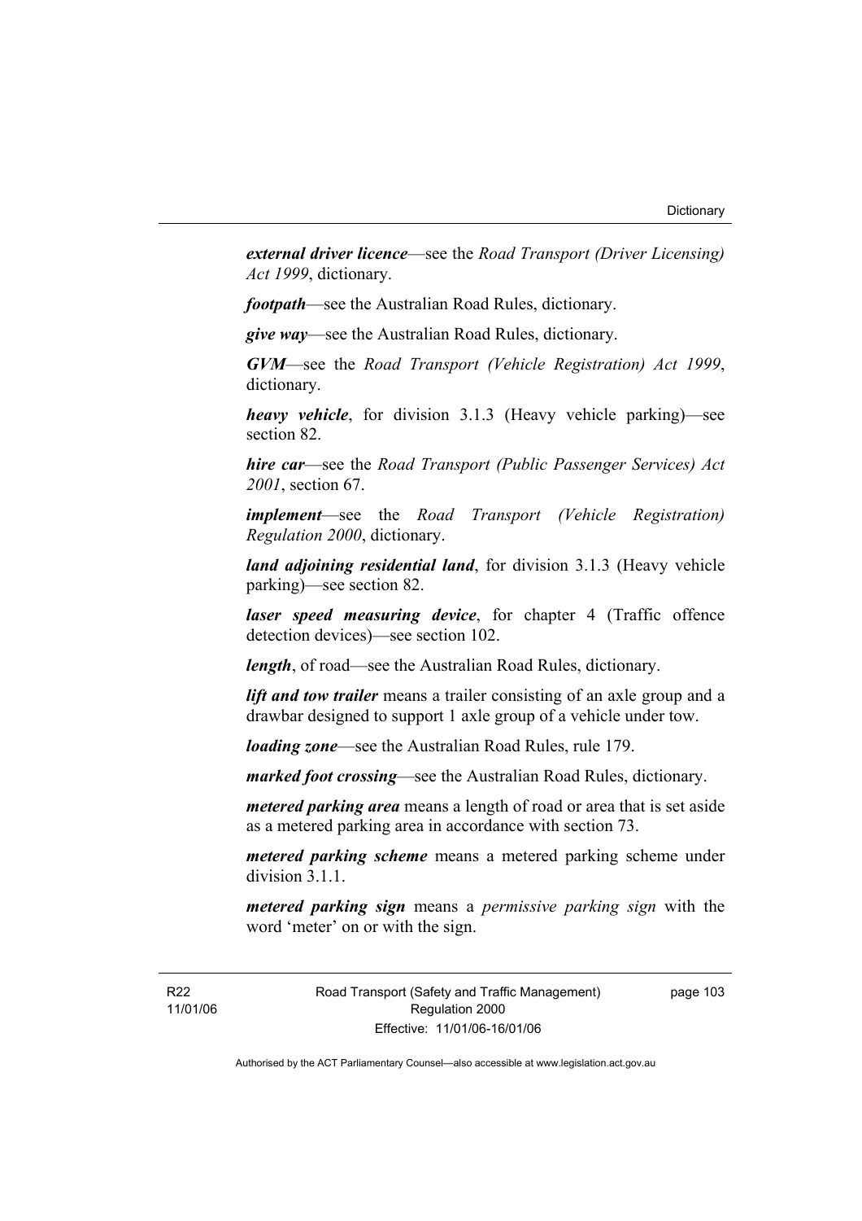***external driver licence***—see the *Road Transport (Driver Licensing) Act 1999*, dictionary.

***footpath***—see the Australian Road Rules, dictionary.

***give way***—see the Australian Road Rules, dictionary.

***GVM***—see the *Road Transport (Vehicle Registration) Act 1999*, dictionary.

***heavy vehicle***, for division 3.1.3 (Heavy vehicle parking)—see section 82.

***hire car***—see the *Road Transport (Public Passenger Services) Act 2001*, section 67.

***implement***—see the *Road Transport (Vehicle Registration) Regulation 2000*, dictionary.

***land adjoining residential land***, for division 3.1.3 (Heavy vehicle parking)—see section 82.

***laser speed measuring device***, for chapter 4 (Traffic offence detection devices)—see section 102.

***length***, of road—see the Australian Road Rules, dictionary.

***lift and tow trailer*** means a trailer consisting of an axle group and a drawbar designed to support 1 axle group of a vehicle under tow.

***loading zone***—see the Australian Road Rules, rule 179.

***marked foot crossing***—see the Australian Road Rules, dictionary.

***metered parking area*** means a length of road or area that is set aside as a metered parking area in accordance with section 73.

***metered parking scheme*** means a metered parking scheme under division 3.1.1.

***metered parking sign*** means a *permissive parking sign* with the word 'meter' on or with the sign.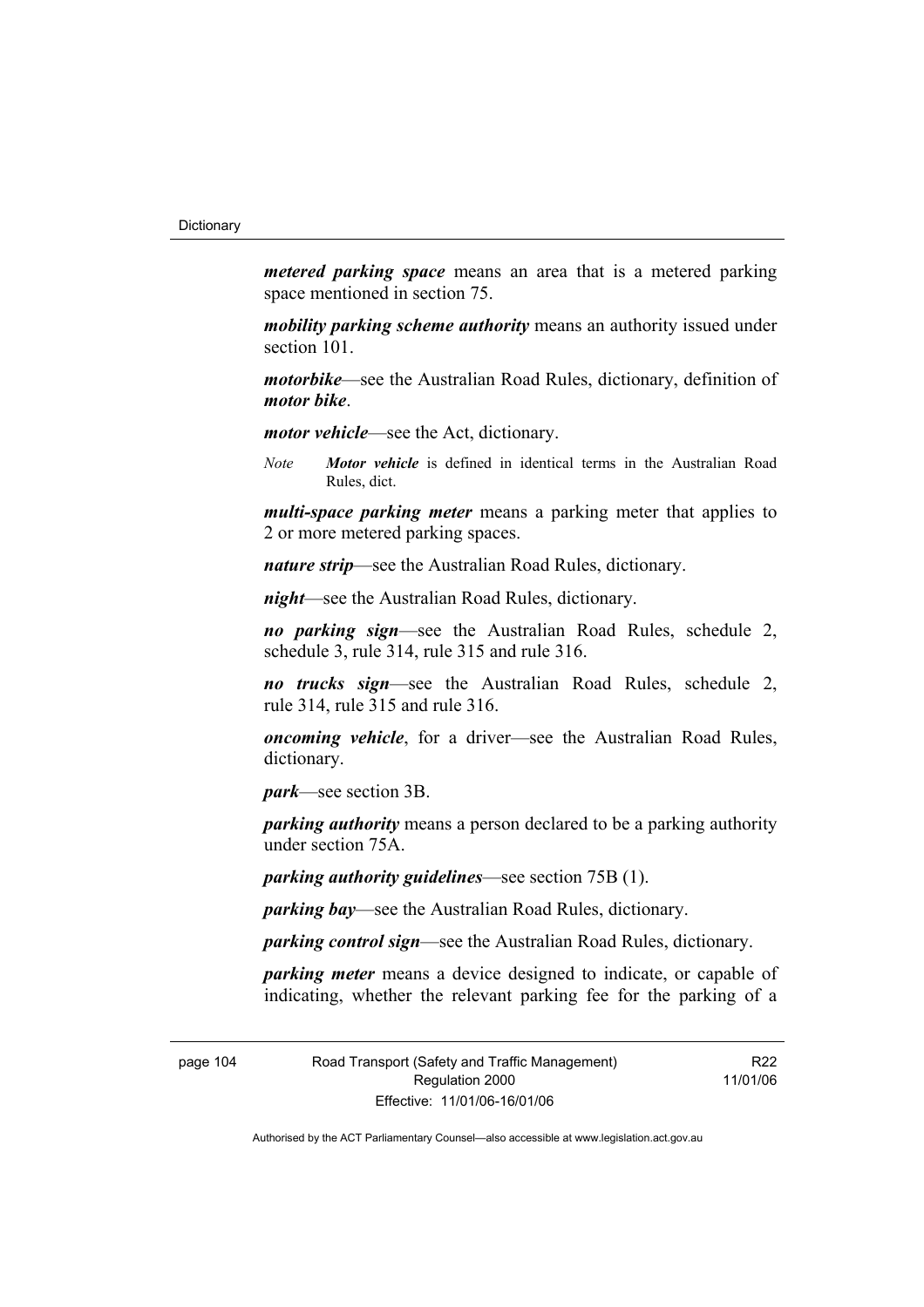***metered parking space*** means an area that is a metered parking space mentioned in section 75.

***mobility parking scheme authority*** means an authority issued under section 101.

***motorbike***—see the Australian Road Rules, dictionary, definition of ***motor bike***.

***motor vehicle***—see the Act, dictionary.

*Note* ***Motor vehicle*** is defined in identical terms in the Australian Road Rules, dict.

***multi-space parking meter*** means a parking meter that applies to 2 or more metered parking spaces.

***nature strip***—see the Australian Road Rules, dictionary.

***night***—see the Australian Road Rules, dictionary.

***no parking sign***—see the Australian Road Rules, schedule 2, schedule 3, rule 314, rule 315 and rule 316.

***no trucks sign***—see the Australian Road Rules, schedule 2, rule 314, rule 315 and rule 316.

***oncoming vehicle***, for a driver—see the Australian Road Rules, dictionary.

***park***—see section 3B.

***parking authority*** means a person declared to be a parking authority under section 75A.

***parking authority guidelines***—see section 75B (1).

***parking bay***—see the Australian Road Rules, dictionary.

***parking control sign***—see the Australian Road Rules, dictionary.

***parking meter*** means a device designed to indicate, or capable of indicating, whether the relevant parking fee for the parking of a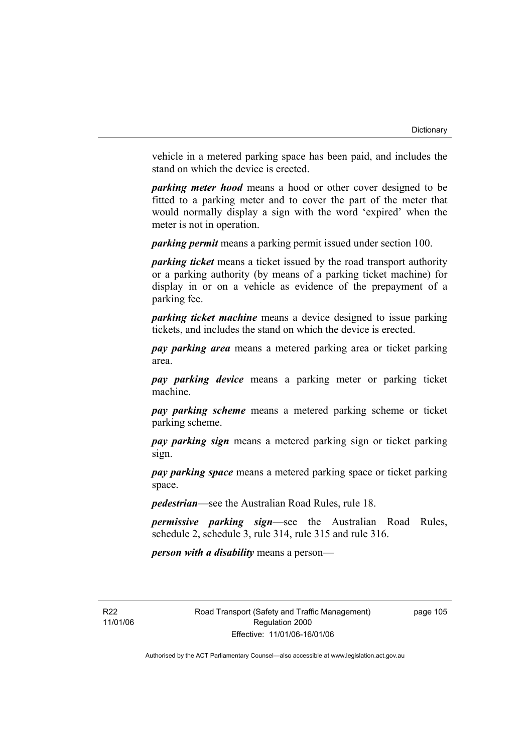vehicle in a metered parking space has been paid, and includes the stand on which the device is erected.

***parking meter hood*** means a hood or other cover designed to be fitted to a parking meter and to cover the part of the meter that would normally display a sign with the word 'expired' when the meter is not in operation.

***parking permit*** means a parking permit issued under section 100.

***parking ticket*** means a ticket issued by the road transport authority or a parking authority (by means of a parking ticket machine) for display in or on a vehicle as evidence of the prepayment of a parking fee.

***parking ticket machine*** means a device designed to issue parking tickets, and includes the stand on which the device is erected.

***pay parking area*** means a metered parking area or ticket parking area.

***pay parking device*** means a parking meter or parking ticket machine.

***pay parking scheme*** means a metered parking scheme or ticket parking scheme.

***pay parking sign*** means a metered parking sign or ticket parking sign.

***pay parking space*** means a metered parking space or ticket parking space.

***pedestrian***—see the Australian Road Rules, rule 18.

***permissive parking sign***—see the Australian Road Rules, schedule 2, schedule 3, rule 314, rule 315 and rule 316.

***person with a disability*** means a person—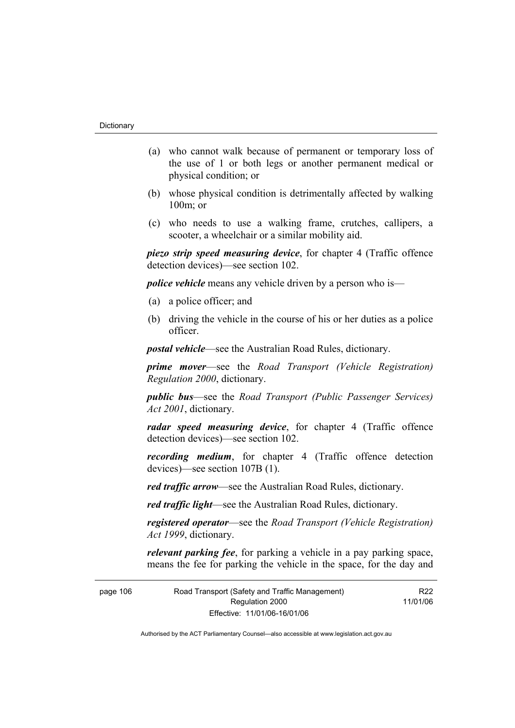(a) who cannot walk because of permanent or temporary loss of the use of 1 or both legs or another permanent medical or physical condition; or

(b) whose physical condition is detrimentally affected by walking 100m; or

(c) who needs to use a walking frame, crutches, callipers, a scooter, a wheelchair or a similar mobility aid.

***piezo strip speed measuring device***, for chapter 4 (Traffic offence detection devices)—see section 102.

***police vehicle*** means any vehicle driven by a person who is—

(a) a police officer; and

(b) driving the vehicle in the course of his or her duties as a police officer.

***postal vehicle***—see the Australian Road Rules, dictionary.

***prime mover***—see the *Road Transport (Vehicle Registration) Regulation 2000*, dictionary.

***public bus***—see the *Road Transport (Public Passenger Services) Act 2001*, dictionary.

***radar speed measuring device***, for chapter 4 (Traffic offence detection devices)—see section 102.

***recording medium***, for chapter 4 (Traffic offence detection devices)—see section 107B (1).

***red traffic arrow***—see the Australian Road Rules, dictionary.

***red traffic light***—see the Australian Road Rules, dictionary.

***registered operator***—see the *Road Transport (Vehicle Registration) Act 1999*, dictionary.

***relevant parking fee***, for parking a vehicle in a pay parking space, means the fee for parking the vehicle in the space, for the day and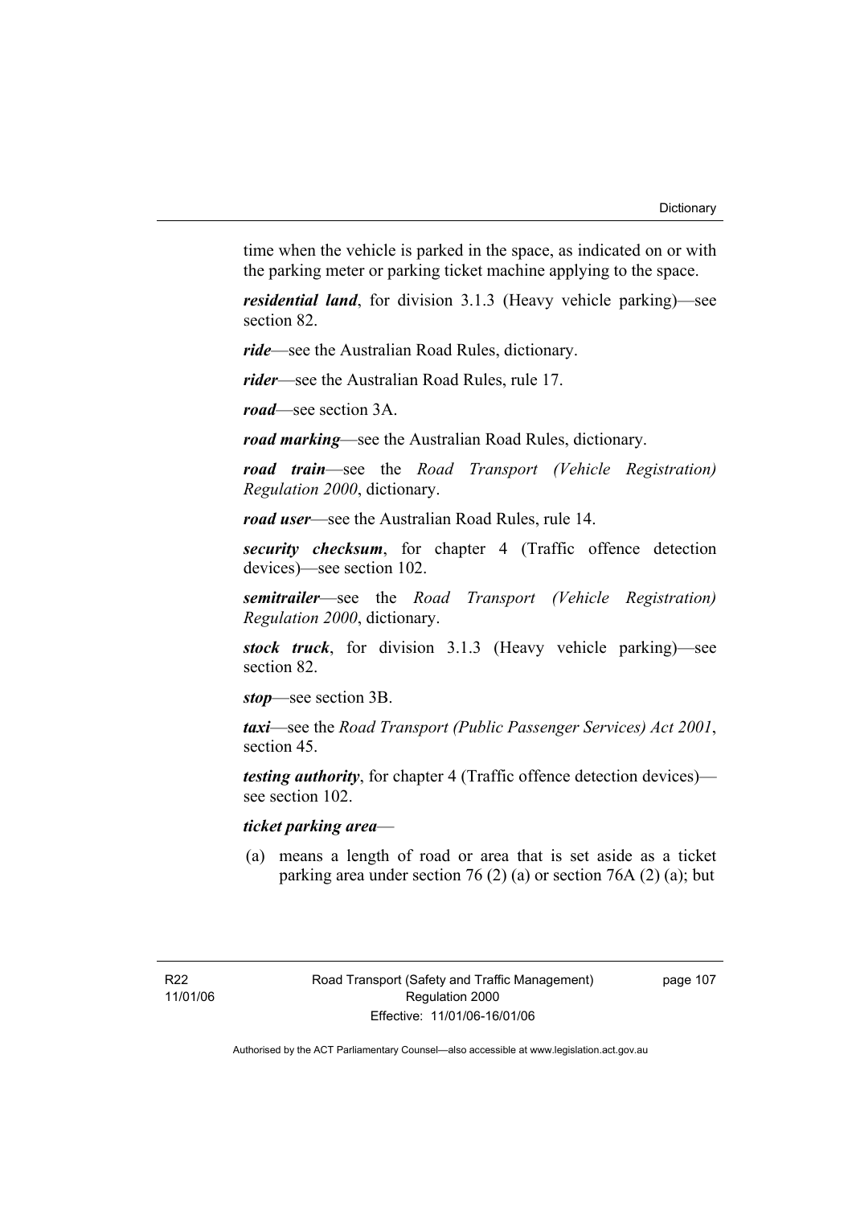time when the vehicle is parked in the space, as indicated on or with the parking meter or parking ticket machine applying to the space.

***residential land***, for division 3.1.3 (Heavy vehicle parking)—see section 82.

***ride***—see the Australian Road Rules, dictionary.

***rider***—see the Australian Road Rules, rule 17.

***road***—see section 3A.

***road marking***—see the Australian Road Rules, dictionary.

***road train***—see the *Road Transport (Vehicle Registration) Regulation 2000*, dictionary.

***road user***—see the Australian Road Rules, rule 14.

***security checksum***, for chapter 4 (Traffic offence detection devices)—see section 102.

***semitrailer***—see the *Road Transport (Vehicle Registration) Regulation 2000*, dictionary.

***stock truck***, for division 3.1.3 (Heavy vehicle parking)—see section 82.

***stop***—see section 3B.

***taxi***—see the *Road Transport (Public Passenger Services) Act 2001*, section 45.

***testing authority***, for chapter 4 (Traffic offence detection devices)—see section 102.

***ticket parking area***—

(a) means a length of road or area that is set aside as a ticket parking area under section 76 (2) (a) or section 76A (2) (a); but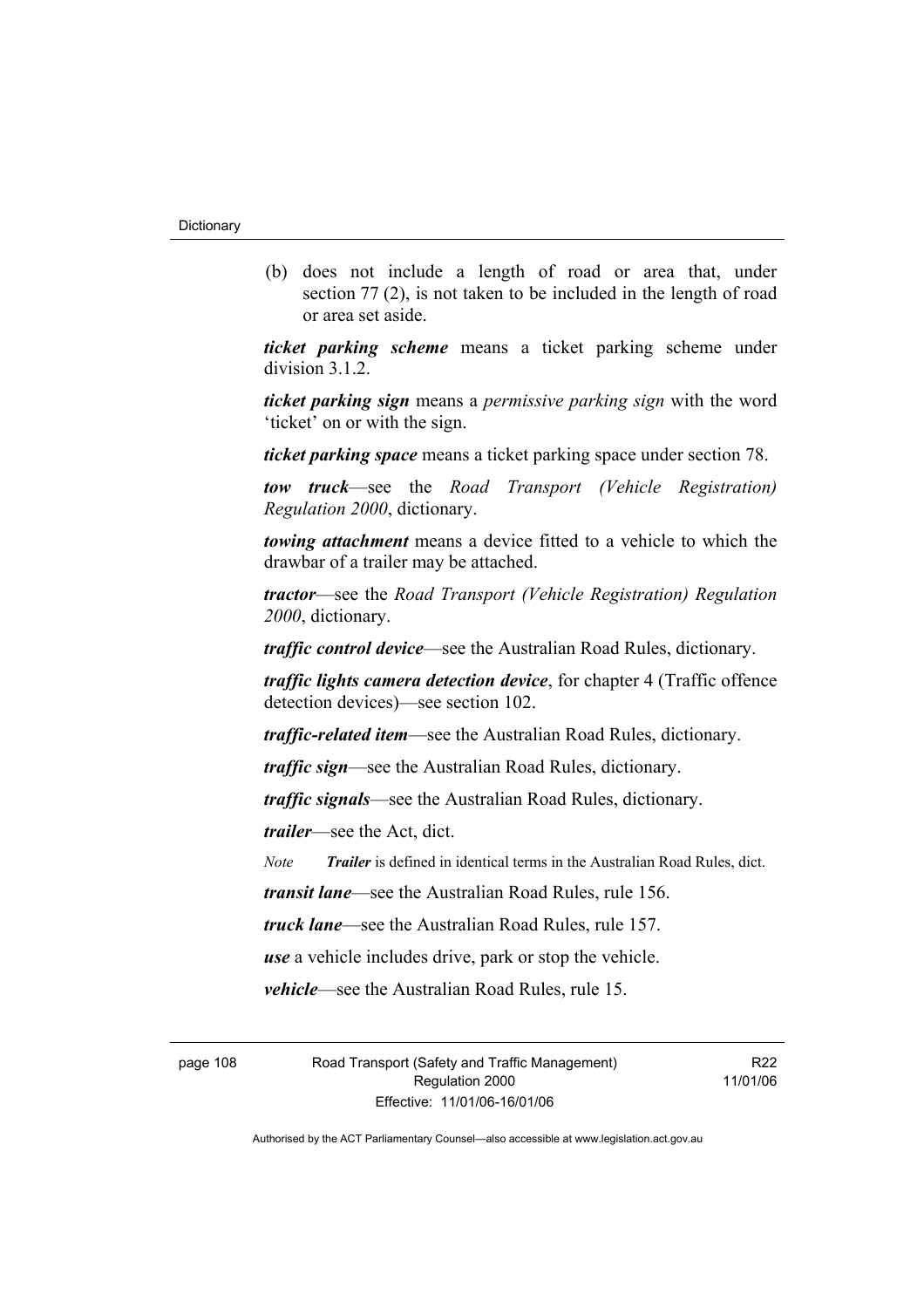(b) does not include a length of road or area that, under section 77 (2), is not taken to be included in the length of road or area set aside.

***ticket parking scheme*** means a ticket parking scheme under division 3.1.2.

***ticket parking sign*** means a *permissive parking sign* with the word 'ticket' on or with the sign.

***ticket parking space*** means a ticket parking space under section 78.

***tow truck***—see the *Road Transport (Vehicle Registration) Regulation 2000*, dictionary.

***towing attachment*** means a device fitted to a vehicle to which the drawbar of a trailer may be attached.

***tractor***—see the *Road Transport (Vehicle Registration) Regulation 2000*, dictionary.

***traffic control device***—see the Australian Road Rules, dictionary.

***traffic lights camera detection device***, for chapter 4 (Traffic offence detection devices)—see section 102.

***traffic-related item***—see the Australian Road Rules, dictionary.

***traffic sign***—see the Australian Road Rules, dictionary.

***traffic signals***—see the Australian Road Rules, dictionary.

***trailer***—see the Act, dict.

*Note* ***Trailer*** is defined in identical terms in the Australian Road Rules, dict.

***transit lane***—see the Australian Road Rules, rule 156.

***truck lane***—see the Australian Road Rules, rule 157.

***use*** a vehicle includes drive, park or stop the vehicle.

***vehicle***—see the Australian Road Rules, rule 15.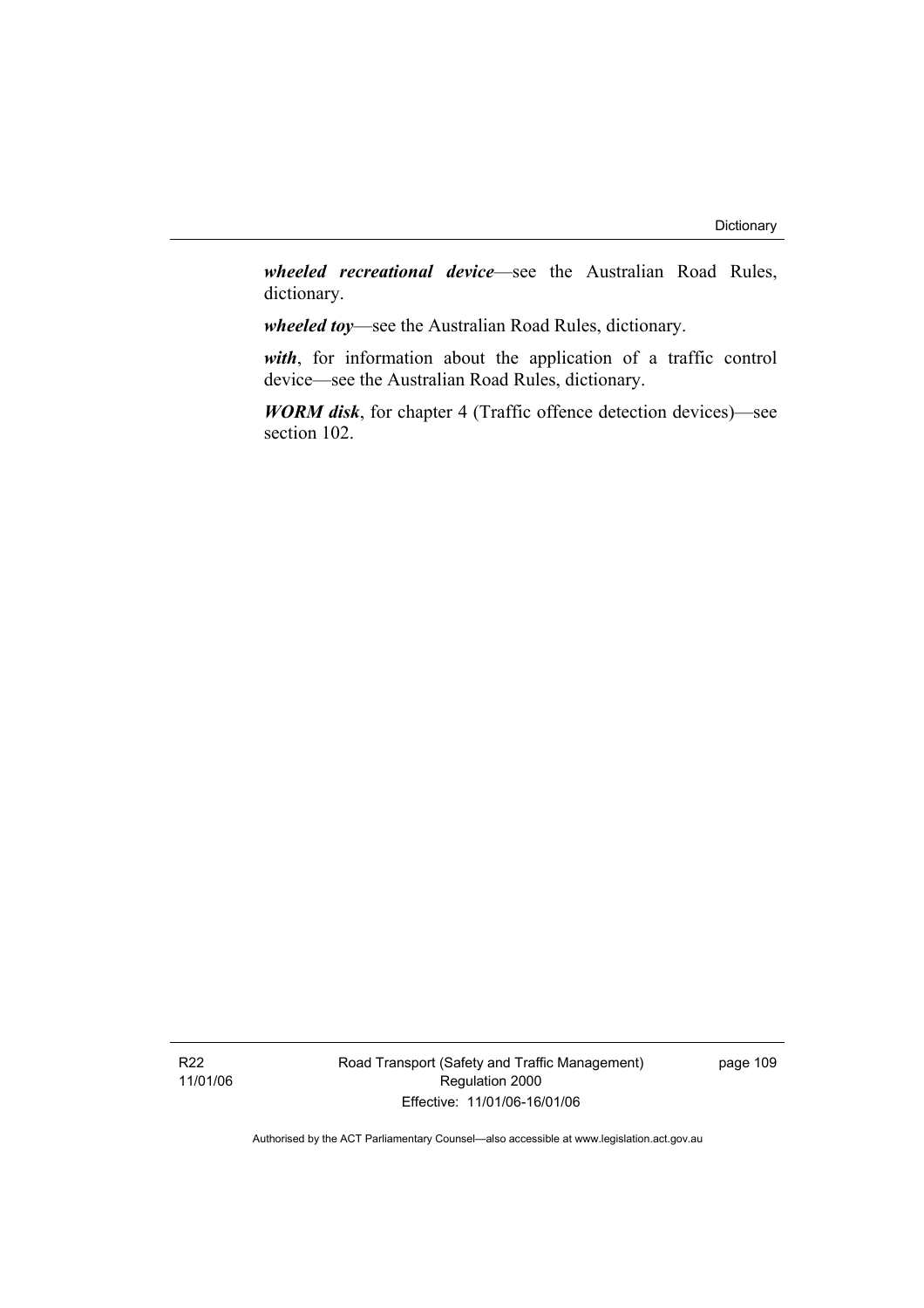***wheeled recreational device***—see the Australian Road Rules, dictionary.

***wheeled toy***—see the Australian Road Rules, dictionary.

***with***, for information about the application of a traffic control device—see the Australian Road Rules, dictionary.

***WORM disk***, for chapter 4 (Traffic offence detection devices)—see section 102.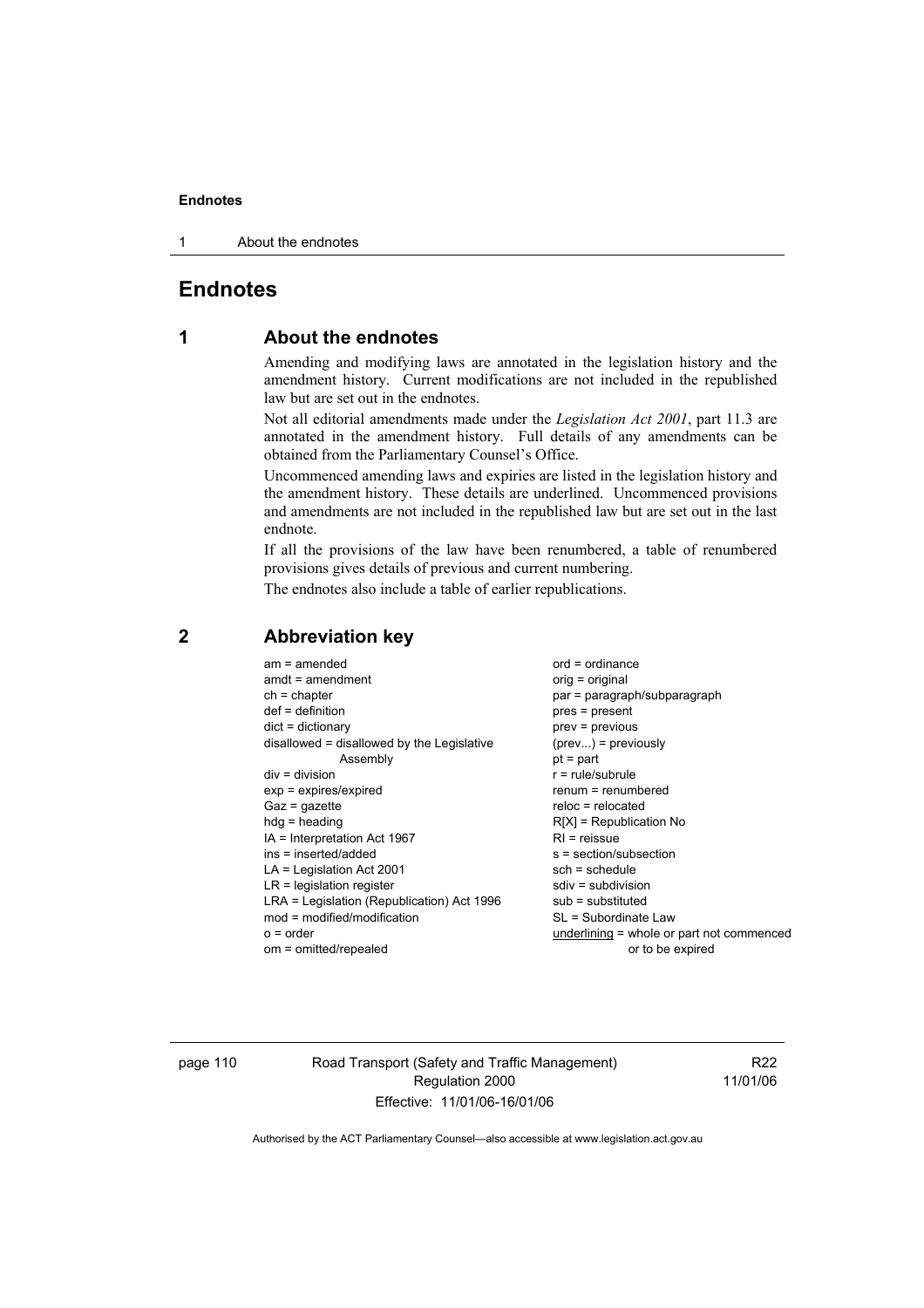# Endnotes

## 1 About the endnotes

Amending and modifying laws are annotated in the legislation history and the amendment history. Current modifications are not included in the republished law but are set out in the endnotes.

Not all editorial amendments made under the *Legislation Act 2001*, part 11.3 are annotated in the amendment history. Full details of any amendments can be obtained from the Parliamentary Counsel's Office.

Uncommenced amending laws and expiries are listed in the legislation history and the amendment history. These details are underlined. Uncommenced provisions and amendments are not included in the republished law but are set out in the last endnote.

If all the provisions of the law have been renumbered, a table of renumbered provisions gives details of previous and current numbering.

The endnotes also include a table of earlier republications.

## 2 Abbreviation key

| | |
|---|---|
| am = amended | ord = ordinance |
| amdt = amendment | orig = original |
| ch = chapter | par = paragraph/subparagraph |
| def = definition | pres = present |
| dict = dictionary | prev = previous |
| disallowed = disallowed by the Legislative Assembly | (prev...) = previously |
| | pt = part |
| div = division | r = rule/subrule |
| exp = expires/expired | renum = renumbered |
| Gaz = gazette | reloc = relocated |
| hdg = heading | R[X] = Republication No |
| IA = Interpretation Act 1967 | RI = reissue |
| ins = inserted/added | s = section/subsection |
| LA = Legislation Act 2001 | sch = schedule |
| LR = legislation register | sdiv = subdivision |
| LRA = Legislation (Republication) Act 1996 | sub = substituted |
| mod = modified/modification | SL = Subordinate Law |
| o = order | <u>underlining</u> = whole or part not commenced or to be expired |
| om = omitted/repealed | |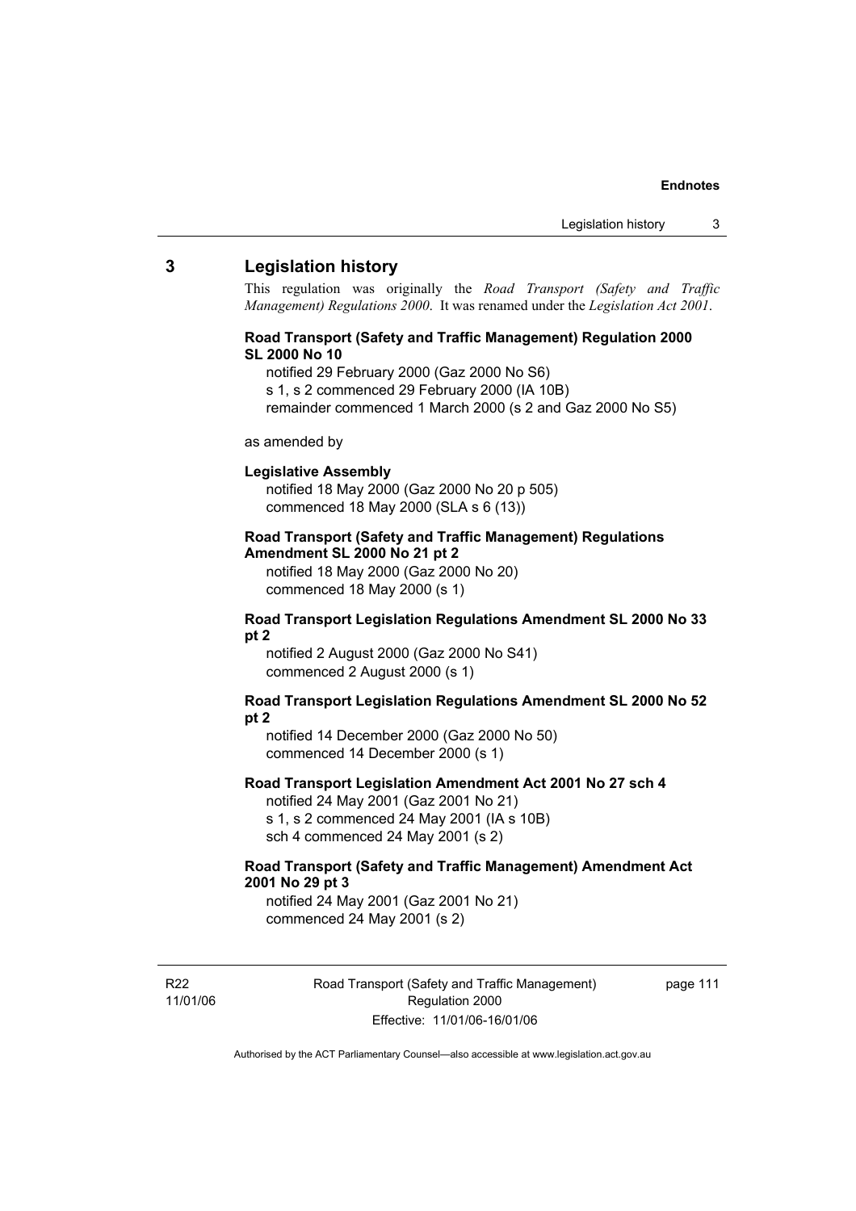## 3 Legislation history

This regulation was originally the *Road Transport (Safety and Traffic Management) Regulations 2000*. It was renamed under the *Legislation Act 2001*.

**Road Transport (Safety and Traffic Management) Regulation 2000 SL 2000 No 10**

notified 29 February 2000 (Gaz 2000 No S6)
s 1, s 2 commenced 29 February 2000 (IA 10B)
remainder commenced 1 March 2000 (s 2 and Gaz 2000 No S5)

as amended by

**Legislative Assembly**

notified 18 May 2000 (Gaz 2000 No 20 p 505)
commenced 18 May 2000 (SLA s 6 (13))

**Road Transport (Safety and Traffic Management) Regulations Amendment SL 2000 No 21 pt 2**

notified 18 May 2000 (Gaz 2000 No 20)
commenced 18 May 2000 (s 1)

**Road Transport Legislation Regulations Amendment SL 2000 No 33 pt 2**

notified 2 August 2000 (Gaz 2000 No S41)
commenced 2 August 2000 (s 1)

**Road Transport Legislation Regulations Amendment SL 2000 No 52 pt 2**

notified 14 December 2000 (Gaz 2000 No 50)
commenced 14 December 2000 (s 1)

**Road Transport Legislation Amendment Act 2001 No 27 sch 4**

notified 24 May 2001 (Gaz 2001 No 21)
s 1, s 2 commenced 24 May 2001 (IA s 10B)
sch 4 commenced 24 May 2001 (s 2)

**Road Transport (Safety and Traffic Management) Amendment Act 2001 No 29 pt 3**

notified 24 May 2001 (Gaz 2001 No 21)
commenced 24 May 2001 (s 2)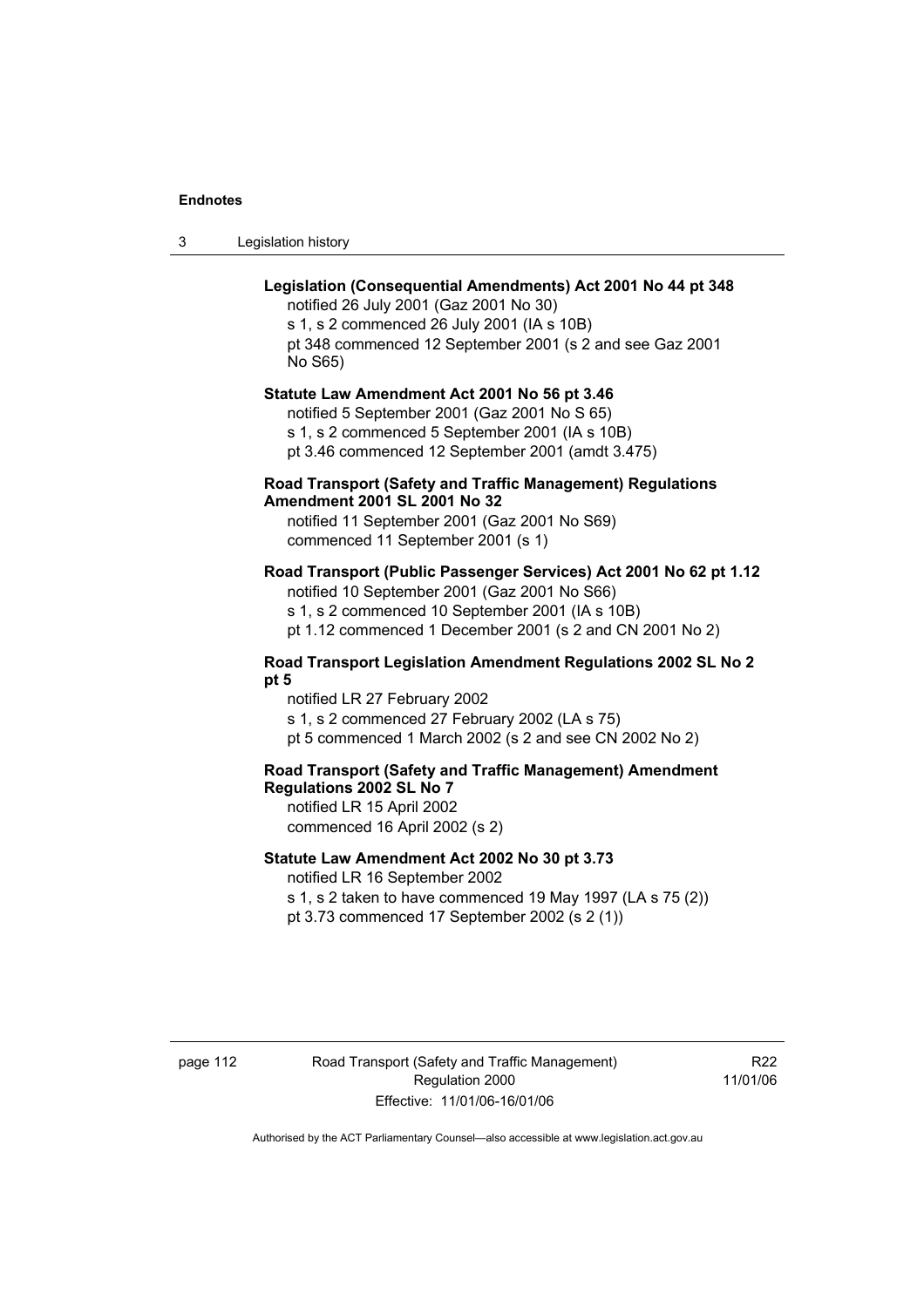**Legislation (Consequential Amendments) Act 2001 No 44 pt 348**

notified 26 July 2001 (Gaz 2001 No 30)
s 1, s 2 commenced 26 July 2001 (IA s 10B)
pt 348 commenced 12 September 2001 (s 2 and see Gaz 2001 No S65)

**Statute Law Amendment Act 2001 No 56 pt 3.46**

notified 5 September 2001 (Gaz 2001 No S 65)
s 1, s 2 commenced 5 September 2001 (IA s 10B)
pt 3.46 commenced 12 September 2001 (amdt 3.475)

**Road Transport (Safety and Traffic Management) Regulations Amendment 2001 SL 2001 No 32**

notified 11 September 2001 (Gaz 2001 No S69)
commenced 11 September 2001 (s 1)

**Road Transport (Public Passenger Services) Act 2001 No 62 pt 1.12**

notified 10 September 2001 (Gaz 2001 No S66)
s 1, s 2 commenced 10 September 2001 (IA s 10B)
pt 1.12 commenced 1 December 2001 (s 2 and CN 2001 No 2)

**Road Transport Legislation Amendment Regulations 2002 SL No 2 pt 5**

notified LR 27 February 2002
s 1, s 2 commenced 27 February 2002 (LA s 75)
pt 5 commenced 1 March 2002 (s 2 and see CN 2002 No 2)

**Road Transport (Safety and Traffic Management) Amendment Regulations 2002 SL No 7**

notified LR 15 April 2002
commenced 16 April 2002 (s 2)

**Statute Law Amendment Act 2002 No 30 pt 3.73**

notified LR 16 September 2002
s 1, s 2 taken to have commenced 19 May 1997 (LA s 75 (2))
pt 3.73 commenced 17 September 2002 (s 2 (1))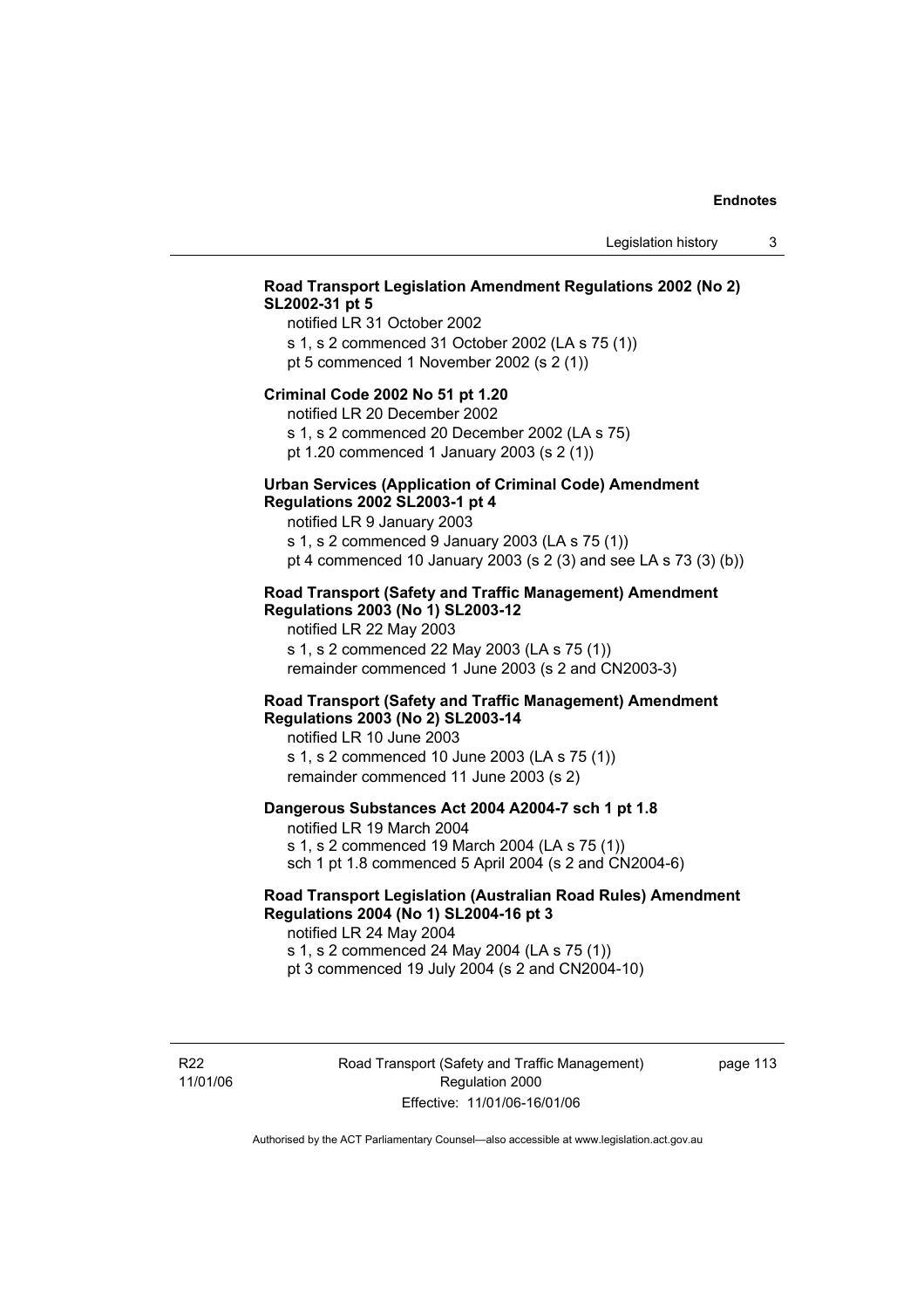**Road Transport Legislation Amendment Regulations 2002 (No 2) SL2002-31 pt 5**

notified LR 31 October 2002
s 1, s 2 commenced 31 October 2002 (LA s 75 (1))
pt 5 commenced 1 November 2002 (s 2 (1))

**Criminal Code 2002 No 51 pt 1.20**

notified LR 20 December 2002
s 1, s 2 commenced 20 December 2002 (LA s 75)
pt 1.20 commenced 1 January 2003 (s 2 (1))

**Urban Services (Application of Criminal Code) Amendment Regulations 2002 SL2003-1 pt 4**

notified LR 9 January 2003
s 1, s 2 commenced 9 January 2003 (LA s 75 (1))
pt 4 commenced 10 January 2003 (s 2 (3) and see LA s 73 (3) (b))

**Road Transport (Safety and Traffic Management) Amendment Regulations 2003 (No 1) SL2003-12**

notified LR 22 May 2003
s 1, s 2 commenced 22 May 2003 (LA s 75 (1))
remainder commenced 1 June 2003 (s 2 and CN2003-3)

**Road Transport (Safety and Traffic Management) Amendment Regulations 2003 (No 2) SL2003-14**

notified LR 10 June 2003
s 1, s 2 commenced 10 June 2003 (LA s 75 (1))
remainder commenced 11 June 2003 (s 2)

**Dangerous Substances Act 2004 A2004-7 sch 1 pt 1.8**

notified LR 19 March 2004
s 1, s 2 commenced 19 March 2004 (LA s 75 (1))
sch 1 pt 1.8 commenced 5 April 2004 (s 2 and CN2004-6)

**Road Transport Legislation (Australian Road Rules) Amendment Regulations 2004 (No 1) SL2004-16 pt 3**

notified LR 24 May 2004
s 1, s 2 commenced 24 May 2004 (LA s 75 (1))
pt 3 commenced 19 July 2004 (s 2 and CN2004-10)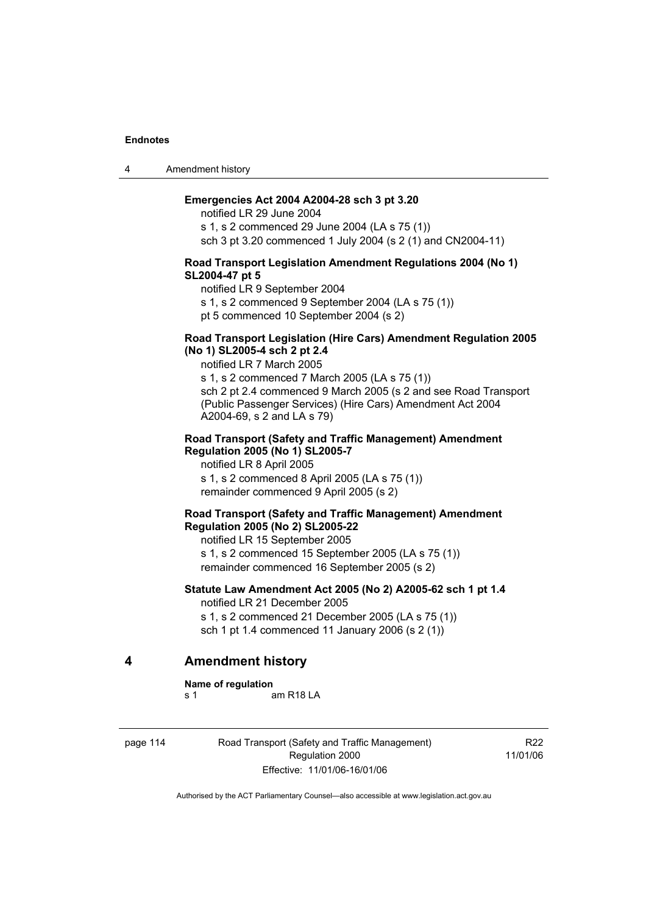**Emergencies Act 2004 A2004-28 sch 3 pt 3.20**

notified LR 29 June 2004

s 1, s 2 commenced 29 June 2004 (LA s 75 (1))

sch 3 pt 3.20 commenced 1 July 2004 (s 2 (1) and CN2004-11)

**Road Transport Legislation Amendment Regulations 2004 (No 1) SL2004-47 pt 5**

notified LR 9 September 2004

s 1, s 2 commenced 9 September 2004 (LA s 75 (1))

pt 5 commenced 10 September 2004 (s 2)

**Road Transport Legislation (Hire Cars) Amendment Regulation 2005 (No 1) SL2005-4 sch 2 pt 2.4**

notified LR 7 March 2005

s 1, s 2 commenced 7 March 2005 (LA s 75 (1))

sch 2 pt 2.4 commenced 9 March 2005 (s 2 and see Road Transport (Public Passenger Services) (Hire Cars) Amendment Act 2004 A2004-69, s 2 and LA s 79)

**Road Transport (Safety and Traffic Management) Amendment Regulation 2005 (No 1) SL2005-7**

notified LR 8 April 2005

s 1, s 2 commenced 8 April 2005 (LA s 75 (1))

remainder commenced 9 April 2005 (s 2)

**Road Transport (Safety and Traffic Management) Amendment Regulation 2005 (No 2) SL2005-22**

notified LR 15 September 2005

s 1, s 2 commenced 15 September 2005 (LA s 75 (1))

remainder commenced 16 September 2005 (s 2)

**Statute Law Amendment Act 2005 (No 2) A2005-62 sch 1 pt 1.4**

notified LR 21 December 2005

s 1, s 2 commenced 21 December 2005 (LA s 75 (1))

sch 1 pt 1.4 commenced 11 January 2006 (s 2 (1))

## 4 Amendment history

**Name of regulation**

s 1 am R18 LA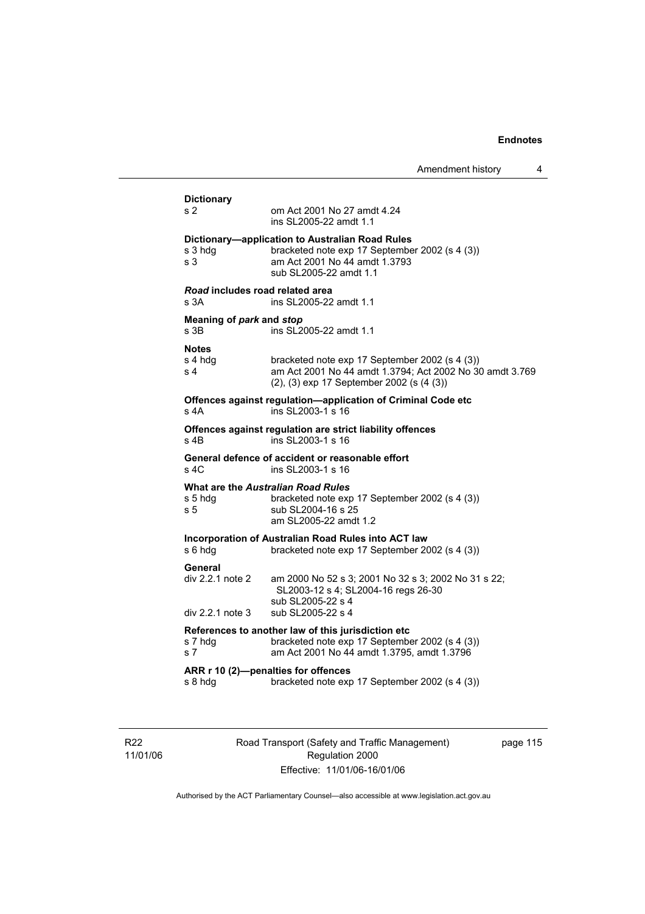**Dictionary**

s 2 om Act 2001 No 27 amdt 4.24
ins SL2005-22 amdt 1.1

**Dictionary—application to Australian Road Rules**

s 3 hdg bracketed note exp 17 September 2002 (s 4 (3))
s 3 am Act 2001 No 44 amdt 1.3793
sub SL2005-22 amdt 1.1

***Road* includes road related area**

s 3A ins SL2005-22 amdt 1.1

**Meaning of *park* and *stop***

s 3B ins SL2005-22 amdt 1.1

**Notes**

s 4 hdg bracketed note exp 17 September 2002 (s 4 (3))
s 4 am Act 2001 No 44 amdt 1.3794; Act 2002 No 30 amdt 3.769
(2), (3) exp 17 September 2002 (s (4 (3))

**Offences against regulation—application of Criminal Code etc**

s 4A ins SL2003-1 s 16

**Offences against regulation are strict liability offences**

s 4B ins SL2003-1 s 16

**General defence of accident or reasonable effort**

s 4C ins SL2003-1 s 16

**What are the *Australian Road Rules***

s 5 hdg bracketed note exp 17 September 2002 (s 4 (3))
s 5 sub SL2004-16 s 25
am SL2005-22 amdt 1.2

**Incorporation of Australian Road Rules into ACT law**

s 6 hdg bracketed note exp 17 September 2002 (s 4 (3))

**General**

div 2.2.1 note 2 am 2000 No 52 s 3; 2001 No 32 s 3; 2002 No 31 s 22;
SL2003-12 s 4; SL2004-16 regs 26-30
sub SL2005-22 s 4
div 2.2.1 note 3 sub SL2005-22 s 4

**References to another law of this jurisdiction etc**

s 7 hdg bracketed note exp 17 September 2002 (s 4 (3))
s 7 am Act 2001 No 44 amdt 1.3795, amdt 1.3796

**ARR r 10 (2)—penalties for offences**

s 8 hdg bracketed note exp 17 September 2002 (s 4 (3))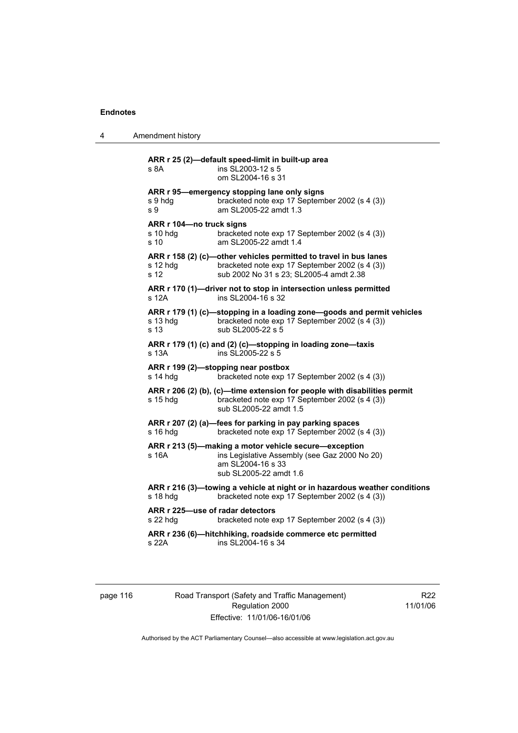**ARR r 25 (2)—default speed-limit in built-up area**

| | |
|---|---|
| s 8A | ins SL2003-12 s 5 |
| | om SL2004-16 s 31 |

**ARR r 95—emergency stopping lane only signs**

| | |
|---|---|
| s 9 hdg | bracketed note exp 17 September 2002 (s 4 (3)) |
| s 9 | am SL2005-22 amdt 1.3 |

**ARR r 104—no truck signs**

| | |
|---|---|
| s 10 hdg | bracketed note exp 17 September 2002 (s 4 (3)) |
| s 10 | am SL2005-22 amdt 1.4 |

**ARR r 158 (2) (c)—other vehicles permitted to travel in bus lanes**

| | |
|---|---|
| s 12 hdg | bracketed note exp 17 September 2002 (s 4 (3)) |
| s 12 | sub 2002 No 31 s 23; SL2005-4 amdt 2.38 |

**ARR r 170 (1)—driver not to stop in intersection unless permitted**

| | |
|---|---|
| s 12A | ins SL2004-16 s 32 |

**ARR r 179 (1) (c)—stopping in a loading zone—goods and permit vehicles**

| | |
|---|---|
| s 13 hdg | bracketed note exp 17 September 2002 (s 4 (3)) |
| s 13 | sub SL2005-22 s 5 |

**ARR r 179 (1) (c) and (2) (c)—stopping in loading zone—taxis**

| | |
|---|---|
| s 13A | ins SL2005-22 s 5 |

**ARR r 199 (2)—stopping near postbox**

| | |
|---|---|
| s 14 hdg | bracketed note exp 17 September 2002 (s 4 (3)) |

**ARR r 206 (2) (b), (c)—time extension for people with disabilities permit**

| | |
|---|---|
| s 15 hdg | bracketed note exp 17 September 2002 (s 4 (3)) |
| | sub SL2005-22 amdt 1.5 |

**ARR r 207 (2) (a)—fees for parking in pay parking spaces**

| | |
|---|---|
| s 16 hdg | bracketed note exp 17 September 2002 (s 4 (3)) |

**ARR r 213 (5)—making a motor vehicle secure—exception**

| | |
|---|---|
| s 16A | ins Legislative Assembly (see Gaz 2000 No 20) |
| | am SL2004-16 s 33 |
| | sub SL2005-22 amdt 1.6 |

**ARR r 216 (3)—towing a vehicle at night or in hazardous weather conditions**

| | |
|---|---|
| s 18 hdg | bracketed note exp 17 September 2002 (s 4 (3)) |

**ARR r 225—use of radar detectors**

| | |
|---|---|
| s 22 hdg | bracketed note exp 17 September 2002 (s 4 (3)) |

**ARR r 236 (6)—hitchhiking, roadside commerce etc permitted**

| | |
|---|---|
| s 22A | ins SL2004-16 s 34 |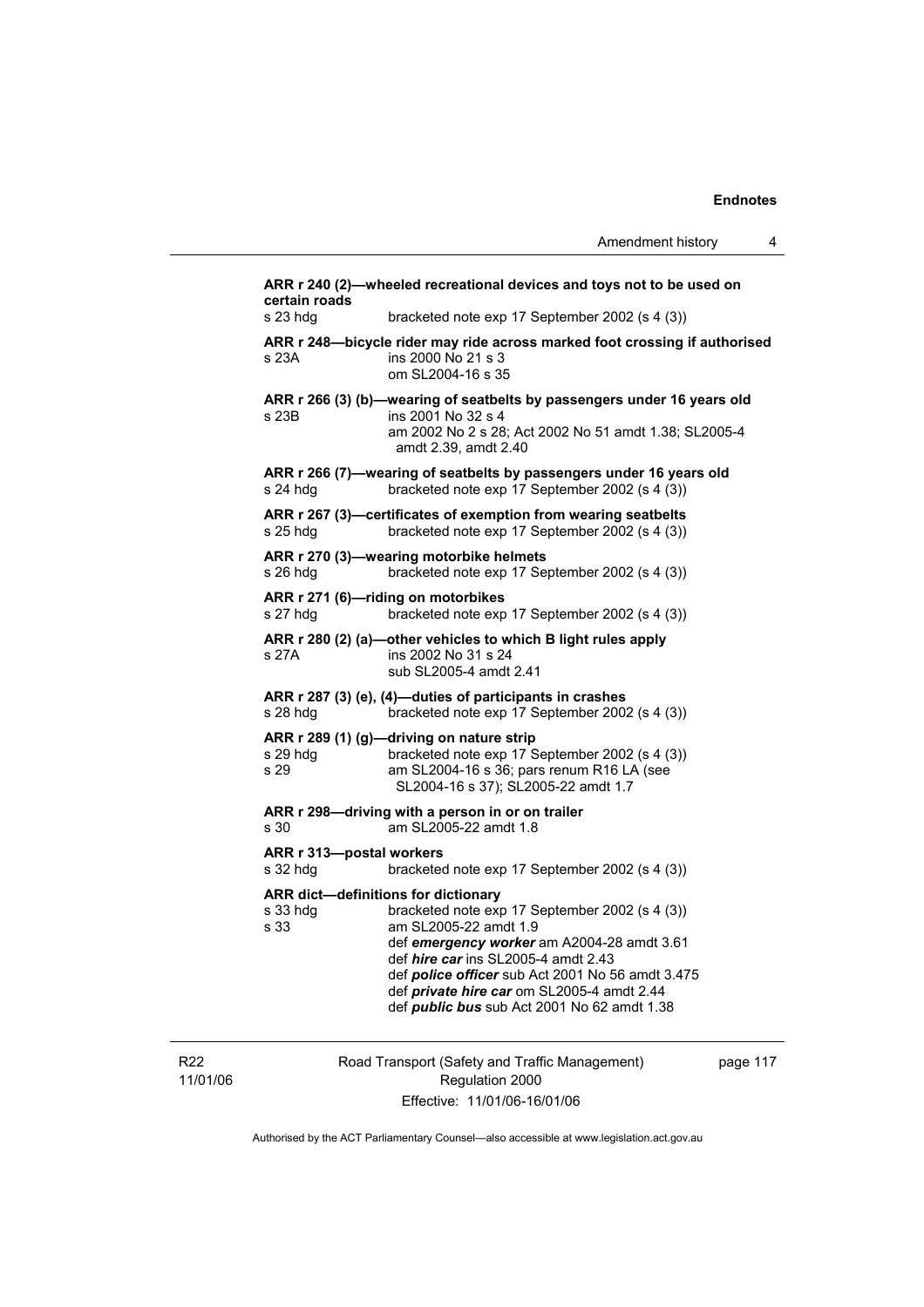**ARR r 240 (2)—wheeled recreational devices and toys not to be used on certain roads**
s 23 hdg bracketed note exp 17 September 2002 (s 4 (3))

**ARR r 248—bicycle rider may ride across marked foot crossing if authorised**
s 23A ins 2000 No 21 s 3
om SL2004-16 s 35

**ARR r 266 (3) (b)—wearing of seatbelts by passengers under 16 years old**
s 23B ins 2001 No 32 s 4
am 2002 No 2 s 28; Act 2002 No 51 amdt 1.38; SL2005-4 amdt 2.39, amdt 2.40

**ARR r 266 (7)—wearing of seatbelts by passengers under 16 years old**
s 24 hdg bracketed note exp 17 September 2002 (s 4 (3))

**ARR r 267 (3)—certificates of exemption from wearing seatbelts**
s 25 hdg bracketed note exp 17 September 2002 (s 4 (3))

**ARR r 270 (3)—wearing motorbike helmets**
s 26 hdg bracketed note exp 17 September 2002 (s 4 (3))

**ARR r 271 (6)—riding on motorbikes**
s 27 hdg bracketed note exp 17 September 2002 (s 4 (3))

**ARR r 280 (2) (a)—other vehicles to which B light rules apply**
s 27A ins 2002 No 31 s 24
sub SL2005-4 amdt 2.41

**ARR r 287 (3) (e), (4)—duties of participants in crashes**
s 28 hdg bracketed note exp 17 September 2002 (s 4 (3))

**ARR r 289 (1) (g)—driving on nature strip**
s 29 hdg bracketed note exp 17 September 2002 (s 4 (3))
s 29 am SL2004-16 s 36; pars renum R16 LA (see SL2004-16 s 37); SL2005-22 amdt 1.7

**ARR r 298—driving with a person in or on trailer**
s 30 am SL2005-22 amdt 1.8

**ARR r 313—postal workers**
s 32 hdg bracketed note exp 17 September 2002 (s 4 (3))

**ARR dict—definitions for dictionary**
s 33 hdg bracketed note exp 17 September 2002 (s 4 (3))
s 33 am SL2005-22 amdt 1.9
def ***emergency worker*** am A2004-28 amdt 3.61
def ***hire car*** ins SL2005-4 amdt 2.43
def ***police officer*** sub Act 2001 No 56 amdt 3.475
def ***private hire car*** om SL2005-4 amdt 2.44
def ***public bus*** sub Act 2001 No 62 amdt 1.38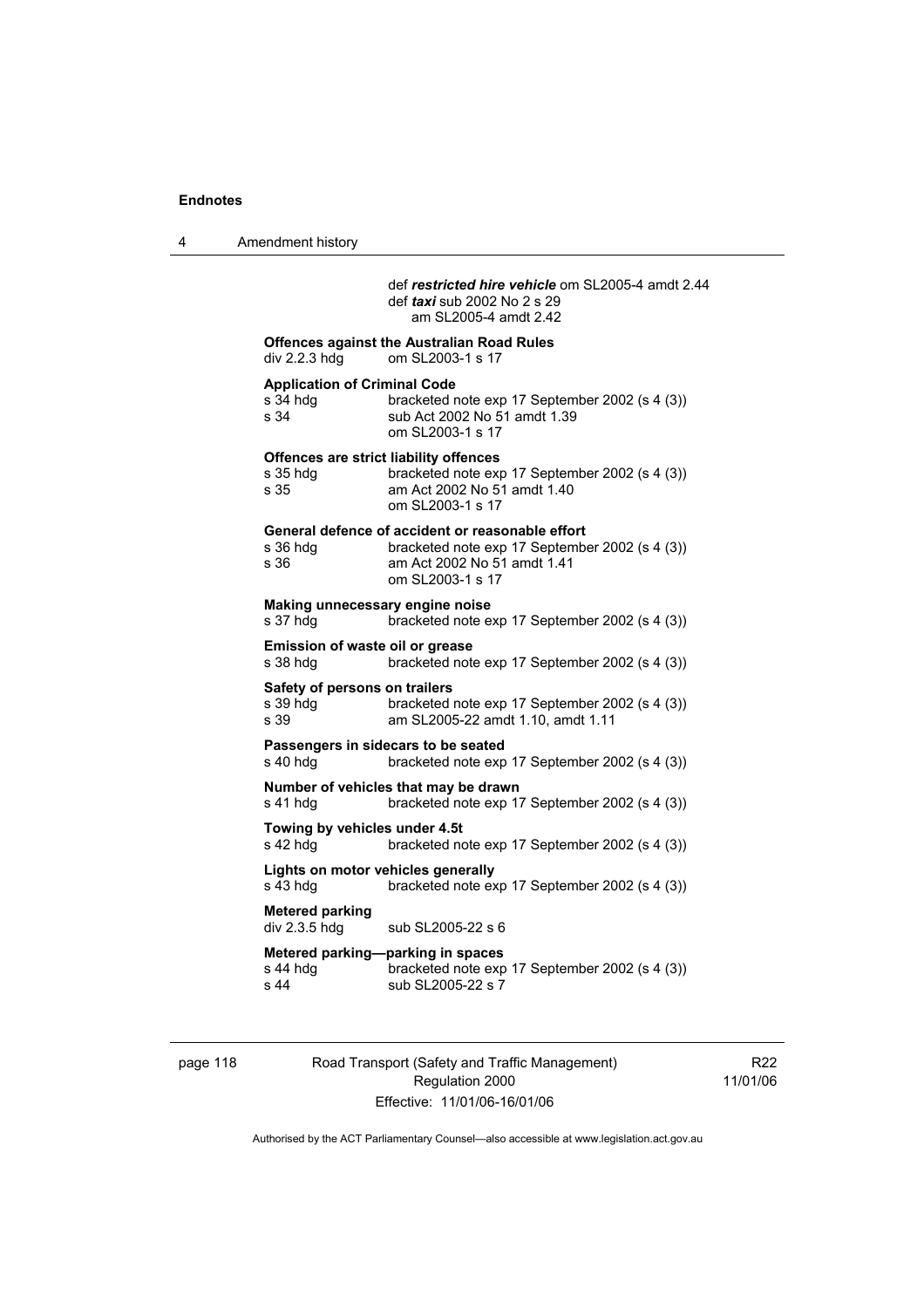def ***restricted hire vehicle*** om SL2005-4 amdt 2.44
def ***taxi*** sub 2002 No 2 s 29
am SL2005-4 amdt 2.42

**Offences against the Australian Road Rules**
div 2.2.3 hdg om SL2003-1 s 17

**Application of Criminal Code**
s 34 hdg bracketed note exp 17 September 2002 (s 4 (3))
s 34 sub Act 2002 No 51 amdt 1.39
om SL2003-1 s 17

**Offences are strict liability offences**
s 35 hdg bracketed note exp 17 September 2002 (s 4 (3))
s 35 am Act 2002 No 51 amdt 1.40
om SL2003-1 s 17

**General defence of accident or reasonable effort**
s 36 hdg bracketed note exp 17 September 2002 (s 4 (3))
s 36 am Act 2002 No 51 amdt 1.41
om SL2003-1 s 17

**Making unnecessary engine noise**
s 37 hdg bracketed note exp 17 September 2002 (s 4 (3))

**Emission of waste oil or grease**
s 38 hdg bracketed note exp 17 September 2002 (s 4 (3))

**Safety of persons on trailers**
s 39 hdg bracketed note exp 17 September 2002 (s 4 (3))
s 39 am SL2005-22 amdt 1.10, amdt 1.11

**Passengers in sidecars to be seated**
s 40 hdg bracketed note exp 17 September 2002 (s 4 (3))

**Number of vehicles that may be drawn**
s 41 hdg bracketed note exp 17 September 2002 (s 4 (3))

**Towing by vehicles under 4.5t**
s 42 hdg bracketed note exp 17 September 2002 (s 4 (3))

**Lights on motor vehicles generally**
s 43 hdg bracketed note exp 17 September 2002 (s 4 (3))

**Metered parking**
div 2.3.5 hdg sub SL2005-22 s 6

**Metered parking—parking in spaces**
s 44 hdg bracketed note exp 17 September 2002 (s 4 (3))
s 44 sub SL2005-22 s 7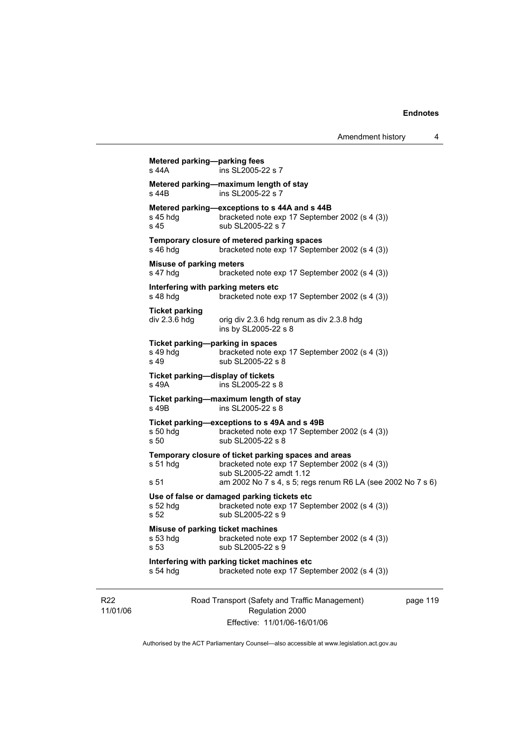**Metered parking—parking fees**
s 44A ins SL2005-22 s 7

**Metered parking—maximum length of stay**
s 44B ins SL2005-22 s 7

**Metered parking—exceptions to s 44A and s 44B**
s 45 hdg bracketed note exp 17 September 2002 (s 4 (3))
s 45 sub SL2005-22 s 7

**Temporary closure of metered parking spaces**
s 46 hdg bracketed note exp 17 September 2002 (s 4 (3))

**Misuse of parking meters**
s 47 hdg bracketed note exp 17 September 2002 (s 4 (3))

**Interfering with parking meters etc**
s 48 hdg bracketed note exp 17 September 2002 (s 4 (3))

**Ticket parking**
div 2.3.6 hdg orig div 2.3.6 hdg renum as div 2.3.8 hdg
ins by SL2005-22 s 8

**Ticket parking—parking in spaces**
s 49 hdg bracketed note exp 17 September 2002 (s 4 (3))
s 49 sub SL2005-22 s 8

**Ticket parking—display of tickets**
s 49A ins SL2005-22 s 8

**Ticket parking—maximum length of stay**
s 49B ins SL2005-22 s 8

**Ticket parking—exceptions to s 49A and s 49B**
s 50 hdg bracketed note exp 17 September 2002 (s 4 (3))
s 50 sub SL2005-22 s 8

**Temporary closure of ticket parking spaces and areas**
s 51 hdg bracketed note exp 17 September 2002 (s 4 (3))
sub SL2005-22 amdt 1.12
s 51 am 2002 No 7 s 4, s 5; regs renum R6 LA (see 2002 No 7 s 6)

**Use of false or damaged parking tickets etc**
s 52 hdg bracketed note exp 17 September 2002 (s 4 (3))
s 52 sub SL2005-22 s 9

**Misuse of parking ticket machines**
s 53 hdg bracketed note exp 17 September 2002 (s 4 (3))
s 53 sub SL2005-22 s 9

**Interfering with parking ticket machines etc**
s 54 hdg bracketed note exp 17 September 2002 (s 4 (3))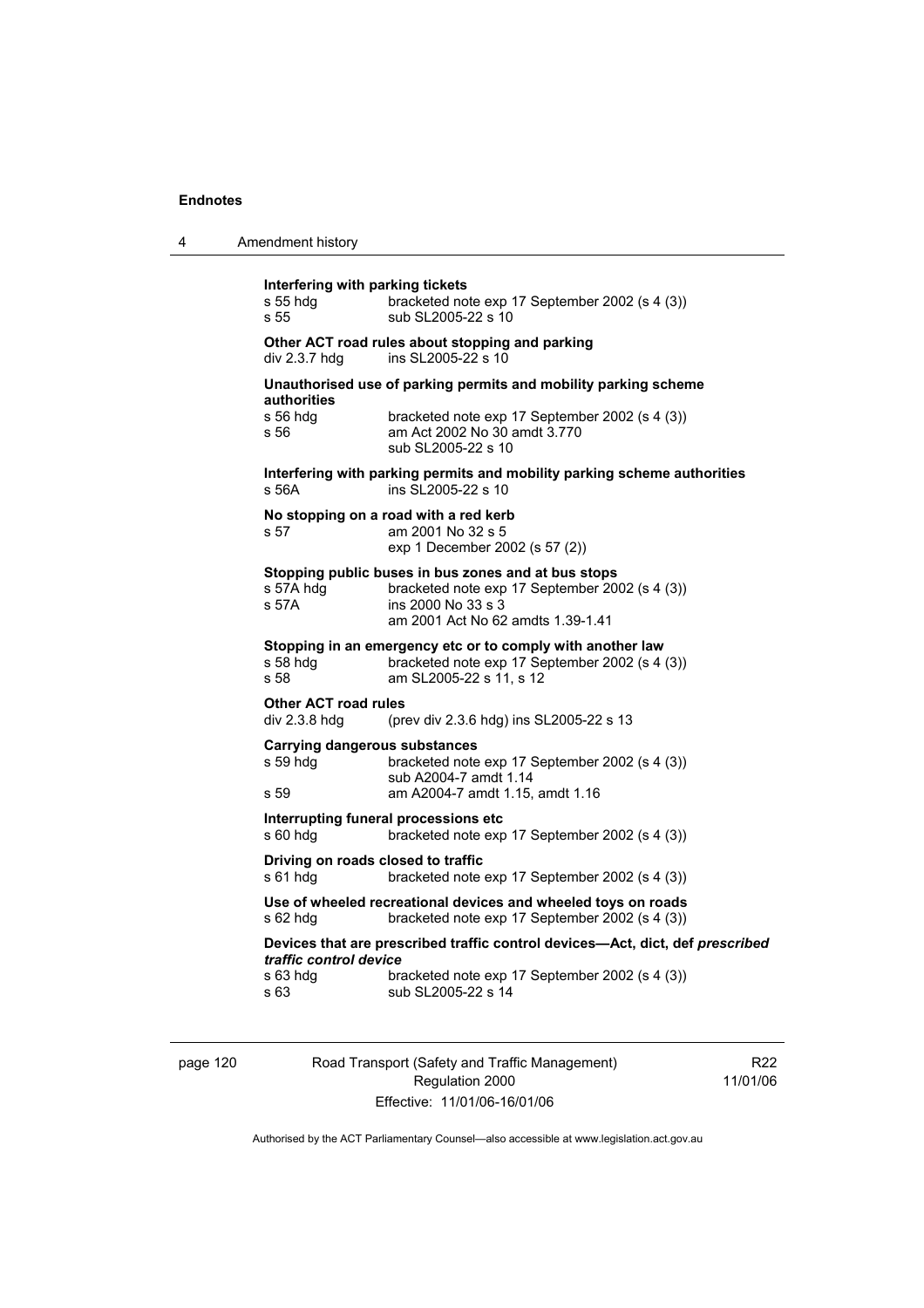**Interfering with parking tickets**
s 55 hdg bracketed note exp 17 September 2002 (s 4 (3))
s 55 sub SL2005-22 s 10

**Other ACT road rules about stopping and parking**
div 2.3.7 hdg ins SL2005-22 s 10

**Unauthorised use of parking permits and mobility parking scheme authorities**
s 56 hdg bracketed note exp 17 September 2002 (s 4 (3))
s 56 am Act 2002 No 30 amdt 3.770
sub SL2005-22 s 10

**Interfering with parking permits and mobility parking scheme authorities**
s 56A ins SL2005-22 s 10

**No stopping on a road with a red kerb**
s 57 am 2001 No 32 s 5
exp 1 December 2002 (s 57 (2))

**Stopping public buses in bus zones and at bus stops**
s 57A hdg bracketed note exp 17 September 2002 (s 4 (3))
s 57A ins 2000 No 33 s 3
am 2001 Act No 62 amdts 1.39-1.41

**Stopping in an emergency etc or to comply with another law**
s 58 hdg bracketed note exp 17 September 2002 (s 4 (3))
s 58 am SL2005-22 s 11, s 12

**Other ACT road rules**
div 2.3.8 hdg (prev div 2.3.6 hdg) ins SL2005-22 s 13

**Carrying dangerous substances**
s 59 hdg bracketed note exp 17 September 2002 (s 4 (3))
sub A2004-7 amdt 1.14
s 59 am A2004-7 amdt 1.15, amdt 1.16

**Interrupting funeral processions etc**
s 60 hdg bracketed note exp 17 September 2002 (s 4 (3))

**Driving on roads closed to traffic**
s 61 hdg bracketed note exp 17 September 2002 (s 4 (3))

**Use of wheeled recreational devices and wheeled toys on roads**
s 62 hdg bracketed note exp 17 September 2002 (s 4 (3))

**Devices that are prescribed traffic control devices—Act, dict, def *prescribed traffic control device***
s 63 hdg bracketed note exp 17 September 2002 (s 4 (3))
s 63 sub SL2005-22 s 14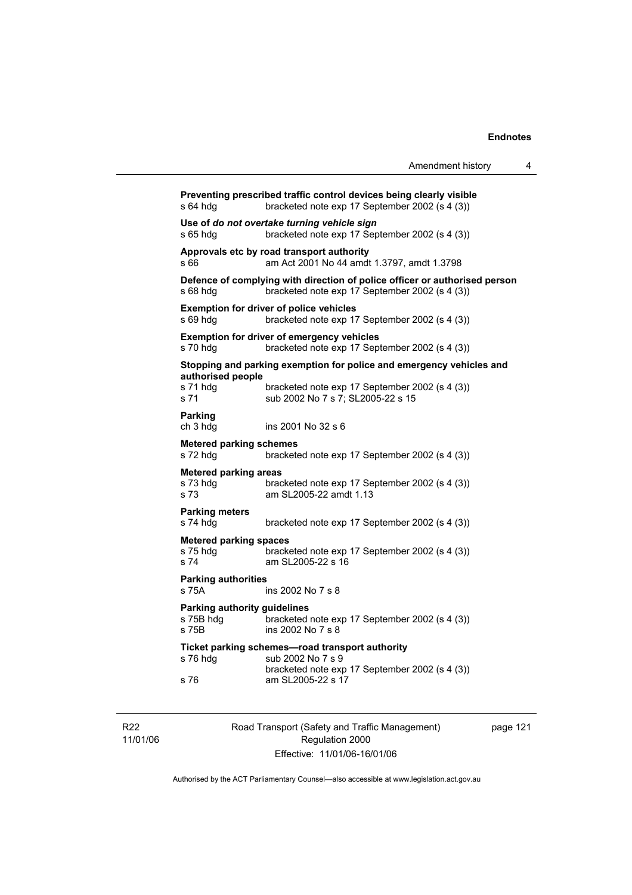**Preventing prescribed traffic control devices being clearly visible**
s 64 hdg bracketed note exp 17 September 2002 (s 4 (3))

**Use of *do not overtake turning vehicle sign***
s 65 hdg bracketed note exp 17 September 2002 (s 4 (3))

**Approvals etc by road transport authority**
s 66 am Act 2001 No 44 amdt 1.3797, amdt 1.3798

**Defence of complying with direction of police officer or authorised person**
s 68 hdg bracketed note exp 17 September 2002 (s 4 (3))

**Exemption for driver of police vehicles**
s 69 hdg bracketed note exp 17 September 2002 (s 4 (3))

**Exemption for driver of emergency vehicles**
s 70 hdg bracketed note exp 17 September 2002 (s 4 (3))

**Stopping and parking exemption for police and emergency vehicles and authorised people**
s 71 hdg bracketed note exp 17 September 2002 (s 4 (3))
s 71 sub 2002 No 7 s 7; SL2005-22 s 15

**Parking**
ch 3 hdg ins 2001 No 32 s 6

**Metered parking schemes**
s 72 hdg bracketed note exp 17 September 2002 (s 4 (3))

**Metered parking areas**
s 73 hdg bracketed note exp 17 September 2002 (s 4 (3))
s 73 am SL2005-22 amdt 1.13

**Parking meters**
s 74 hdg bracketed note exp 17 September 2002 (s 4 (3))

**Metered parking spaces**
s 75 hdg bracketed note exp 17 September 2002 (s 4 (3))
s 74 am SL2005-22 s 16

**Parking authorities**
s 75A ins 2002 No 7 s 8

**Parking authority guidelines**
s 75B hdg bracketed note exp 17 September 2002 (s 4 (3))
s 75B ins 2002 No 7 s 8

**Ticket parking schemes—road transport authority**
s 76 hdg sub 2002 No 7 s 9
bracketed note exp 17 September 2002 (s 4 (3))
s 76 am SL2005-22 s 17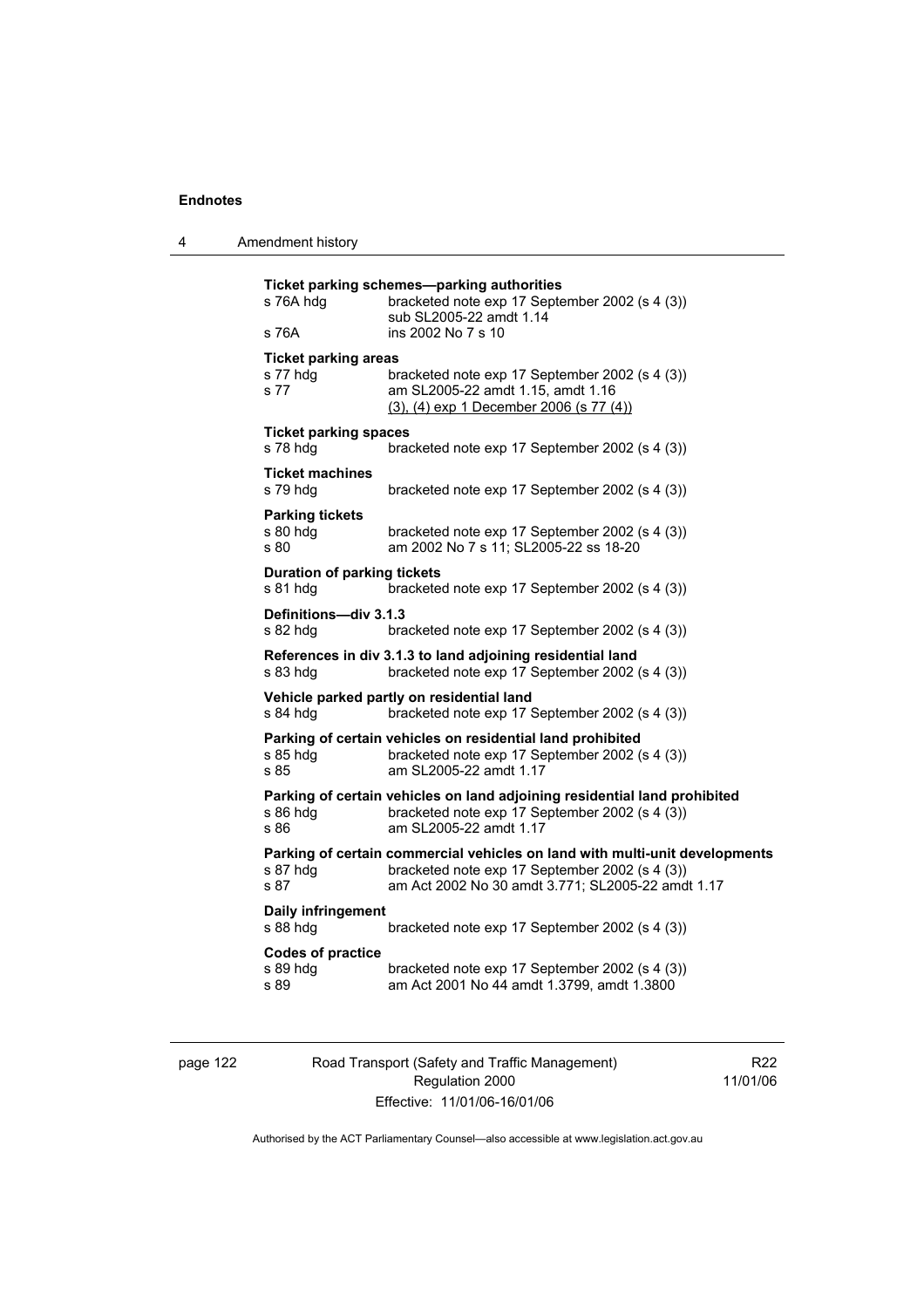**Ticket parking schemes—parking authorities**

| | |
|---|---|
| s 76A hdg | bracketed note exp 17 September 2002 (s 4 (3)) |
| | sub SL2005-22 amdt 1.14 |
| s 76A | ins 2002 No 7 s 10 |

**Ticket parking areas**

| | |
|---|---|
| s 77 hdg | bracketed note exp 17 September 2002 (s 4 (3)) |
| s 77 | am SL2005-22 amdt 1.15, amdt 1.16 |
| | (3), (4) exp 1 December 2006 (s 77 (4)) |

**Ticket parking spaces**

| | |
|---|---|
| s 78 hdg | bracketed note exp 17 September 2002 (s 4 (3)) |

**Ticket machines**

| | |
|---|---|
| s 79 hdg | bracketed note exp 17 September 2002 (s 4 (3)) |

**Parking tickets**

| | |
|---|---|
| s 80 hdg | bracketed note exp 17 September 2002 (s 4 (3)) |
| s 80 | am 2002 No 7 s 11; SL2005-22 ss 18-20 |

**Duration of parking tickets**

| | |
|---|---|
| s 81 hdg | bracketed note exp 17 September 2002 (s 4 (3)) |

**Definitions—div 3.1.3**

| | |
|---|---|
| s 82 hdg | bracketed note exp 17 September 2002 (s 4 (3)) |

**References in div 3.1.3 to land adjoining residential land**

| | |
|---|---|
| s 83 hdg | bracketed note exp 17 September 2002 (s 4 (3)) |

**Vehicle parked partly on residential land**

| | |
|---|---|
| s 84 hdg | bracketed note exp 17 September 2002 (s 4 (3)) |

**Parking of certain vehicles on residential land prohibited**

| | |
|---|---|
| s 85 hdg | bracketed note exp 17 September 2002 (s 4 (3)) |
| s 85 | am SL2005-22 amdt 1.17 |

**Parking of certain vehicles on land adjoining residential land prohibited**

| | |
|---|---|
| s 86 hdg | bracketed note exp 17 September 2002 (s 4 (3)) |
| s 86 | am SL2005-22 amdt 1.17 |

**Parking of certain commercial vehicles on land with multi-unit developments**

| | |
|---|---|
| s 87 hdg | bracketed note exp 17 September 2002 (s 4 (3)) |
| s 87 | am Act 2002 No 30 amdt 3.771; SL2005-22 amdt 1.17 |

**Daily infringement**

| | |
|---|---|
| s 88 hdg | bracketed note exp 17 September 2002 (s 4 (3)) |

**Codes of practice**

| | |
|---|---|
| s 89 hdg | bracketed note exp 17 September 2002 (s 4 (3)) |
| s 89 | am Act 2001 No 44 amdt 1.3799, amdt 1.3800 |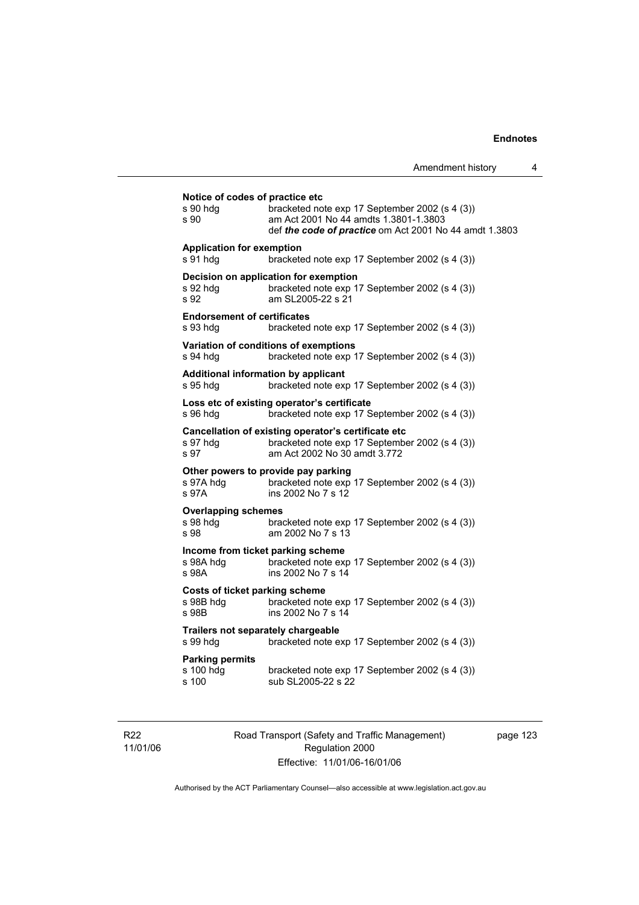**Notice of codes of practice etc**

s 90 hdg bracketed note exp 17 September 2002 (s 4 (3))
s 90 am Act 2001 No 44 amdts 1.3801-1.3803
def ***the code of practice*** om Act 2001 No 44 amdt 1.3803

**Application for exemption**

s 91 hdg bracketed note exp 17 September 2002 (s 4 (3))

**Decision on application for exemption**

s 92 hdg bracketed note exp 17 September 2002 (s 4 (3))
s 92 am SL2005-22 s 21

**Endorsement of certificates**

s 93 hdg bracketed note exp 17 September 2002 (s 4 (3))

**Variation of conditions of exemptions**

s 94 hdg bracketed note exp 17 September 2002 (s 4 (3))

**Additional information by applicant**

s 95 hdg bracketed note exp 17 September 2002 (s 4 (3))

**Loss etc of existing operator's certificate**

s 96 hdg bracketed note exp 17 September 2002 (s 4 (3))

**Cancellation of existing operator's certificate etc**

s 97 hdg bracketed note exp 17 September 2002 (s 4 (3))
s 97 am Act 2002 No 30 amdt 3.772

**Other powers to provide pay parking**

s 97A hdg bracketed note exp 17 September 2002 (s 4 (3))
s 97A ins 2002 No 7 s 12

**Overlapping schemes**

s 98 hdg bracketed note exp 17 September 2002 (s 4 (3))
s 98 am 2002 No 7 s 13

**Income from ticket parking scheme**

s 98A hdg bracketed note exp 17 September 2002 (s 4 (3))
s 98A ins 2002 No 7 s 14

**Costs of ticket parking scheme**

s 98B hdg bracketed note exp 17 September 2002 (s 4 (3))
s 98B ins 2002 No 7 s 14

**Trailers not separately chargeable**

s 99 hdg bracketed note exp 17 September 2002 (s 4 (3))

**Parking permits**

s 100 hdg bracketed note exp 17 September 2002 (s 4 (3))
s 100 sub SL2005-22 s 22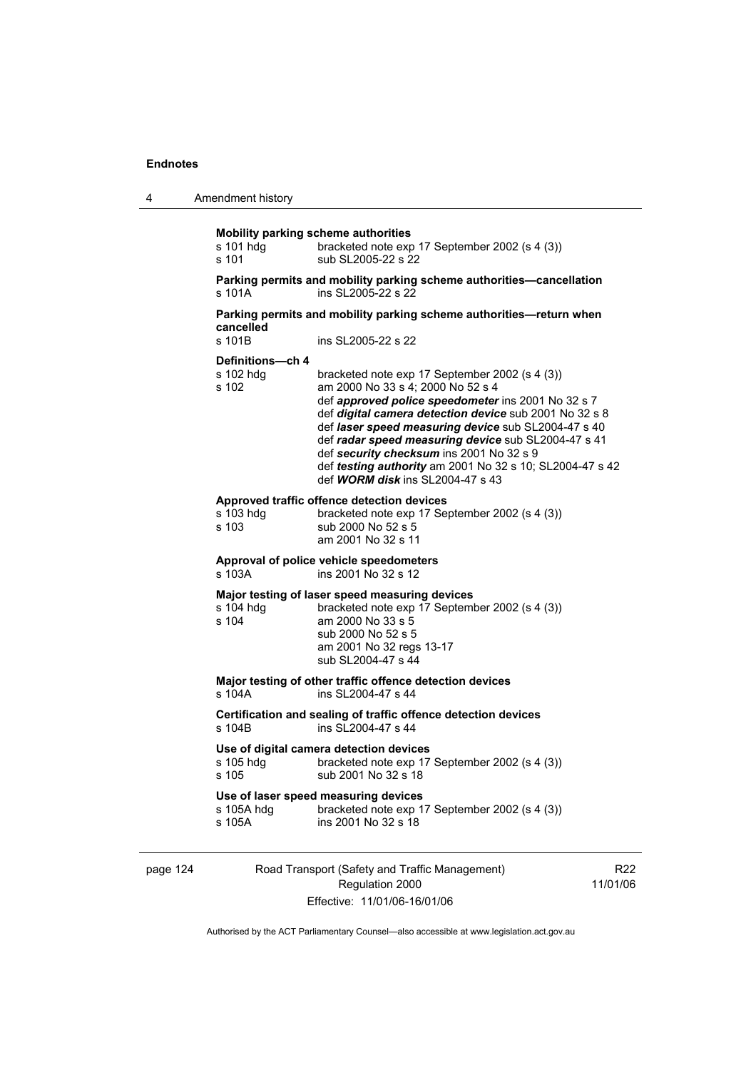**Mobility parking scheme authorities**

s 101 hdg bracketed note exp 17 September 2002 (s 4 (3))
s 101 sub SL2005-22 s 22

**Parking permits and mobility parking scheme authorities—cancellation**

s 101A ins SL2005-22 s 22

**Parking permits and mobility parking scheme authorities—return when cancelled**

s 101B ins SL2005-22 s 22

**Definitions—ch 4**

s 102 hdg bracketed note exp 17 September 2002 (s 4 (3))
s 102 am 2000 No 33 s 4; 2000 No 52 s 4
def ***approved police speedometer*** ins 2001 No 32 s 7
def ***digital camera detection device*** sub 2001 No 32 s 8
def ***laser speed measuring device*** sub SL2004-47 s 40
def ***radar speed measuring device*** sub SL2004-47 s 41
def ***security checksum*** ins 2001 No 32 s 9
def ***testing authority*** am 2001 No 32 s 10; SL2004-47 s 42
def ***WORM disk*** ins SL2004-47 s 43

**Approved traffic offence detection devices**

s 103 hdg bracketed note exp 17 September 2002 (s 4 (3))
s 103 sub 2000 No 52 s 5
am 2001 No 32 s 11

**Approval of police vehicle speedometers**

s 103A ins 2001 No 32 s 12

**Major testing of laser speed measuring devices**

s 104 hdg bracketed note exp 17 September 2002 (s 4 (3))
s 104 am 2000 No 33 s 5
sub 2000 No 52 s 5
am 2001 No 32 regs 13-17
sub SL2004-47 s 44

**Major testing of other traffic offence detection devices**

s 104A ins SL2004-47 s 44

**Certification and sealing of traffic offence detection devices**

s 104B ins SL2004-47 s 44

**Use of digital camera detection devices**

s 105 hdg bracketed note exp 17 September 2002 (s 4 (3))
s 105 sub 2001 No 32 s 18

**Use of laser speed measuring devices**

s 105A hdg bracketed note exp 17 September 2002 (s 4 (3))
s 105A ins 2001 No 32 s 18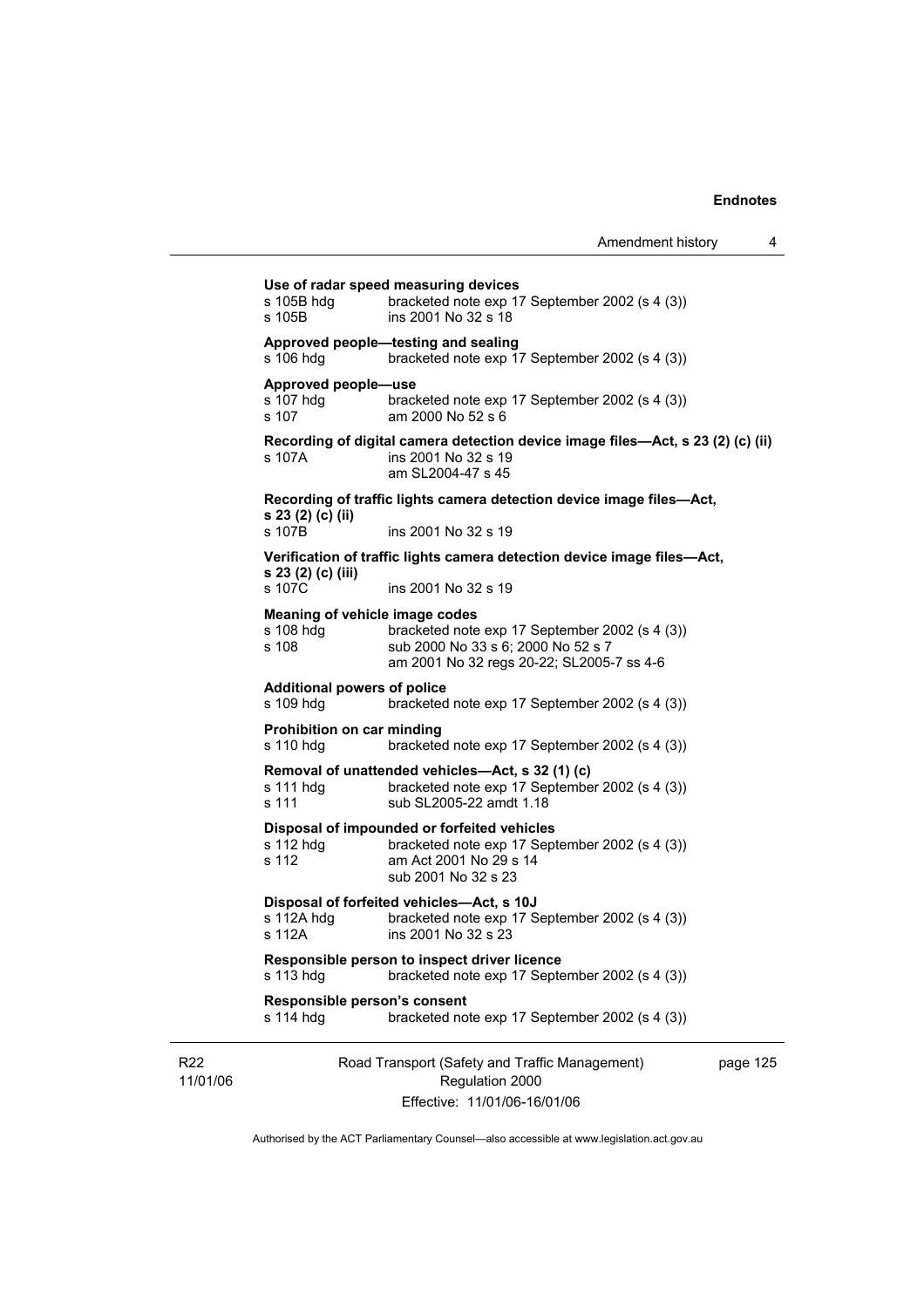**Use of radar speed measuring devices**

s 105B hdg bracketed note exp 17 September 2002 (s 4 (3))
s 105B ins 2001 No 32 s 18

**Approved people—testing and sealing**

s 106 hdg bracketed note exp 17 September 2002 (s 4 (3))

**Approved people—use**

s 107 hdg bracketed note exp 17 September 2002 (s 4 (3))
s 107 am 2000 No 52 s 6

**Recording of digital camera detection device image files—Act, s 23 (2) (c) (ii)**

s 107A ins 2001 No 32 s 19
am SL2004-47 s 45

**Recording of traffic lights camera detection device image files—Act, s 23 (2) (c) (ii)**

s 107B ins 2001 No 32 s 19

**Verification of traffic lights camera detection device image files—Act, s 23 (2) (c) (iii)**

s 107C ins 2001 No 32 s 19

**Meaning of vehicle image codes**

s 108 hdg bracketed note exp 17 September 2002 (s 4 (3))
s 108 sub 2000 No 33 s 6; 2000 No 52 s 7
am 2001 No 32 regs 20-22; SL2005-7 ss 4-6

**Additional powers of police**

s 109 hdg bracketed note exp 17 September 2002 (s 4 (3))

**Prohibition on car minding**

s 110 hdg bracketed note exp 17 September 2002 (s 4 (3))

**Removal of unattended vehicles—Act, s 32 (1) (c)**

s 111 hdg bracketed note exp 17 September 2002 (s 4 (3))
s 111 sub SL2005-22 amdt 1.18

**Disposal of impounded or forfeited vehicles**

s 112 hdg bracketed note exp 17 September 2002 (s 4 (3))
s 112 am Act 2001 No 29 s 14
sub 2001 No 32 s 23

**Disposal of forfeited vehicles—Act, s 10J**

s 112A hdg bracketed note exp 17 September 2002 (s 4 (3))
s 112A ins 2001 No 32 s 23

**Responsible person to inspect driver licence**

s 113 hdg bracketed note exp 17 September 2002 (s 4 (3))

**Responsible person's consent**

s 114 hdg bracketed note exp 17 September 2002 (s 4 (3))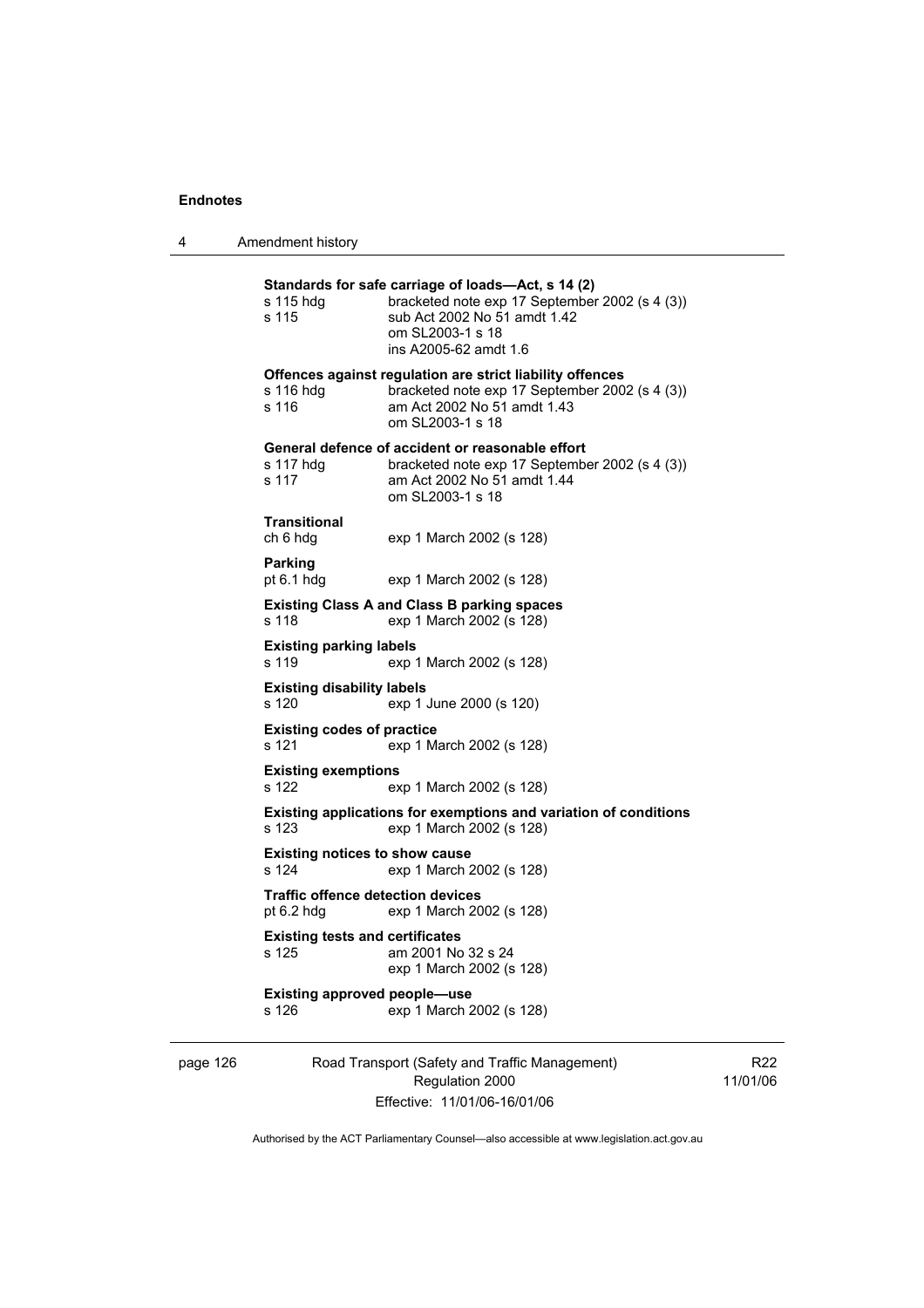**Standards for safe carriage of loads—Act, s 14 (2)**

s 115 hdg bracketed note exp 17 September 2002 (s 4 (3))

s 115 sub Act 2002 No 51 amdt 1.42
om SL2003-1 s 18
ins A2005-62 amdt 1.6

**Offences against regulation are strict liability offences**

s 116 hdg bracketed note exp 17 September 2002 (s 4 (3))

s 116 am Act 2002 No 51 amdt 1.43
om SL2003-1 s 18

**General defence of accident or reasonable effort**

s 117 hdg bracketed note exp 17 September 2002 (s 4 (3))

s 117 am Act 2002 No 51 amdt 1.44
om SL2003-1 s 18

**Transitional**

ch 6 hdg exp 1 March 2002 (s 128)

**Parking**

pt 6.1 hdg exp 1 March 2002 (s 128)

**Existing Class A and Class B parking spaces**

s 118 exp 1 March 2002 (s 128)

**Existing parking labels**

s 119 exp 1 March 2002 (s 128)

**Existing disability labels**

s 120 exp 1 June 2000 (s 120)

**Existing codes of practice**

s 121 exp 1 March 2002 (s 128)

**Existing exemptions**

s 122 exp 1 March 2002 (s 128)

**Existing applications for exemptions and variation of conditions**

s 123 exp 1 March 2002 (s 128)

**Existing notices to show cause**

s 124 exp 1 March 2002 (s 128)

**Traffic offence detection devices**

pt 6.2 hdg exp 1 March 2002 (s 128)

**Existing tests and certificates**

s 125 am 2001 No 32 s 24
exp 1 March 2002 (s 128)

**Existing approved people—use**

s 126 exp 1 March 2002 (s 128)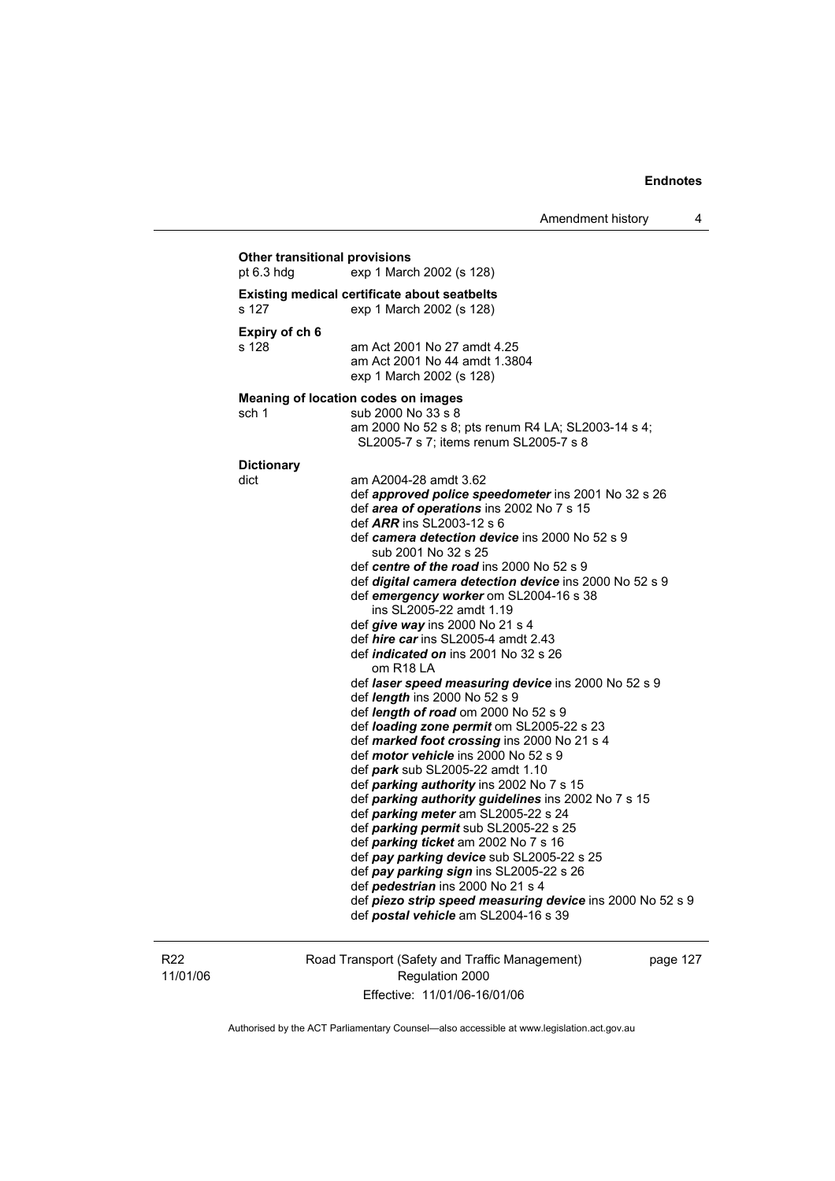**Other transitional provisions**

pt 6.3 hdg exp 1 March 2002 (s 128)

**Existing medical certificate about seatbelts**

s 127 exp 1 March 2002 (s 128)

**Expiry of ch 6**

s 128 am Act 2001 No 27 amdt 4.25
am Act 2001 No 44 amdt 1.3804
exp 1 March 2002 (s 128)

**Meaning of location codes on images**

sch 1 sub 2000 No 33 s 8
am 2000 No 52 s 8; pts renum R4 LA; SL2003-14 s 4; SL2005-7 s 7; items renum SL2005-7 s 8

**Dictionary**

dict am A2004-28 amdt 3.62
def ***approved police speedometer*** ins 2001 No 32 s 26
def ***area of operations*** ins 2002 No 7 s 15
def ***ARR*** ins SL2003-12 s 6
def ***camera detection device*** ins 2000 No 52 s 9
sub 2001 No 32 s 25
def ***centre of the road*** ins 2000 No 52 s 9
def ***digital camera detection device*** ins 2000 No 52 s 9
def ***emergency worker*** om SL2004-16 s 38
ins SL2005-22 amdt 1.19
def ***give way*** ins 2000 No 21 s 4
def ***hire car*** ins SL2005-4 amdt 2.43
def ***indicated on*** ins 2001 No 32 s 26
om R18 LA
def ***laser speed measuring device*** ins 2000 No 52 s 9
def ***length*** ins 2000 No 52 s 9
def ***length of road*** om 2000 No 52 s 9
def ***loading zone permit*** om SL2005-22 s 23
def ***marked foot crossing*** ins 2000 No 21 s 4
def ***motor vehicle*** ins 2000 No 52 s 9
def ***park*** sub SL2005-22 amdt 1.10
def ***parking authority*** ins 2002 No 7 s 15
def ***parking authority guidelines*** ins 2002 No 7 s 15
def ***parking meter*** am SL2005-22 s 24
def ***parking permit*** sub SL2005-22 s 25
def ***parking ticket*** am 2002 No 7 s 16
def ***pay parking device*** sub SL2005-22 s 25
def ***pay parking sign*** ins SL2005-22 s 26
def ***pedestrian*** ins 2000 No 21 s 4
def ***piezo strip speed measuring device*** ins 2000 No 52 s 9
def ***postal vehicle*** am SL2004-16 s 39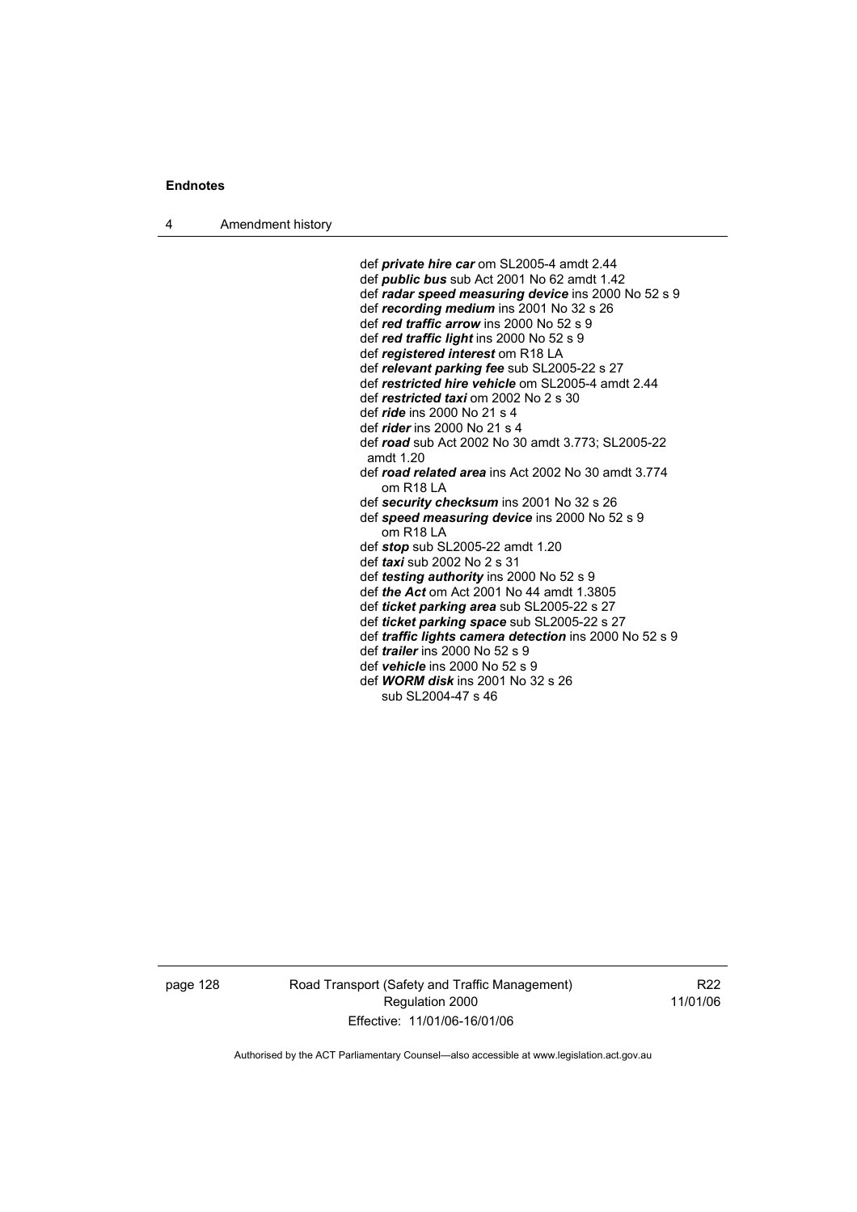def ***private hire car*** om SL2005-4 amdt 2.44
def ***public bus*** sub Act 2001 No 62 amdt 1.42
def ***radar speed measuring device*** ins 2000 No 52 s 9
def ***recording medium*** ins 2001 No 32 s 26
def ***red traffic arrow*** ins 2000 No 52 s 9
def ***red traffic light*** ins 2000 No 52 s 9
def ***registered interest*** om R18 LA
def ***relevant parking fee*** sub SL2005-22 s 27
def ***restricted hire vehicle*** om SL2005-4 amdt 2.44
def ***restricted taxi*** om 2002 No 2 s 30
def ***ride*** ins 2000 No 21 s 4
def ***rider*** ins 2000 No 21 s 4
def ***road*** sub Act 2002 No 30 amdt 3.773; SL2005-22 amdt 1.20
def ***road related area*** ins Act 2002 No 30 amdt 3.774
om R18 LA
def ***security checksum*** ins 2001 No 32 s 26
def ***speed measuring device*** ins 2000 No 52 s 9
om R18 LA
def ***stop*** sub SL2005-22 amdt 1.20
def ***taxi*** sub 2002 No 2 s 31
def ***testing authority*** ins 2000 No 52 s 9
def ***the Act*** om Act 2001 No 44 amdt 1.3805
def ***ticket parking area*** sub SL2005-22 s 27
def ***ticket parking space*** sub SL2005-22 s 27
def ***traffic lights camera detection*** ins 2000 No 52 s 9
def ***trailer*** ins 2000 No 52 s 9
def ***vehicle*** ins 2000 No 52 s 9
def ***WORM disk*** ins 2001 No 32 s 26
sub SL2004-47 s 46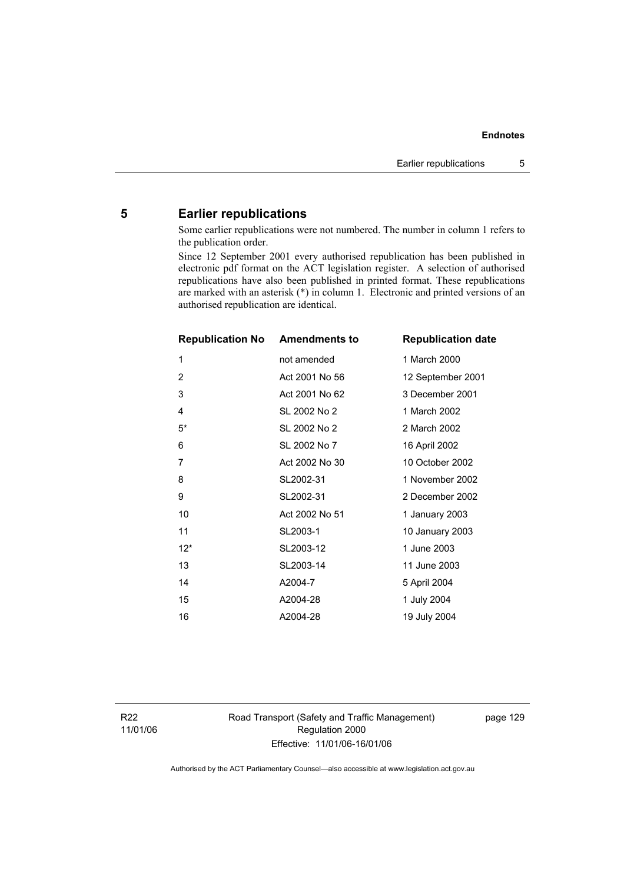## 5 Earlier republications

Some earlier republications were not numbered. The number in column 1 refers to the publication order.

Since 12 September 2001 every authorised republication has been published in electronic pdf format on the ACT legislation register. A selection of authorised republications have also been published in printed format. These republications are marked with an asterisk (*) in column 1. Electronic and printed versions of an authorised republication are identical.

| Republication No | Amendments to | Republication date |
| --- | --- | --- |
| 1 | not amended | 1 March 2000 |
| 2 | Act 2001 No 56 | 12 September 2001 |
| 3 | Act 2001 No 62 | 3 December 2001 |
| 4 | SL 2002 No 2 | 1 March 2002 |
| 5* | SL 2002 No 2 | 2 March 2002 |
| 6 | SL 2002 No 7 | 16 April 2002 |
| 7 | Act 2002 No 30 | 10 October 2002 |
| 8 | SL2002-31 | 1 November 2002 |
| 9 | SL2002-31 | 2 December 2002 |
| 10 | Act 2002 No 51 | 1 January 2003 |
| 11 | SL2003-1 | 10 January 2003 |
| 12* | SL2003-12 | 1 June 2003 |
| 13 | SL2003-14 | 11 June 2003 |
| 14 | A2004-7 | 5 April 2004 |
| 15 | A2004-28 | 1 July 2004 |
| 16 | A2004-28 | 19 July 2004 |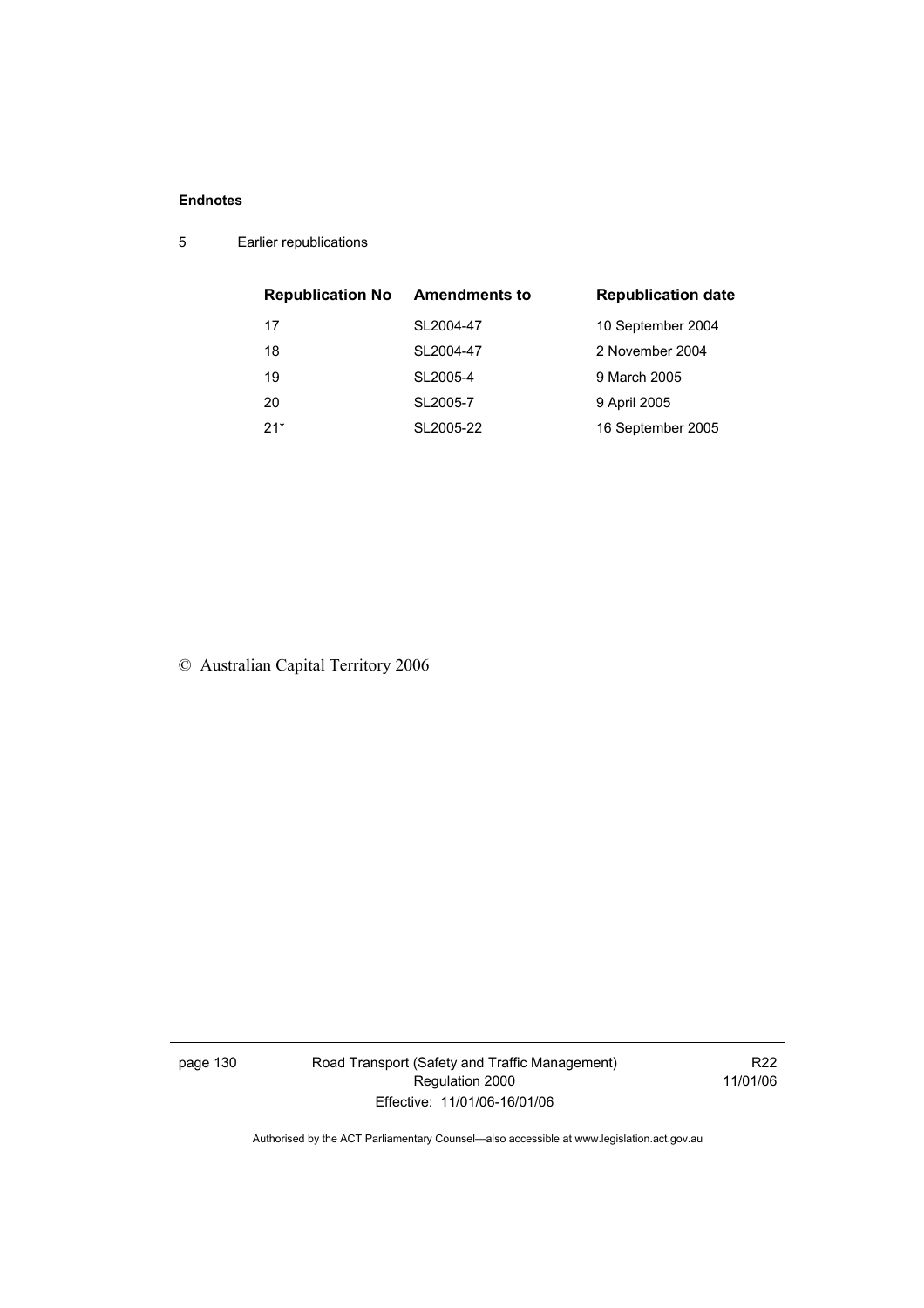## 5 Earlier republications

| Republication No | Amendments to | Republication date |
| --- | --- | --- |
| 17 | SL2004-47 | 10 September 2004 |
| 18 | SL2004-47 | 2 November 2004 |
| 19 | SL2005-4 | 9 March 2005 |
| 20 | SL2005-7 | 9 April 2005 |
| 21* | SL2005-22 | 16 September 2005 |

© Australian Capital Territory 2006